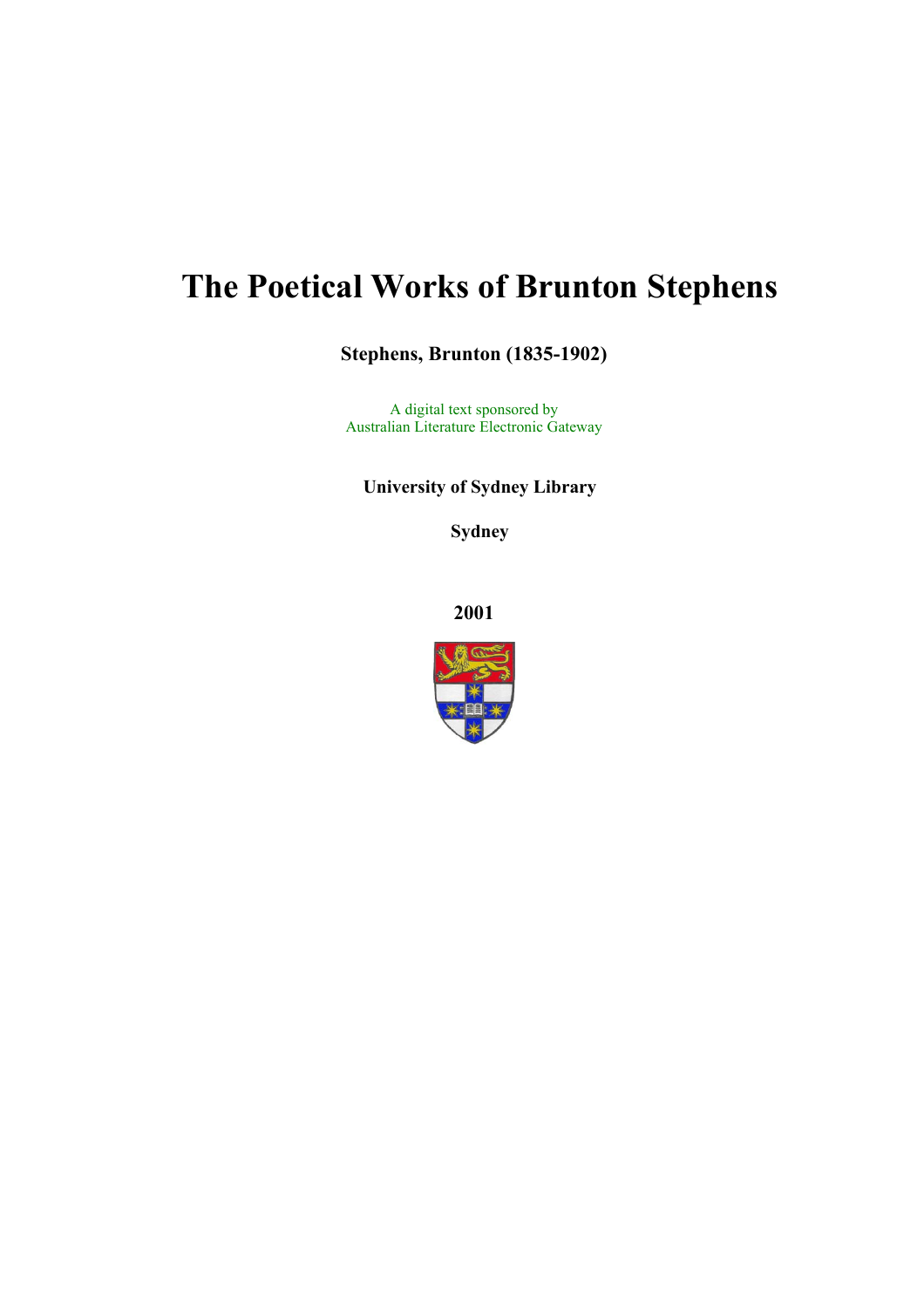# The Poetical Works of Brunton Stephens

**Stephens, Brunton (1835-1902)**

A digital text sponsored by
Australian Literature Electronic Gateway

**University of Sydney Library**

**Sydney**

**2001**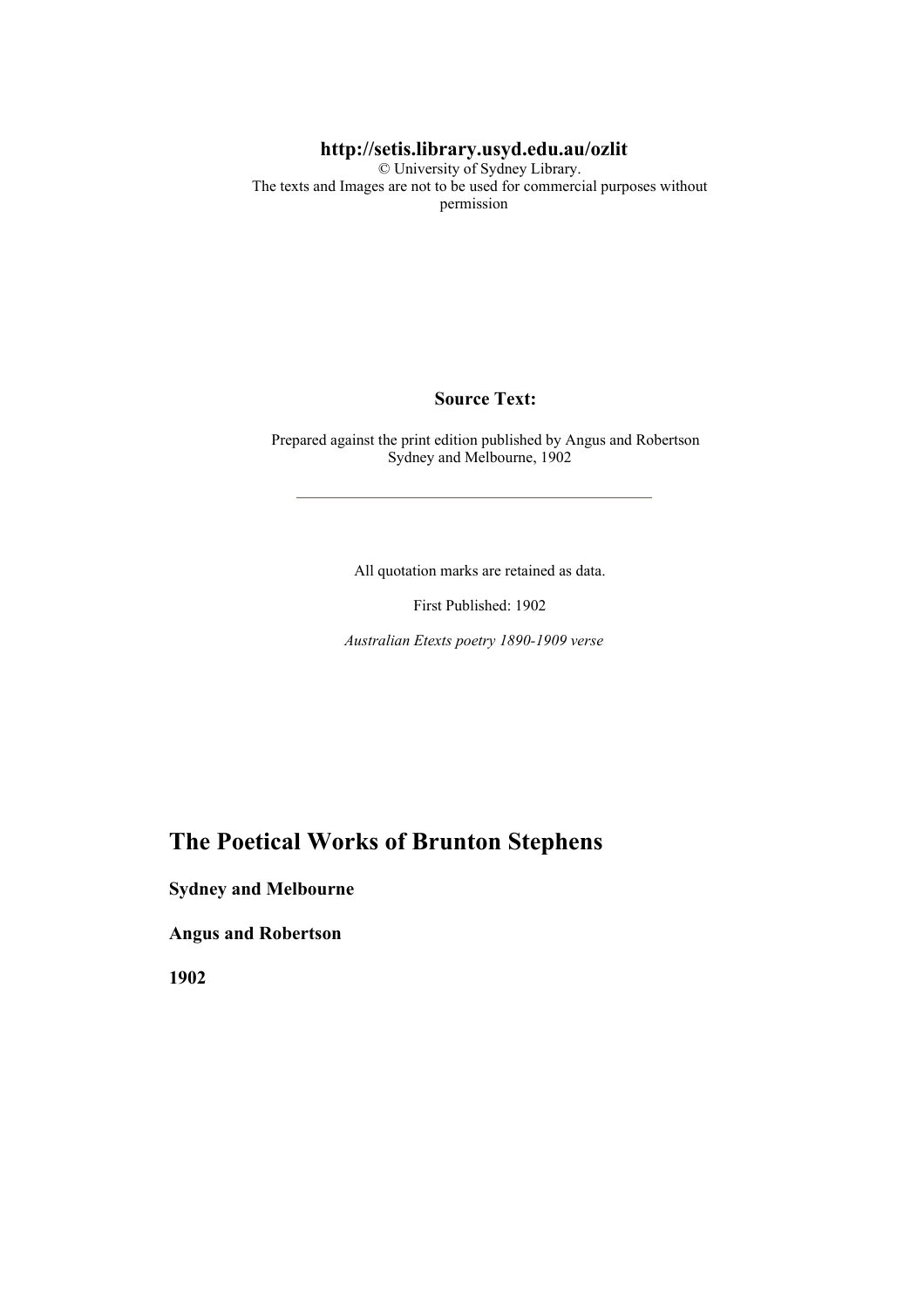**http://setis.library.usyd.edu.au/ozlit**

© University of Sydney Library.
The texts and Images are not to be used for commercial purposes without permission

**Source Text:**

Prepared against the print edition published by Angus and Robertson Sydney and Melbourne, 1902

---

All quotation marks are retained as data.

First Published: 1902

*Australian Etexts poetry 1890-1909 verse*

# The Poetical Works of Brunton Stephens

**Sydney and Melbourne**

**Angus and Robertson**

**1902**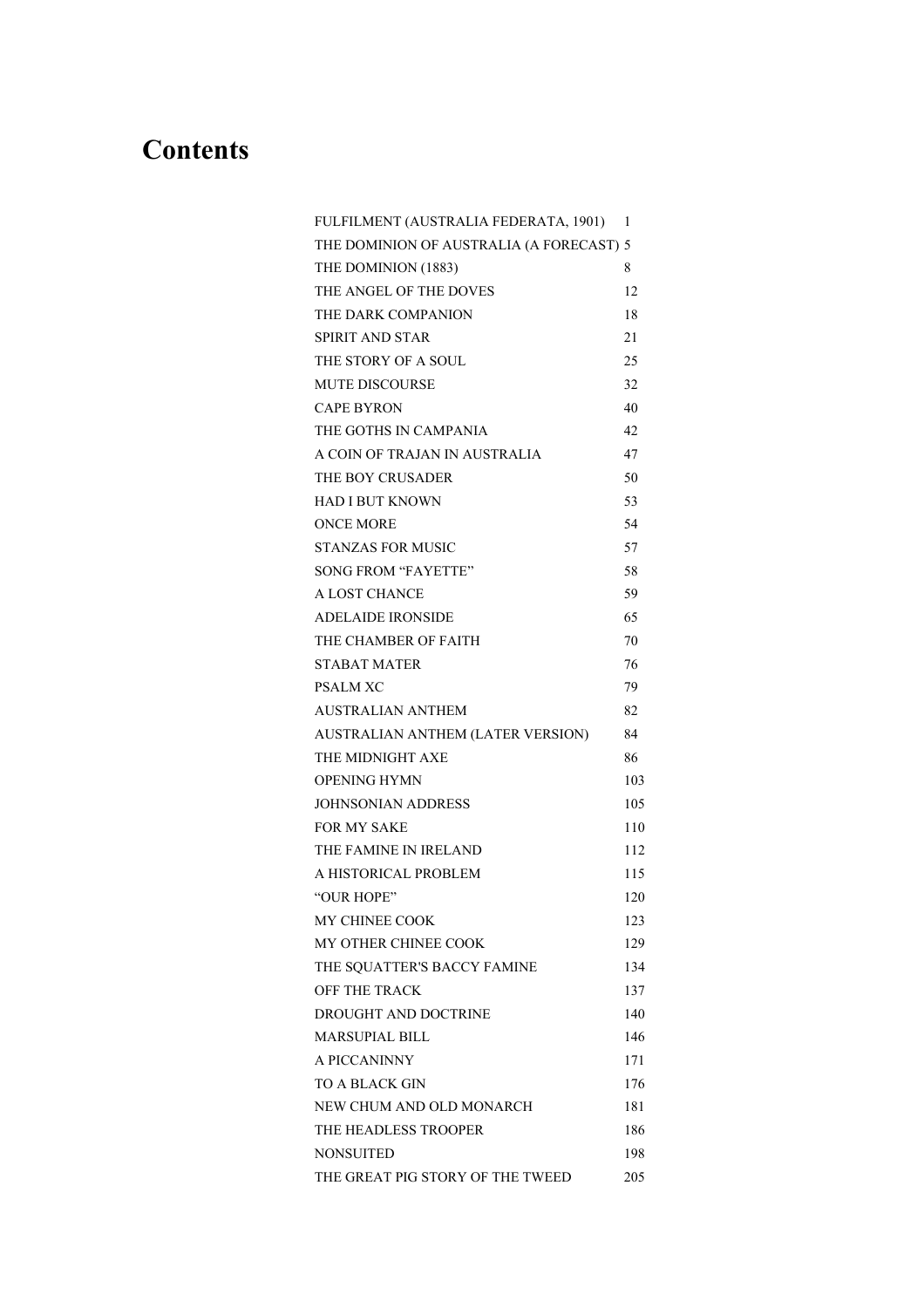# Contents

| | |
|---|---|
| FULFILMENT (AUSTRALIA FEDERATA, 1901) | 1 |
| THE DOMINION OF AUSTRALIA (A FORECAST) | 5 |
| THE DOMINION (1883) | 8 |
| THE ANGEL OF THE DOVES | 12 |
| THE DARK COMPANION | 18 |
| SPIRIT AND STAR | 21 |
| THE STORY OF A SOUL | 25 |
| MUTE DISCOURSE | 32 |
| CAPE BYRON | 40 |
| THE GOTHS IN CAMPANIA | 42 |
| A COIN OF TRAJAN IN AUSTRALIA | 47 |
| THE BOY CRUSADER | 50 |
| HAD I BUT KNOWN | 53 |
| ONCE MORE | 54 |
| STANZAS FOR MUSIC | 57 |
| SONG FROM “FAYETTE” | 58 |
| A LOST CHANCE | 59 |
| ADELAIDE IRONSIDE | 65 |
| THE CHAMBER OF FAITH | 70 |
| STABAT MATER | 76 |
| PSALM XC | 79 |
| AUSTRALIAN ANTHEM | 82 |
| AUSTRALIAN ANTHEM (LATER VERSION) | 84 |
| THE MIDNIGHT AXE | 86 |
| OPENING HYMN | 103 |
| JOHNSONIAN ADDRESS | 105 |
| FOR MY SAKE | 110 |
| THE FAMINE IN IRELAND | 112 |
| A HISTORICAL PROBLEM | 115 |
| “OUR HOPE” | 120 |
| MY CHINEE COOK | 123 |
| MY OTHER CHINEE COOK | 129 |
| THE SQUATTER'S BACCY FAMINE | 134 |
| OFF THE TRACK | 137 |
| DROUGHT AND DOCTRINE | 140 |
| MARSUPIAL BILL | 146 |
| A PICCANINNY | 171 |
| TO A BLACK GIN | 176 |
| NEW CHUM AND OLD MONARCH | 181 |
| THE HEADLESS TROOPER | 186 |
| NONSUITED | 198 |
| THE GREAT PIG STORY OF THE TWEED | 205 |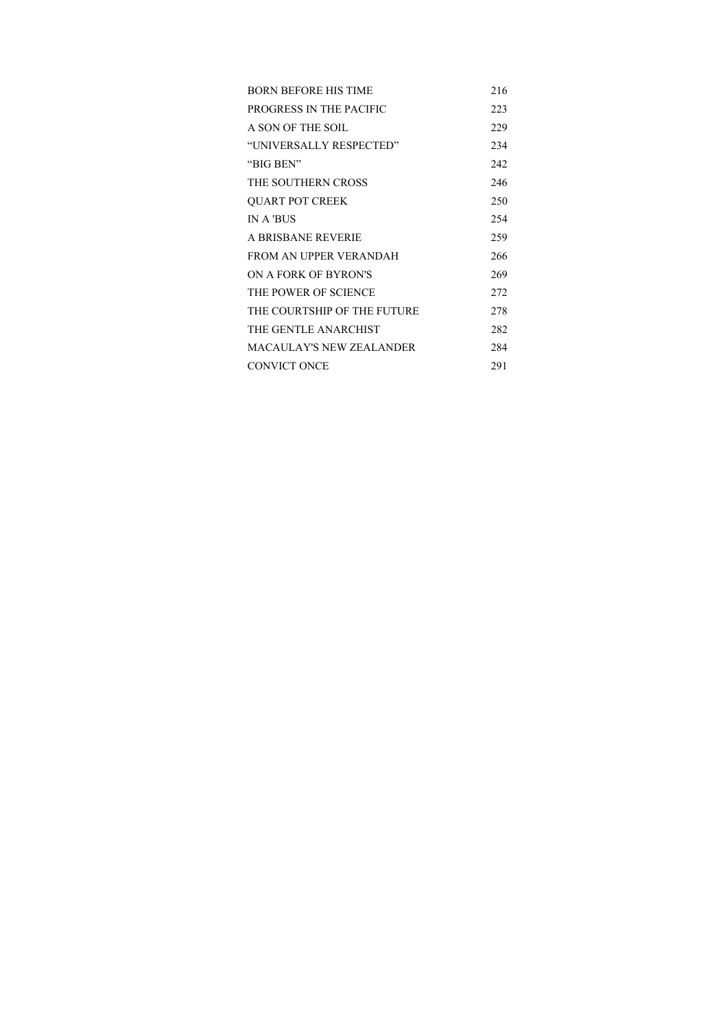| | |
|---|---|
| BORN BEFORE HIS TIME | 216 |
| PROGRESS IN THE PACIFIC | 223 |
| A SON OF THE SOIL | 229 |
| “UNIVERSALLY RESPECTED” | 234 |
| “BIG BEN” | 242 |
| THE SOUTHERN CROSS | 246 |
| QUART POT CREEK | 250 |
| IN A 'BUS | 254 |
| A BRISBANE REVERIE | 259 |
| FROM AN UPPER VERANDAH | 266 |
| ON A FORK OF BYRON'S | 269 |
| THE POWER OF SCIENCE | 272 |
| THE COURTSHIP OF THE FUTURE | 278 |
| THE GENTLE ANARCHIST | 282 |
| MACAULAY'S NEW ZEALANDER | 284 |
| CONVICT ONCE | 291 |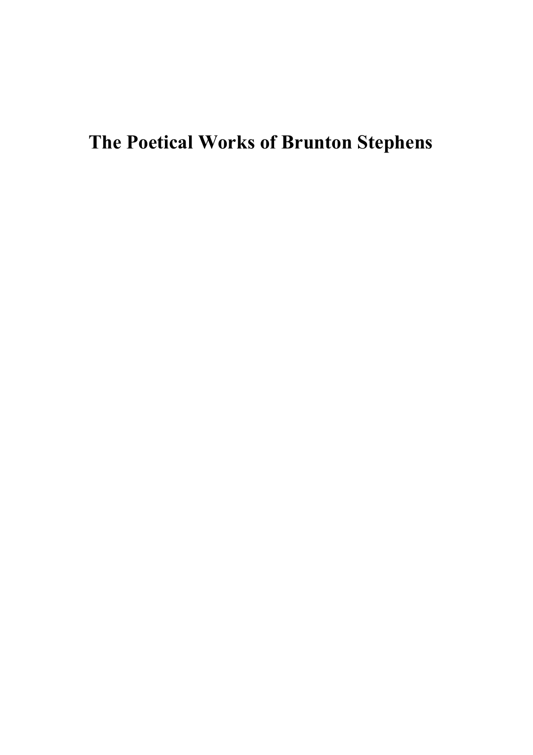# The Poetical Works of Brunton Stephens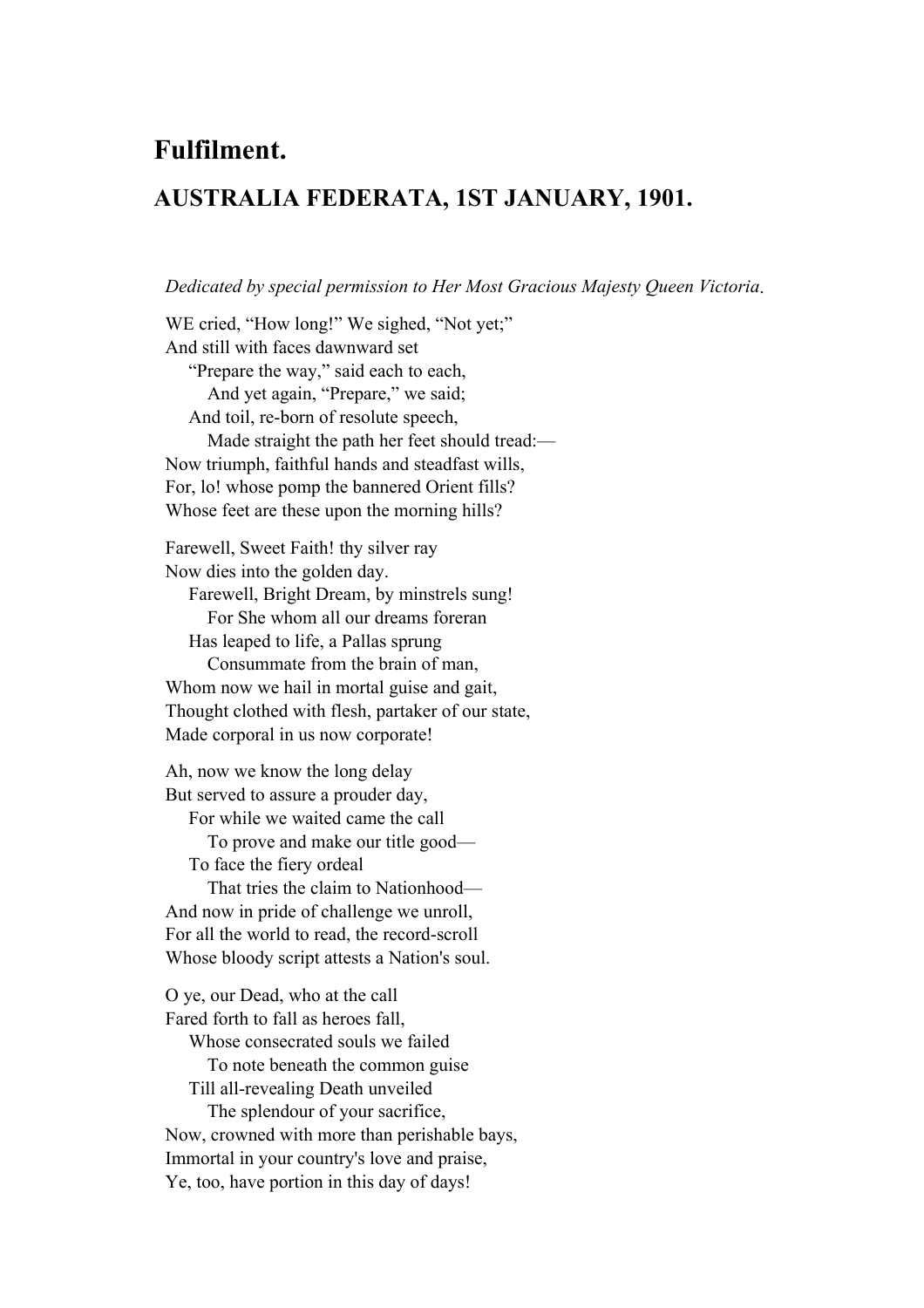# Fulfilment.

## AUSTRALIA FEDERATA, 1ST JANUARY, 1901.

*Dedicated by special permission to Her Most Gracious Majesty Queen Victoria.*

WE cried, “How long!” We sighed, “Not yet;”  
And still with faces dawnward set  
“Prepare the way,” said each to each,  
And yet again, “Prepare,” we said;  
And toil, re-born of resolute speech,  
Made straight the path her feet should tread:—  
Now triumph, faithful hands and steadfast wills,  
For, lo! whose pomp the bannered Orient fills?  
Whose feet are these upon the morning hills?

Farewell, Sweet Faith! thy silver ray  
Now dies into the golden day.  
Farewell, Bright Dream, by minstrels sung!  
For She whom all our dreams foreran  
Has leaped to life, a Pallas sprung  
Consummate from the brain of man,  
Whom now we hail in mortal guise and gait,  
Thought clothed with flesh, partaker of our state,  
Made corporal in us now corporate!

Ah, now we know the long delay  
But served to assure a prouder day,  
For while we waited came the call  
To prove and make our title good—  
To face the fiery ordeal  
That tries the claim to Nationhood—  
And now in pride of challenge we unroll,  
For all the world to read, the record-scroll  
Whose bloody script attests a Nation's soul.

O ye, our Dead, who at the call  
Fared forth to fall as heroes fall,  
Whose consecrated souls we failed  
To note beneath the common guise  
Till all-revealing Death unveiled  
The splendour of your sacrifice,  
Now, crowned with more than perishable bays,  
Immortal in your country's love and praise,  
Ye, too, have portion in this day of days!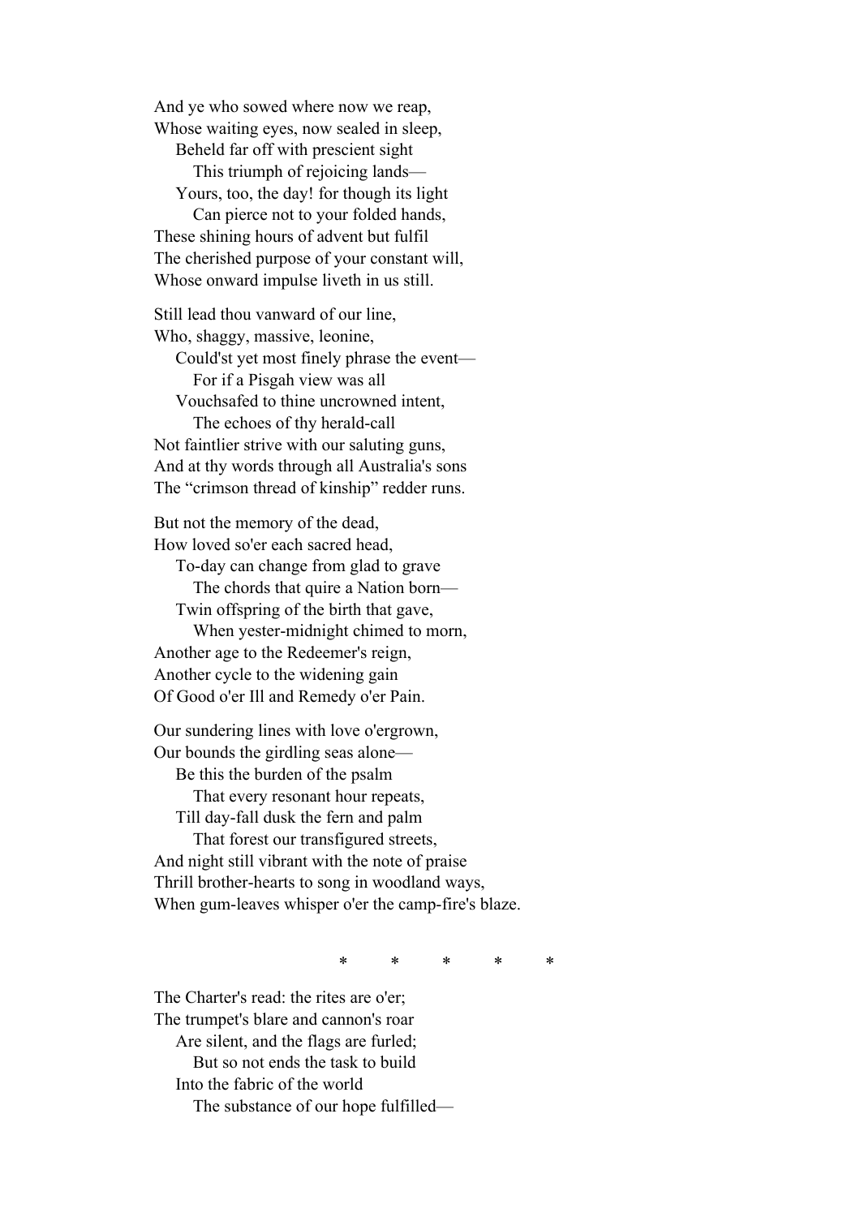And ye who sowed where now we reap,  
Whose waiting eyes, now sealed in sleep,  
    Beheld far off with prescient sight  
        This triumph of rejoicing lands—  
    Yours, too, the day! for though its light  
        Can pierce not to your folded hands,  
These shining hours of advent but fulfil  
The cherished purpose of your constant will,  
Whose onward impulse liveth in us still.

Still lead thou vanward of our line,  
Who, shaggy, massive, leonine,  
    Could'st yet most finely phrase the event—  
        For if a Pisgah view was all  
    Vouchsafed to thine uncrowned intent,  
        The echoes of thy herald-call  
Not faintlier strive with our saluting guns,  
And at thy words through all Australia's sons  
The "crimson thread of kinship" redder runs.

But not the memory of the dead,  
How loved so'er each sacred head,  
    To-day can change from glad to grave  
        The chords that quire a Nation born—  
    Twin offspring of the birth that gave,  
        When yester-midnight chimed to morn,  
Another age to the Redeemer's reign,  
Another cycle to the widening gain  
Of Good o'er Ill and Remedy o'er Pain.

Our sundering lines with love o'ergrown,  
Our bounds the girdling seas alone—  
    Be this the burden of the psalm  
        That every resonant hour repeats,  
    Till day-fall dusk the fern and palm  
        That forest our transfigured streets,  
And night still vibrant with the note of praise  
Thrill brother-hearts to song in woodland ways,  
When gum-leaves whisper o'er the camp-fire's blaze.

\*     \*     \*     \*     \*

The Charter's read: the rites are o'er;  
The trumpet's blare and cannon's roar  
    Are silent, and the flags are furled;  
        But so not ends the task to build  
    Into the fabric of the world  
        The substance of our hope fulfilled—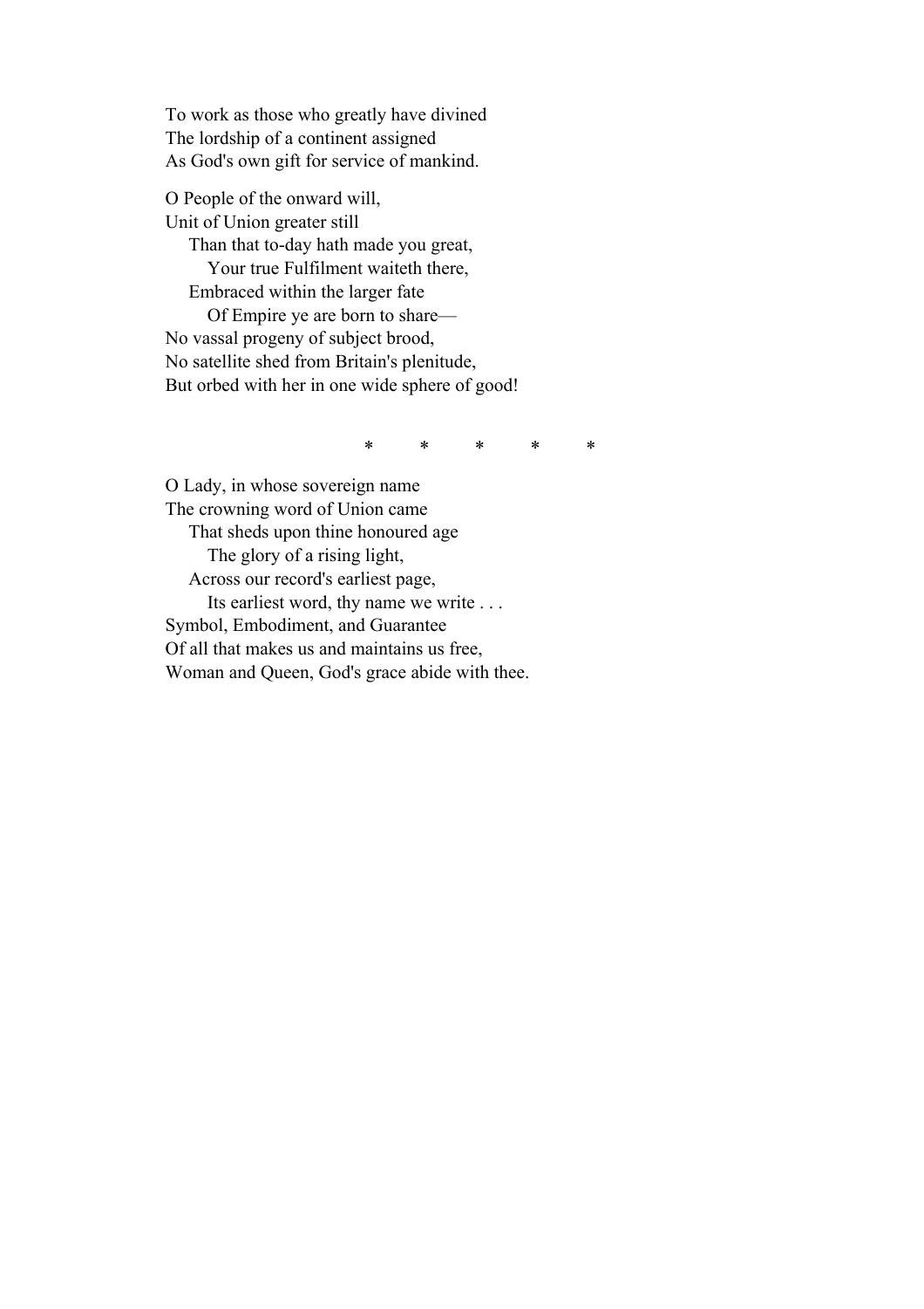To work as those who greatly have divined  
The lordship of a continent assigned  
As God's own gift for service of mankind.

O People of the onward will,  
Unit of Union greater still  
&nbsp;&nbsp;&nbsp;&nbsp;Than that to-day hath made you great,  
&nbsp;&nbsp;&nbsp;&nbsp;&nbsp;&nbsp;&nbsp;&nbsp;Your true Fulfilment waiteth there,  
&nbsp;&nbsp;&nbsp;&nbsp;Embraced within the larger fate  
&nbsp;&nbsp;&nbsp;&nbsp;&nbsp;&nbsp;&nbsp;&nbsp;Of Empire ye are born to share—  
No vassal progeny of subject brood,  
No satellite shed from Britain's plenitude,  
But orbed with her in one wide sphere of good!

\* \* \* \* \*

O Lady, in whose sovereign name  
The crowning word of Union came  
&nbsp;&nbsp;&nbsp;&nbsp;That sheds upon thine honoured age  
&nbsp;&nbsp;&nbsp;&nbsp;&nbsp;&nbsp;&nbsp;&nbsp;The glory of a rising light,  
&nbsp;&nbsp;&nbsp;&nbsp;Across our record's earliest page,  
&nbsp;&nbsp;&nbsp;&nbsp;&nbsp;&nbsp;&nbsp;&nbsp;Its earliest word, thy name we write . . .  
Symbol, Embodiment, and Guarantee  
Of all that makes us and maintains us free,  
Woman and Queen, God's grace abide with thee.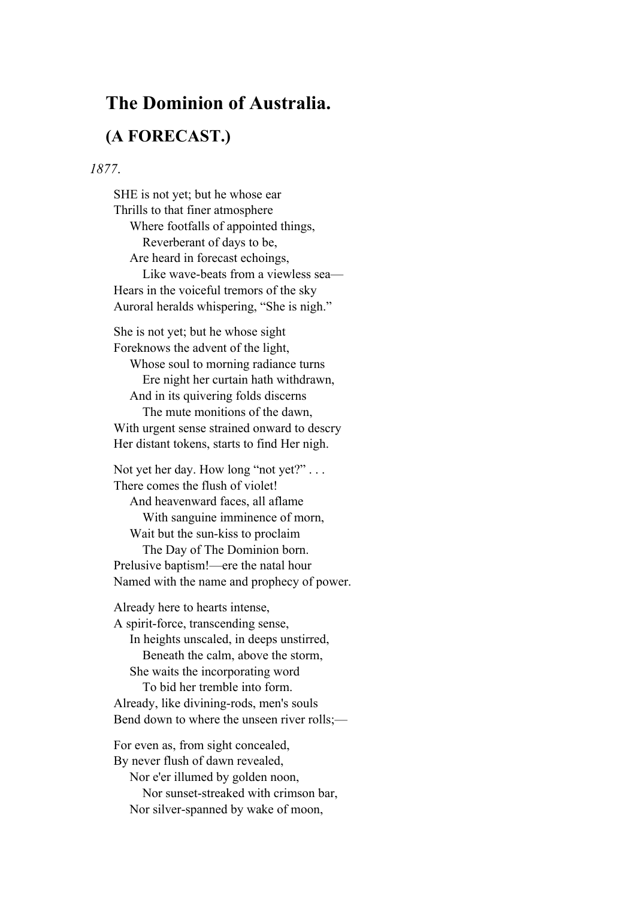## The Dominion of Australia.

## (A FORECAST.)

*1877.*

SHE is not yet; but he whose ear  
Thrills to that finer atmosphere  
    Where footfalls of appointed things,  
        Reverberant of days to be,  
    Are heard in forecast echoings,  
        Like wave-beats from a viewless sea—  
Hears in the voiceful tremors of the sky  
Auroral heralds whispering, "She is nigh."

She is not yet; but he whose sight  
Foreknows the advent of the light,  
    Whose soul to morning radiance turns  
        Ere night her curtain hath withdrawn,  
    And in its quivering folds discerns  
        The mute monitions of the dawn,  
With urgent sense strained onward to descry  
Her distant tokens, starts to find Her nigh.

Not yet her day. How long "not yet?" . . .  
There comes the flush of violet!  
    And heavenward faces, all aflame  
        With sanguine imminence of morn,  
    Wait but the sun-kiss to proclaim  
        The Day of The Dominion born.  
Prelusive baptism!—ere the natal hour  
Named with the name and prophecy of power.

Already here to hearts intense,  
A spirit-force, transcending sense,  
    In heights unscaled, in deeps unstirred,  
        Beneath the calm, above the storm,  
    She waits the incorporating word  
        To bid her tremble into form.  
Already, like divining-rods, men's souls  
Bend down to where the unseen river rolls;—

For even as, from sight concealed,  
By never flush of dawn revealed,  
    Nor e'er illumed by golden noon,  
        Nor sunset-streaked with crimson bar,  
    Nor silver-spanned by wake of moon,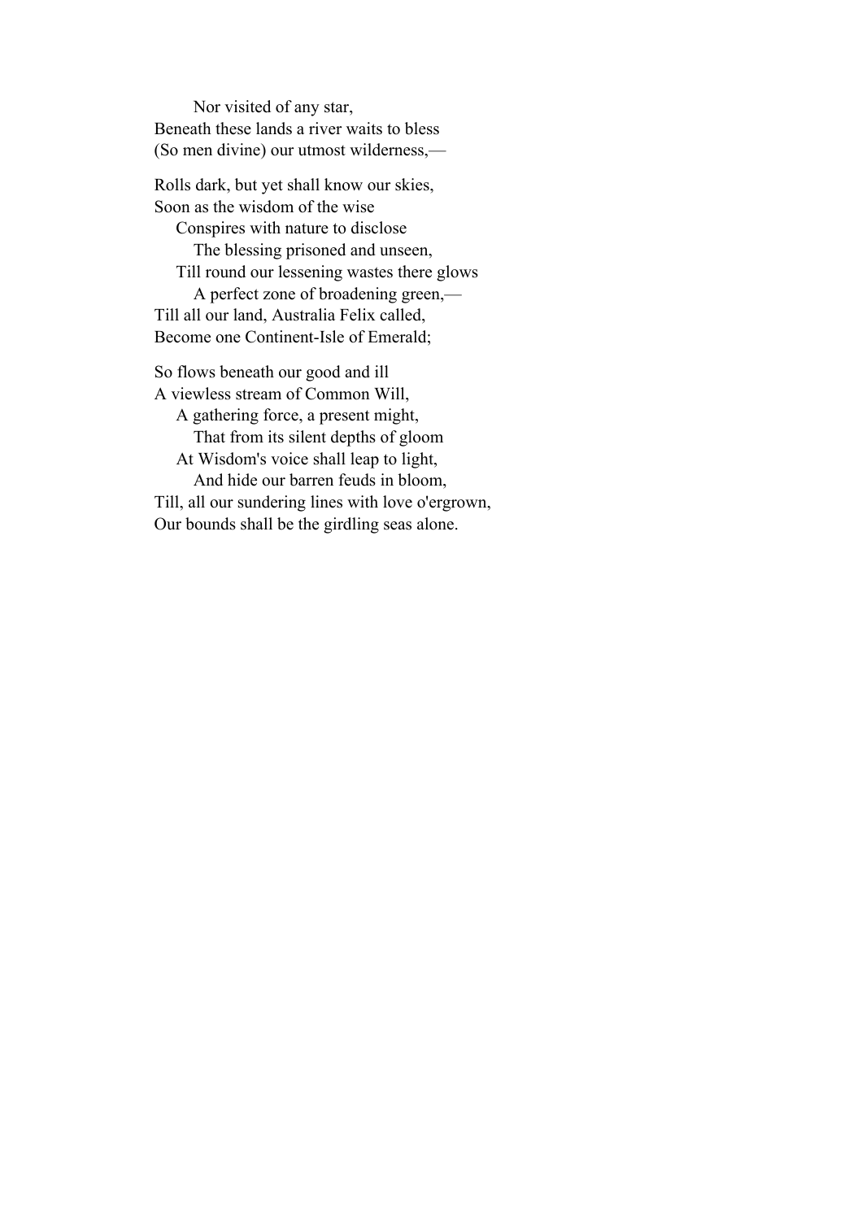Nor visited of any star,  
Beneath these lands a river waits to bless  
(So men divine) our utmost wilderness,—

Rolls dark, but yet shall know our skies,  
Soon as the wisdom of the wise  
Conspires with nature to disclose  
The blessing prisoned and unseen,  
Till round our lessening wastes there glows  
A perfect zone of broadening green,—  
Till all our land, Australia Felix called,  
Become one Continent-Isle of Emerald;

So flows beneath our good and ill  
A viewless stream of Common Will,  
A gathering force, a present might,  
That from its silent depths of gloom  
At Wisdom's voice shall leap to light,  
And hide our barren feuds in bloom,  
Till, all our sundering lines with love o'ergrown,  
Our bounds shall be the girdling seas alone.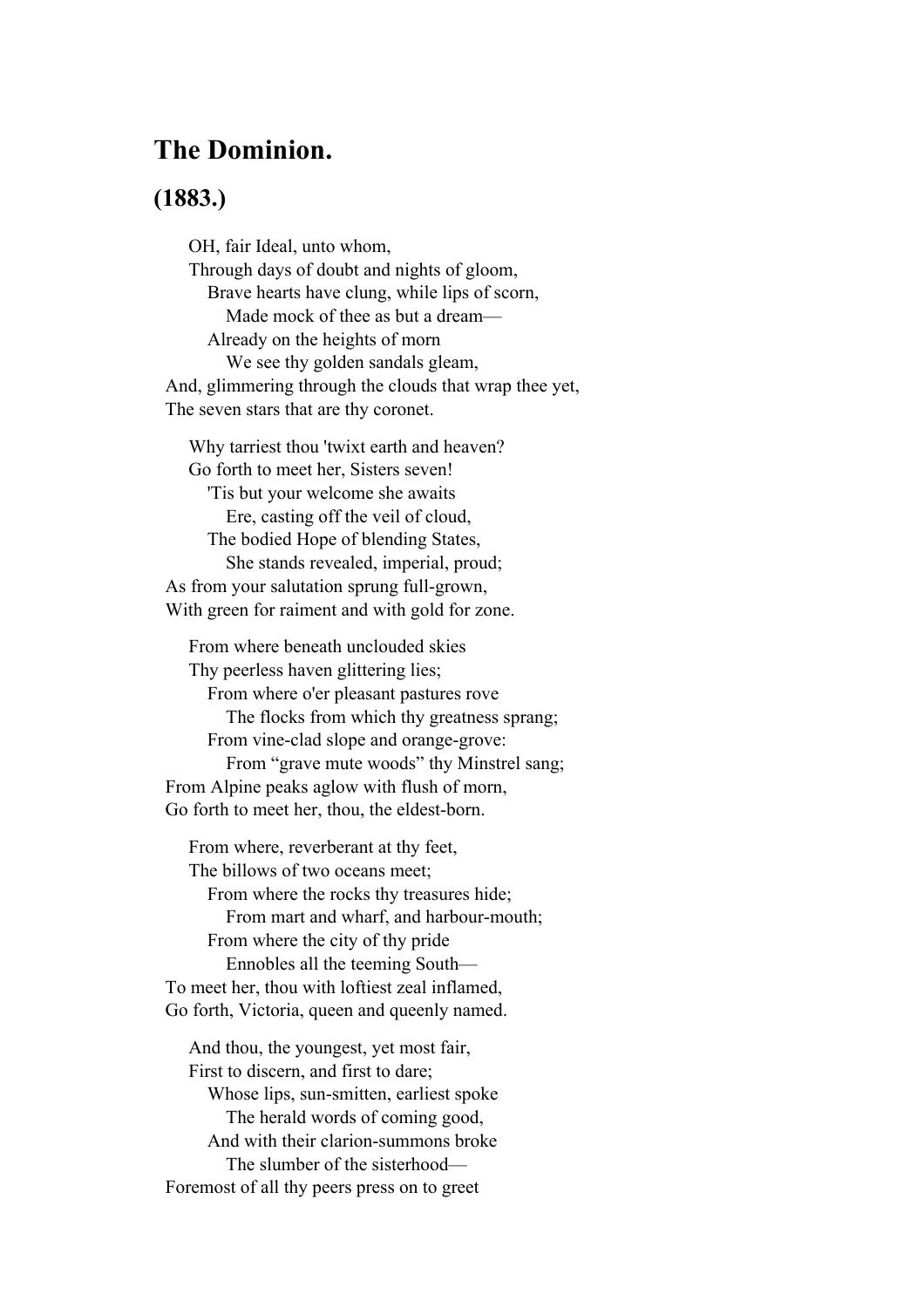# The Dominion.

## (1883.)

OH, fair Ideal, unto whom,
Through days of doubt and nights of gloom,
Brave hearts have clung, while lips of scorn,
Made mock of thee as but a dream—
Already on the heights of morn
We see thy golden sandals gleam,
And, glimmering through the clouds that wrap thee yet,
The seven stars that are thy coronet.

Why tarriest thou 'twixt earth and heaven?
Go forth to meet her, Sisters seven!
'Tis but your welcome she awaits
Ere, casting off the veil of cloud,
The bodied Hope of blending States,
She stands revealed, imperial, proud;
As from your salutation sprung full-grown,
With green for raiment and with gold for zone.

From where beneath unclouded skies
Thy peerless haven glittering lies;
From where o'er pleasant pastures rove
The flocks from which thy greatness sprang;
From vine-clad slope and orange-grove:
From "grave mute woods" thy Minstrel sang;
From Alpine peaks aglow with flush of morn,
Go forth to meet her, thou, the eldest-born.

From where, reverberant at thy feet,
The billows of two oceans meet;
From where the rocks thy treasures hide;
From mart and wharf, and harbour-mouth;
From where the city of thy pride
Ennobles all the teeming South—
To meet her, thou with loftiest zeal inflamed,
Go forth, Victoria, queen and queenly named.

And thou, the youngest, yet most fair,
First to discern, and first to dare;
Whose lips, sun-smitten, earliest spoke
The herald words of coming good,
And with their clarion-summons broke
The slumber of the sisterhood—
Foremost of all thy peers press on to greet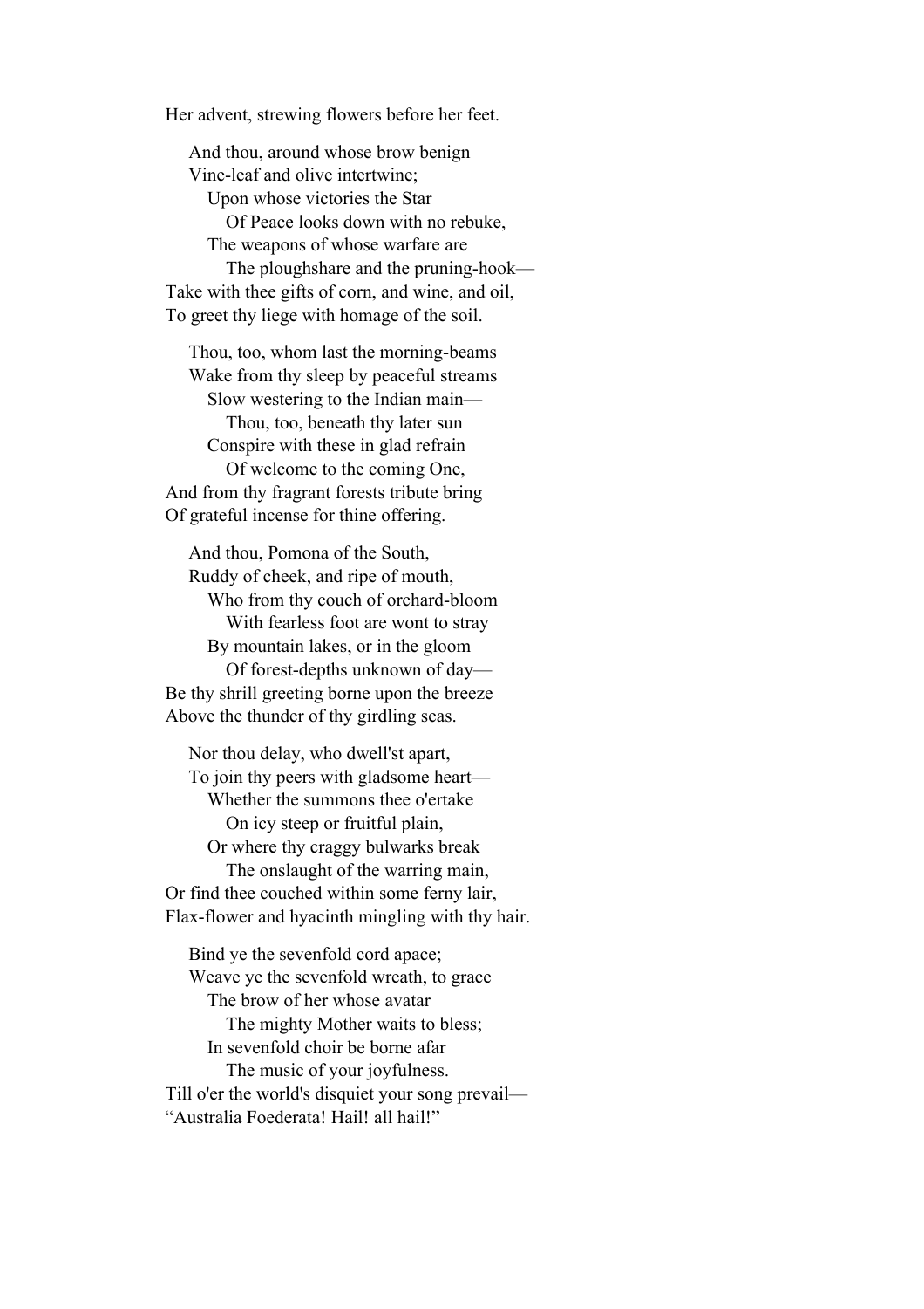Her advent, strewing flowers before her feet.

And thou, around whose brow benign  
Vine-leaf and olive intertwine;  
Upon whose victories the Star  
Of Peace looks down with no rebuke,  
The weapons of whose warfare are  
The ploughshare and the pruning-hook—  
Take with thee gifts of corn, and wine, and oil,  
To greet thy liege with homage of the soil.

Thou, too, whom last the morning-beams  
Wake from thy sleep by peaceful streams  
Slow westering to the Indian main—  
Thou, too, beneath thy later sun  
Conspire with these in glad refrain  
Of welcome to the coming One,  
And from thy fragrant forests tribute bring  
Of grateful incense for thine offering.

And thou, Pomona of the South,  
Ruddy of cheek, and ripe of mouth,  
Who from thy couch of orchard-bloom  
With fearless foot are wont to stray  
By mountain lakes, or in the gloom  
Of forest-depths unknown of day—  
Be thy shrill greeting borne upon the breeze  
Above the thunder of thy girdling seas.

Nor thou delay, who dwell'st apart,  
To join thy peers with gladsome heart—  
Whether the summons thee o'ertake  
On icy steep or fruitful plain,  
Or where thy craggy bulwarks break  
The onslaught of the warring main,  
Or find thee couched within some ferny lair,  
Flax-flower and hyacinth mingling with thy hair.

Bind ye the sevenfold cord apace;  
Weave ye the sevenfold wreath, to grace  
The brow of her whose avatar  
The mighty Mother waits to bless;  
In sevenfold choir be borne afar  
The music of your joyfulness.  
Till o'er the world's disquiet your song prevail—  
"Australia Foederata! Hail! all hail!"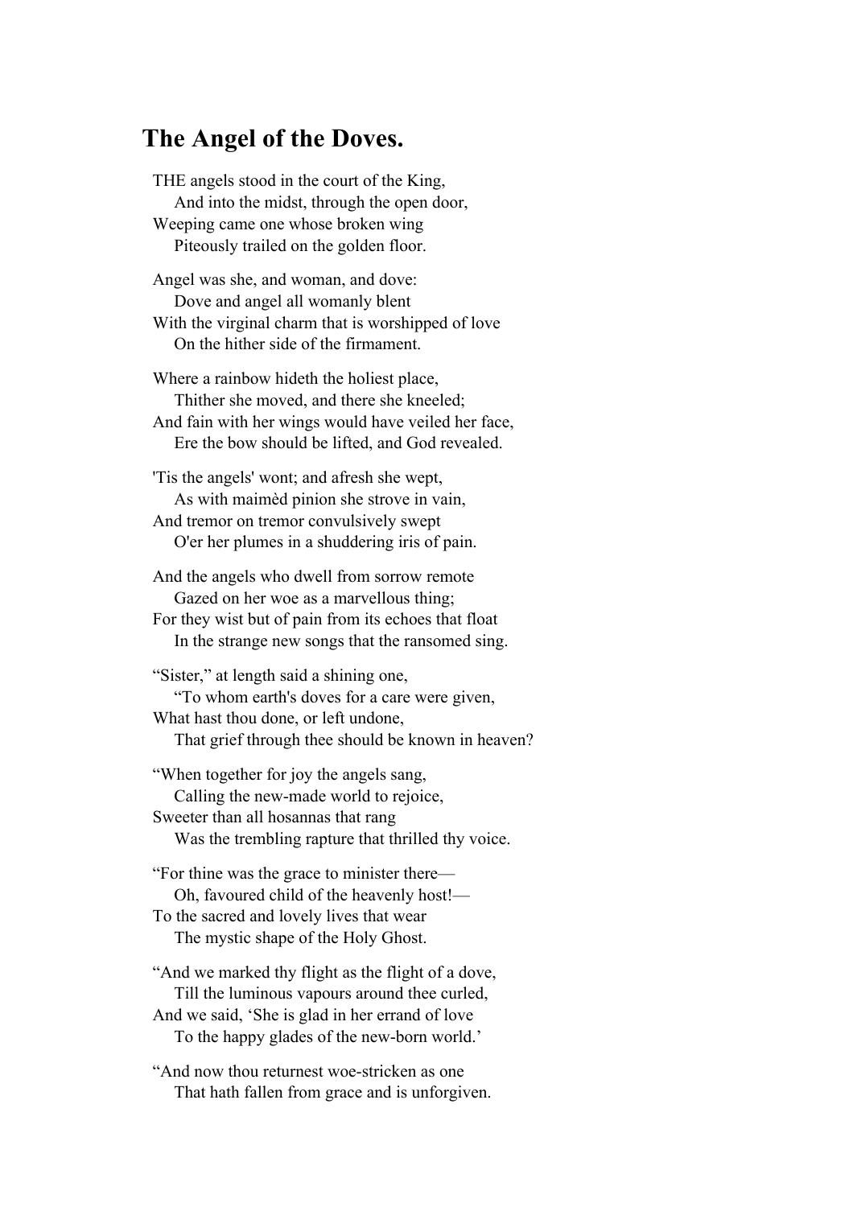## The Angel of the Doves.

THE angels stood in the court of the King,
  And into the midst, through the open door,
Weeping came one whose broken wing
  Piteously trailed on the golden floor.

Angel was she, and woman, and dove:
  Dove and angel all womanly blent
With the virginal charm that is worshipped of love
  On the hither side of the firmament.

Where a rainbow hideth the holiest place,
  Thither she moved, and there she kneeled;
And fain with her wings would have veiled her face,
  Ere the bow should be lifted, and God revealed.

'Tis the angels' wont; and afresh she wept,
  As with maimèd pinion she strove in vain,
And tremor on tremor convulsively swept
  O'er her plumes in a shuddering iris of pain.

And the angels who dwell from sorrow remote
  Gazed on her woe as a marvellous thing;
For they wist but of pain from its echoes that float
  In the strange new songs that the ransomed sing.

"Sister," at length said a shining one,
  "To whom earth's doves for a care were given,
What hast thou done, or left undone,
  That grief through thee should be known in heaven?

"When together for joy the angels sang,
  Calling the new-made world to rejoice,
Sweeter than all hosannas that rang
  Was the trembling rapture that thrilled thy voice.

"For thine was the grace to minister there—
  Oh, favoured child of the heavenly host!—
To the sacred and lovely lives that wear
  The mystic shape of the Holy Ghost.

"And we marked thy flight as the flight of a dove,
  Till the luminous vapours around thee curled,
And we said, 'She is glad in her errand of love
  To the happy glades of the new-born world.'

"And now thou returnest woe-stricken as one
  That hath fallen from grace and is unforgiven.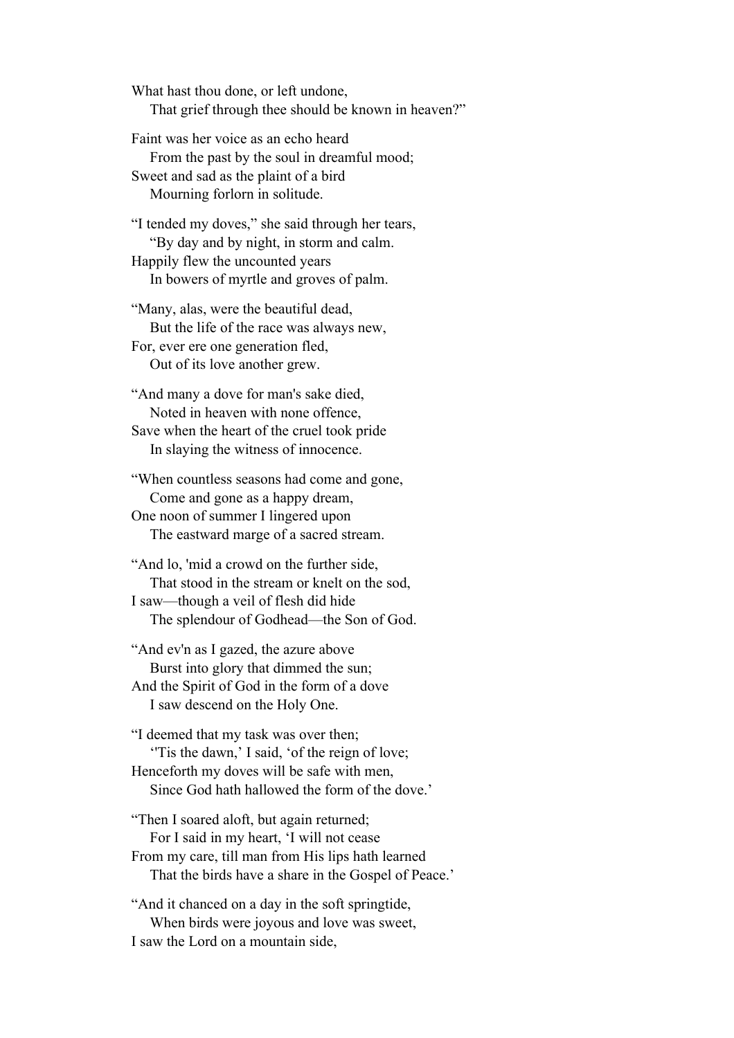What hast thou done, or left undone,
    That grief through thee should be known in heaven?"

Faint was her voice as an echo heard
    From the past by the soul in dreamful mood;
Sweet and sad as the plaint of a bird
    Mourning forlorn in solitude.

"I tended my doves," she said through her tears,
    "By day and by night, in storm and calm.
Happily flew the uncounted years
    In bowers of myrtle and groves of palm.

"Many, alas, were the beautiful dead,
    But the life of the race was always new,
For, ever ere one generation fled,
    Out of its love another grew.

"And many a dove for man's sake died,
    Noted in heaven with none offence,
Save when the heart of the cruel took pride
    In slaying the witness of innocence.

"When countless seasons had come and gone,
    Come and gone as a happy dream,
One noon of summer I lingered upon
    The eastward marge of a sacred stream.

"And lo, 'mid a crowd on the further side,
    That stood in the stream or knelt on the sod,
I saw—though a veil of flesh did hide
    The splendour of Godhead—the Son of God.

"And ev'n as I gazed, the azure above
    Burst into glory that dimmed the sun;
And the Spirit of God in the form of a dove
    I saw descend on the Holy One.

"I deemed that my task was over then;
    ''Tis the dawn,' I said, 'of the reign of love;
Henceforth my doves will be safe with men,
    Since God hath hallowed the form of the dove.'

"Then I soared aloft, but again returned;
    For I said in my heart, 'I will not cease
From my care, till man from His lips hath learned
    That the birds have a share in the Gospel of Peace.'

"And it chanced on a day in the soft springtide,
    When birds were joyous and love was sweet,
I saw the Lord on a mountain side,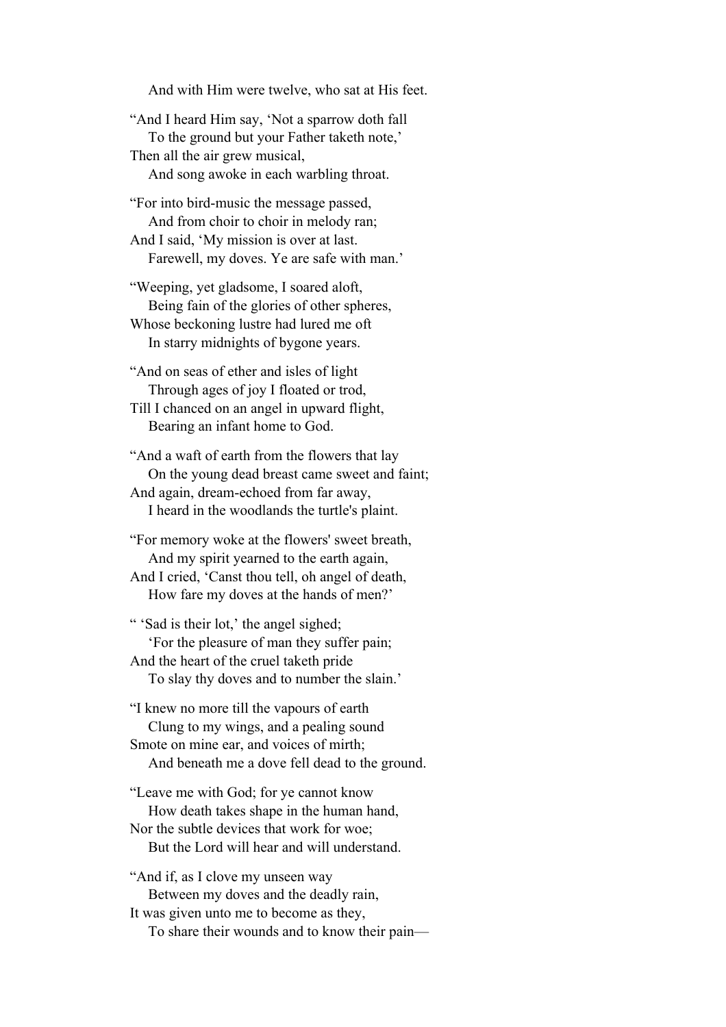And with Him were twelve, who sat at His feet.

"And I heard Him say, 'Not a sparrow doth fall  
To the ground but your Father taketh note,'  
Then all the air grew musical,  
And song awoke in each warbling throat.

"For into bird-music the message passed,  
And from choir to choir in melody ran;  
And I said, 'My mission is over at last.  
Farewell, my doves. Ye are safe with man.'

"Weeping, yet gladsome, I soared aloft,  
Being fain of the glories of other spheres,  
Whose beckoning lustre had lured me oft  
In starry midnights of bygone years.

"And on seas of ether and isles of light  
Through ages of joy I floated or trod,  
Till I chanced on an angel in upward flight,  
Bearing an infant home to God.

"And a waft of earth from the flowers that lay  
On the young dead breast came sweet and faint;  
And again, dream-echoed from far away,  
I heard in the woodlands the turtle's plaint.

"For memory woke at the flowers' sweet breath,  
And my spirit yearned to the earth again,  
And I cried, 'Canst thou tell, oh angel of death,  
How fare my doves at the hands of men?'

" 'Sad is their lot,' the angel sighed;  
'For the pleasure of man they suffer pain;  
And the heart of the cruel taketh pride  
To slay thy doves and to number the slain.'

"I knew no more till the vapours of earth  
Clung to my wings, and a pealing sound  
Smote on mine ear, and voices of mirth;  
And beneath me a dove fell dead to the ground.

"Leave me with God; for ye cannot know  
How death takes shape in the human hand,  
Nor the subtle devices that work for woe;  
But the Lord will hear and will understand.

"And if, as I clove my unseen way  
Between my doves and the deadly rain,  
It was given unto me to become as they,  
To share their wounds and to know their pain—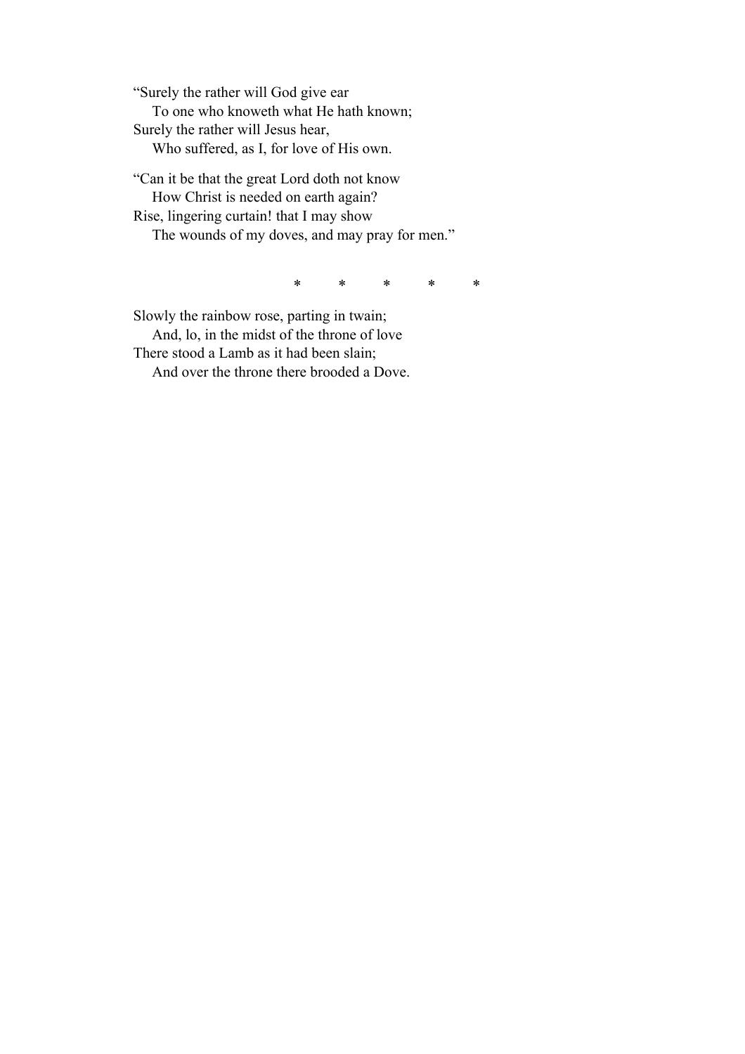"Surely the rather will God give ear  
    To one who knoweth what He hath known;  
Surely the rather will Jesus hear,  
    Who suffered, as I, for love of His own.

"Can it be that the great Lord doth not know  
    How Christ is needed on earth again?  
Rise, lingering curtain! that I may show  
    The wounds of my doves, and may pray for men."

\*         \*         \*         \*         \*

Slowly the rainbow rose, parting in twain;  
    And, lo, in the midst of the throne of love  
There stood a Lamb as it had been slain;  
    And over the throne there brooded a Dove.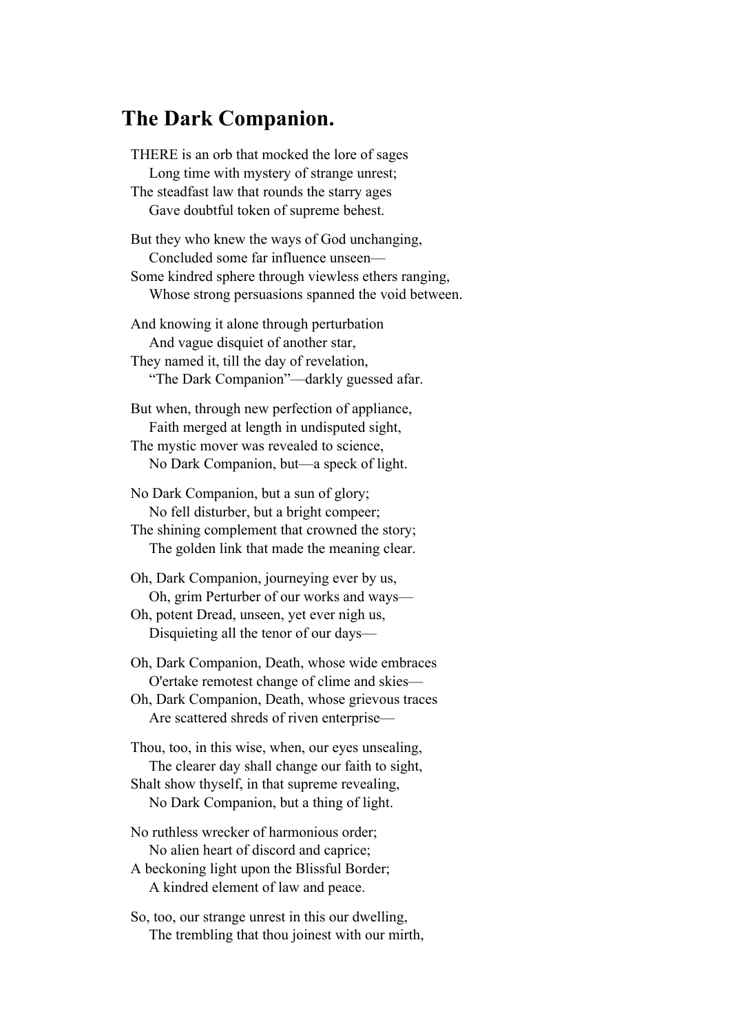## The Dark Companion.

THERE is an orb that mocked the lore of sages
  Long time with mystery of strange unrest;
The steadfast law that rounds the starry ages
  Gave doubtful token of supreme behest.

But they who knew the ways of God unchanging,
  Concluded some far influence unseen—
Some kindred sphere through viewless ethers ranging,
  Whose strong persuasions spanned the void between.

And knowing it alone through perturbation
  And vague disquiet of another star,
They named it, till the day of revelation,
  "The Dark Companion"—darkly guessed afar.

But when, through new perfection of appliance,
  Faith merged at length in undisputed sight,
The mystic mover was revealed to science,
  No Dark Companion, but—a speck of light.

No Dark Companion, but a sun of glory;
  No fell disturber, but a bright compeer;
The shining complement that crowned the story;
  The golden link that made the meaning clear.

Oh, Dark Companion, journeying ever by us,
  Oh, grim Perturber of our works and ways—
Oh, potent Dread, unseen, yet ever nigh us,
  Disquieting all the tenor of our days—

Oh, Dark Companion, Death, whose wide embraces
  O'ertake remotest change of clime and skies—
Oh, Dark Companion, Death, whose grievous traces
  Are scattered shreds of riven enterprise—

Thou, too, in this wise, when, our eyes unsealing,
  The clearer day shall change our faith to sight,
Shalt show thyself, in that supreme revealing,
  No Dark Companion, but a thing of light.

No ruthless wrecker of harmonious order;
  No alien heart of discord and caprice;
A beckoning light upon the Blissful Border;
  A kindred element of law and peace.

So, too, our strange unrest in this our dwelling,
  The trembling that thou joinest with our mirth,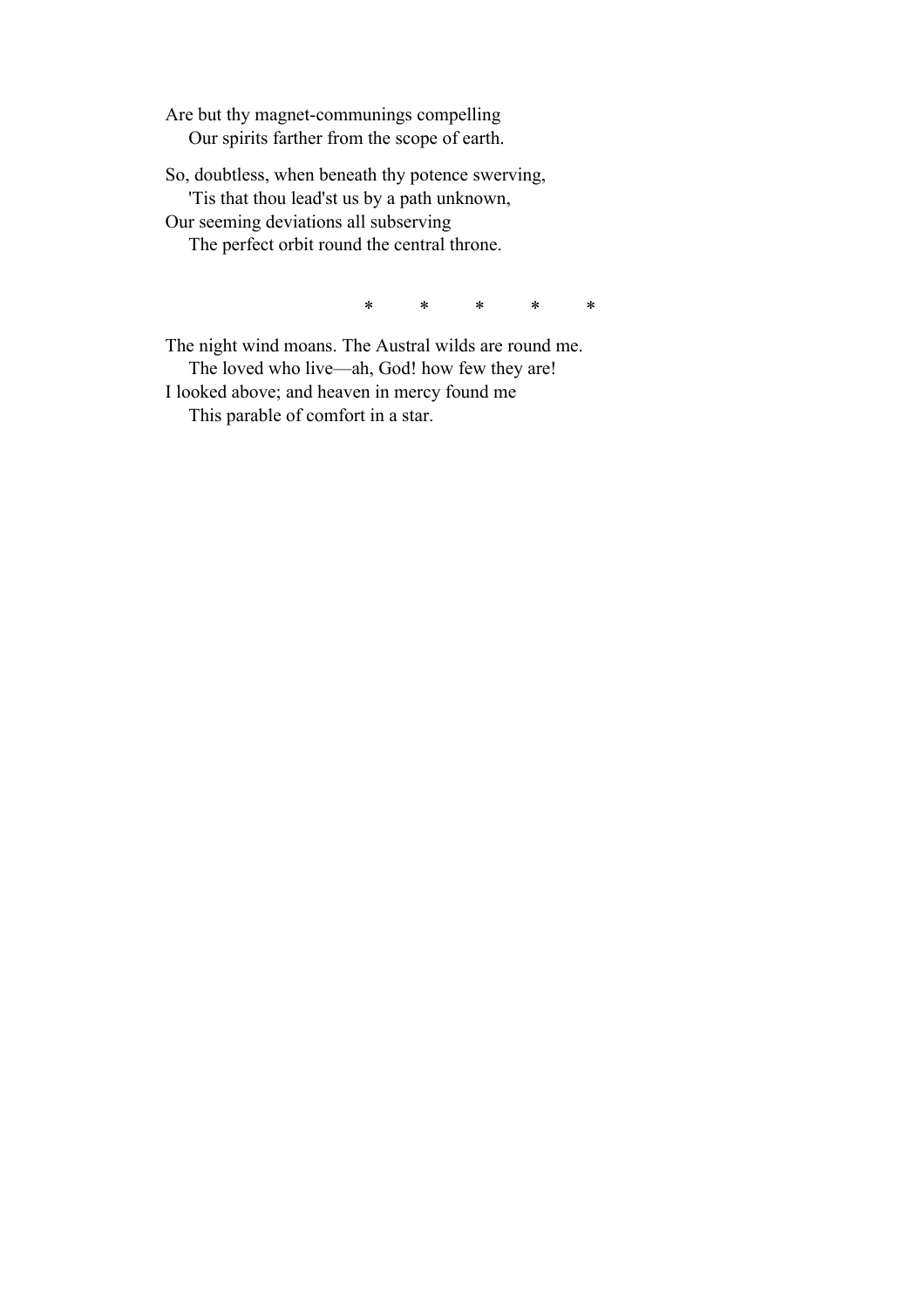Are but thy magnet-communings compelling
    Our spirits farther from the scope of earth.

So, doubtless, when beneath thy potence swerving,
    'Tis that thou lead'st us by a path unknown,
Our seeming deviations all subserving
    The perfect orbit round the central throne.

\*         \*         \*         \*         \*

The night wind moans. The Austral wilds are round me.
    The loved who live—ah, God! how few they are!
I looked above; and heaven in mercy found me
    This parable of comfort in a star.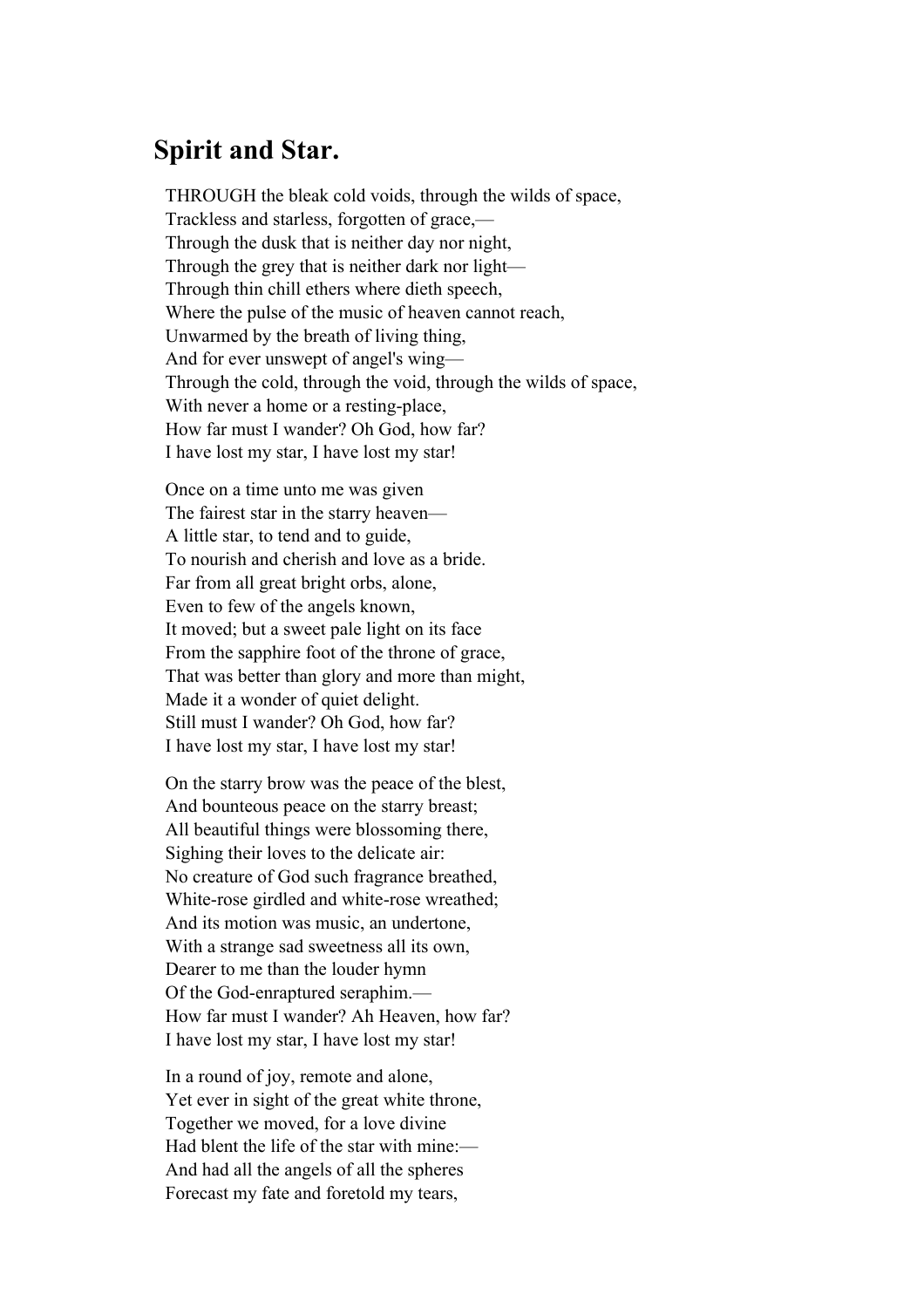## Spirit and Star.

THROUGH the bleak cold voids, through the wilds of space,  
Trackless and starless, forgotten of grace,—  
Through the dusk that is neither day nor night,  
Through the grey that is neither dark nor light—  
Through thin chill ethers where dieth speech,  
Where the pulse of the music of heaven cannot reach,  
Unwarmed by the breath of living thing,  
And for ever unswept of angel's wing—  
Through the cold, through the void, through the wilds of space,  
With never a home or a resting-place,  
How far must I wander? Oh God, how far?  
I have lost my star, I have lost my star!

Once on a time unto me was given  
The fairest star in the starry heaven—  
A little star, to tend and to guide,  
To nourish and cherish and love as a bride.  
Far from all great bright orbs, alone,  
Even to few of the angels known,  
It moved; but a sweet pale light on its face  
From the sapphire foot of the throne of grace,  
That was better than glory and more than might,  
Made it a wonder of quiet delight.  
Still must I wander? Oh God, how far?  
I have lost my star, I have lost my star!

On the starry brow was the peace of the blest,  
And bounteous peace on the starry breast;  
All beautiful things were blossoming there,  
Sighing their loves to the delicate air:  
No creature of God such fragrance breathed,  
White-rose girdled and white-rose wreathed;  
And its motion was music, an undertone,  
With a strange sad sweetness all its own,  
Dearer to me than the louder hymn  
Of the God-enraptured seraphim.—  
How far must I wander? Ah Heaven, how far?  
I have lost my star, I have lost my star!

In a round of joy, remote and alone,  
Yet ever in sight of the great white throne,  
Together we moved, for a love divine  
Had blent the life of the star with mine:—  
And had all the angels of all the spheres  
Forecast my fate and foretold my tears,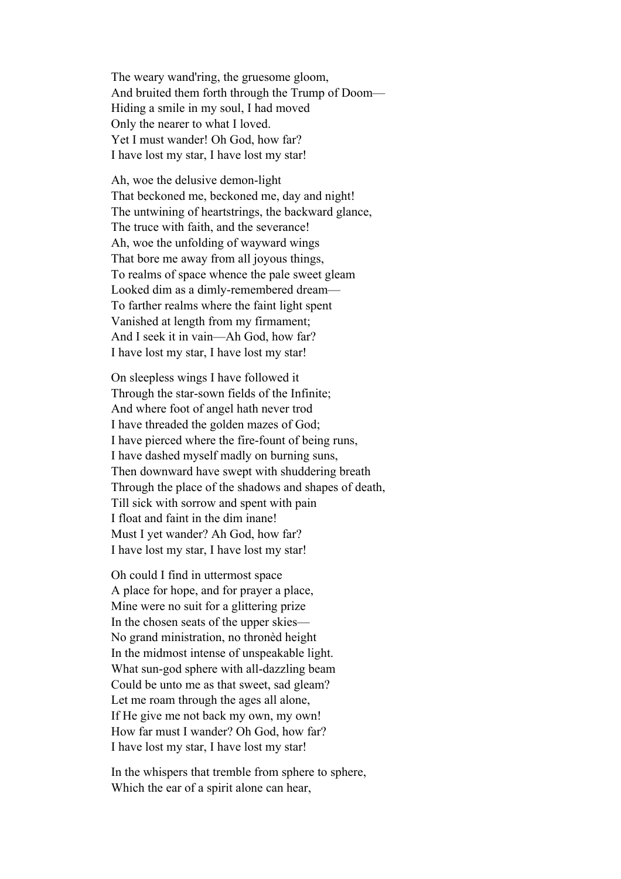The weary wand'ring, the gruesome gloom,
And bruited them forth through the Trump of Doom—
Hiding a smile in my soul, I had moved
Only the nearer to what I loved.
Yet I must wander! Oh God, how far?
I have lost my star, I have lost my star!

Ah, woe the delusive demon-light
That beckoned me, beckoned me, day and night!
The untwining of heartstrings, the backward glance,
The truce with faith, and the severance!
Ah, woe the unfolding of wayward wings
That bore me away from all joyous things,
To realms of space whence the pale sweet gleam
Looked dim as a dimly-remembered dream—
To farther realms where the faint light spent
Vanished at length from my firmament;
And I seek it in vain—Ah God, how far?
I have lost my star, I have lost my star!

On sleepless wings I have followed it
Through the star-sown fields of the Infinite;
And where foot of angel hath never trod
I have threaded the golden mazes of God;
I have pierced where the fire-fount of being runs,
I have dashed myself madly on burning suns,
Then downward have swept with shuddering breath
Through the place of the shadows and shapes of death,
Till sick with sorrow and spent with pain
I float and faint in the dim inane!
Must I yet wander? Ah God, how far?
I have lost my star, I have lost my star!

Oh could I find in uttermost space
A place for hope, and for prayer a place,
Mine were no suit for a glittering prize
In the chosen seats of the upper skies—
No grand ministration, no thronèd height
In the midmost intense of unspeakable light.
What sun-god sphere with all-dazzling beam
Could be unto me as that sweet, sad gleam?
Let me roam through the ages all alone,
If He give me not back my own, my own!
How far must I wander? Oh God, how far?
I have lost my star, I have lost my star!

In the whispers that tremble from sphere to sphere,
Which the ear of a spirit alone can hear,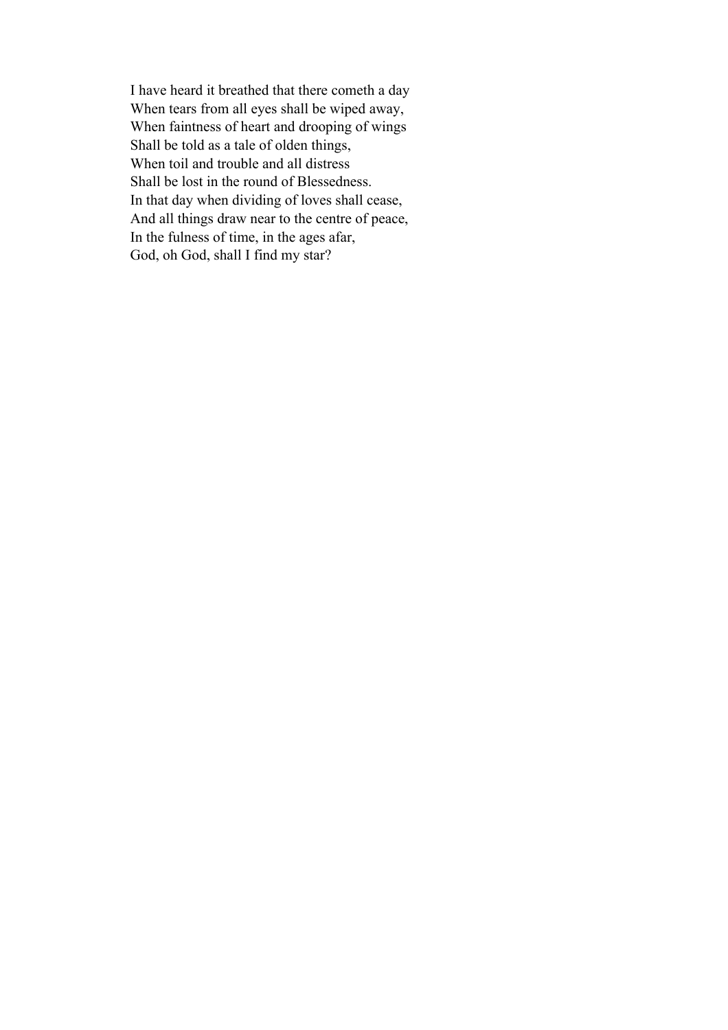I have heard it breathed that there cometh a day  
When tears from all eyes shall be wiped away,  
When faintness of heart and drooping of wings  
Shall be told as a tale of olden things,  
When toil and trouble and all distress  
Shall be lost in the round of Blessedness.  
In that day when dividing of loves shall cease,  
And all things draw near to the centre of peace,  
In the fulness of time, in the ages afar,  
God, oh God, shall I find my star?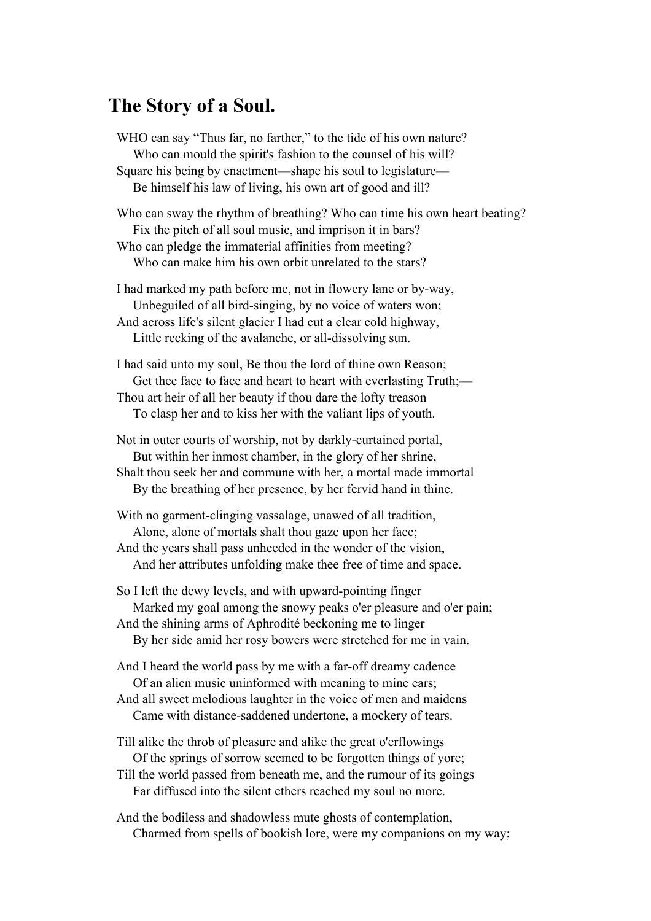## The Story of a Soul.

WHO can say "Thus far, no farther," to the tide of his own nature?
    Who can mould the spirit's fashion to the counsel of his will?
Square his being by enactment—shape his soul to legislature—
    Be himself his law of living, his own art of good and ill?

Who can sway the rhythm of breathing? Who can time his own heart beating?
    Fix the pitch of all soul music, and imprison it in bars?
Who can pledge the immaterial affinities from meeting?
    Who can make him his own orbit unrelated to the stars?

I had marked my path before me, not in flowery lane or by-way,
    Unbeguiled of all bird-singing, by no voice of waters won;
And across life's silent glacier I had cut a clear cold highway,
    Little recking of the avalanche, or all-dissolving sun.

I had said unto my soul, Be thou the lord of thine own Reason;
    Get thee face to face and heart to heart with everlasting Truth;—
Thou art heir of all her beauty if thou dare the lofty treason
    To clasp her and to kiss her with the valiant lips of youth.

Not in outer courts of worship, not by darkly-curtained portal,
    But within her inmost chamber, in the glory of her shrine,
Shalt thou seek her and commune with her, a mortal made immortal
    By the breathing of her presence, by her fervid hand in thine.

With no garment-clinging vassalage, unawed of all tradition,
    Alone, alone of mortals shalt thou gaze upon her face;
And the years shall pass unheeded in the wonder of the vision,
    And her attributes unfolding make thee free of time and space.

So I left the dewy levels, and with upward-pointing finger
    Marked my goal among the snowy peaks o'er pleasure and o'er pain;
And the shining arms of Aphrodité beckoning me to linger
    By her side amid her rosy bowers were stretched for me in vain.

And I heard the world pass by me with a far-off dreamy cadence
    Of an alien music uninformed with meaning to mine ears;
And all sweet melodious laughter in the voice of men and maidens
    Came with distance-saddened undertone, a mockery of tears.

Till alike the throb of pleasure and alike the great o'erflowings
    Of the springs of sorrow seemed to be forgotten things of yore;
Till the world passed from beneath me, and the rumour of its goings
    Far diffused into the silent ethers reached my soul no more.

And the bodiless and shadowless mute ghosts of contemplation,
    Charmed from spells of bookish lore, were my companions on my way;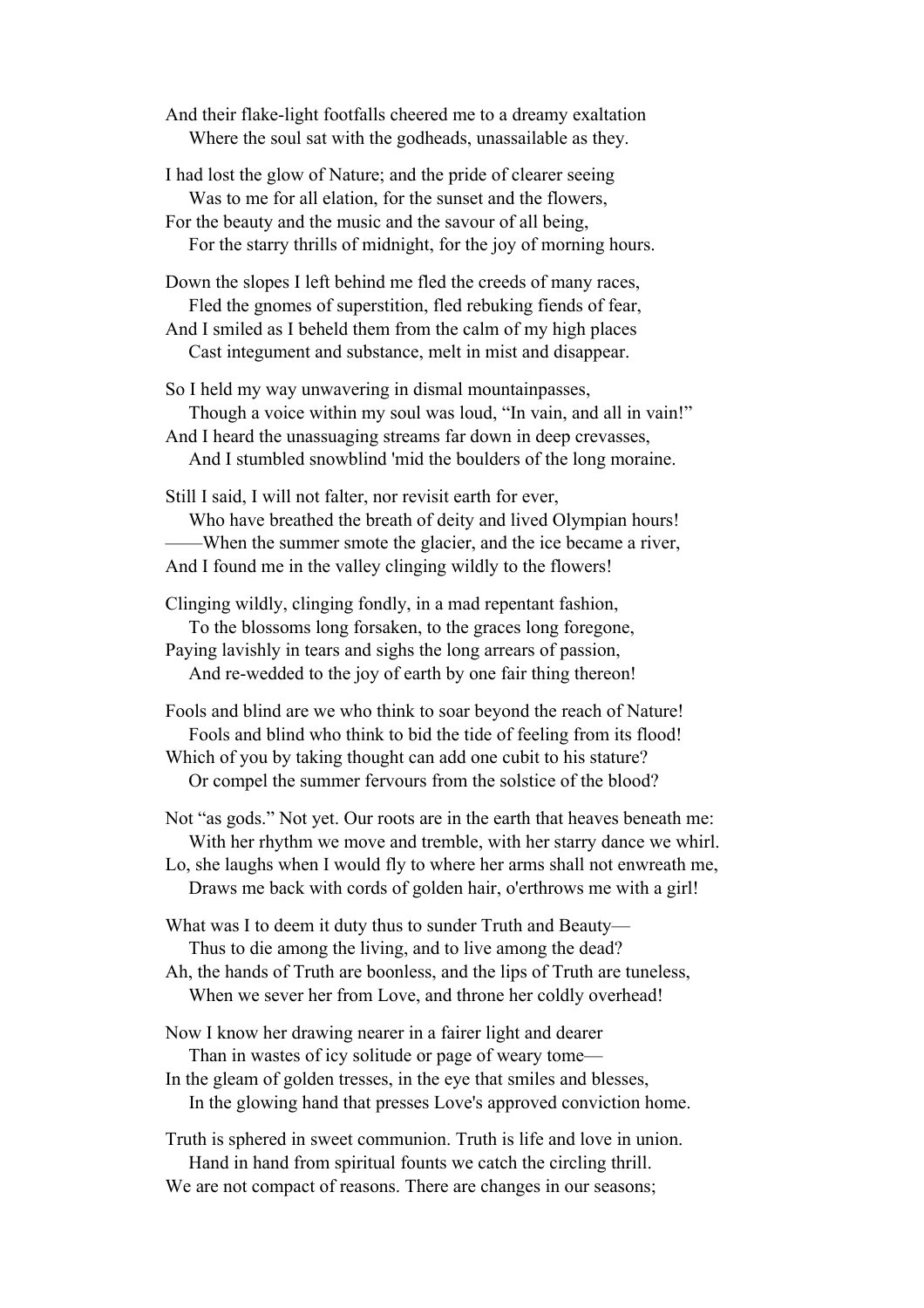And their flake-light footfalls cheered me to a dreamy exaltation
    Where the soul sat with the godheads, unassailable as they.

I had lost the glow of Nature; and the pride of clearer seeing
    Was to me for all elation, for the sunset and the flowers,
For the beauty and the music and the savour of all being,
    For the starry thrills of midnight, for the joy of morning hours.

Down the slopes I left behind me fled the creeds of many races,
    Fled the gnomes of superstition, fled rebuking fiends of fear,
And I smiled as I beheld them from the calm of my high places
    Cast integument and substance, melt in mist and disappear.

So I held my way unwavering in dismal mountainpasses,
    Though a voice within my soul was loud, "In vain, and all in vain!"
And I heard the unassuaging streams far down in deep crevasses,
    And I stumbled snowblind 'mid the boulders of the long moraine.

Still I said, I will not falter, nor revisit earth for ever,
    Who have breathed the breath of deity and lived Olympian hours!
——When the summer smote the glacier, and the ice became a river,
And I found me in the valley clinging wildly to the flowers!

Clinging wildly, clinging fondly, in a mad repentant fashion,
    To the blossoms long forsaken, to the graces long foregone,
Paying lavishly in tears and sighs the long arrears of passion,
    And re-wedded to the joy of earth by one fair thing thereon!

Fools and blind are we who think to soar beyond the reach of Nature!
    Fools and blind who think to bid the tide of feeling from its flood!
Which of you by taking thought can add one cubit to his stature?
    Or compel the summer fervours from the solstice of the blood?

Not "as gods." Not yet. Our roots are in the earth that heaves beneath me:
    With her rhythm we move and tremble, with her starry dance we whirl.
Lo, she laughs when I would fly to where her arms shall not enwreath me,
    Draws me back with cords of golden hair, o'erthrows me with a girl!

What was I to deem it duty thus to sunder Truth and Beauty—
    Thus to die among the living, and to live among the dead?
Ah, the hands of Truth are boonless, and the lips of Truth are tuneless,
    When we sever her from Love, and throne her coldly overhead!

Now I know her drawing nearer in a fairer light and dearer
    Than in wastes of icy solitude or page of weary tome—
In the gleam of golden tresses, in the eye that smiles and blesses,
    In the glowing hand that presses Love's approved conviction home.

Truth is sphered in sweet communion. Truth is life and love in union.
    Hand in hand from spiritual founts we catch the circling thrill.
We are not compact of reasons. There are changes in our seasons;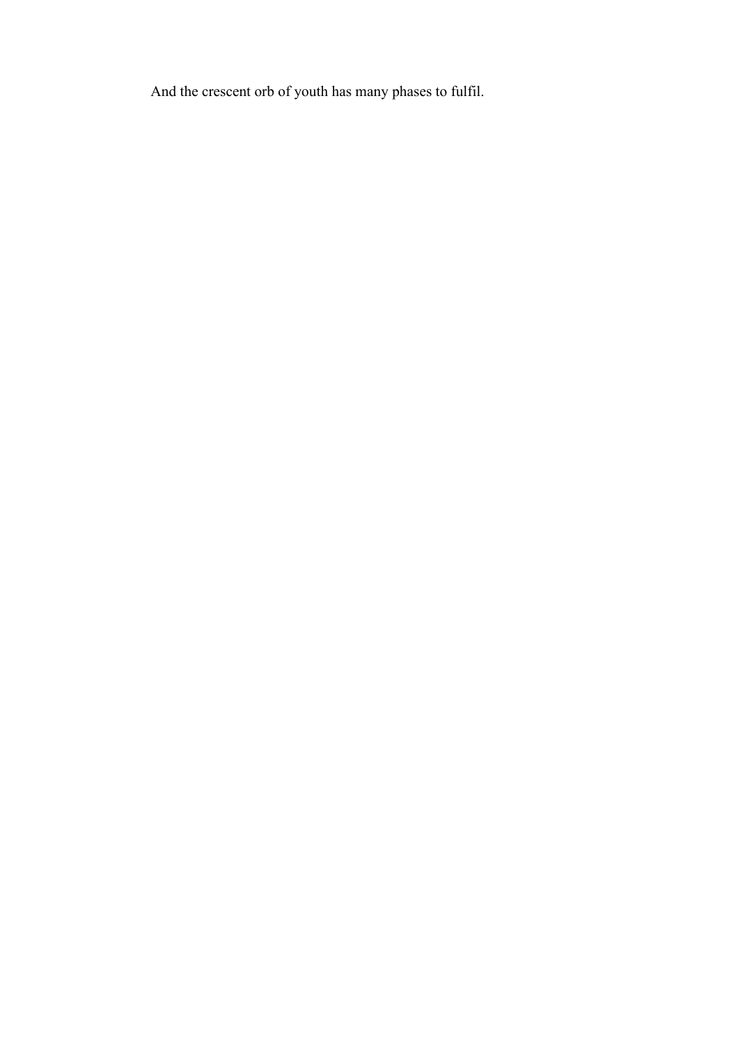And the crescent orb of youth has many phases to fulfil.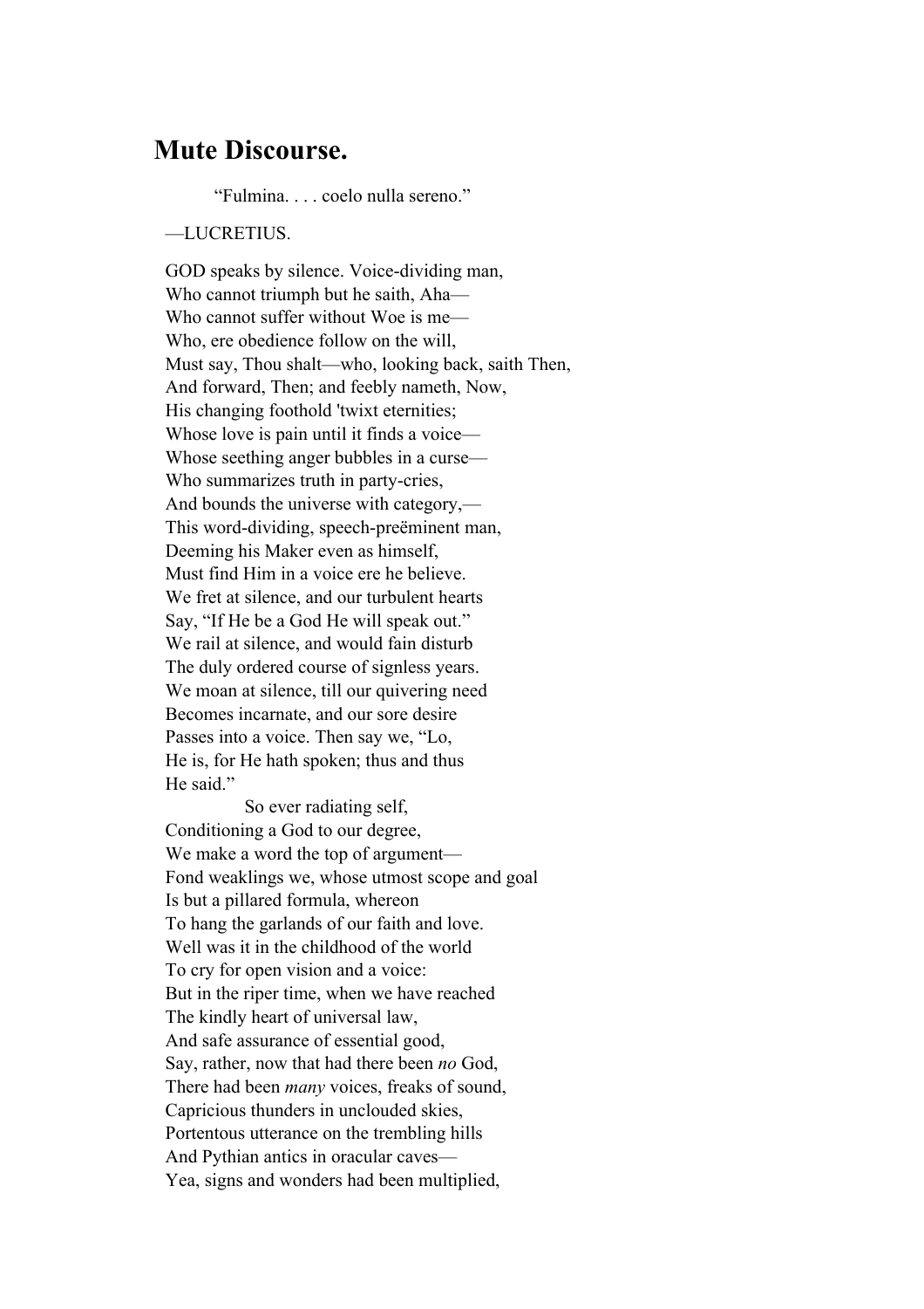# Mute Discourse.

"Fulmina. . . . coelo nulla sereno."

—LUCRETIUS.

GOD speaks by silence. Voice-dividing man,  
Who cannot triumph but he saith, Aha—  
Who cannot suffer without Woe is me—  
Who, ere obedience follow on the will,  
Must say, Thou shalt—who, looking back, saith Then,  
And forward, Then; and feebly nameth, Now,  
His changing foothold 'twixt eternities;  
Whose love is pain until it finds a voice—  
Whose seething anger bubbles in a curse—  
Who summarizes truth in party-cries,  
And bounds the universe with category,—  
This word-dividing, speech-preëminent man,  
Deeming his Maker even as himself,  
Must find Him in a voice ere he believe.  
We fret at silence, and our turbulent hearts  
Say, "If He be a God He will speak out."  
We rail at silence, and would fain disturb  
The duly ordered course of signless years.  
We moan at silence, till our quivering need  
Becomes incarnate, and our sore desire  
Passes into a voice. Then say we, "Lo,  
He is, for He hath spoken; thus and thus  
He said."  
So ever radiating self,  
Conditioning a God to our degree,  
We make a word the top of argument—  
Fond weaklings we, whose utmost scope and goal  
Is but a pillared formula, whereon  
To hang the garlands of our faith and love.  
Well was it in the childhood of the world  
To cry for open vision and a voice:  
But in the riper time, when we have reached  
The kindly heart of universal law,  
And safe assurance of essential good,  
Say, rather, now that had there been *no* God,  
There had been *many* voices, freaks of sound,  
Capricious thunders in unclouded skies,  
Portentous utterance on the trembling hills  
And Pythian antics in oracular caves—  
Yea, signs and wonders had been multiplied,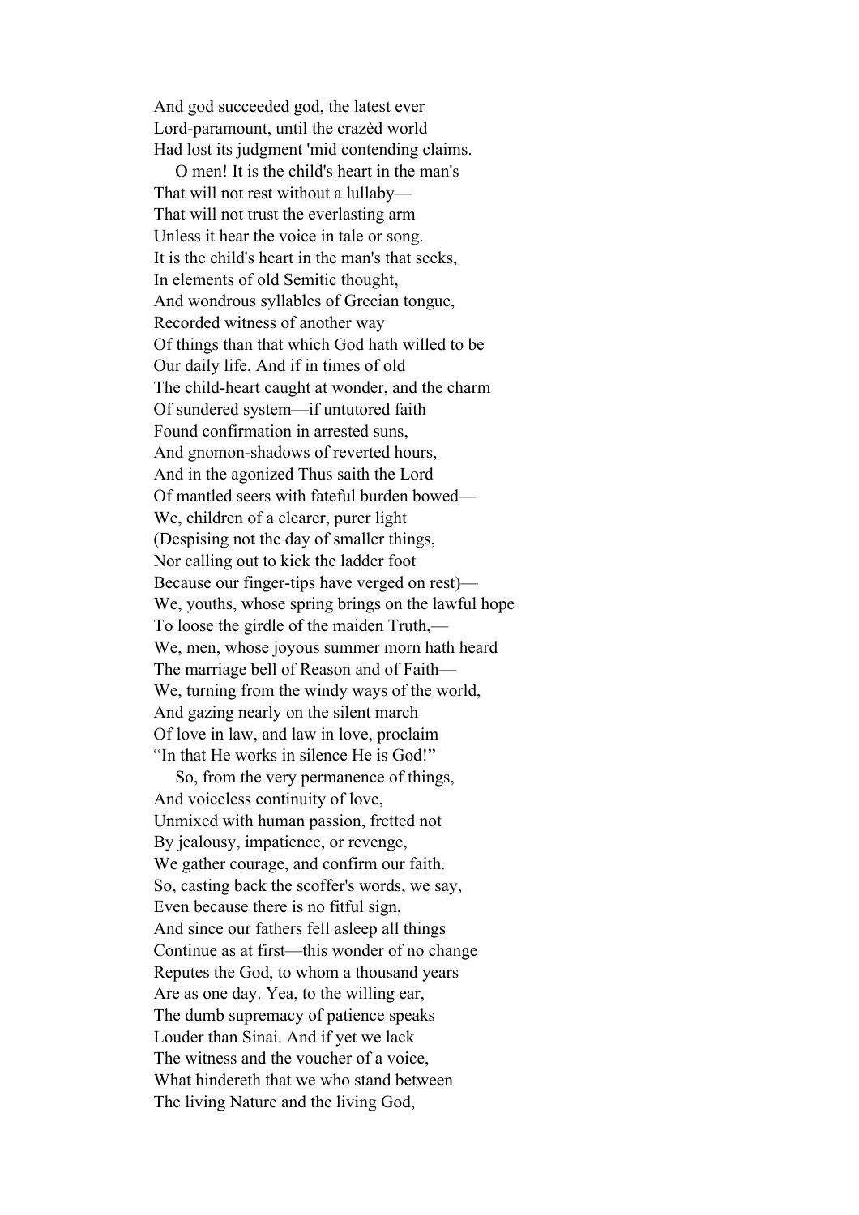And god succeeded god, the latest ever
Lord-paramount, until the crazèd world
Had lost its judgment 'mid contending claims.

O men! It is the child's heart in the man's
That will not rest without a lullaby—
That will not trust the everlasting arm
Unless it hear the voice in tale or song.
It is the child's heart in the man's that seeks,
In elements of old Semitic thought,
And wondrous syllables of Grecian tongue,
Recorded witness of another way
Of things than that which God hath willed to be
Our daily life. And if in times of old
The child-heart caught at wonder, and the charm
Of sundered system—if untutored faith
Found confirmation in arrested suns,
And gnomon-shadows of reverted hours,
And in the agonized Thus saith the Lord
Of mantled seers with fateful burden bowed—
We, children of a clearer, purer light
(Despising not the day of smaller things,
Nor calling out to kick the ladder foot
Because our finger-tips have verged on rest)—
We, youths, whose spring brings on the lawful hope
To loose the girdle of the maiden Truth,—
We, men, whose joyous summer morn hath heard
The marriage bell of Reason and of Faith—
We, turning from the windy ways of the world,
And gazing nearly on the silent march
Of love in law, and law in love, proclaim
"In that He works in silence He is God!"

So, from the very permanence of things,
And voiceless continuity of love,
Unmixed with human passion, fretted not
By jealousy, impatience, or revenge,
We gather courage, and confirm our faith.
So, casting back the scoffer's words, we say,
Even because there is no fitful sign,
And since our fathers fell asleep all things
Continue as at first—this wonder of no change
Reputes the God, to whom a thousand years
Are as one day. Yea, to the willing ear,
The dumb supremacy of patience speaks
Louder than Sinai. And if yet we lack
The witness and the voucher of a voice,
What hindereth that we who stand between
The living Nature and the living God,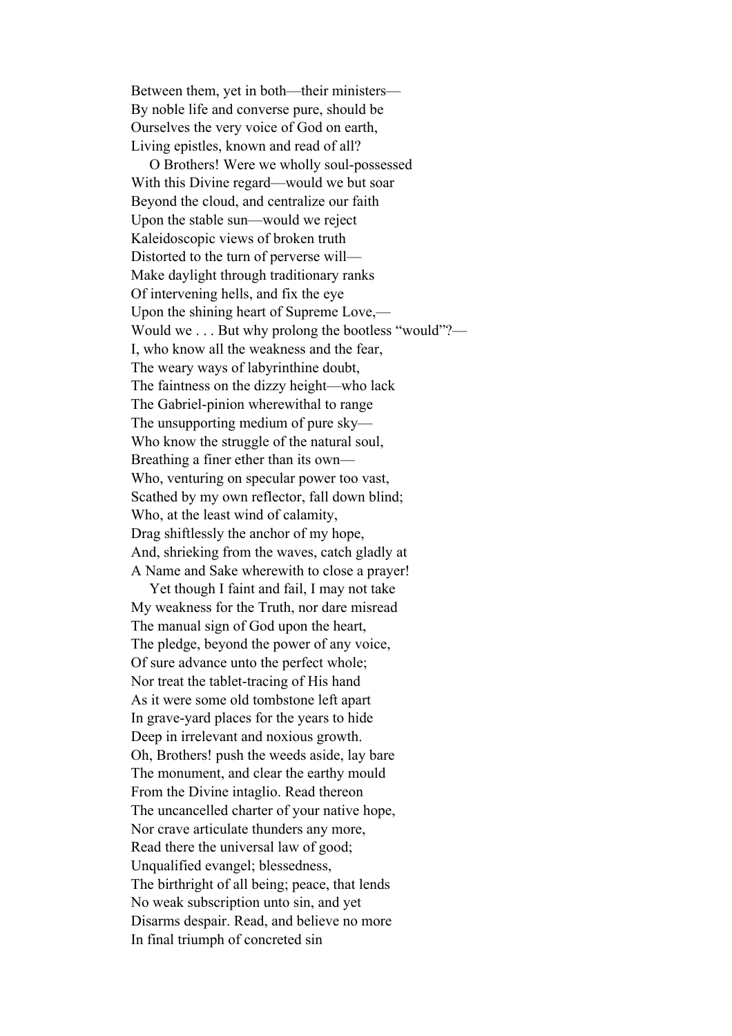Between them, yet in both—their ministers—
By noble life and converse pure, should be
Ourselves the very voice of God on earth,
Living epistles, known and read of all?
&nbsp;&nbsp;&nbsp;&nbsp;O Brothers! Were we wholly soul-possessed
With this Divine regard—would we but soar
Beyond the cloud, and centralize our faith
Upon the stable sun—would we reject
Kaleidoscopic views of broken truth
Distorted to the turn of perverse will—
Make daylight through traditionary ranks
Of intervening hells, and fix the eye
Upon the shining heart of Supreme Love,—
Would we . . . But why prolong the bootless “would”?—
I, who know all the weakness and the fear,
The weary ways of labyrinthine doubt,
The faintness on the dizzy height—who lack
The Gabriel-pinion wherewithal to range
The unsupporting medium of pure sky—
Who know the struggle of the natural soul,
Breathing a finer ether than its own—
Who, venturing on specular power too vast,
Scathed by my own reflector, fall down blind;
Who, at the least wind of calamity,
Drag shiftlessly the anchor of my hope,
And, shrieking from the waves, catch gladly at
A Name and Sake wherewith to close a prayer!
&nbsp;&nbsp;&nbsp;&nbsp;Yet though I faint and fail, I may not take
My weakness for the Truth, nor dare misread
The manual sign of God upon the heart,
The pledge, beyond the power of any voice,
Of sure advance unto the perfect whole;
Nor treat the tablet-tracing of His hand
As it were some old tombstone left apart
In grave-yard places for the years to hide
Deep in irrelevant and noxious growth.
Oh, Brothers! push the weeds aside, lay bare
The monument, and clear the earthy mould
From the Divine intaglio. Read thereon
The uncancelled charter of your native hope,
Nor crave articulate thunders any more,
Read there the universal law of good;
Unqualified evangel; blessedness,
The birthright of all being; peace, that lends
No weak subscription unto sin, and yet
Disarms despair. Read, and believe no more
In final triumph of concreted sin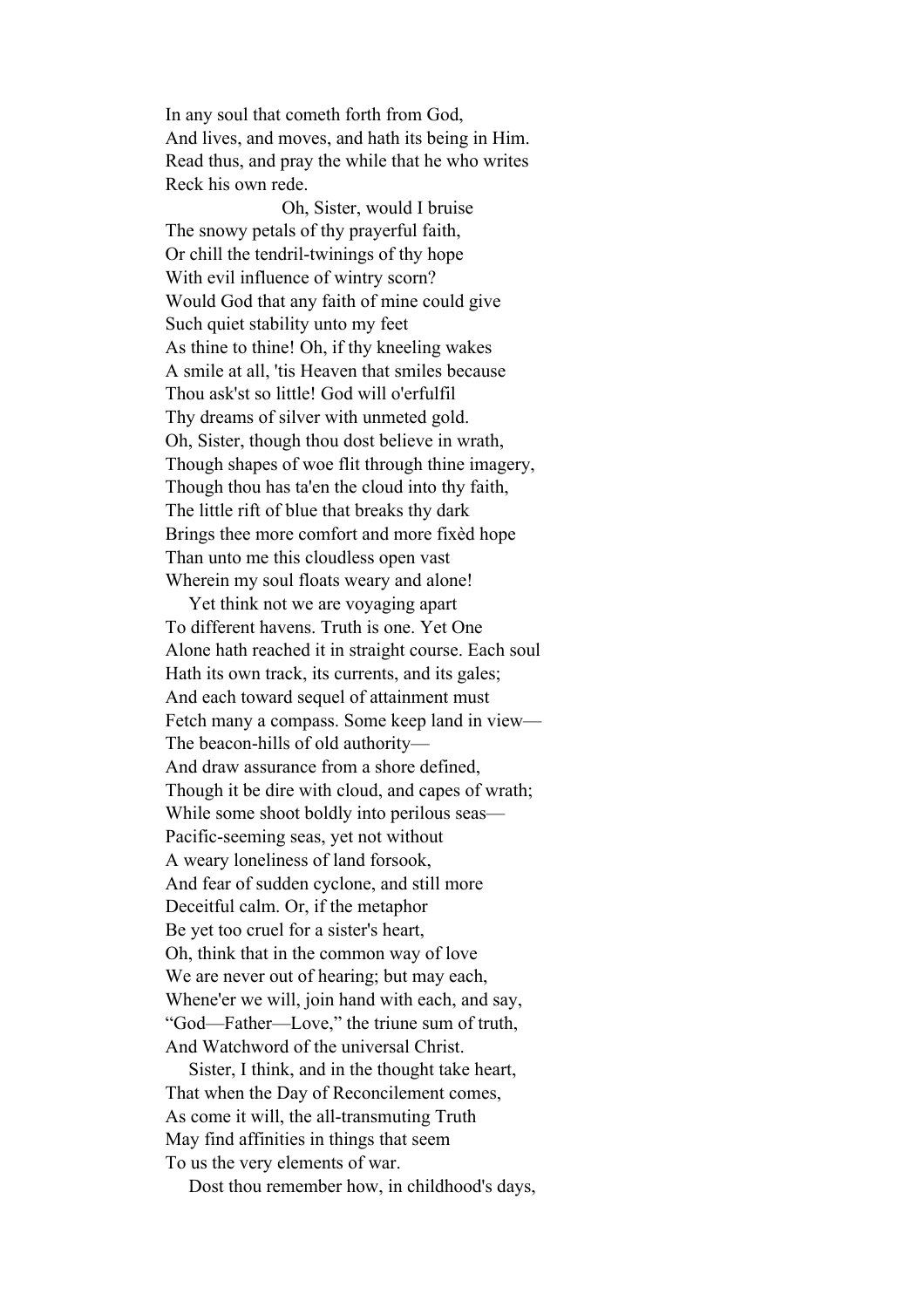In any soul that cometh forth from God,
And lives, and moves, and hath its being in Him.
Read thus, and pray the while that he who writes
Reck his own rede.

Oh, Sister, would I bruise
The snowy petals of thy prayerful faith,
Or chill the tendril-twinings of thy hope
With evil influence of wintry scorn?
Would God that any faith of mine could give
Such quiet stability unto my feet
As thine to thine! Oh, if thy kneeling wakes
A smile at all, 'tis Heaven that smiles because
Thou ask'st so little! God will o'erfulfil
Thy dreams of silver with unmeted gold.
Oh, Sister, though thou dost believe in wrath,
Though shapes of woe flit through thine imagery,
Though thou has ta'en the cloud into thy faith,
The little rift of blue that breaks thy dark
Brings thee more comfort and more fixèd hope
Than unto me this cloudless open vast
Wherein my soul floats weary and alone!

Yet think not we are voyaging apart
To different havens. Truth is one. Yet One
Alone hath reached it in straight course. Each soul
Hath its own track, its currents, and its gales;
And each toward sequel of attainment must
Fetch many a compass. Some keep land in view—
The beacon-hills of old authority—
And draw assurance from a shore defined,
Though it be dire with cloud, and capes of wrath;
While some shoot boldly into perilous seas—
Pacific-seeming seas, yet not without
A weary loneliness of land forsook,
And fear of sudden cyclone, and still more
Deceitful calm. Or, if the metaphor
Be yet too cruel for a sister's heart,
Oh, think that in the common way of love
We are never out of hearing; but may each,
Whene'er we will, join hand with each, and say,
"God—Father—Love," the triune sum of truth,
And Watchword of the universal Christ.

Sister, I think, and in the thought take heart,
That when the Day of Reconcilement comes,
As come it will, the all-transmuting Truth
May find affinities in things that seem
To us the very elements of war.

Dost thou remember how, in childhood's days,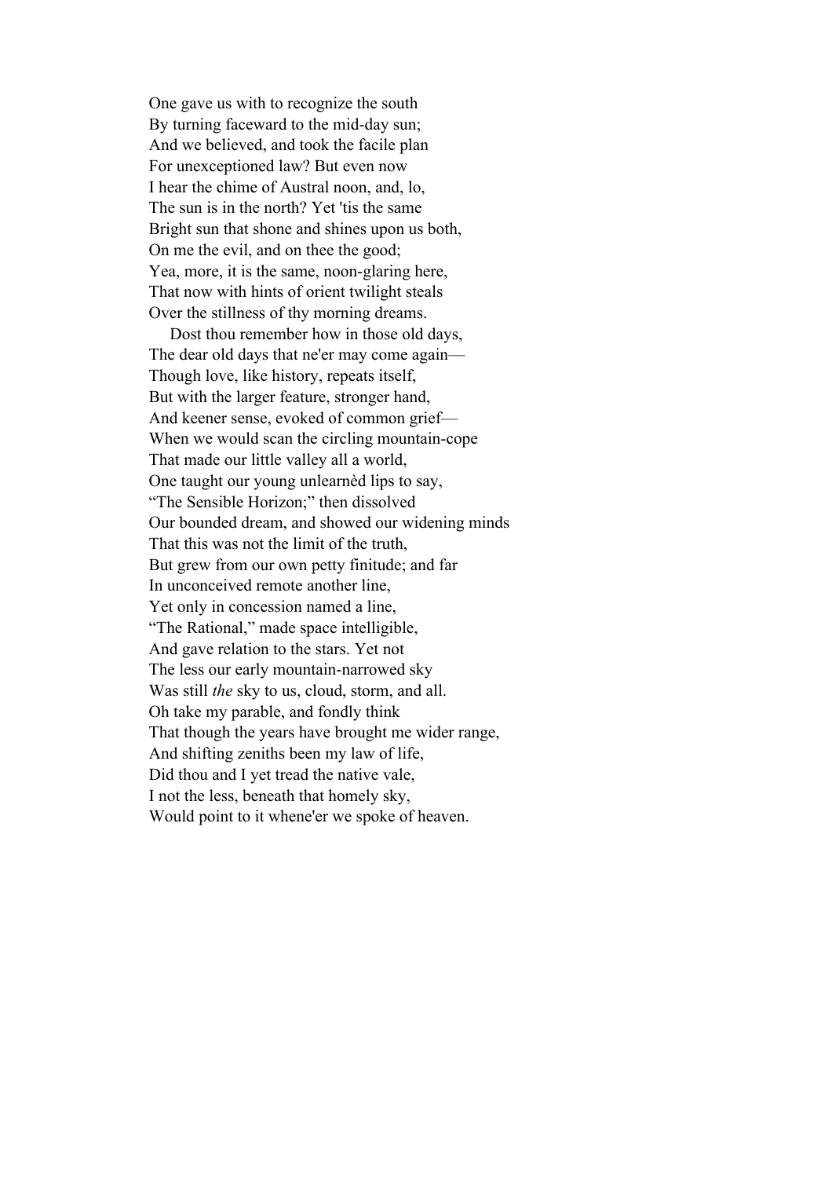One gave us with to recognize the south
By turning faceward to the mid-day sun;
And we believed, and took the facile plan
For unexceptioned law? But even now
I hear the chime of Austral noon, and, lo,
The sun is in the north? Yet 'tis the same
Bright sun that shone and shines upon us both,
On me the evil, and on thee the good;
Yea, more, it is the same, noon-glaring here,
That now with hints of orient twilight steals
Over the stillness of thy morning dreams.

Dost thou remember how in those old days,
The dear old days that ne'er may come again—
Though love, like history, repeats itself,
But with the larger feature, stronger hand,
And keener sense, evoked of common grief—
When we would scan the circling mountain-cope
That made our little valley all a world,
One taught our young unlearnèd lips to say,
"The Sensible Horizon;" then dissolved
Our bounded dream, and showed our widening minds
That this was not the limit of the truth,
But grew from our own petty finitude; and far
In unconceived remote another line,
Yet only in concession named a line,
"The Rational," made space intelligible,
And gave relation to the stars. Yet not
The less our early mountain-narrowed sky
Was still *the* sky to us, cloud, storm, and all.
Oh take my parable, and fondly think
That though the years have brought me wider range,
And shifting zeniths been my law of life,
Did thou and I yet tread the native vale,
I not the less, beneath that homely sky,
Would point to it whene'er we spoke of heaven.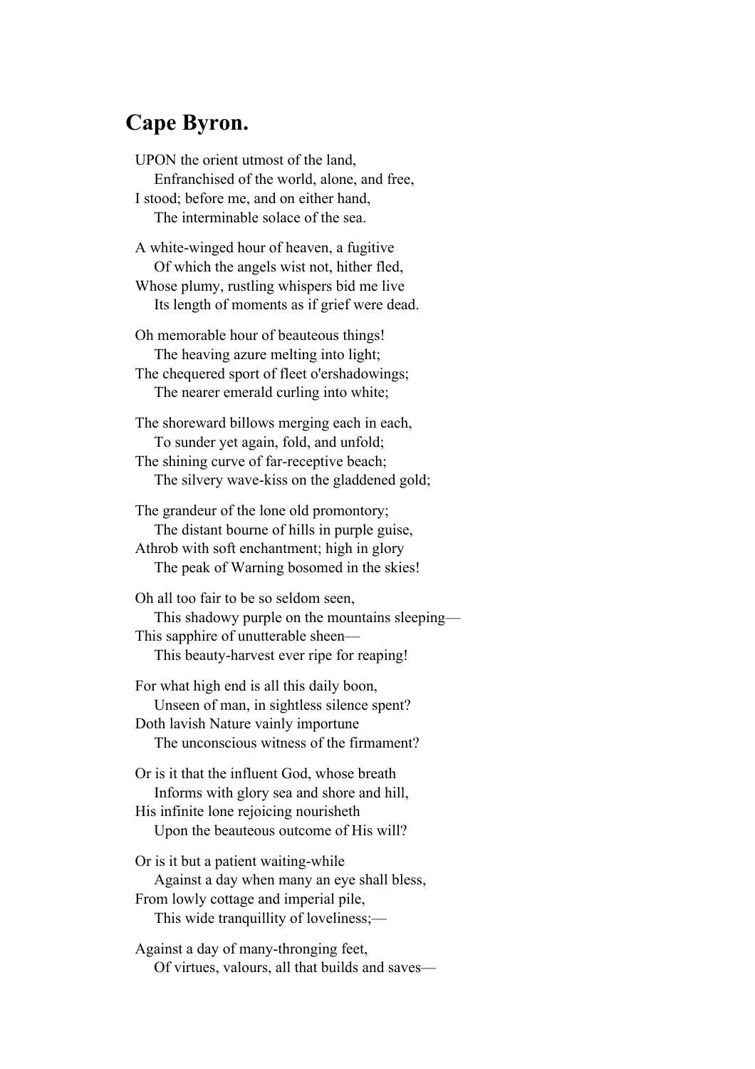## Cape Byron.

UPON the orient utmost of the land,
    Enfranchised of the world, alone, and free,
I stood; before me, and on either hand,
    The interminable solace of the sea.

A white-winged hour of heaven, a fugitive
    Of which the angels wist not, hither fled,
Whose plumy, rustling whispers bid me live
    Its length of moments as if grief were dead.

Oh memorable hour of beauteous things!
    The heaving azure melting into light;
The chequered sport of fleet o'ershadowings;
    The nearer emerald curling into white;

The shoreward billows merging each in each,
    To sunder yet again, fold, and unfold;
The shining curve of far-receptive beach;
    The silvery wave-kiss on the gladdened gold;

The grandeur of the lone old promontory;
    The distant bourne of hills in purple guise,
Athrob with soft enchantment; high in glory
    The peak of Warning bosomed in the skies!

Oh all too fair to be so seldom seen,
    This shadowy purple on the mountains sleeping—
This sapphire of unutterable sheen—
    This beauty-harvest ever ripe for reaping!

For what high end is all this daily boon,
    Unseen of man, in sightless silence spent?
Doth lavish Nature vainly importune
    The unconscious witness of the firmament?

Or is it that the influent God, whose breath
    Informs with glory sea and shore and hill,
His infinite lone rejoicing nourisheth
    Upon the beauteous outcome of His will?

Or is it but a patient waiting-while
    Against a day when many an eye shall bless,
From lowly cottage and imperial pile,
    This wide tranquillity of loveliness;—

Against a day of many-thronging feet,
    Of virtues, valours, all that builds and saves—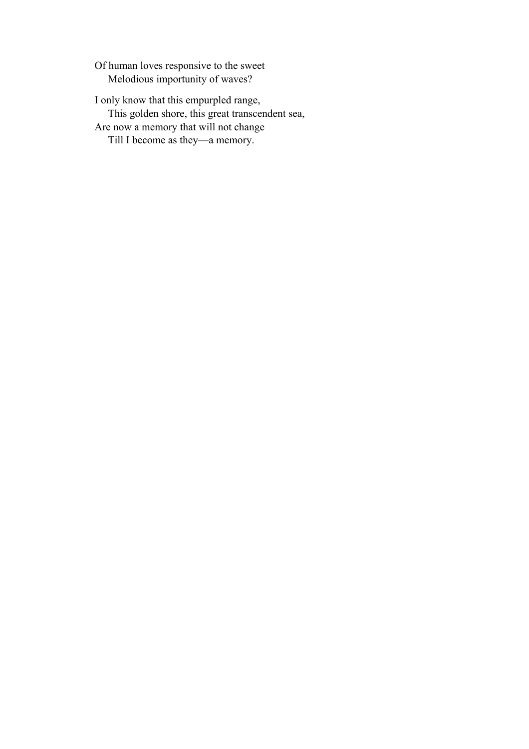Of human loves responsive to the sweet  
    Melodious importunity of waves?

I only know that this empurpled range,  
    This golden shore, this great transcendent sea,  
Are now a memory that will not change  
    Till I become as they—a memory.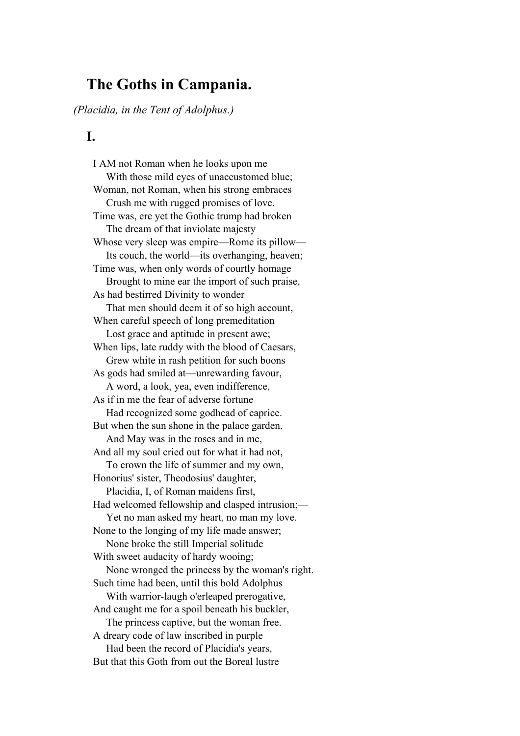## The Goths in Campania.

*(Placidia, in the Tent of Adolphus.)*

### I.

I AM not Roman when he looks upon me
 With those mild eyes of unaccustomed blue;
Woman, not Roman, when his strong embraces
 Crush me with rugged promises of love.
Time was, ere yet the Gothic trump had broken
 The dream of that inviolate majesty
Whose very sleep was empire—Rome its pillow—
 Its couch, the world—its overhanging, heaven;
Time was, when only words of courtly homage
 Brought to mine ear the import of such praise,
As had bestirred Divinity to wonder
 That men should deem it of so high account,
When careful speech of long premeditation
 Lost grace and aptitude in present awe;
When lips, late ruddy with the blood of Caesars,
 Grew white in rash petition for such boons
As gods had smiled at—unrewarding favour,
 A word, a look, yea, even indifference,
As if in me the fear of adverse fortune
 Had recognized some godhead of caprice.
But when the sun shone in the palace garden,
 And May was in the roses and in me,
And all my soul cried out for what it had not,
 To crown the life of summer and my own,
Honorius' sister, Theodosius' daughter,
 Placidia, I, of Roman maidens first,
Had welcomed fellowship and clasped intrusion;—
 Yet no man asked my heart, no man my love.
None to the longing of my life made answer;
 None broke the still Imperial solitude
With sweet audacity of hardy wooing;
 None wronged the princess by the woman's right.
Such time had been, until this bold Adolphus
 With warrior-laugh o'erleaped prerogative,
And caught me for a spoil beneath his buckler,
 The princess captive, but the woman free.
A dreary code of law inscribed in purple
 Had been the record of Placidia's years,
But that this Goth from out the Boreal lustre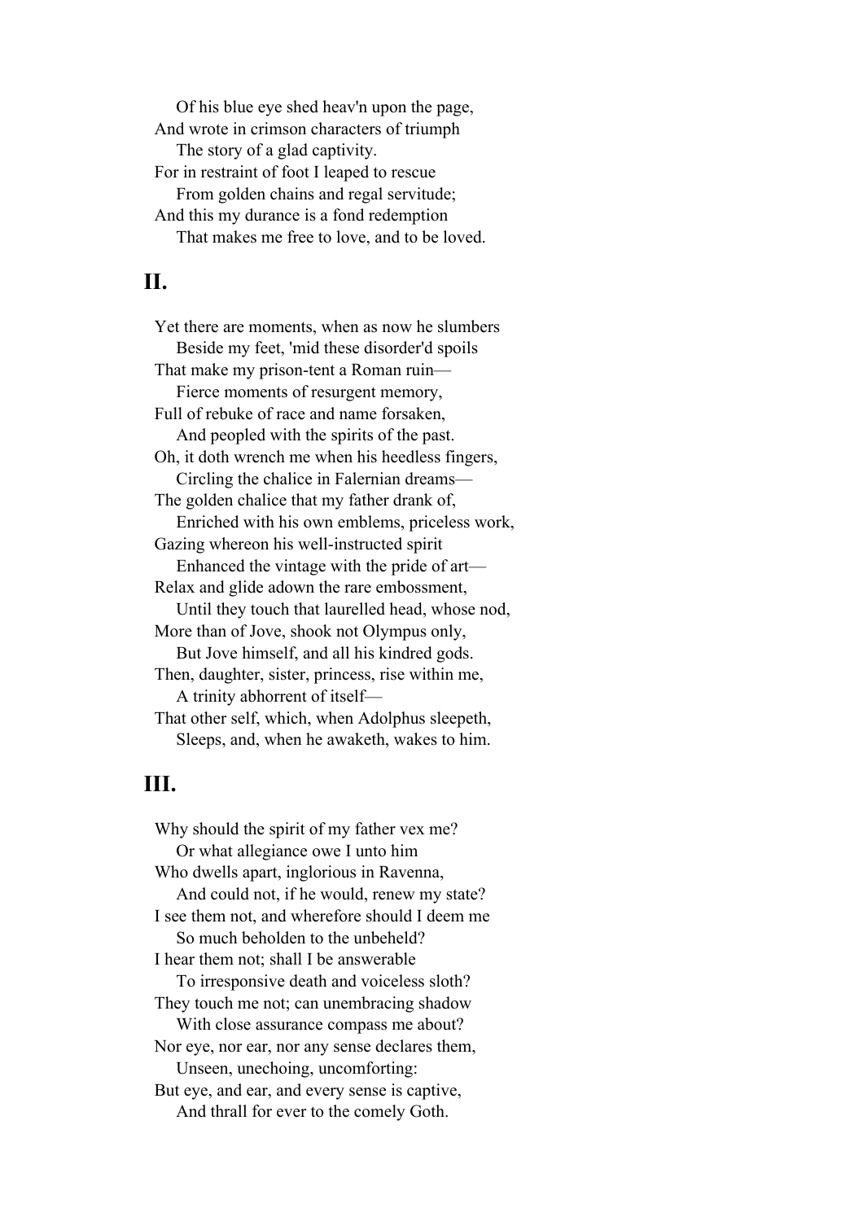Of his blue eye shed heav'n upon the page,
And wrote in crimson characters of triumph
The story of a glad captivity.
For in restraint of foot I leaped to rescue
From golden chains and regal servitude;
And this my durance is a fond redemption
That makes me free to love, and to be loved.

## II.

Yet there are moments, when as now he slumbers
Beside my feet, 'mid these disorder'd spoils
That make my prison-tent a Roman ruin—
Fierce moments of resurgent memory,
Full of rebuke of race and name forsaken,
And peopled with the spirits of the past.
Oh, it doth wrench me when his heedless fingers,
Circling the chalice in Falernian dreams—
The golden chalice that my father drank of,
Enriched with his own emblems, priceless work,
Gazing whereon his well-instructed spirit
Enhanced the vintage with the pride of art—
Relax and glide adown the rare embossment,
Until they touch that laurelled head, whose nod,
More than of Jove, shook not Olympus only,
But Jove himself, and all his kindred gods.
Then, daughter, sister, princess, rise within me,
A trinity abhorrent of itself—
That other self, which, when Adolphus sleepeth,
Sleeps, and, when he awaketh, wakes to him.

## III.

Why should the spirit of my father vex me?
Or what allegiance owe I unto him
Who dwells apart, inglorious in Ravenna,
And could not, if he would, renew my state?
I see them not, and wherefore should I deem me
So much beholden to the unbeheld?
I hear them not; shall I be answerable
To irresponsive death and voiceless sloth?
They touch me not; can unembracing shadow
With close assurance compass me about?
Nor eye, nor ear, nor any sense declares them,
Unseen, unechoing, uncomforting:
But eye, and ear, and every sense is captive,
And thrall for ever to the comely Goth.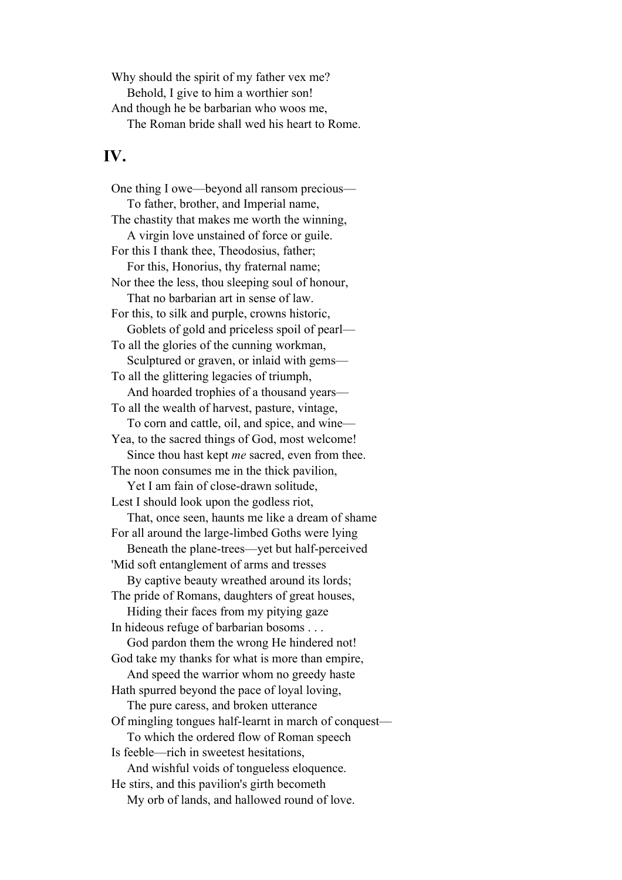Why should the spirit of my father vex me?
    Behold, I give to him a worthier son!
And though he be barbarian who woos me,
    The Roman bride shall wed his heart to Rome.

## IV.

One thing I owe—beyond all ransom precious—
    To father, brother, and Imperial name,
The chastity that makes me worth the winning,
    A virgin love unstained of force or guile.
For this I thank thee, Theodosius, father;
    For this, Honorius, thy fraternal name;
Nor thee the less, thou sleeping soul of honour,
    That no barbarian art in sense of law.
For this, to silk and purple, crowns historic,
    Goblets of gold and priceless spoil of pearl—
To all the glories of the cunning workman,
    Sculptured or graven, or inlaid with gems—
To all the glittering legacies of triumph,
    And hoarded trophies of a thousand years—
To all the wealth of harvest, pasture, vintage,
    To corn and cattle, oil, and spice, and wine—
Yea, to the sacred things of God, most welcome!
    Since thou hast kept *me* sacred, even from thee.
The noon consumes me in the thick pavilion,
    Yet I am fain of close-drawn solitude,
Lest I should look upon the godless riot,
    That, once seen, haunts me like a dream of shame
For all around the large-limbed Goths were lying
    Beneath the plane-trees—yet but half-perceived
'Mid soft entanglement of arms and tresses
    By captive beauty wreathed around its lords;
The pride of Romans, daughters of great houses,
    Hiding their faces from my pitying gaze
In hideous refuge of barbarian bosoms . . .
    God pardon them the wrong He hindered not!
God take my thanks for what is more than empire,
    And speed the warrior whom no greedy haste
Hath spurred beyond the pace of loyal loving,
    The pure caress, and broken utterance
Of mingling tongues half-learnt in march of conquest—
    To which the ordered flow of Roman speech
Is feeble—rich in sweetest hesitations,
    And wishful voids of tongueless eloquence.
He stirs, and this pavilion's girth becometh
    My orb of lands, and hallowed round of love.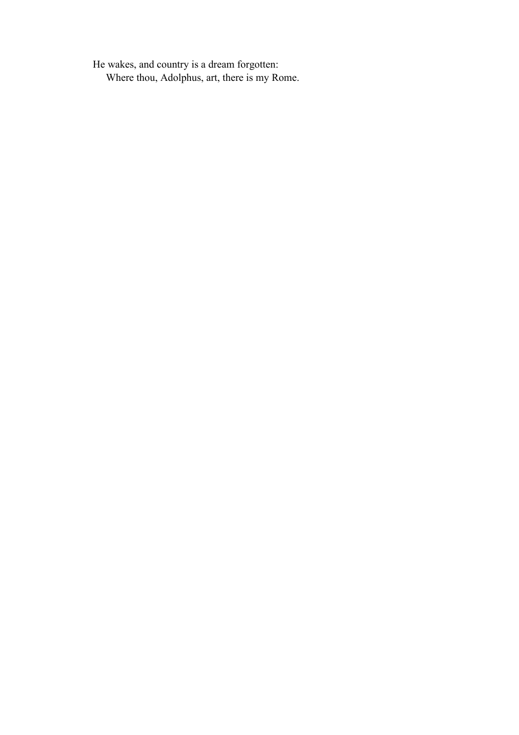He wakes, and country is a dream forgotten:
   Where thou, Adolphus, art, there is my Rome.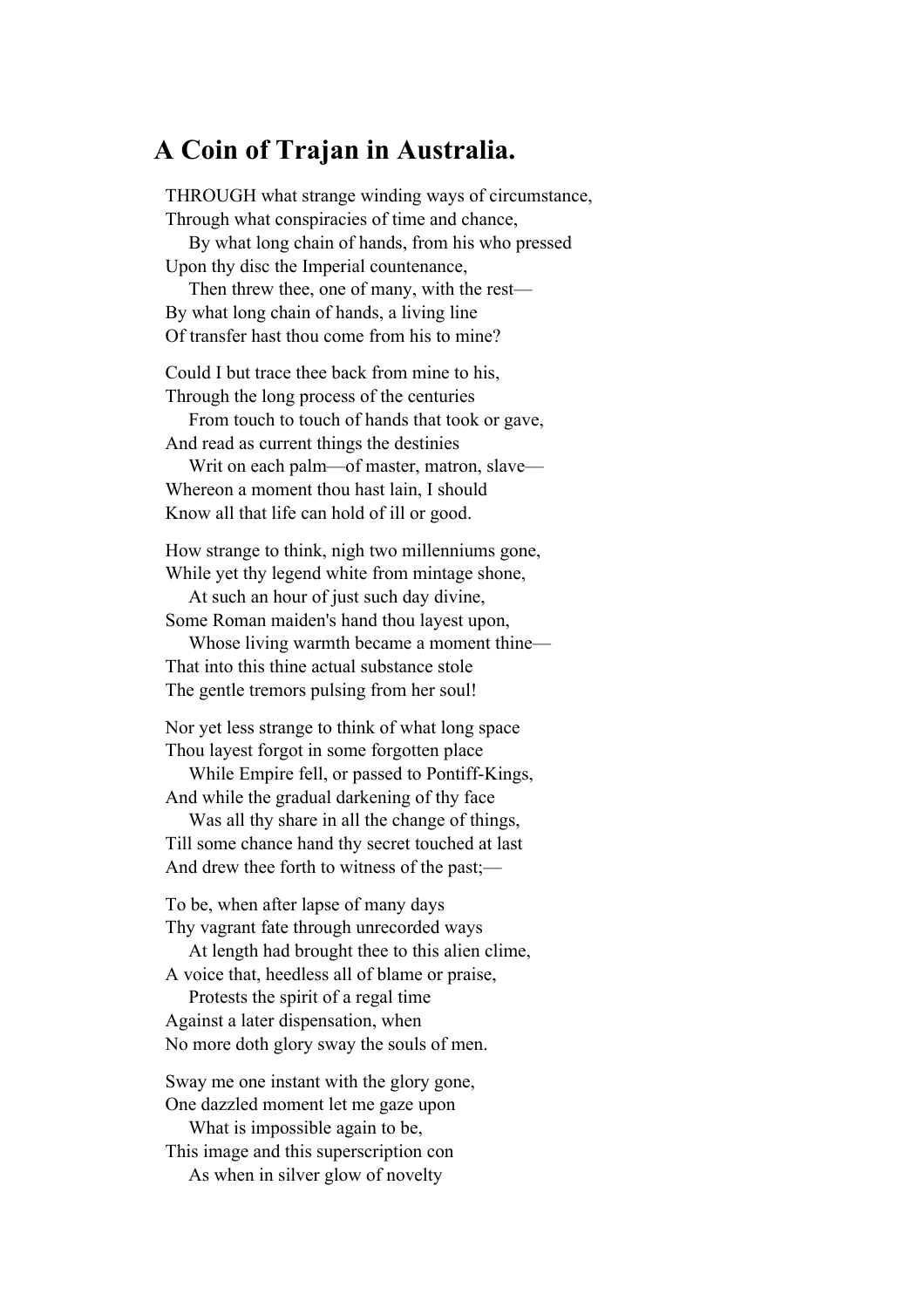## A Coin of Trajan in Australia.

THROUGH what strange winding ways of circumstance,  
Through what conspiracies of time and chance,  
    By what long chain of hands, from his who pressed  
Upon thy disc the Imperial countenance,  
    Then threw thee, one of many, with the rest—  
By what long chain of hands, a living line  
Of transfer hast thou come from his to mine?

Could I but trace thee back from mine to his,  
Through the long process of the centuries  
    From touch to touch of hands that took or gave,  
And read as current things the destinies  
    Writ on each palm—of master, matron, slave—  
Whereon a moment thou hast lain, I should  
Know all that life can hold of ill or good.

How strange to think, nigh two millenniums gone,  
While yet thy legend white from mintage shone,  
    At such an hour of just such day divine,  
Some Roman maiden's hand thou layest upon,  
    Whose living warmth became a moment thine—  
That into this thine actual substance stole  
The gentle tremors pulsing from her soul!

Nor yet less strange to think of what long space  
Thou layest forgot in some forgotten place  
    While Empire fell, or passed to Pontiff-Kings,  
And while the gradual darkening of thy face  
    Was all thy share in all the change of things,  
Till some chance hand thy secret touched at last  
And drew thee forth to witness of the past;—

To be, when after lapse of many days  
Thy vagrant fate through unrecorded ways  
    At length had brought thee to this alien clime,  
A voice that, heedless all of blame or praise,  
    Protests the spirit of a regal time  
Against a later dispensation, when  
No more doth glory sway the souls of men.

Sway me one instant with the glory gone,  
One dazzled moment let me gaze upon  
    What is impossible again to be,  
This image and this superscription con  
    As when in silver glow of novelty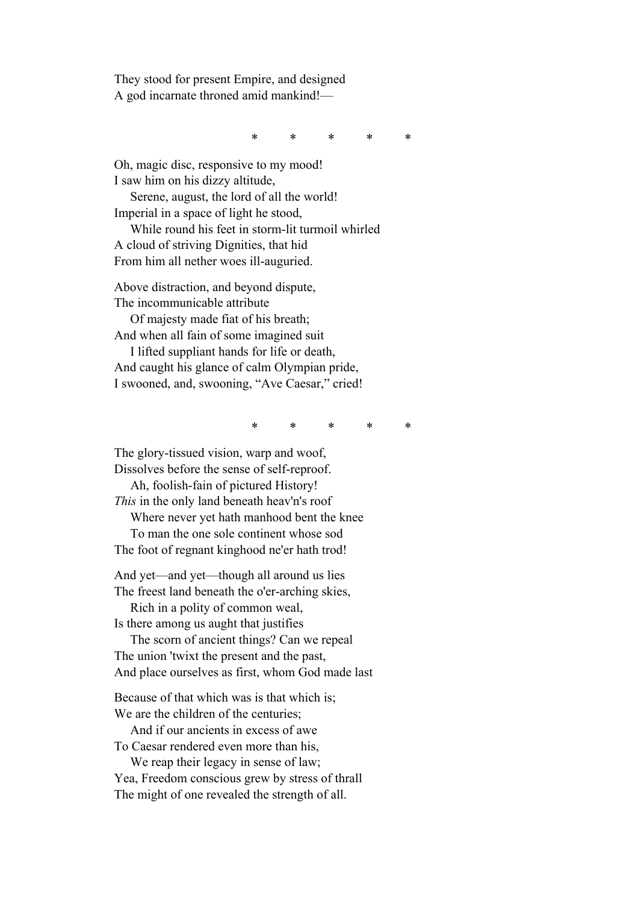They stood for present Empire, and designed  
A god incarnate throned amid mankind!—

\*         \*         \*         \*         \*

Oh, magic disc, responsive to my mood!  
I saw him on his dizzy altitude,  
    Serene, august, the lord of all the world!  
Imperial in a space of light he stood,  
    While round his feet in storm-lit turmoil whirled  
A cloud of striving Dignities, that hid  
From him all nether woes ill-auguried.

Above distraction, and beyond dispute,  
The incommunicable attribute  
    Of majesty made fiat of his breath;  
And when all fain of some imagined suit  
    I lifted suppliant hands for life or death,  
And caught his glance of calm Olympian pride,  
I swooned, and, swooning, “Ave Caesar,” cried!

\*         \*         \*         \*         \*

The glory-tissued vision, warp and woof,  
Dissolves before the sense of self-reproof.  
    Ah, foolish-fain of pictured History!  
*This* in the only land beneath heav'n's roof  
    Where never yet hath manhood bent the knee  
    To man the one sole continent whose sod  
The foot of regnant kinghood ne'er hath trod!

And yet—and yet—though all around us lies  
The freest land beneath the o'er-arching skies,  
    Rich in a polity of common weal,  
Is there among us aught that justifies  
    The scorn of ancient things? Can we repeal  
The union 'twixt the present and the past,  
And place ourselves as first, whom God made last

Because of that which was is that which is;  
We are the children of the centuries;  
    And if our ancients in excess of awe  
To Caesar rendered even more than his,  
    We reap their legacy in sense of law;  
Yea, Freedom conscious grew by stress of thrall  
The might of one revealed the strength of all.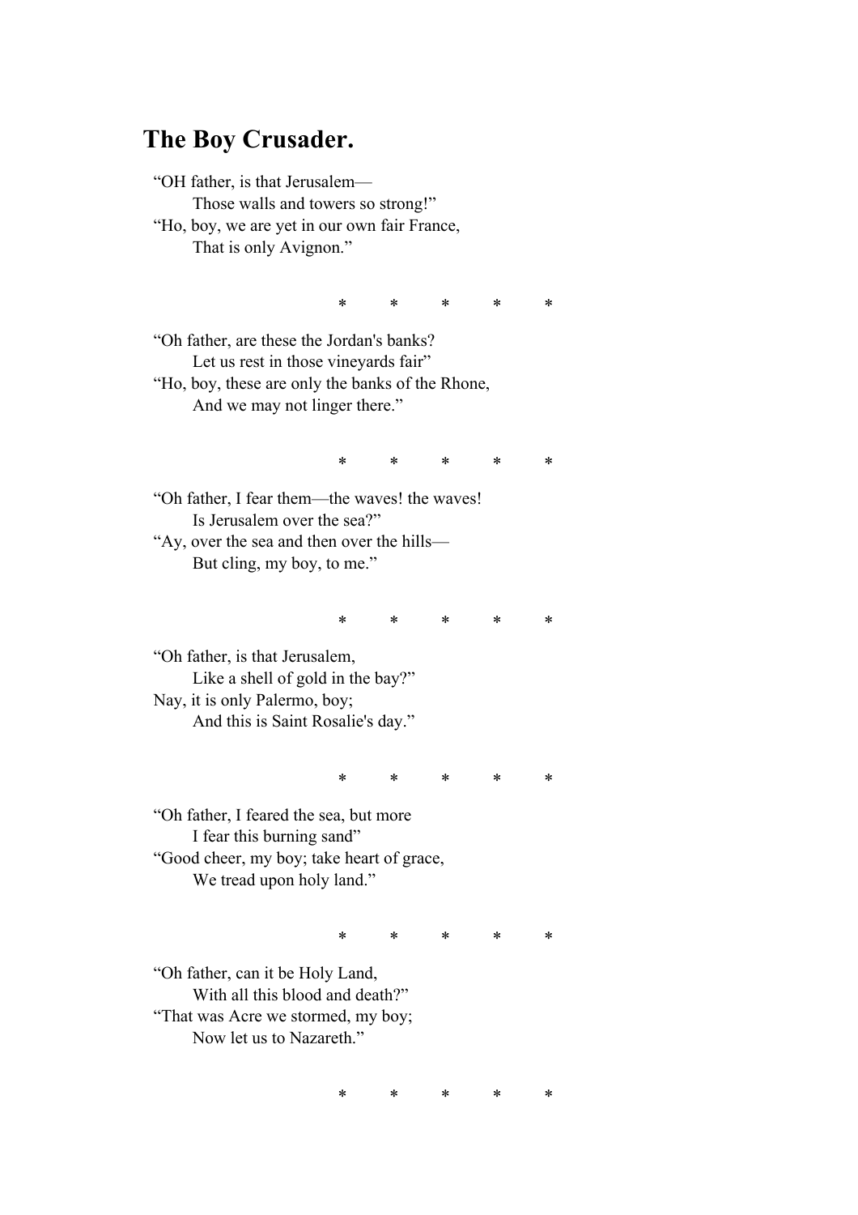# The Boy Crusader.

"OH father, is that Jerusalem—
    Those walls and towers so strong!"
"Ho, boy, we are yet in our own fair France,
    That is only Avignon."

\*     \*     \*     \*     \*

"Oh father, are these the Jordan's banks?
    Let us rest in those vineyards fair"
"Ho, boy, these are only the banks of the Rhone,
    And we may not linger there."

\*     \*     \*     \*     \*

"Oh father, I fear them—the waves! the waves!
    Is Jerusalem over the sea?"
"Ay, over the sea and then over the hills—
    But cling, my boy, to me."

\*     \*     \*     \*     \*

"Oh father, is that Jerusalem,
    Like a shell of gold in the bay?"
Nay, it is only Palermo, boy;
    And this is Saint Rosalie's day."

\*     \*     \*     \*     \*

"Oh father, I feared the sea, but more
    I fear this burning sand"
"Good cheer, my boy; take heart of grace,
    We tread upon holy land."

\*     \*     \*     \*     \*

"Oh father, can it be Holy Land,
    With all this blood and death?"
"That was Acre we stormed, my boy;
    Now let us to Nazareth."

\*     \*     \*     \*     \*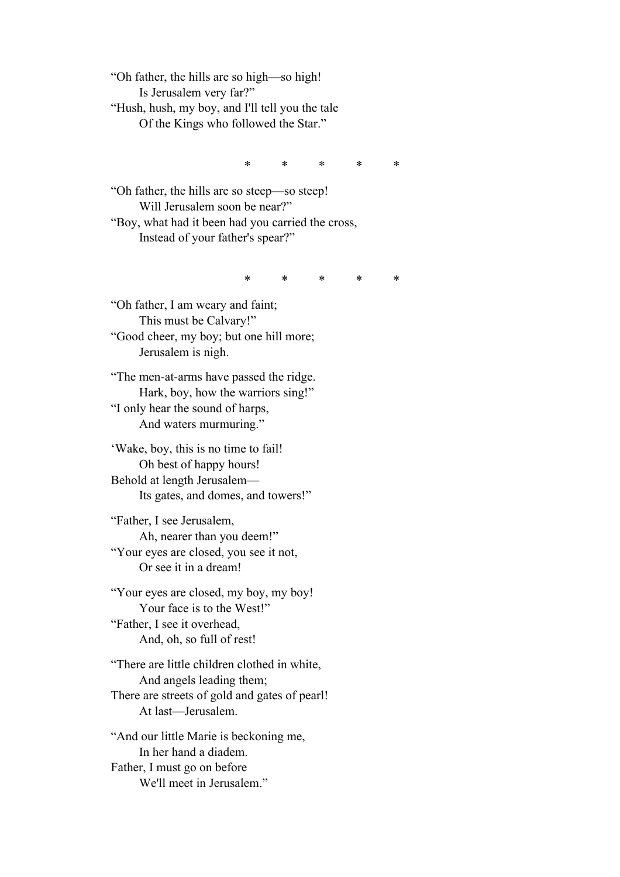“Oh father, the hills are so high—so high!  
        Is Jerusalem very far?”  
“Hush, hush, my boy, and I'll tell you the tale  
        Of the Kings who followed the Star.”

*        *        *        *        *

“Oh father, the hills are so steep—so steep!  
        Will Jerusalem soon be near?”  
“Boy, what had it been had you carried the cross,  
        Instead of your father's spear?”

*        *        *        *        *

“Oh father, I am weary and faint;  
        This must be Calvary!”  
“Good cheer, my boy; but one hill more;  
        Jerusalem is nigh.

“The men-at-arms have passed the ridge.  
        Hark, boy, how the warriors sing!”  
“I only hear the sound of harps,  
        And waters murmuring.”

‘Wake, boy, this is no time to fail!  
        Oh best of happy hours!  
Behold at length Jerusalem—  
        Its gates, and domes, and towers!”

“Father, I see Jerusalem,  
        Ah, nearer than you deem!”  
“Your eyes are closed, you see it not,  
        Or see it in a dream!

“Your eyes are closed, my boy, my boy!  
        Your face is to the West!”  
“Father, I see it overhead,  
        And, oh, so full of rest!

“There are little children clothed in white,  
        And angels leading them;  
There are streets of gold and gates of pearl!  
        At last—Jerusalem.

“And our little Marie is beckoning me,  
        In her hand a diadem.  
Father, I must go on before  
        We'll meet in Jerusalem.”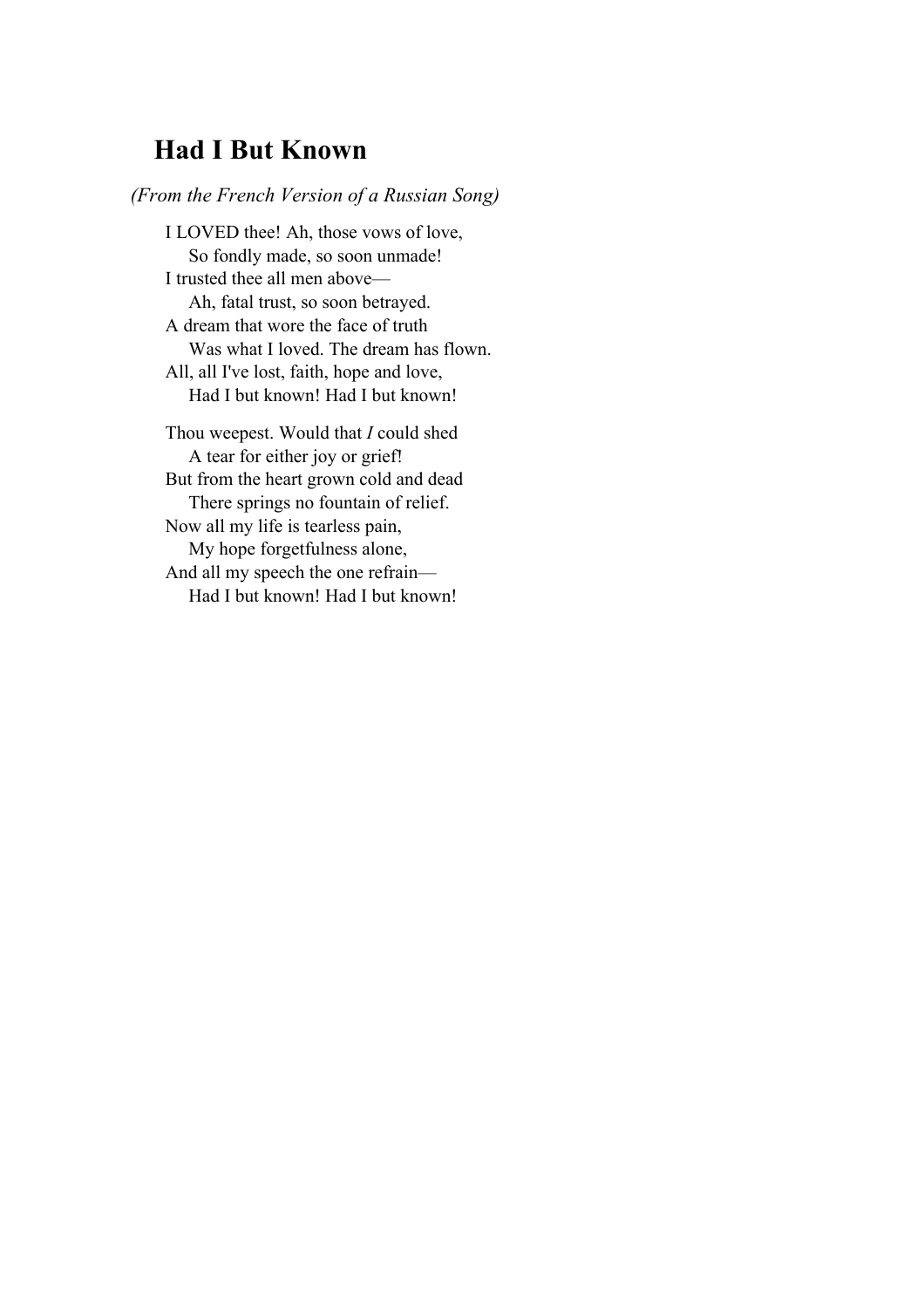## Had I But Known

*(From the French Version of a Russian Song)*

I LOVED thee! Ah, those vows of love,
    So fondly made, so soon unmade!
I trusted thee all men above—
    Ah, fatal trust, so soon betrayed.
A dream that wore the face of truth
    Was what I loved. The dream has flown.
All, all I've lost, faith, hope and love,
    Had I but known! Had I but known!

Thou weepest. Would that *I* could shed
    A tear for either joy or grief!
But from the heart grown cold and dead
    There springs no fountain of relief.
Now all my life is tearless pain,
    My hope forgetfulness alone,
And all my speech the one refrain—
    Had I but known! Had I but known!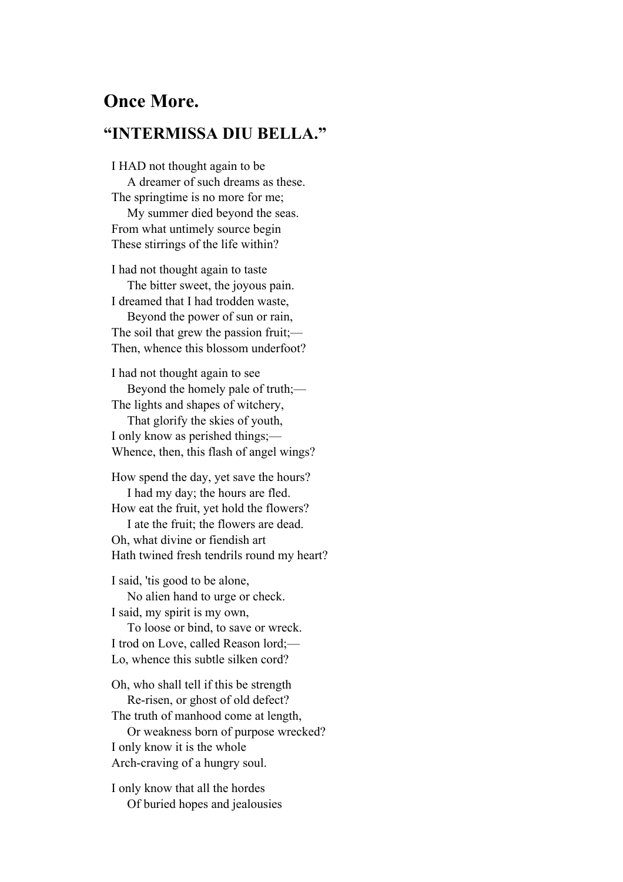## Once More.

### “INTERMISSA DIU BELLA.”

I HAD not thought again to be
    A dreamer of such dreams as these.
The springtime is no more for me;
    My summer died beyond the seas.
From what untimely source begin
These stirrings of the life within?

I had not thought again to taste
    The bitter sweet, the joyous pain.
I dreamed that I had trodden waste,
    Beyond the power of sun or rain,
The soil that grew the passion fruit;—
Then, whence this blossom underfoot?

I had not thought again to see
    Beyond the homely pale of truth;—
The lights and shapes of witchery,
    That glorify the skies of youth,
I only know as perished things;—
Whence, then, this flash of angel wings?

How spend the day, yet save the hours?
    I had my day; the hours are fled.
How eat the fruit, yet hold the flowers?
    I ate the fruit; the flowers are dead.
Oh, what divine or fiendish art
Hath twined fresh tendrils round my heart?

I said, 'tis good to be alone,
    No alien hand to urge or check.
I said, my spirit is my own,
    To loose or bind, to save or wreck.
I trod on Love, called Reason lord;—
Lo, whence this subtle silken cord?

Oh, who shall tell if this be strength
    Re-risen, or ghost of old defect?
The truth of manhood come at length,
    Or weakness born of purpose wrecked?
I only know it is the whole
Arch-craving of a hungry soul.

I only know that all the hordes
    Of buried hopes and jealousies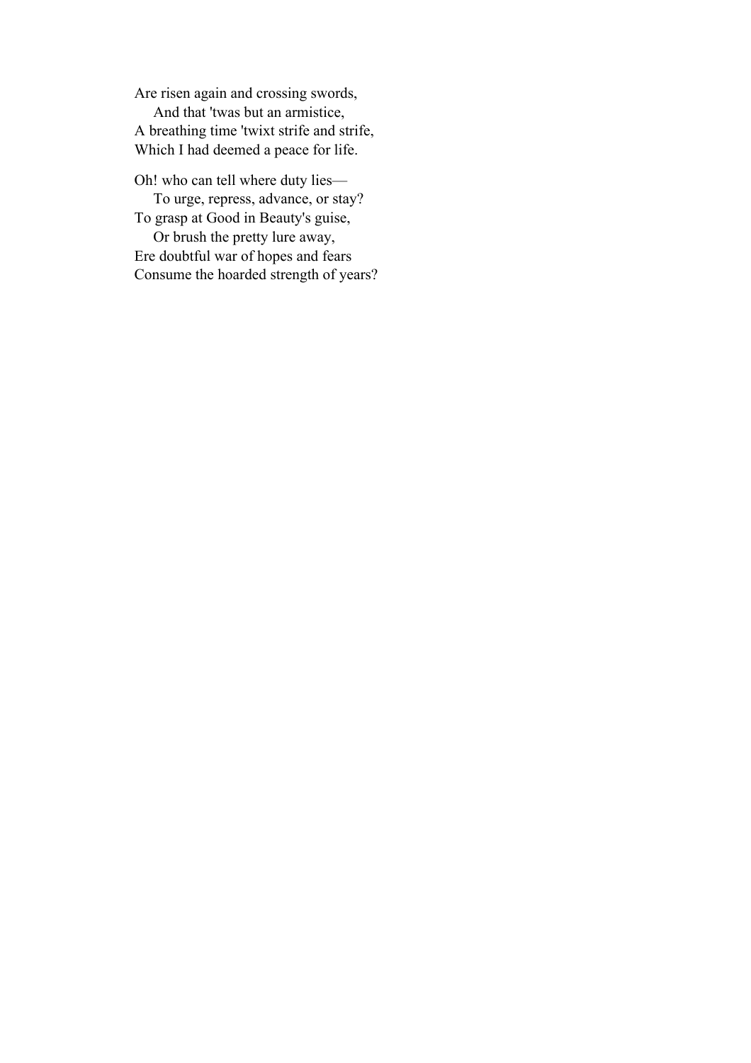Are risen again and crossing swords,  
    And that 'twas but an armistice,  
A breathing time 'twixt strife and strife,  
Which I had deemed a peace for life.

Oh! who can tell where duty lies—  
    To urge, repress, advance, or stay?  
To grasp at Good in Beauty's guise,  
    Or brush the pretty lure away,  
Ere doubtful war of hopes and fears  
Consume the hoarded strength of years?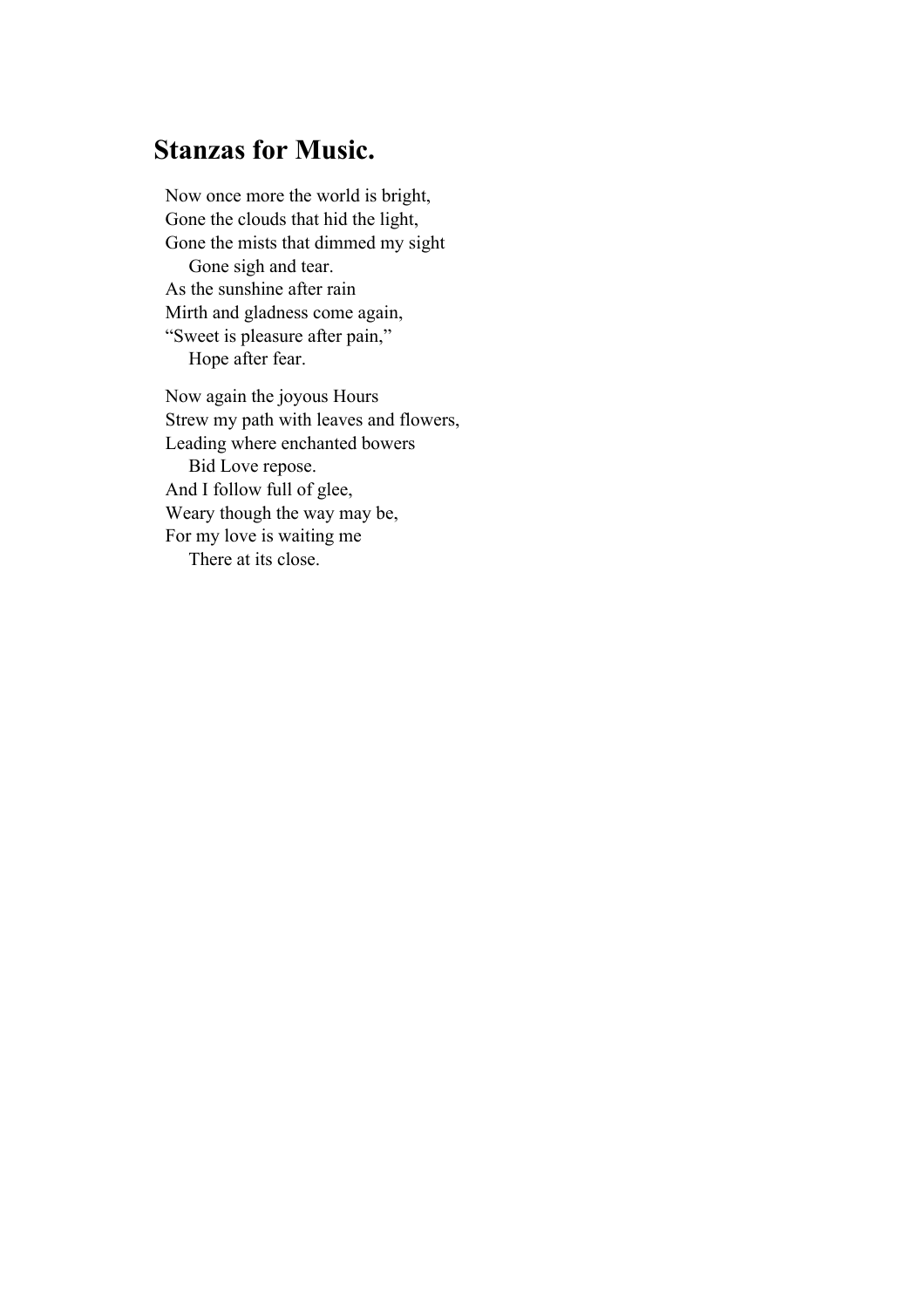## Stanzas for Music.

Now once more the world is bright,  
Gone the clouds that hid the light,  
Gone the mists that dimmed my sight  
&nbsp;&nbsp;&nbsp;&nbsp;Gone sigh and tear.  
As the sunshine after rain  
Mirth and gladness come again,  
“Sweet is pleasure after pain,”  
&nbsp;&nbsp;&nbsp;&nbsp;Hope after fear.

Now again the joyous Hours  
Strew my path with leaves and flowers,  
Leading where enchanted bowers  
&nbsp;&nbsp;&nbsp;&nbsp;Bid Love repose.  
And I follow full of glee,  
Weary though the way may be,  
For my love is waiting me  
&nbsp;&nbsp;&nbsp;&nbsp;There at its close.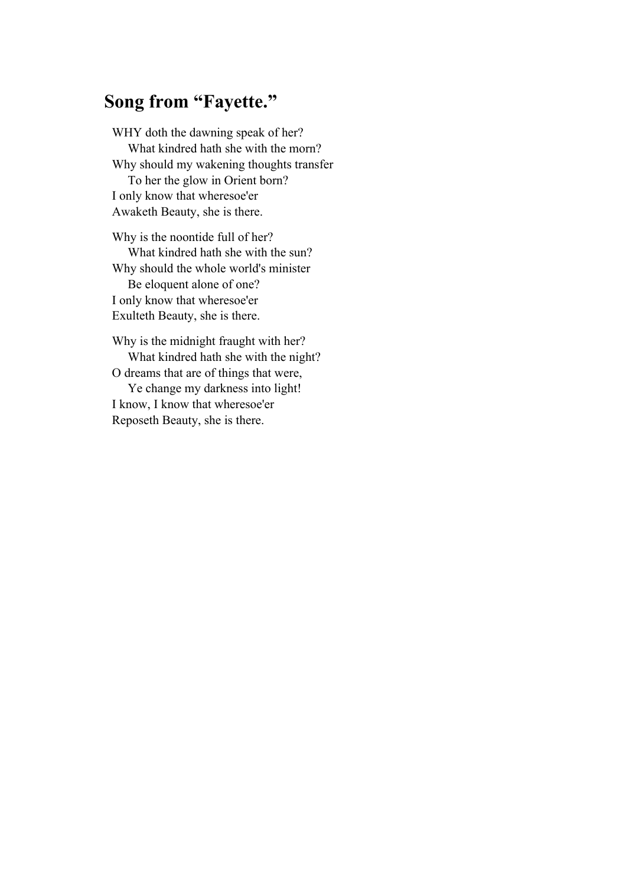## Song from “Fayette.”

WHY doth the dawning speak of her?  
    What kindred hath she with the morn?  
Why should my wakening thoughts transfer  
    To her the glow in Orient born?  
I only know that wheresoe'er  
Awaketh Beauty, she is there.

Why is the noontide full of her?  
    What kindred hath she with the sun?  
Why should the whole world's minister  
    Be eloquent alone of one?  
I only know that wheresoe'er  
Exulteth Beauty, she is there.

Why is the midnight fraught with her?  
    What kindred hath she with the night?  
O dreams that are of things that were,  
    Ye change my darkness into light!  
I know, I know that wheresoe'er  
Reposeth Beauty, she is there.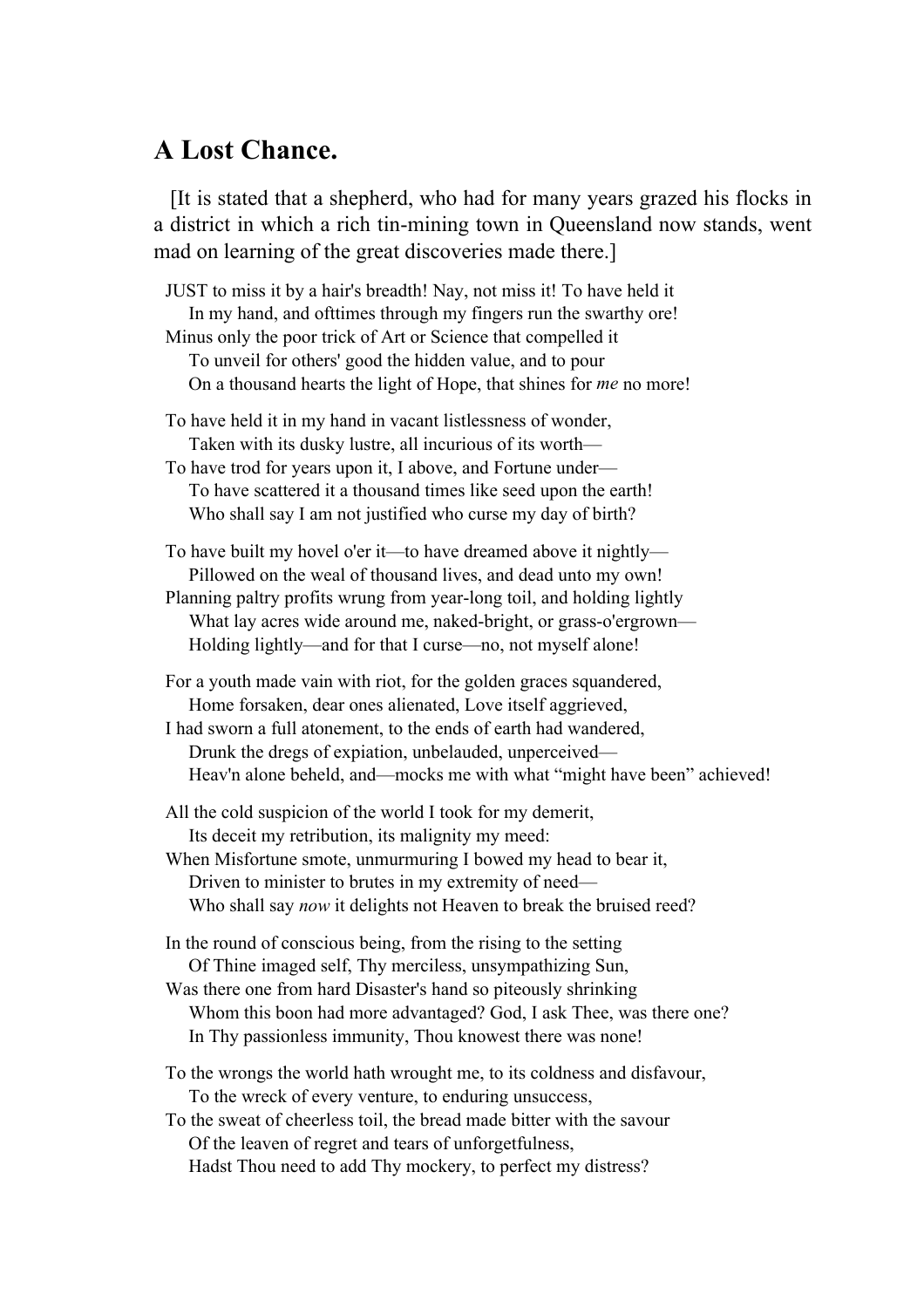## A Lost Chance.

[It is stated that a shepherd, who had for many years grazed his flocks in a district in which a rich tin-mining town in Queensland now stands, went mad on learning of the great discoveries made there.]

JUST to miss it by a hair's breadth! Nay, not miss it! To have held it  
    In my hand, and ofttimes through my fingers run the swarthy ore!  
Minus only the poor trick of Art or Science that compelled it  
    To unveil for others' good the hidden value, and to pour  
    On a thousand hearts the light of Hope, that shines for *me* no more!

To have held it in my hand in vacant listlessness of wonder,  
    Taken with its dusky lustre, all incurious of its worth—  
To have trod for years upon it, I above, and Fortune under—  
    To have scattered it a thousand times like seed upon the earth!  
    Who shall say I am not justified who curse my day of birth?

To have built my hovel o'er it—to have dreamed above it nightly—  
    Pillowed on the weal of thousand lives, and dead unto my own!  
Planning paltry profits wrung from year-long toil, and holding lightly  
    What lay acres wide around me, naked-bright, or grass-o'ergrown—  
    Holding lightly—and for that I curse—no, not myself alone!

For a youth made vain with riot, for the golden graces squandered,  
    Home forsaken, dear ones alienated, Love itself aggrieved,  
I had sworn a full atonement, to the ends of earth had wandered,  
    Drunk the dregs of expiation, unbelauded, unperceived—  
    Heav'n alone beheld, and—mocks me with what "might have been" achieved!

All the cold suspicion of the world I took for my demerit,  
    Its deceit my retribution, its malignity my meed:  
When Misfortune smote, unmurmuring I bowed my head to bear it,  
    Driven to minister to brutes in my extremity of need—  
    Who shall say *now* it delights not Heaven to break the bruised reed?

In the round of conscious being, from the rising to the setting  
    Of Thine imaged self, Thy merciless, unsympathizing Sun,  
Was there one from hard Disaster's hand so piteously shrinking  
    Whom this boon had more advantaged? God, I ask Thee, was there one?  
    In Thy passionless immunity, Thou knowest there was none!

To the wrongs the world hath wrought me, to its coldness and disfavour,  
    To the wreck of every venture, to enduring unsuccess,  
To the sweat of cheerless toil, the bread made bitter with the savour  
    Of the leaven of regret and tears of unforgetfulness,  
    Hadst Thou need to add Thy mockery, to perfect my distress?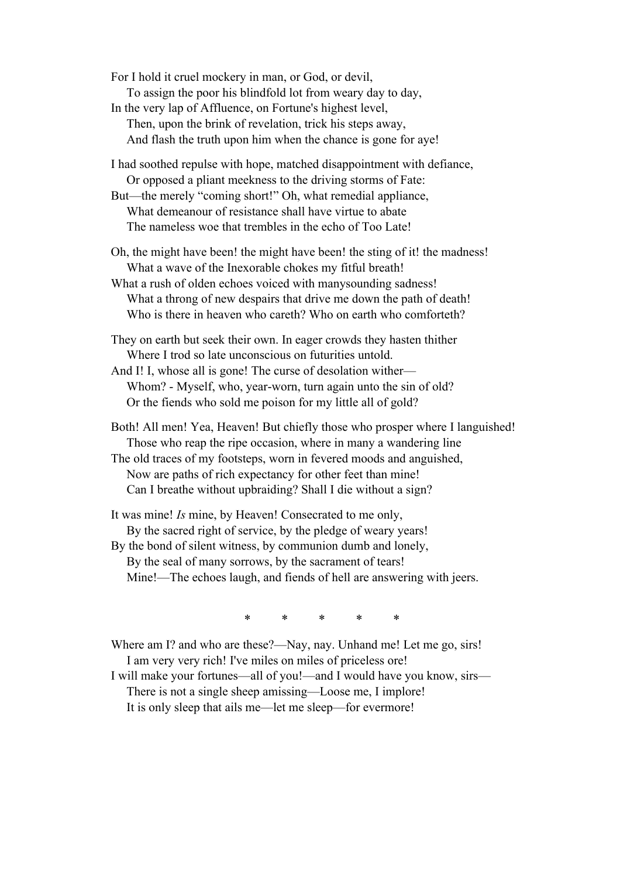For I hold it cruel mockery in man, or God, or devil,
To assign the poor his blindfold lot from weary day to day,
In the very lap of Affluence, on Fortune's highest level,
Then, upon the brink of revelation, trick his steps away,
And flash the truth upon him when the chance is gone for aye!

I had soothed repulse with hope, matched disappointment with defiance,
Or opposed a pliant meekness to the driving storms of Fate:
But—the merely "coming short!" Oh, what remedial appliance,
What demeanour of resistance shall have virtue to abate
The nameless woe that trembles in the echo of Too Late!

Oh, the might have been! the might have been! the sting of it! the madness!
What a wave of the Inexorable chokes my fitful breath!
What a rush of olden echoes voiced with manysounding sadness!
What a throng of new despairs that drive me down the path of death!
Who is there in heaven who careth? Who on earth who comforteth?

They on earth but seek their own. In eager crowds they hasten thither
Where I trod so late unconscious on futurities untold.
And I! I, whose all is gone! The curse of desolation wither—
Whom? - Myself, who, year-worn, turn again unto the sin of old?
Or the fiends who sold me poison for my little all of gold?

Both! All men! Yea, Heaven! But chiefly those who prosper where I languished!
Those who reap the ripe occasion, where in many a wandering line
The old traces of my footsteps, worn in fevered moods and anguished,
Now are paths of rich expectancy for other feet than mine!
Can I breathe without upbraiding? Shall I die without a sign?

It was mine! *Is* mine, by Heaven! Consecrated to me only,
By the sacred right of service, by the pledge of weary years!
By the bond of silent witness, by communion dumb and lonely,
By the seal of many sorrows, by the sacrament of tears!
Mine!—The echoes laugh, and fiends of hell are answering with jeers.

\* \* \* \* \*

Where am I? and who are these?—Nay, nay. Unhand me! Let me go, sirs!
I am very very rich! I've miles on miles of priceless ore!
I will make your fortunes—all of you!—and I would have you know, sirs—
There is not a single sheep amissing—Loose me, I implore!
It is only sleep that ails me—let me sleep—for evermore!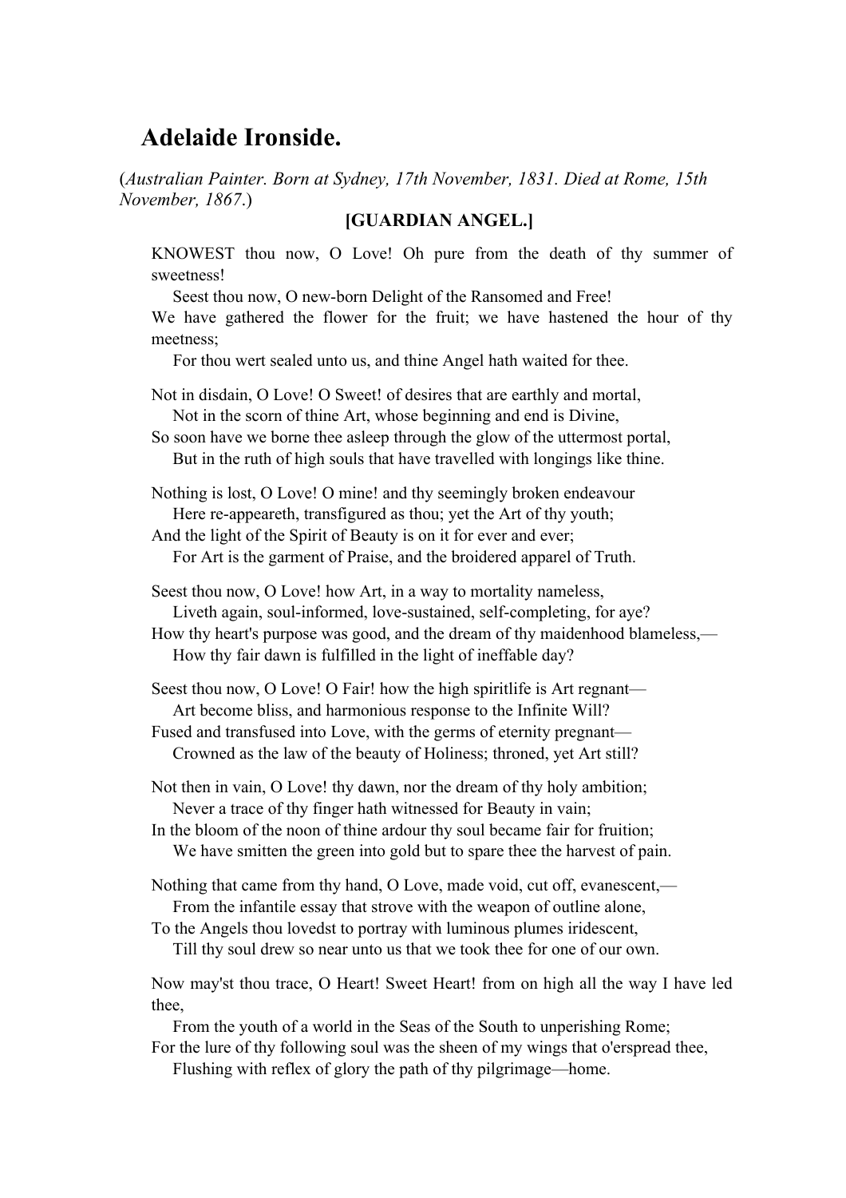## Adelaide Ironside.

(*Australian Painter. Born at Sydney, 17th November, 1831. Died at Rome, 15th November, 1867.*)

### [GUARDIAN ANGEL.]

KNOWEST thou now, O Love! Oh pure from the death of thy summer of sweetness!  
  Seest thou now, O new-born Delight of the Ransomed and Free!  
We have gathered the flower for the fruit; we have hastened the hour of thy meetness;  
  For thou wert sealed unto us, and thine Angel hath waited for thee.

Not in disdain, O Love! O Sweet! of desires that are earthly and mortal,  
  Not in the scorn of thine Art, whose beginning and end is Divine,  
So soon have we borne thee asleep through the glow of the uttermost portal,  
  But in the ruth of high souls that have travelled with longings like thine.

Nothing is lost, O Love! O mine! and thy seemingly broken endeavour  
  Here re-appeareth, transfigured as thou; yet the Art of thy youth;  
And the light of the Spirit of Beauty is on it for ever and ever;  
  For Art is the garment of Praise, and the broidered apparel of Truth.

Seest thou now, O Love! how Art, in a way to mortality nameless,  
  Liveth again, soul-informed, love-sustained, self-completing, for aye?  
How thy heart's purpose was good, and the dream of thy maidenhood blameless,—  
  How thy fair dawn is fulfilled in the light of ineffable day?

Seest thou now, O Love! O Fair! how the high spiritlife is Art regnant—  
  Art become bliss, and harmonious response to the Infinite Will?  
Fused and transfused into Love, with the germs of eternity pregnant—  
  Crowned as the law of the beauty of Holiness; throned, yet Art still?

Not then in vain, O Love! thy dawn, nor the dream of thy holy ambition;  
  Never a trace of thy finger hath witnessed for Beauty in vain;  
In the bloom of the noon of thine ardour thy soul became fair for fruition;  
  We have smitten the green into gold but to spare thee the harvest of pain.

Nothing that came from thy hand, O Love, made void, cut off, evanescent,—  
  From the infantile essay that strove with the weapon of outline alone,  
To the Angels thou lovedst to portray with luminous plumes iridescent,  
  Till thy soul drew so near unto us that we took thee for one of our own.

Now may'st thou trace, O Heart! Sweet Heart! from on high all the way I have led thee,  
  From the youth of a world in the Seas of the South to unperishing Rome;  
For the lure of thy following soul was the sheen of my wings that o'erspread thee,  
  Flushing with reflex of glory the path of thy pilgrimage—home.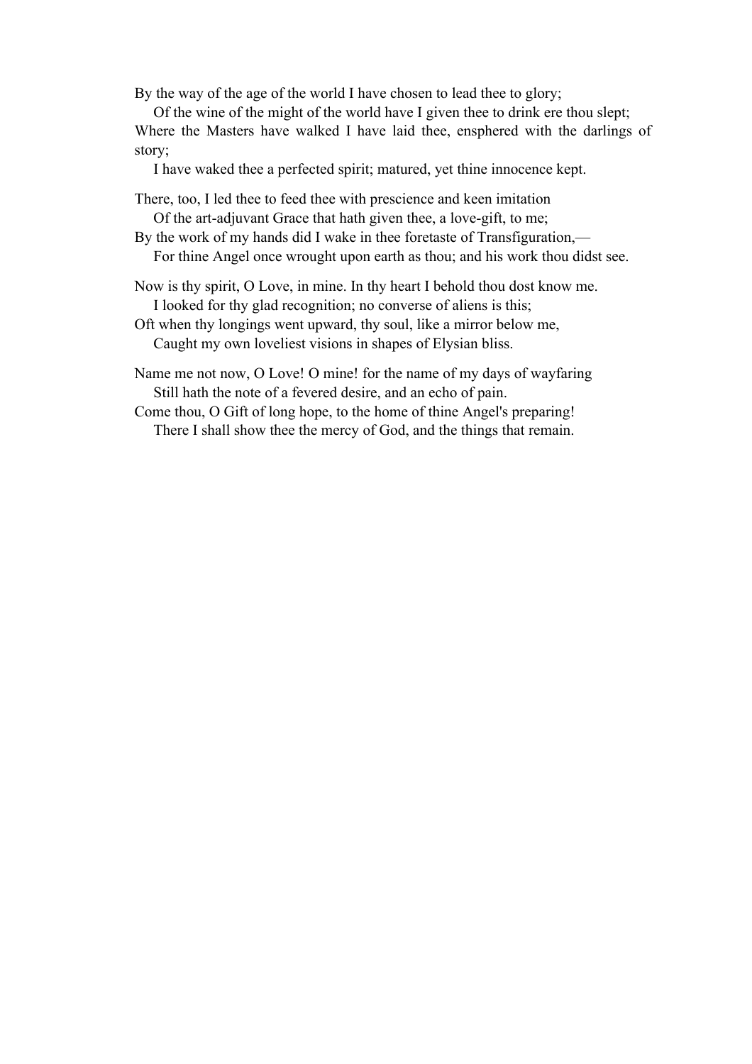By the way of the age of the world I have chosen to lead thee to glory;
    Of the wine of the might of the world have I given thee to drink ere thou slept;
Where the Masters have walked I have laid thee, ensphered with the darlings of story;
    I have waked thee a perfected spirit; matured, yet thine innocence kept.

There, too, I led thee to feed thee with prescience and keen imitation
    Of the art-adjuvant Grace that hath given thee, a love-gift, to me;
By the work of my hands did I wake in thee foretaste of Transfiguration,—
    For thine Angel once wrought upon earth as thou; and his work thou didst see.

Now is thy spirit, O Love, in mine. In thy heart I behold thou dost know me.
    I looked for thy glad recognition; no converse of aliens is this;
Oft when thy longings went upward, thy soul, like a mirror below me,
    Caught my own loveliest visions in shapes of Elysian bliss.

Name me not now, O Love! O mine! for the name of my days of wayfaring
    Still hath the note of a fevered desire, and an echo of pain.
Come thou, O Gift of long hope, to the home of thine Angel's preparing!
    There I shall show thee the mercy of God, and the things that remain.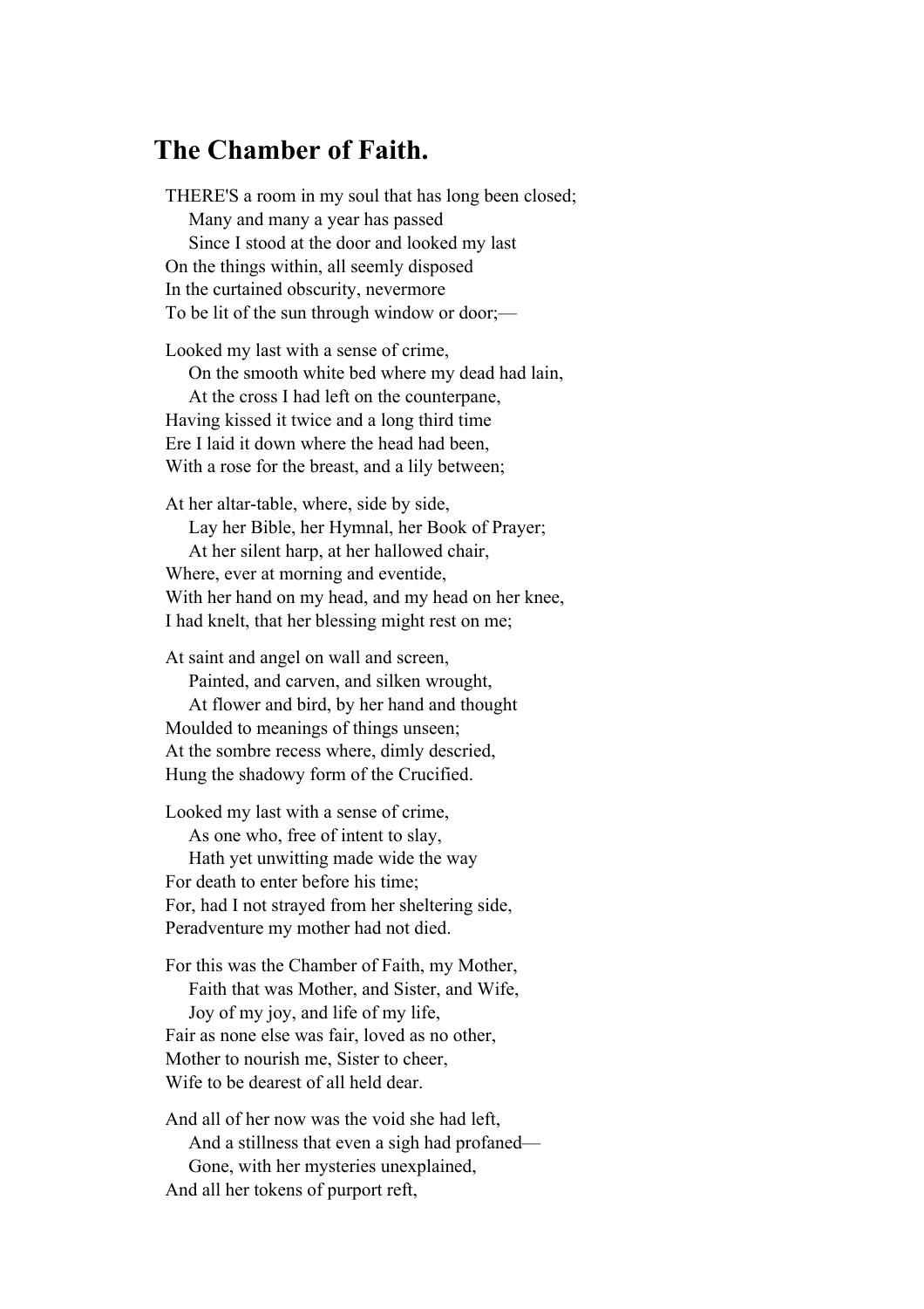## The Chamber of Faith.

THERE'S a room in my soul that has long been closed;  
Many and many a year has passed  
Since I stood at the door and looked my last  
On the things within, all seemly disposed  
In the curtained obscurity, nevermore  
To be lit of the sun through window or door;—

Looked my last with a sense of crime,  
On the smooth white bed where my dead had lain,  
At the cross I had left on the counterpane,  
Having kissed it twice and a long third time  
Ere I laid it down where the head had been,  
With a rose for the breast, and a lily between;

At her altar-table, where, side by side,  
Lay her Bible, her Hymnal, her Book of Prayer;  
At her silent harp, at her hallowed chair,  
Where, ever at morning and eventide,  
With her hand on my head, and my head on her knee,  
I had knelt, that her blessing might rest on me;

At saint and angel on wall and screen,  
Painted, and carven, and silken wrought,  
At flower and bird, by her hand and thought  
Moulded to meanings of things unseen;  
At the sombre recess where, dimly descried,  
Hung the shadowy form of the Crucified.

Looked my last with a sense of crime,  
As one who, free of intent to slay,  
Hath yet unwitting made wide the way  
For death to enter before his time;  
For, had I not strayed from her sheltering side,  
Peradventure my mother had not died.

For this was the Chamber of Faith, my Mother,  
Faith that was Mother, and Sister, and Wife,  
Joy of my joy, and life of my life,  
Fair as none else was fair, loved as no other,  
Mother to nourish me, Sister to cheer,  
Wife to be dearest of all held dear.

And all of her now was the void she had left,  
And a stillness that even a sigh had profaned—  
Gone, with her mysteries unexplained,  
And all her tokens of purport reft,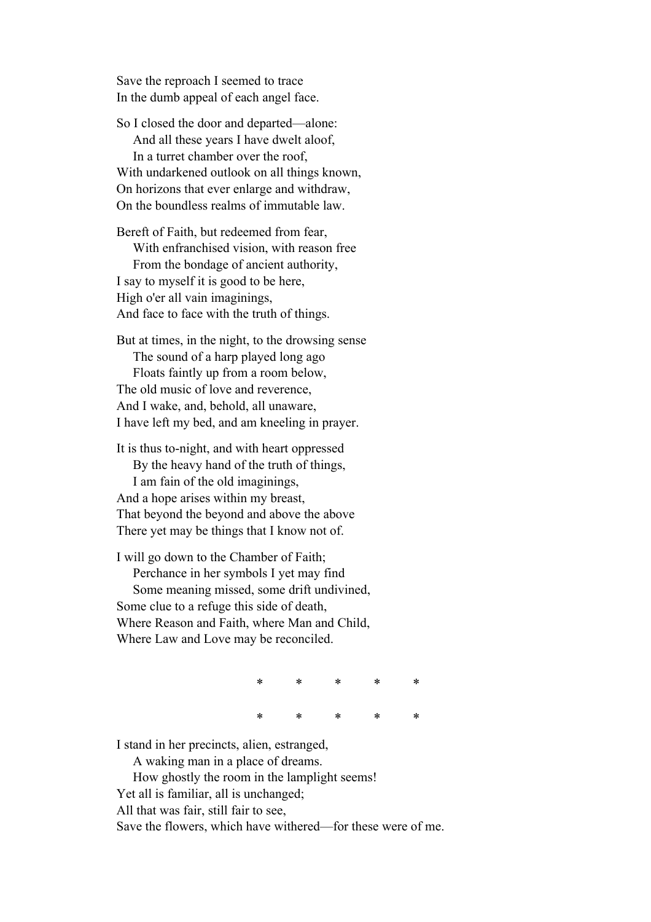Save the reproach I seemed to trace  
In the dumb appeal of each angel face.

So I closed the door and departed—alone:  
&nbsp;&nbsp;&nbsp;&nbsp;And all these years I have dwelt aloof,  
&nbsp;&nbsp;&nbsp;&nbsp;In a turret chamber over the roof,  
With undarkened outlook on all things known,  
On horizons that ever enlarge and withdraw,  
On the boundless realms of immutable law.

Bereft of Faith, but redeemed from fear,  
&nbsp;&nbsp;&nbsp;&nbsp;With enfranchised vision, with reason free  
&nbsp;&nbsp;&nbsp;&nbsp;From the bondage of ancient authority,  
I say to myself it is good to be here,  
High o'er all vain imaginings,  
And face to face with the truth of things.

But at times, in the night, to the drowsing sense  
&nbsp;&nbsp;&nbsp;&nbsp;The sound of a harp played long ago  
&nbsp;&nbsp;&nbsp;&nbsp;Floats faintly up from a room below,  
The old music of love and reverence,  
And I wake, and, behold, all unaware,  
I have left my bed, and am kneeling in prayer.

It is thus to-night, and with heart oppressed  
&nbsp;&nbsp;&nbsp;&nbsp;By the heavy hand of the truth of things,  
&nbsp;&nbsp;&nbsp;&nbsp;I am fain of the old imaginings,  
And a hope arises within my breast,  
That beyond the beyond and above the above  
There yet may be things that I know not of.

I will go down to the Chamber of Faith;  
&nbsp;&nbsp;&nbsp;&nbsp;Perchance in her symbols I yet may find  
&nbsp;&nbsp;&nbsp;&nbsp;Some meaning missed, some drift undivined,  
Some clue to a refuge this side of death,  
Where Reason and Faith, where Man and Child,  
Where Law and Love may be reconciled.

\* &nbsp;&nbsp;&nbsp; \* &nbsp;&nbsp;&nbsp; \* &nbsp;&nbsp;&nbsp; \* &nbsp;&nbsp;&nbsp; \*

\* &nbsp;&nbsp;&nbsp; \* &nbsp;&nbsp;&nbsp; \* &nbsp;&nbsp;&nbsp; \* &nbsp;&nbsp;&nbsp; \*

I stand in her precincts, alien, estranged,  
&nbsp;&nbsp;&nbsp;&nbsp;A waking man in a place of dreams.  
&nbsp;&nbsp;&nbsp;&nbsp;How ghostly the room in the lamplight seems!  
Yet all is familiar, all is unchanged;  
All that was fair, still fair to see,  
Save the flowers, which have withered—for these were of me.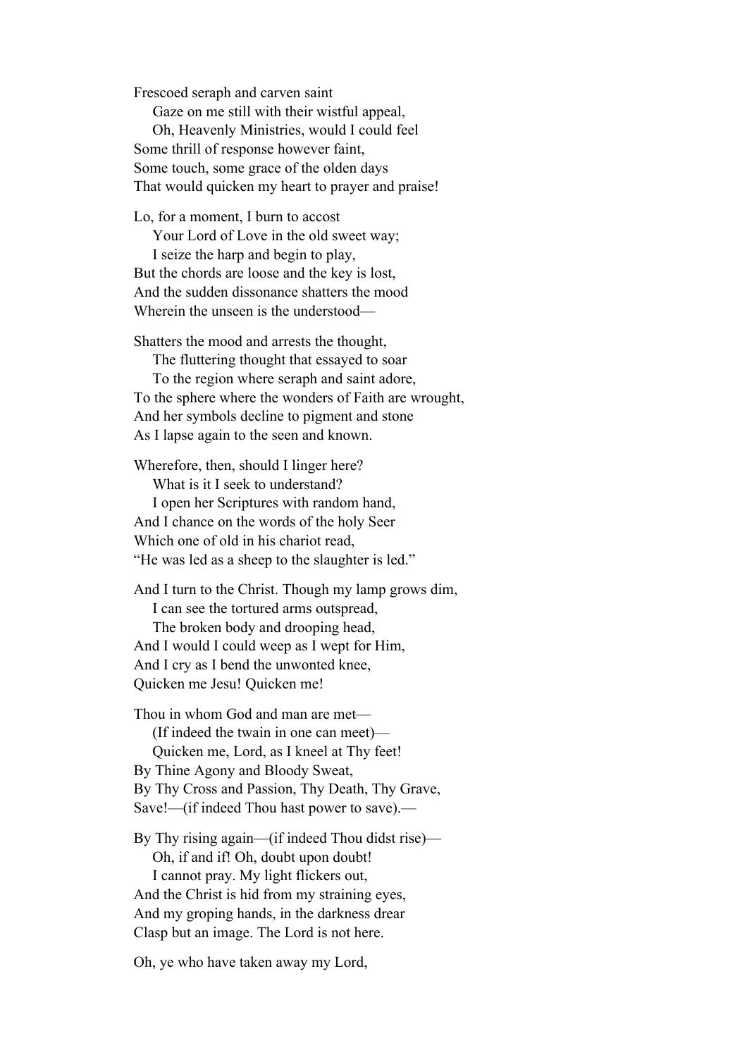Frescoed seraph and carven saint
    Gaze on me still with their wistful appeal,
    Oh, Heavenly Ministries, would I could feel
Some thrill of response however faint,
Some touch, some grace of the olden days
That would quicken my heart to prayer and praise!

Lo, for a moment, I burn to accost
    Your Lord of Love in the old sweet way;
    I seize the harp and begin to play,
But the chords are loose and the key is lost,
And the sudden dissonance shatters the mood
Wherein the unseen is the understood—

Shatters the mood and arrests the thought,
    The fluttering thought that essayed to soar
    To the region where seraph and saint adore,
To the sphere where the wonders of Faith are wrought,
And her symbols decline to pigment and stone
As I lapse again to the seen and known.

Wherefore, then, should I linger here?
    What is it I seek to understand?
    I open her Scriptures with random hand,
And I chance on the words of the holy Seer
Which one of old in his chariot read,
"He was led as a sheep to the slaughter is led."

And I turn to the Christ. Though my lamp grows dim,
    I can see the tortured arms outspread,
    The broken body and drooping head,
And I would I could weep as I wept for Him,
And I cry as I bend the unwonted knee,
Quicken me Jesu! Quicken me!

Thou in whom God and man are met—
    (If indeed the twain in one can meet)—
    Quicken me, Lord, as I kneel at Thy feet!
By Thine Agony and Bloody Sweat,
By Thy Cross and Passion, Thy Death, Thy Grave,
Save!—(if indeed Thou hast power to save).—

By Thy rising again—(if indeed Thou didst rise)—
    Oh, if and if! Oh, doubt upon doubt!
    I cannot pray. My light flickers out,
And the Christ is hid from my straining eyes,
And my groping hands, in the darkness drear
Clasp but an image. The Lord is not here.

Oh, ye who have taken away my Lord,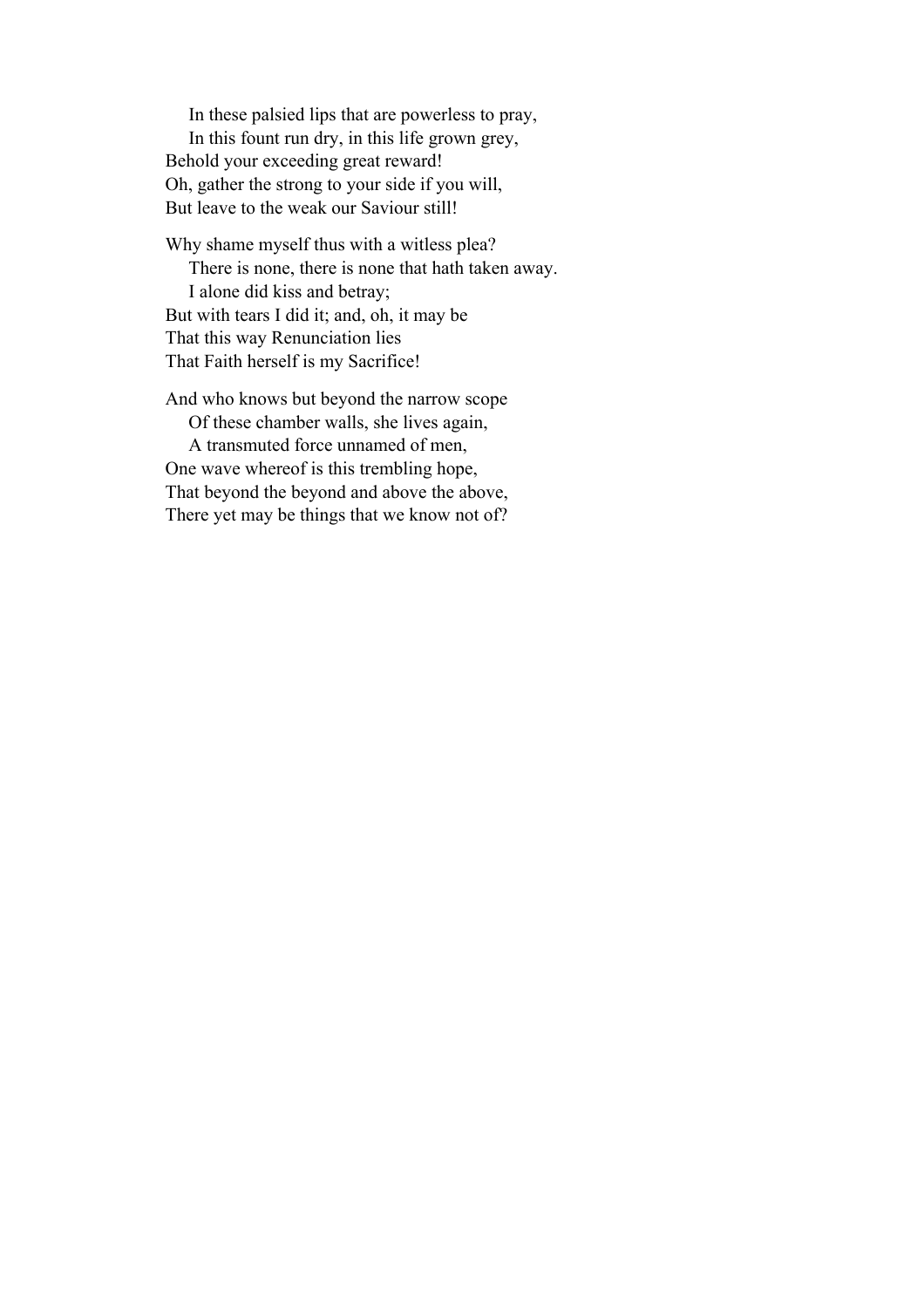In these palsied lips that are powerless to pray,  
In this fount run dry, in this life grown grey,  
Behold your exceeding great reward!  
Oh, gather the strong to your side if you will,  
But leave to the weak our Saviour still!

Why shame myself thus with a witless plea?  
There is none, there is none that hath taken away.  
I alone did kiss and betray;  
But with tears I did it; and, oh, it may be  
That this way Renunciation lies  
That Faith herself is my Sacrifice!

And who knows but beyond the narrow scope  
Of these chamber walls, she lives again,  
A transmuted force unnamed of men,  
One wave whereof is this trembling hope,  
That beyond the beyond and above the above,  
There yet may be things that we know not of?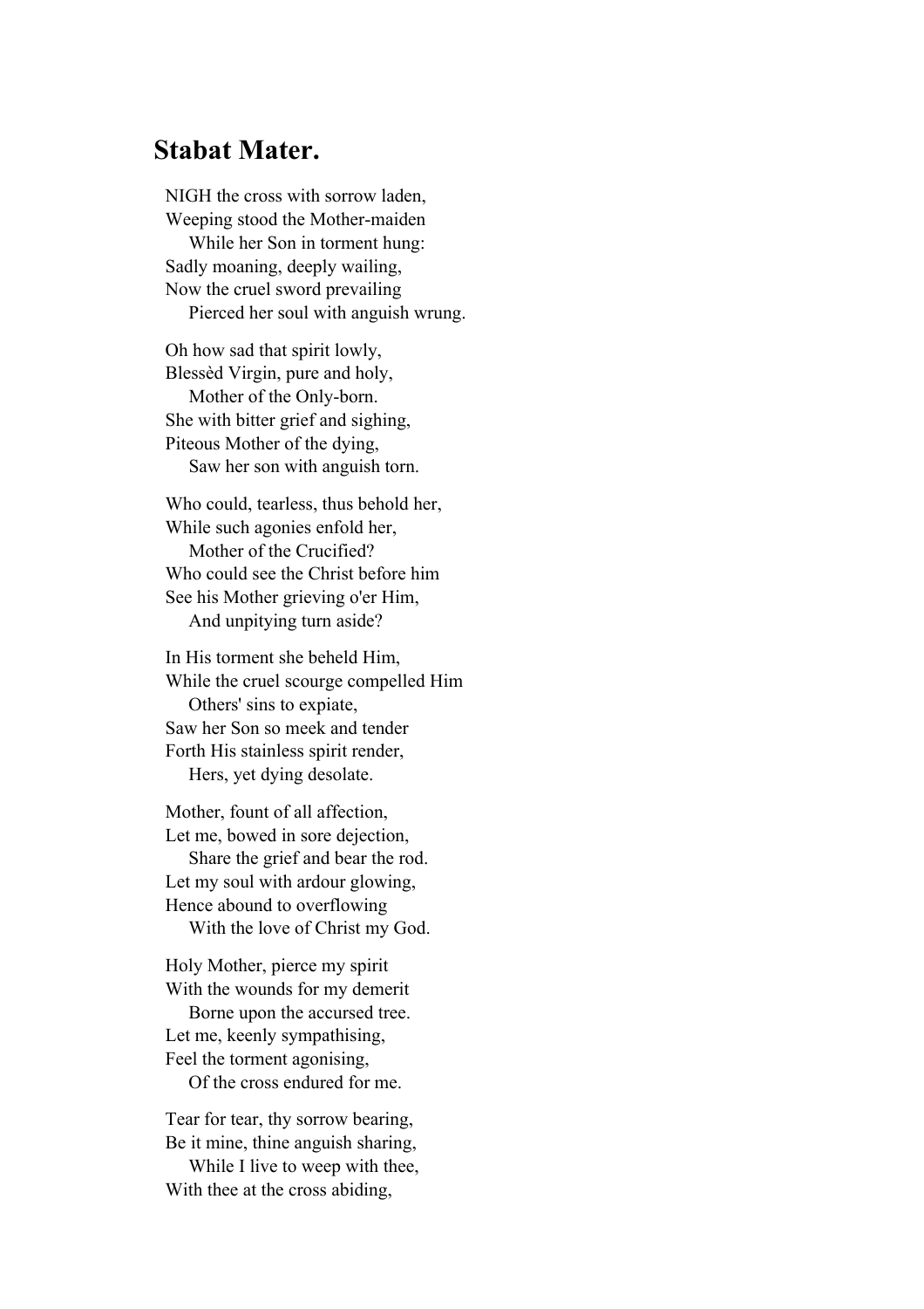## Stabat Mater.

NIGH the cross with sorrow laden,  
Weeping stood the Mother-maiden  
    While her Son in torment hung:  
Sadly moaning, deeply wailing,  
Now the cruel sword prevailing  
    Pierced her soul with anguish wrung.

Oh how sad that spirit lowly,  
Blessèd Virgin, pure and holy,  
    Mother of the Only-born.  
She with bitter grief and sighing,  
Piteous Mother of the dying,  
    Saw her son with anguish torn.

Who could, tearless, thus behold her,  
While such agonies enfold her,  
    Mother of the Crucified?  
Who could see the Christ before him  
See his Mother grieving o'er Him,  
    And unpitying turn aside?

In His torment she beheld Him,  
While the cruel scourge compelled Him  
    Others' sins to expiate,  
Saw her Son so meek and tender  
Forth His stainless spirit render,  
    Hers, yet dying desolate.

Mother, fount of all affection,  
Let me, bowed in sore dejection,  
    Share the grief and bear the rod.  
Let my soul with ardour glowing,  
Hence abound to overflowing  
    With the love of Christ my God.

Holy Mother, pierce my spirit  
With the wounds for my demerit  
    Borne upon the accursed tree.  
Let me, keenly sympathising,  
Feel the torment agonising,  
    Of the cross endured for me.

Tear for tear, thy sorrow bearing,  
Be it mine, thine anguish sharing,  
    While I live to weep with thee,  
With thee at the cross abiding,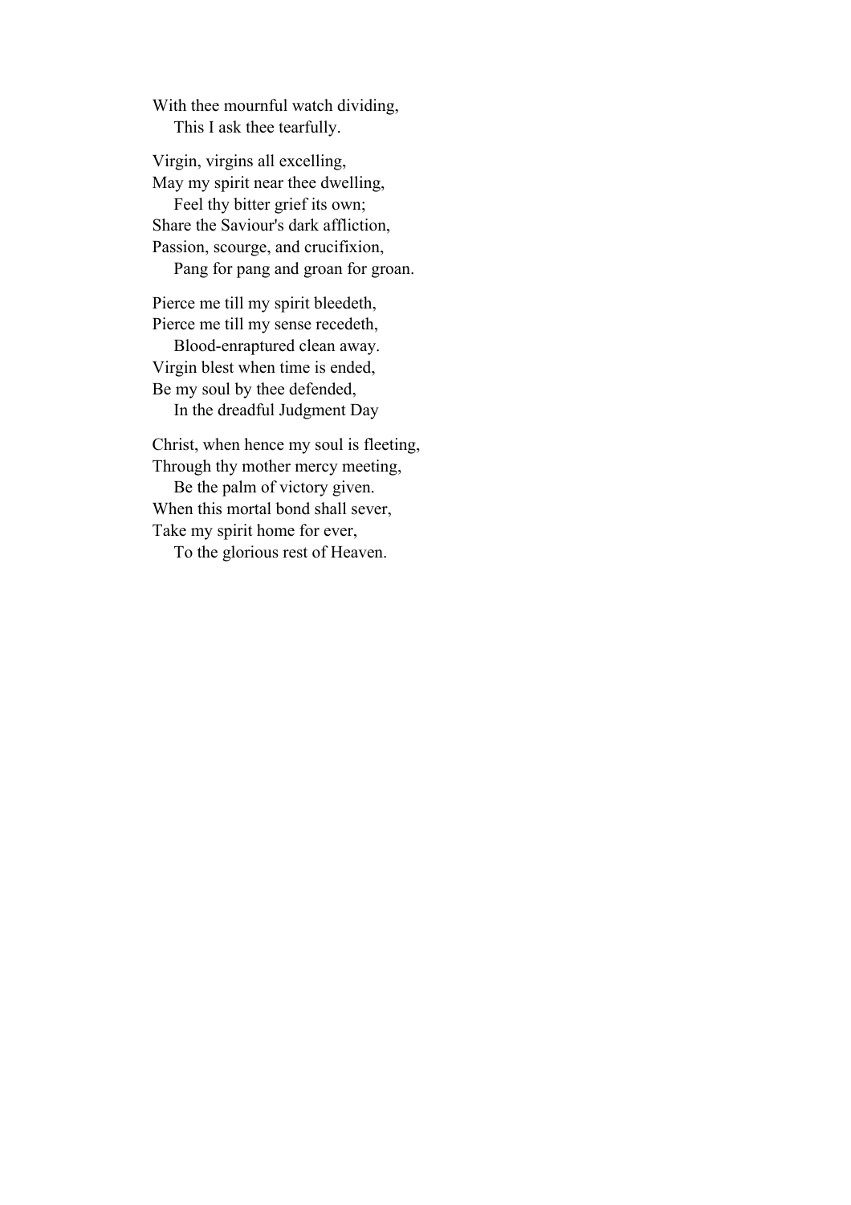With thee mournful watch dividing,
    This I ask thee tearfully.

Virgin, virgins all excelling,
May my spirit near thee dwelling,
    Feel thy bitter grief its own;
Share the Saviour's dark affliction,
Passion, scourge, and crucifixion,
    Pang for pang and groan for groan.

Pierce me till my spirit bleedeth,
Pierce me till my sense recedeth,
    Blood-enraptured clean away.
Virgin blest when time is ended,
Be my soul by thee defended,
    In the dreadful Judgment Day

Christ, when hence my soul is fleeting,
Through thy mother mercy meeting,
    Be the palm of victory given.
When this mortal bond shall sever,
Take my spirit home for ever,
    To the glorious rest of Heaven.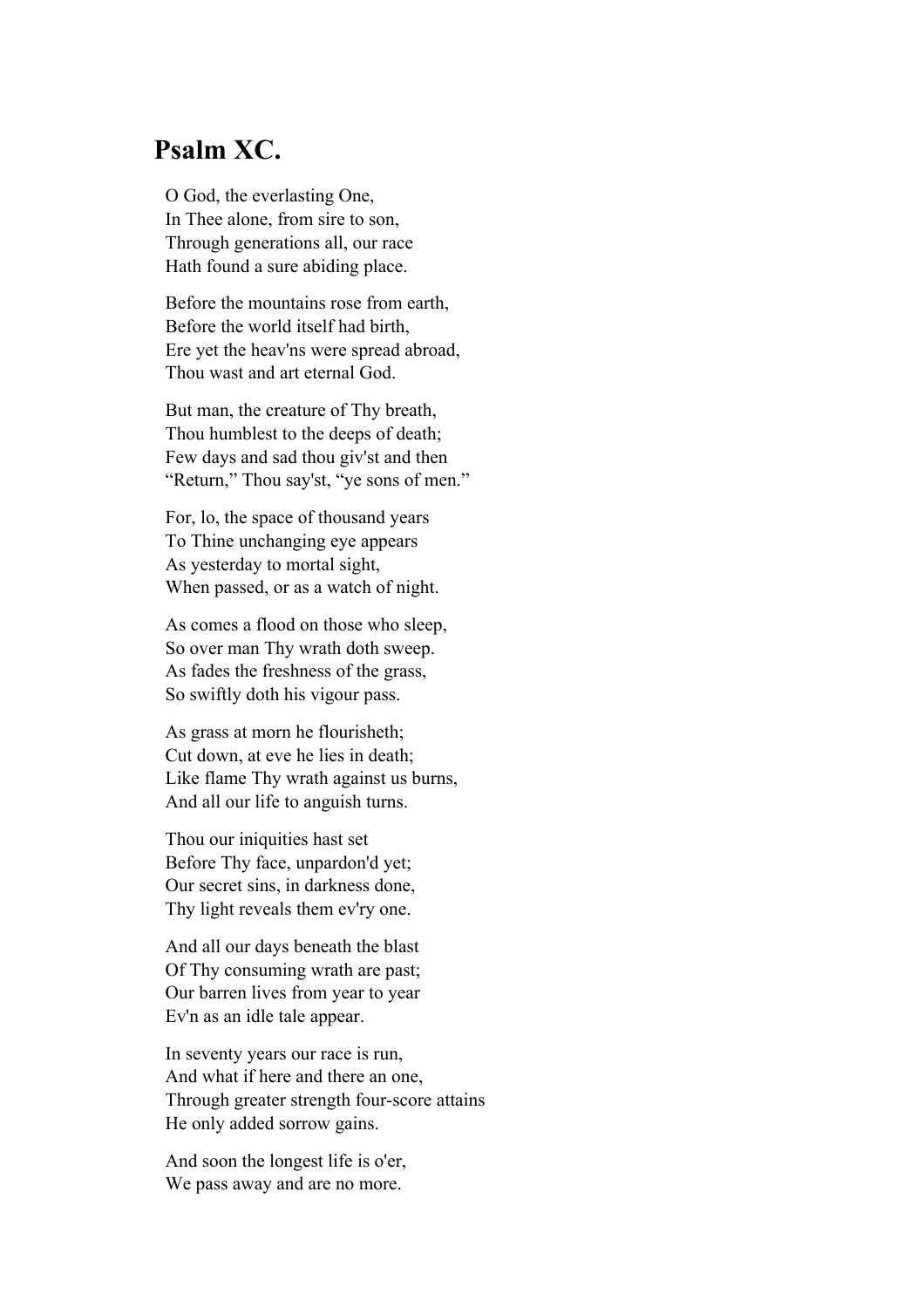## Psalm XC.

O God, the everlasting One,
In Thee alone, from sire to son,
Through generations all, our race
Hath found a sure abiding place.

Before the mountains rose from earth,
Before the world itself had birth,
Ere yet the heav'ns were spread abroad,
Thou wast and art eternal God.

But man, the creature of Thy breath,
Thou humblest to the deeps of death;
Few days and sad thou giv'st and then
"Return," Thou say'st, "ye sons of men."

For, lo, the space of thousand years
To Thine unchanging eye appears
As yesterday to mortal sight,
When passed, or as a watch of night.

As comes a flood on those who sleep,
So over man Thy wrath doth sweep.
As fades the freshness of the grass,
So swiftly doth his vigour pass.

As grass at morn he flourisheth;
Cut down, at eve he lies in death;
Like flame Thy wrath against us burns,
And all our life to anguish turns.

Thou our iniquities hast set
Before Thy face, unpardon'd yet;
Our secret sins, in darkness done,
Thy light reveals them ev'ry one.

And all our days beneath the blast
Of Thy consuming wrath are past;
Our barren lives from year to year
Ev'n as an idle tale appear.

In seventy years our race is run,
And what if here and there an one,
Through greater strength four-score attains
He only added sorrow gains.

And soon the longest life is o'er,
We pass away and are no more.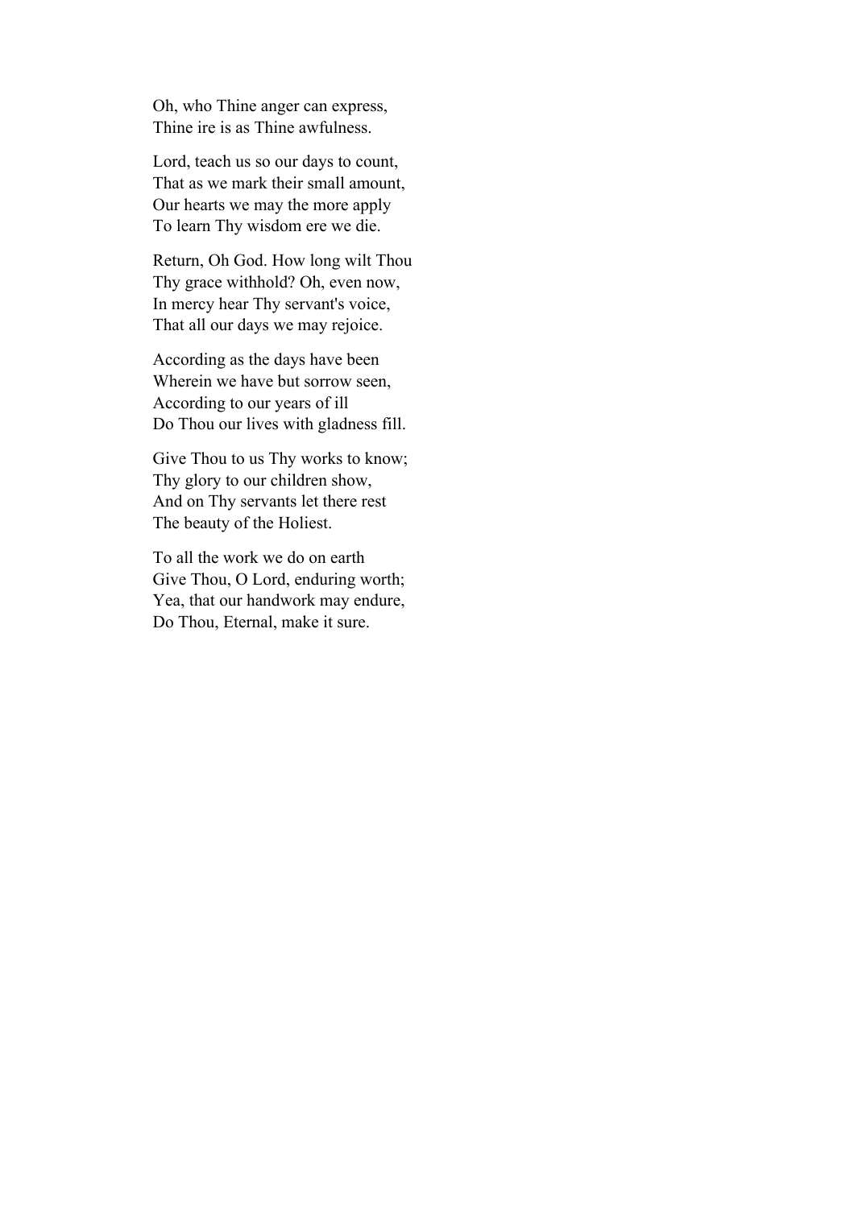Oh, who Thine anger can express,
Thine ire is as Thine awfulness.

Lord, teach us so our days to count,
That as we mark their small amount,
Our hearts we may the more apply
To learn Thy wisdom ere we die.

Return, Oh God. How long wilt Thou
Thy grace withhold? Oh, even now,
In mercy hear Thy servant's voice,
That all our days we may rejoice.

According as the days have been
Wherein we have but sorrow seen,
According to our years of ill
Do Thou our lives with gladness fill.

Give Thou to us Thy works to know;
Thy glory to our children show,
And on Thy servants let there rest
The beauty of the Holiest.

To all the work we do on earth
Give Thou, O Lord, enduring worth;
Yea, that our handwork may endure,
Do Thou, Eternal, make it sure.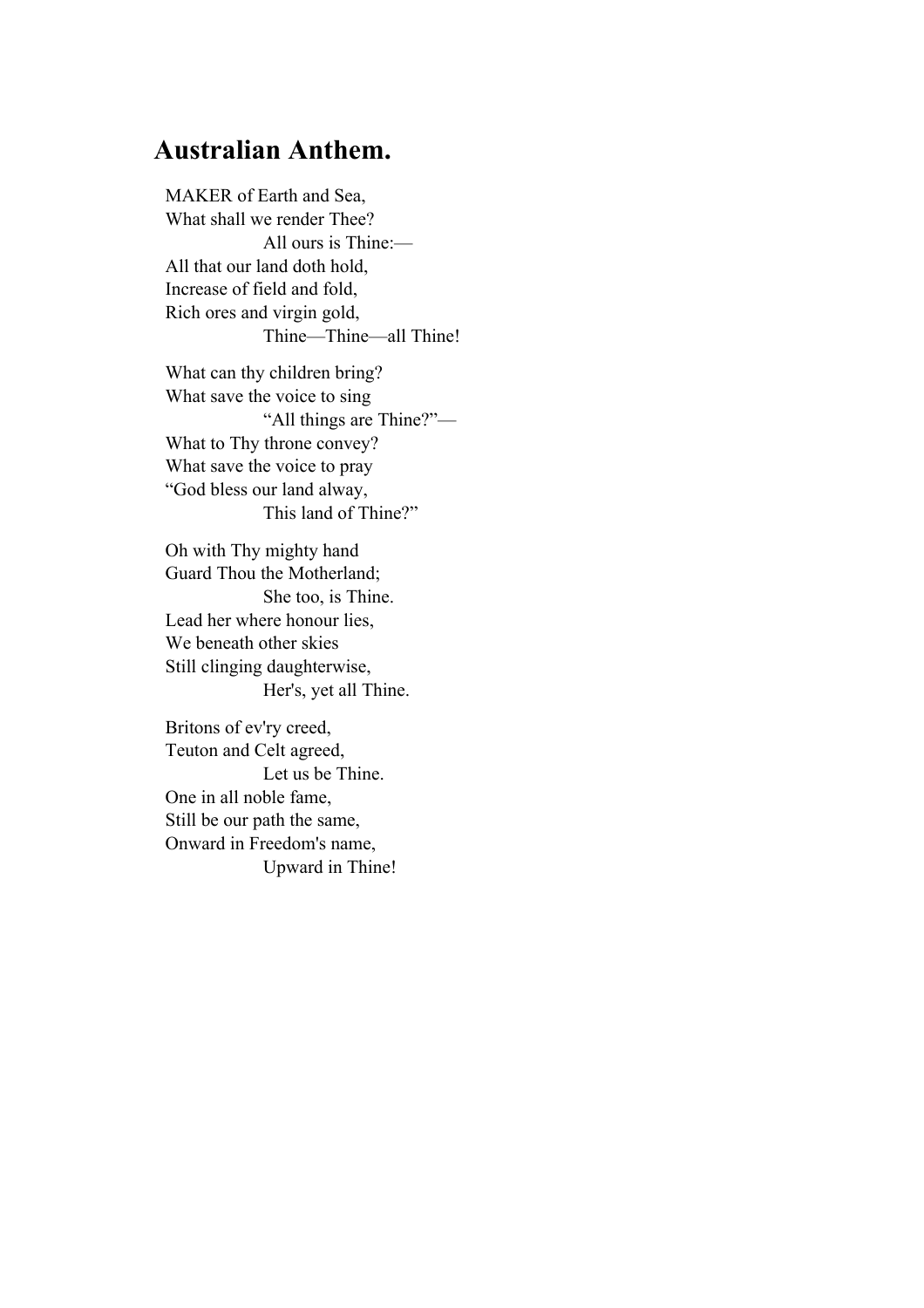## Australian Anthem.

MAKER of Earth and Sea,
What shall we render Thee?
                All ours is Thine:—
All that our land doth hold,
Increase of field and fold,
Rich ores and virgin gold,
                Thine—Thine—all Thine!

What can thy children bring?
What save the voice to sing
                "All things are Thine?"—
What to Thy throne convey?
What save the voice to pray
"God bless our land alway,
                This land of Thine?"

Oh with Thy mighty hand
Guard Thou the Motherland;
                She too, is Thine.
Lead her where honour lies,
We beneath other skies
Still clinging daughterwise,
                Her's, yet all Thine.

Britons of ev'ry creed,
Teuton and Celt agreed,
                Let us be Thine.
One in all noble fame,
Still be our path the same,
Onward in Freedom's name,
                Upward in Thine!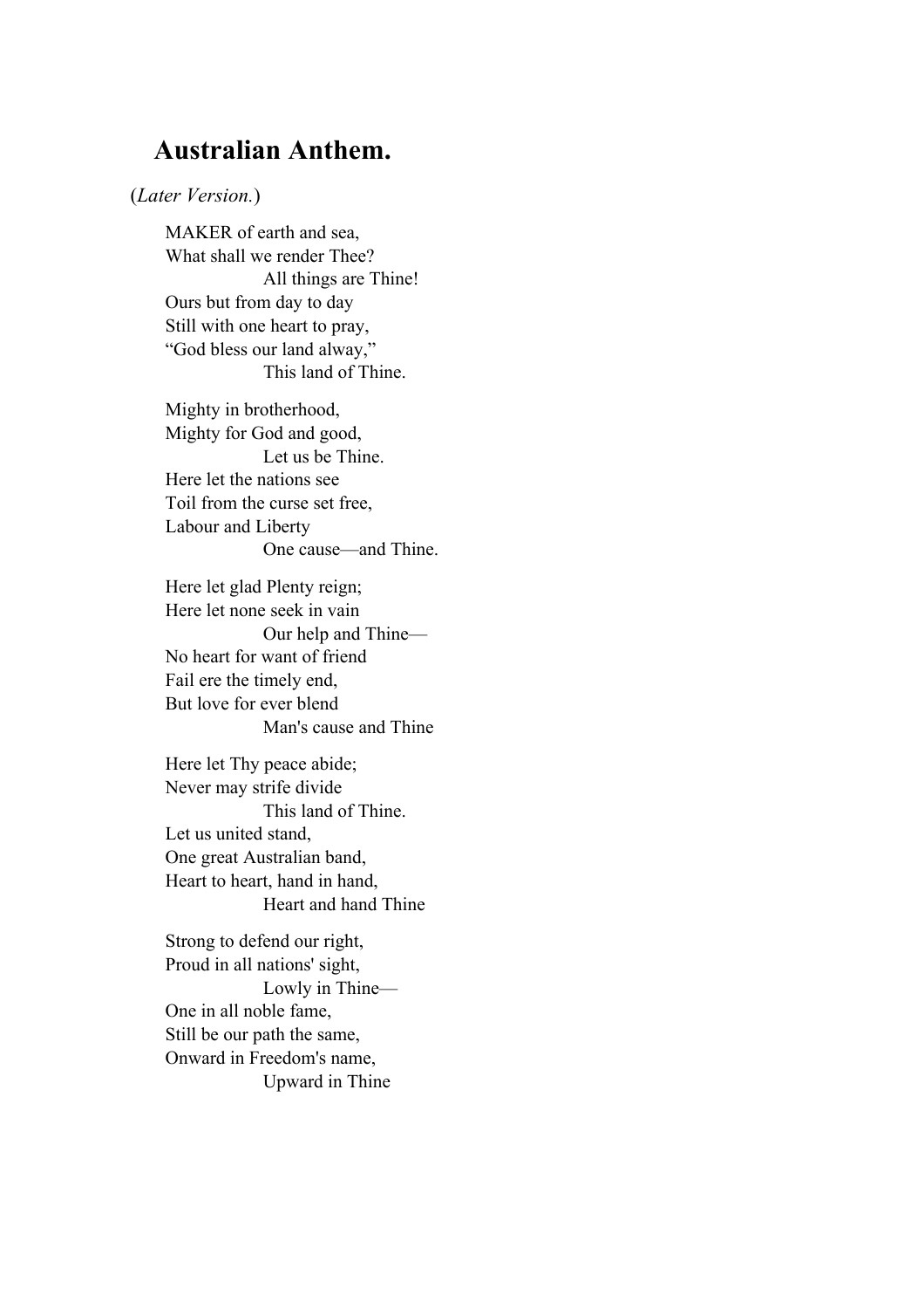## Australian Anthem.

(*Later Version.*)

MAKER of earth and sea,
What shall we render Thee?
                    All things are Thine!
Ours but from day to day
Still with one heart to pray,
"God bless our land alway,"
                    This land of Thine.

Mighty in brotherhood,
Mighty for God and good,
                    Let us be Thine.
Here let the nations see
Toil from the curse set free,
Labour and Liberty
                    One cause—and Thine.

Here let glad Plenty reign;
Here let none seek in vain
                    Our help and Thine—
No heart for want of friend
Fail ere the timely end,
But love for ever blend
                    Man's cause and Thine

Here let Thy peace abide;
Never may strife divide
                    This land of Thine.
Let us united stand,
One great Australian band,
Heart to heart, hand in hand,
                    Heart and hand Thine

Strong to defend our right,
Proud in all nations' sight,
                    Lowly in Thine—
One in all noble fame,
Still be our path the same,
Onward in Freedom's name,
                    Upward in Thine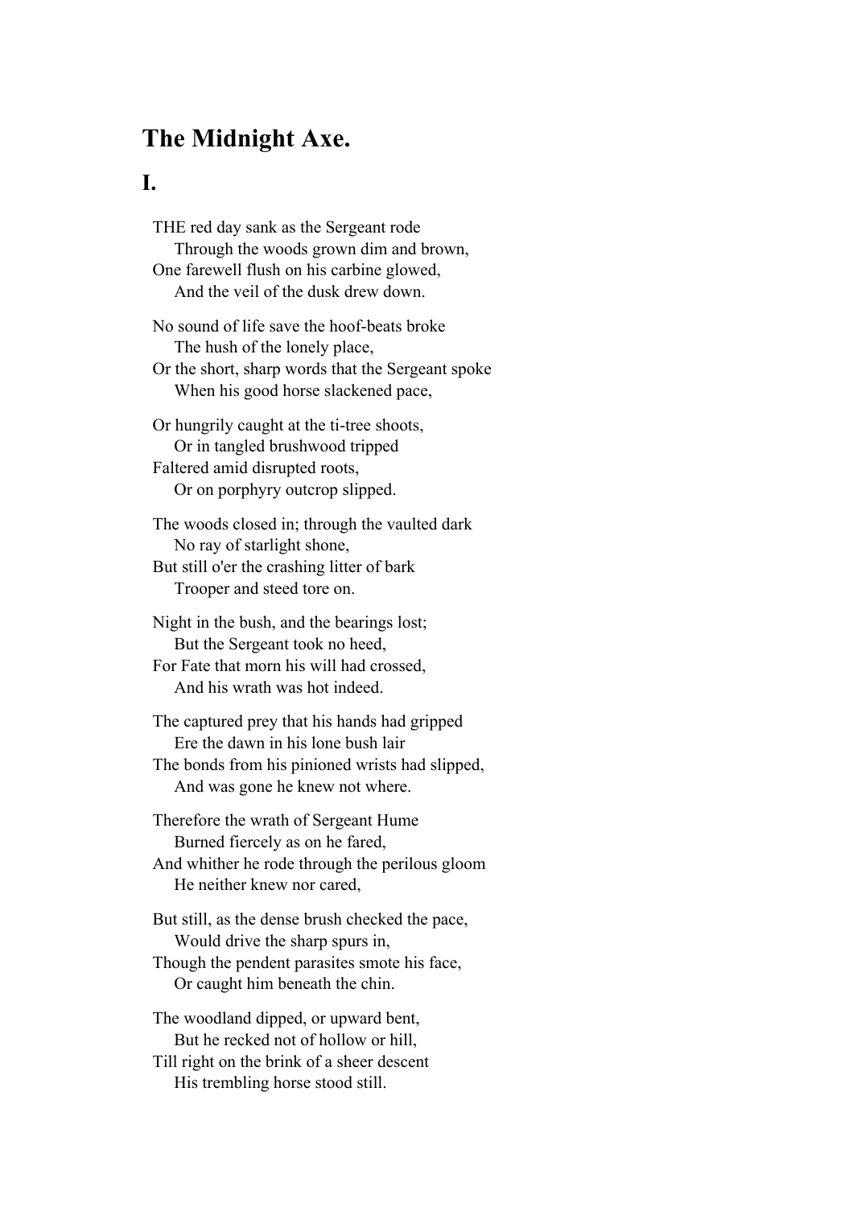# The Midnight Axe.

## I.

THE red day sank as the Sergeant rode
    Through the woods grown dim and brown,
One farewell flush on his carbine glowed,
    And the veil of the dusk drew down.

No sound of life save the hoof-beats broke
    The hush of the lonely place,
Or the short, sharp words that the Sergeant spoke
    When his good horse slackened pace,

Or hungrily caught at the ti-tree shoots,
    Or in tangled brushwood tripped
Faltered amid disrupted roots,
    Or on porphyry outcrop slipped.

The woods closed in; through the vaulted dark
    No ray of starlight shone,
But still o'er the crashing litter of bark
    Trooper and steed tore on.

Night in the bush, and the bearings lost;
    But the Sergeant took no heed,
For Fate that morn his will had crossed,
    And his wrath was hot indeed.

The captured prey that his hands had gripped
    Ere the dawn in his lone bush lair
The bonds from his pinioned wrists had slipped,
    And was gone he knew not where.

Therefore the wrath of Sergeant Hume
    Burned fiercely as on he fared,
And whither he rode through the perilous gloom
    He neither knew nor cared,

But still, as the dense brush checked the pace,
    Would drive the sharp spurs in,
Though the pendent parasites smote his face,
    Or caught him beneath the chin.

The woodland dipped, or upward bent,
    But he recked not of hollow or hill,
Till right on the brink of a sheer descent
    His trembling horse stood still.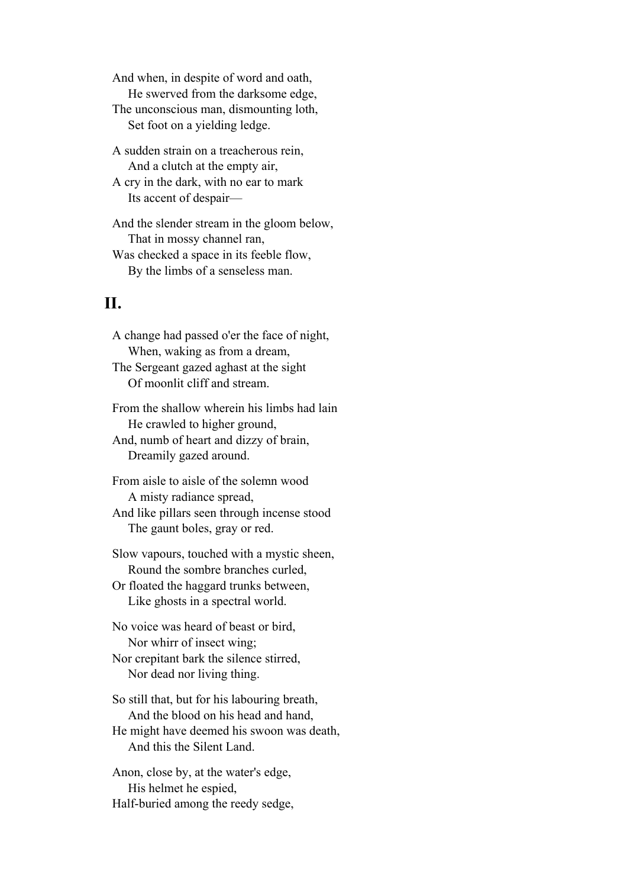And when, in despite of word and oath,
    He swerved from the darksome edge,
The unconscious man, dismounting loth,
    Set foot on a yielding ledge.

A sudden strain on a treacherous rein,
    And a clutch at the empty air,
A cry in the dark, with no ear to mark
    Its accent of despair—

And the slender stream in the gloom below,
    That in mossy channel ran,
Was checked a space in its feeble flow,
    By the limbs of a senseless man.

## II.

A change had passed o'er the face of night,
    When, waking as from a dream,
The Sergeant gazed aghast at the sight
    Of moonlit cliff and stream.

From the shallow wherein his limbs had lain
    He crawled to higher ground,
And, numb of heart and dizzy of brain,
    Dreamily gazed around.

From aisle to aisle of the solemn wood
    A misty radiance spread,
And like pillars seen through incense stood
    The gaunt boles, gray or red.

Slow vapours, touched with a mystic sheen,
    Round the sombre branches curled,
Or floated the haggard trunks between,
    Like ghosts in a spectral world.

No voice was heard of beast or bird,
    Nor whirr of insect wing;
Nor crepitant bark the silence stirred,
    Nor dead nor living thing.

So still that, but for his labouring breath,
    And the blood on his head and hand,
He might have deemed his swoon was death,
    And this the Silent Land.

Anon, close by, at the water's edge,
    His helmet he espied,
Half-buried among the reedy sedge,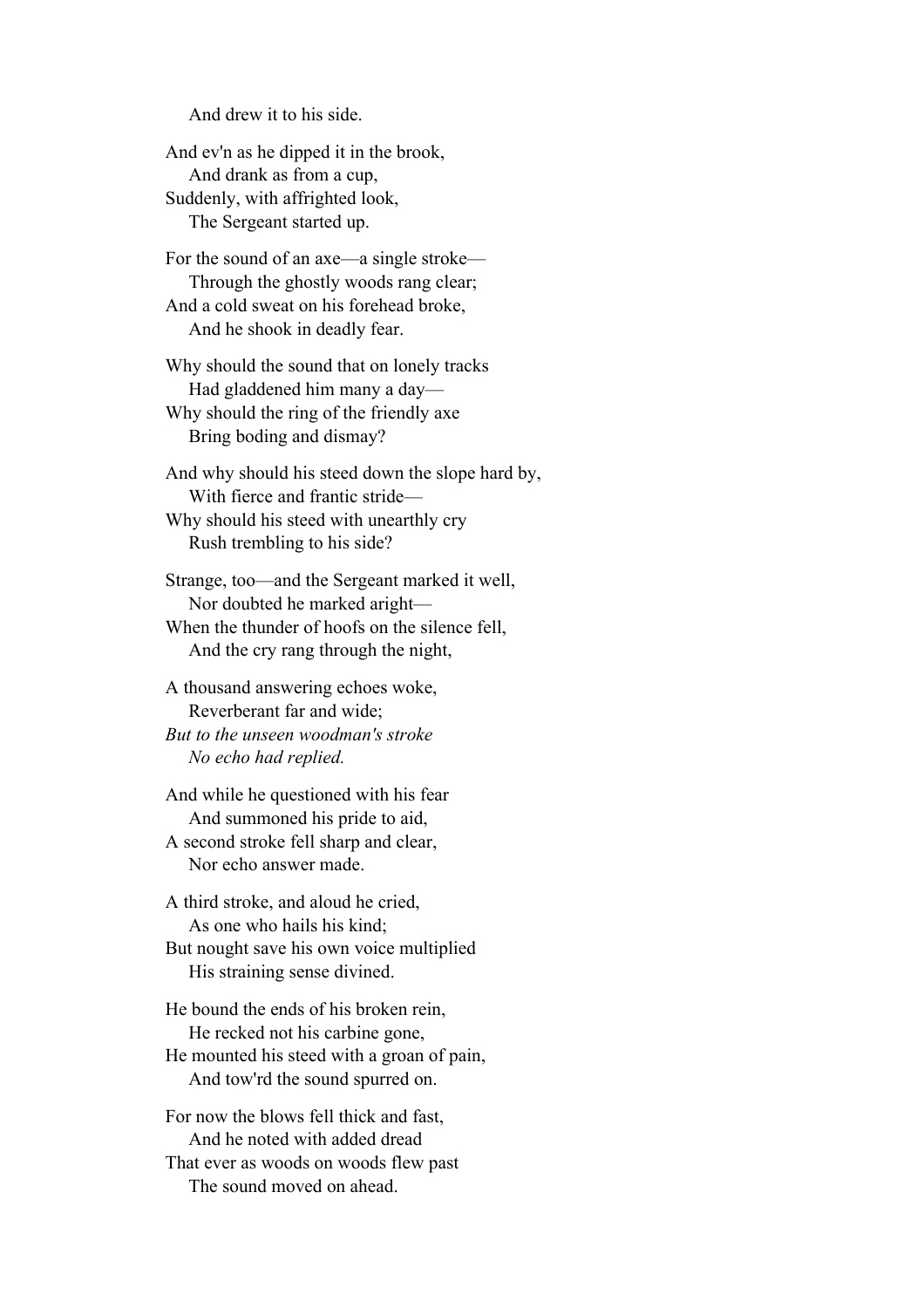And drew it to his side.

And ev'n as he dipped it in the brook,
    And drank as from a cup,
Suddenly, with affrighted look,
    The Sergeant started up.

For the sound of an axe—a single stroke—
    Through the ghostly woods rang clear;
And a cold sweat on his forehead broke,
    And he shook in deadly fear.

Why should the sound that on lonely tracks
    Had gladdened him many a day—
Why should the ring of the friendly axe
    Bring boding and dismay?

And why should his steed down the slope hard by,
    With fierce and frantic stride—
Why should his steed with unearthly cry
    Rush trembling to his side?

Strange, too—and the Sergeant marked it well,
    Nor doubted he marked aright—
When the thunder of hoofs on the silence fell,
    And the cry rang through the night,

A thousand answering echoes woke,
    Reverberant far and wide;
*But to the unseen woodman's stroke*
    *No echo had replied.*

And while he questioned with his fear
    And summoned his pride to aid,
A second stroke fell sharp and clear,
    Nor echo answer made.

A third stroke, and aloud he cried,
    As one who hails his kind;
But nought save his own voice multiplied
    His straining sense divined.

He bound the ends of his broken rein,
    He recked not his carbine gone,
He mounted his steed with a groan of pain,
    And tow'rd the sound spurred on.

For now the blows fell thick and fast,
    And he noted with added dread
That ever as woods on woods flew past
    The sound moved on ahead.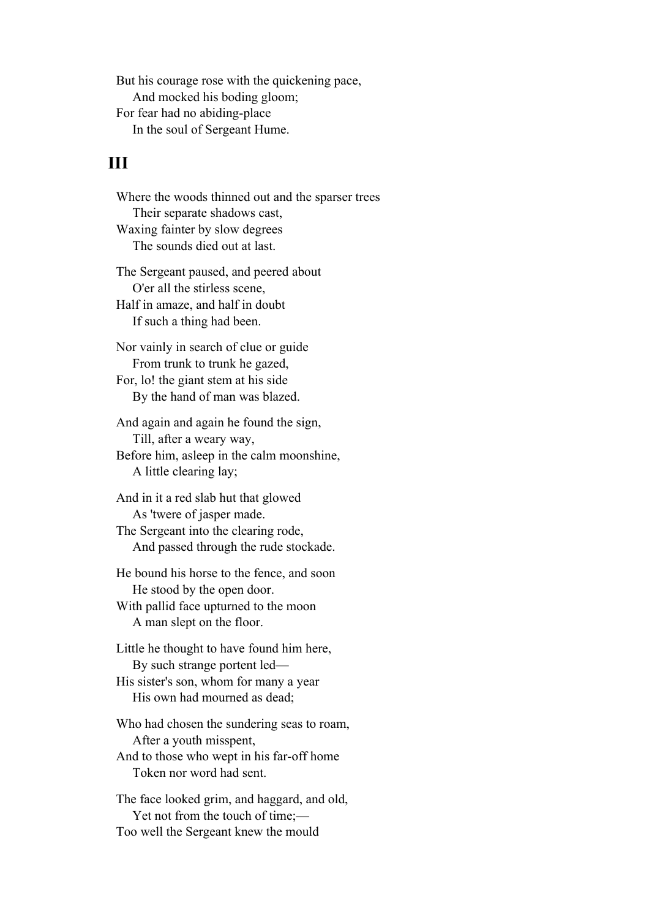But his courage rose with the quickening pace,  
    And mocked his boding gloom;  
For fear had no abiding-place  
    In the soul of Sergeant Hume.

## III

Where the woods thinned out and the sparser trees  
    Their separate shadows cast,  
Waxing fainter by slow degrees  
    The sounds died out at last.

The Sergeant paused, and peered about  
    O'er all the stirless scene,  
Half in amaze, and half in doubt  
    If such a thing had been.

Nor vainly in search of clue or guide  
    From trunk to trunk he gazed,  
For, lo! the giant stem at his side  
    By the hand of man was blazed.

And again and again he found the sign,  
    Till, after a weary way,  
Before him, asleep in the calm moonshine,  
    A little clearing lay;

And in it a red slab hut that glowed  
    As 'twere of jasper made.  
The Sergeant into the clearing rode,  
    And passed through the rude stockade.

He bound his horse to the fence, and soon  
    He stood by the open door.  
With pallid face upturned to the moon  
    A man slept on the floor.

Little he thought to have found him here,  
    By such strange portent led—  
His sister's son, whom for many a year  
    His own had mourned as dead;

Who had chosen the sundering seas to roam,  
    After a youth misspent,  
And to those who wept in his far-off home  
    Token nor word had sent.

The face looked grim, and haggard, and old,  
    Yet not from the touch of time;—  
Too well the Sergeant knew the mould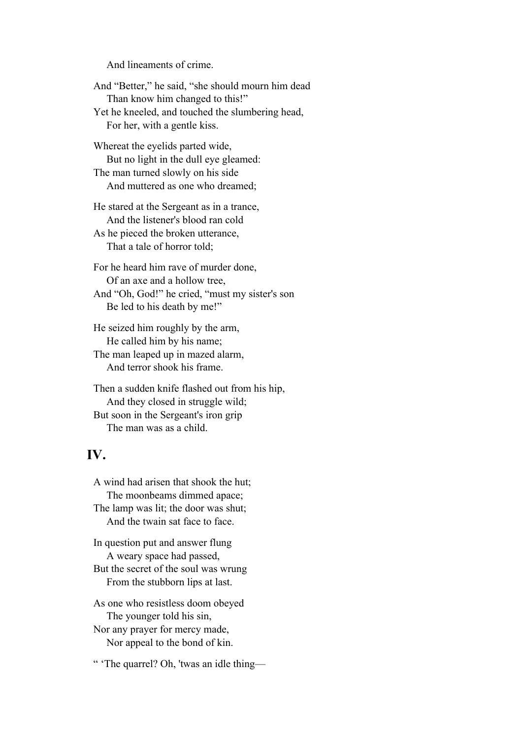And lineaments of crime.

And “Better,” he said, “she should mourn him dead
Than know him changed to this!”
Yet he kneeled, and touched the slumbering head,
For her, with a gentle kiss.

Whereat the eyelids parted wide,
But no light in the dull eye gleamed:
The man turned slowly on his side
And muttered as one who dreamed;

He stared at the Sergeant as in a trance,
And the listener's blood ran cold
As he pieced the broken utterance,
That a tale of horror told;

For he heard him rave of murder done,
Of an axe and a hollow tree,
And “Oh, God!” he cried, “must my sister's son
Be led to his death by me!”

He seized him roughly by the arm,
He called him by his name;
The man leaped up in mazed alarm,
And terror shook his frame.

Then a sudden knife flashed out from his hip,
And they closed in struggle wild;
But soon in the Sergeant's iron grip
The man was as a child.

## IV.

A wind had arisen that shook the hut;
The moonbeams dimmed apace;
The lamp was lit; the door was shut;
And the twain sat face to face.

In question put and answer flung
A weary space had passed,
But the secret of the soul was wrung
From the stubborn lips at last.

As one who resistless doom obeyed
The younger told his sin,
Nor any prayer for mercy made,
Nor appeal to the bond of kin.

“ ‘The quarrel? Oh, 'twas an idle thing—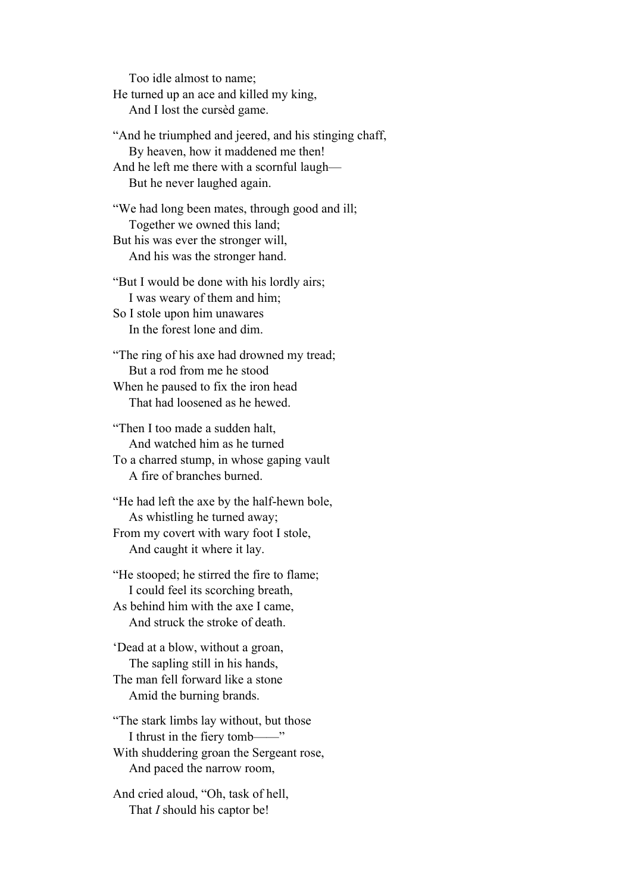Too idle almost to name;  
He turned up an ace and killed my king,  
And I lost the cursèd game.

"And he triumphed and jeered, and his stinging chaff,  
By heaven, how it maddened me then!  
And he left me there with a scornful laugh—  
But he never laughed again.

"We had long been mates, through good and ill;  
Together we owned this land;  
But his was ever the stronger will,  
And his was the stronger hand.

"But I would be done with his lordly airs;  
I was weary of them and him;  
So I stole upon him unawares  
In the forest lone and dim.

"The ring of his axe had drowned my tread;  
But a rod from me he stood  
When he paused to fix the iron head  
That had loosened as he hewed.

"Then I too made a sudden halt,  
And watched him as he turned  
To a charred stump, in whose gaping vault  
A fire of branches burned.

"He had left the axe by the half-hewn bole,  
As whistling he turned away;  
From my covert with wary foot I stole,  
And caught it where it lay.

"He stooped; he stirred the fire to flame;  
I could feel its scorching breath,  
As behind him with the axe I came,  
And struck the stroke of death.

'Dead at a blow, without a groan,  
The sapling still in his hands,  
The man fell forward like a stone  
Amid the burning brands.

"The stark limbs lay without, but those  
I thrust in the fiery tomb——"  
With shuddering groan the Sergeant rose,  
And paced the narrow room,

And cried aloud, "Oh, task of hell,  
That *I* should his captor be!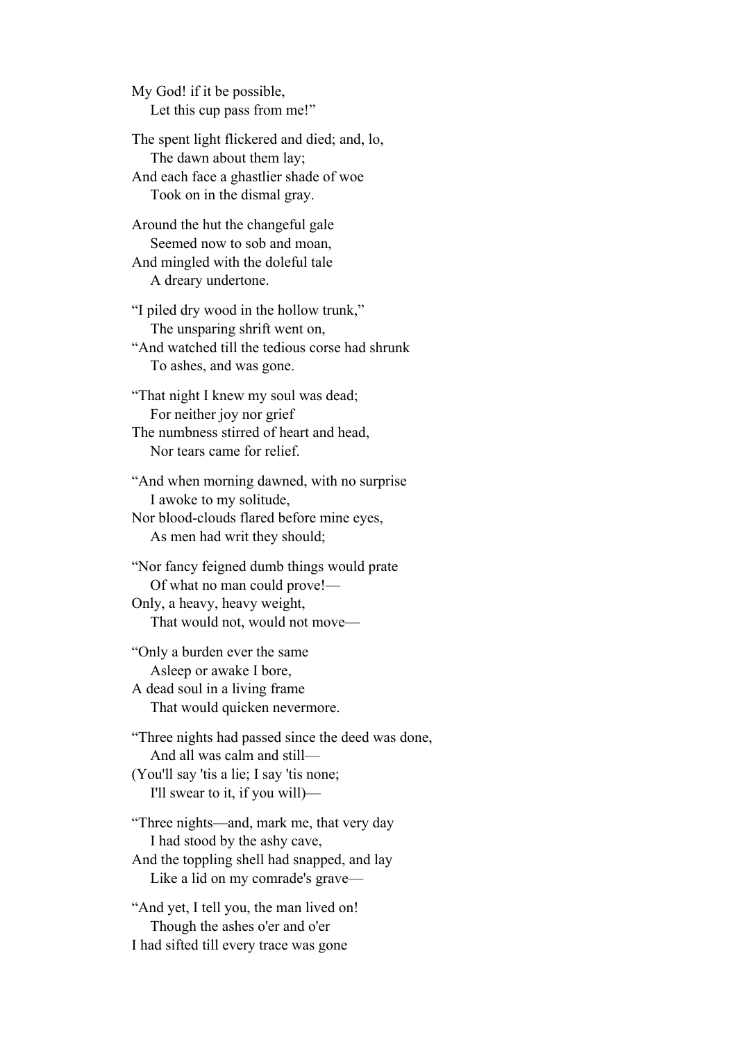My God! if it be possible,
    Let this cup pass from me!"

The spent light flickered and died; and, lo,
    The dawn about them lay;
And each face a ghastlier shade of woe
    Took on in the dismal gray.

Around the hut the changeful gale
    Seemed now to sob and moan,
And mingled with the doleful tale
    A dreary undertone.

"I piled dry wood in the hollow trunk,"
    The unsparing shrift went on,
"And watched till the tedious corse had shrunk
    To ashes, and was gone.

"That night I knew my soul was dead;
    For neither joy nor grief
The numbness stirred of heart and head,
    Nor tears came for relief.

"And when morning dawned, with no surprise
    I awoke to my solitude,
Nor blood-clouds flared before mine eyes,
    As men had writ they should;

"Nor fancy feigned dumb things would prate
    Of what no man could prove!—
Only, a heavy, heavy weight,
    That would not, would not move—

"Only a burden ever the same
    Asleep or awake I bore,
A dead soul in a living frame
    That would quicken nevermore.

"Three nights had passed since the deed was done,
    And all was calm and still—
(You'll say 'tis a lie; I say 'tis none;
    I'll swear to it, if you will)—

"Three nights—and, mark me, that very day
    I had stood by the ashy cave,
And the toppling shell had snapped, and lay
    Like a lid on my comrade's grave—

"And yet, I tell you, the man lived on!
    Though the ashes o'er and o'er
I had sifted till every trace was gone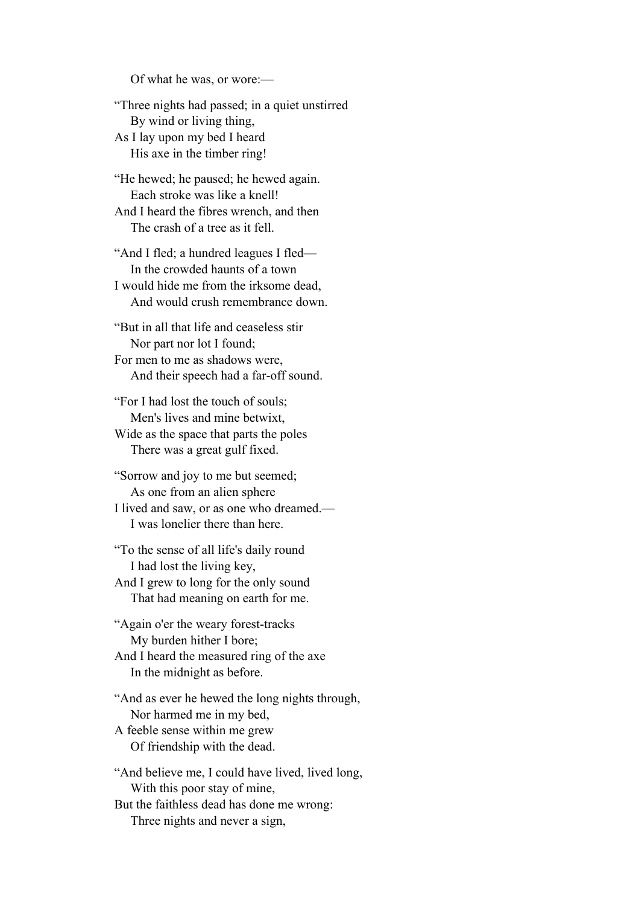Of what he was, or wore:—

"Three nights had passed; in a quiet unstirred  
By wind or living thing,  
As I lay upon my bed I heard  
His axe in the timber ring!

"He hewed; he paused; he hewed again.  
Each stroke was like a knell!  
And I heard the fibres wrench, and then  
The crash of a tree as it fell.

"And I fled; a hundred leagues I fled—  
In the crowded haunts of a town  
I would hide me from the irksome dead,  
And would crush remembrance down.

"But in all that life and ceaseless stir  
Nor part nor lot I found;  
For men to me as shadows were,  
And their speech had a far-off sound.

"For I had lost the touch of souls;  
Men's lives and mine betwixt,  
Wide as the space that parts the poles  
There was a great gulf fixed.

"Sorrow and joy to me but seemed;  
As one from an alien sphere  
I lived and saw, or as one who dreamed.—  
I was lonelier there than here.

"To the sense of all life's daily round  
I had lost the living key,  
And I grew to long for the only sound  
That had meaning on earth for me.

"Again o'er the weary forest-tracks  
My burden hither I bore;  
And I heard the measured ring of the axe  
In the midnight as before.

"And as ever he hewed the long nights through,  
Nor harmed me in my bed,  
A feeble sense within me grew  
Of friendship with the dead.

"And believe me, I could have lived, lived long,  
With this poor stay of mine,  
But the faithless dead has done me wrong:  
Three nights and never a sign,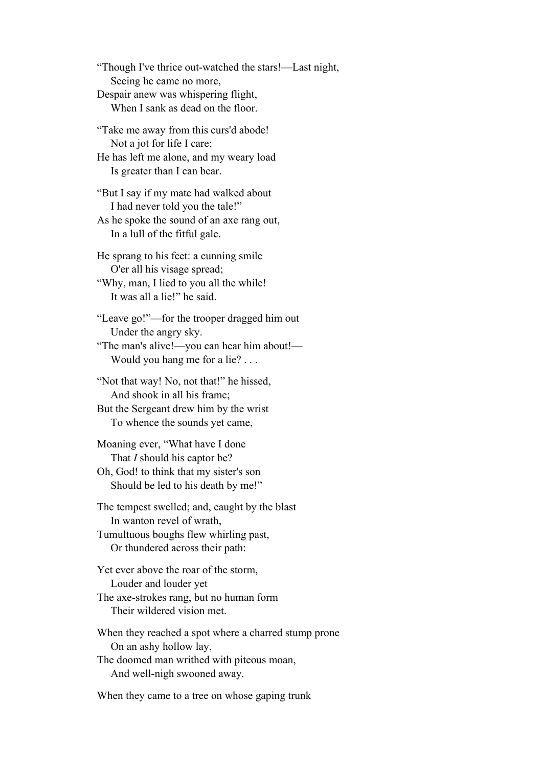"Though I've thrice out-watched the stars!—Last night,  
Seeing he came no more,  
Despair anew was whispering flight,  
When I sank as dead on the floor.

"Take me away from this curs'd abode!  
Not a jot for life I care;  
He has left me alone, and my weary load  
Is greater than I can bear.

"But I say if my mate had walked about  
I had never told you the tale!"  
As he spoke the sound of an axe rang out,  
In a lull of the fitful gale.

He sprang to his feet: a cunning smile  
O'er all his visage spread;  
"Why, man, I lied to you all the while!  
It was all a lie!" he said.

"Leave go!"—for the trooper dragged him out  
Under the angry sky.  
"The man's alive!—you can hear him about!—  
Would you hang me for a lie? . . .

"Not that way! No, not that!" he hissed,  
And shook in all his frame;  
But the Sergeant drew him by the wrist  
To whence the sounds yet came,

Moaning ever, "What have I done  
That *I* should his captor be?  
Oh, God! to think that my sister's son  
Should be led to his death by me!"

The tempest swelled; and, caught by the blast  
In wanton revel of wrath,  
Tumultuous boughs flew whirling past,  
Or thundered across their path:

Yet ever above the roar of the storm,  
Louder and louder yet  
The axe-strokes rang, but no human form  
Their wildered vision met.

When they reached a spot where a charred stump prone  
On an ashy hollow lay,  
The doomed man writhed with piteous moan,  
And well-nigh swooned away.

When they came to a tree on whose gaping trunk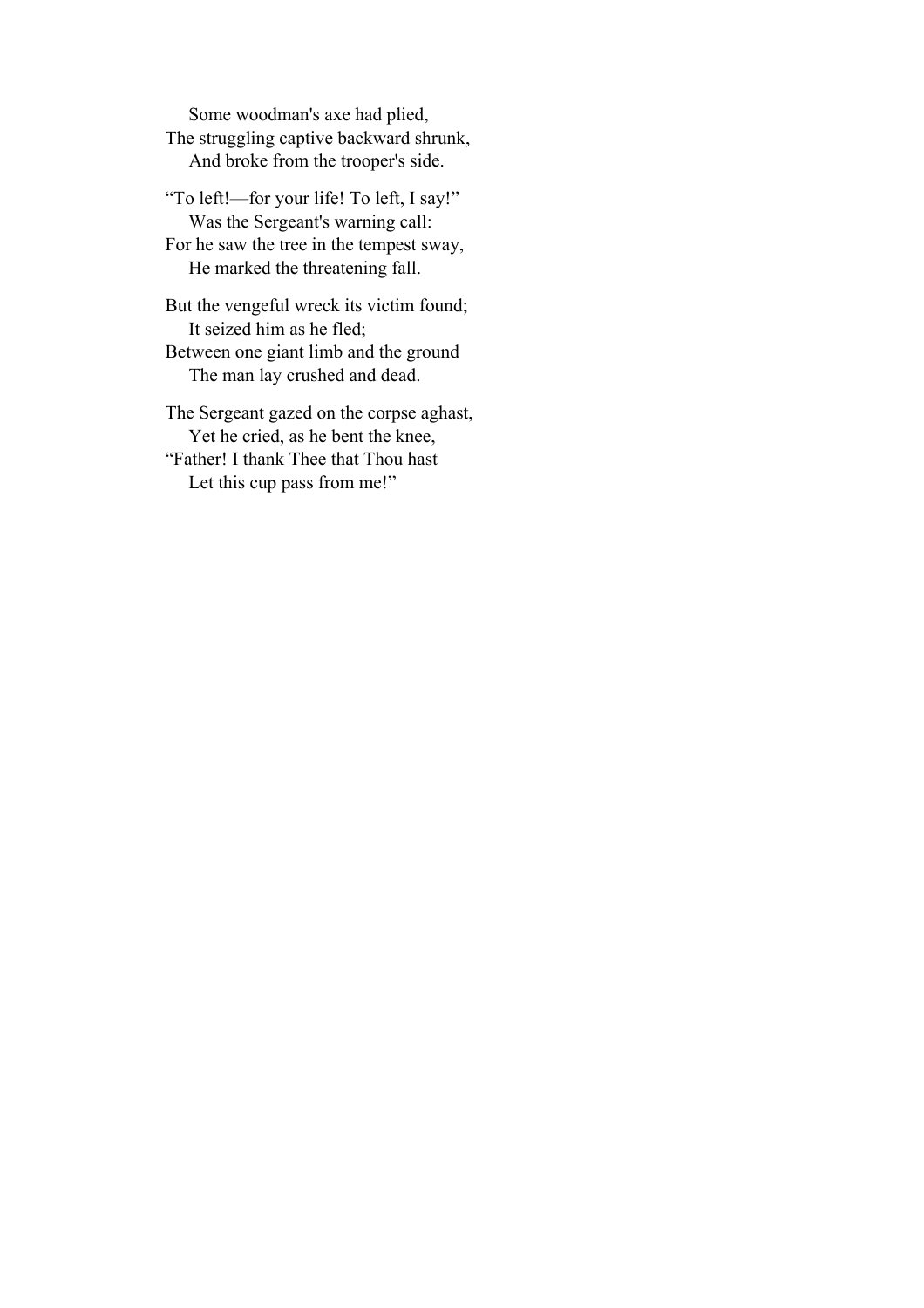Some woodman's axe had plied,  
The struggling captive backward shrunk,  
And broke from the trooper's side.

"To left!—for your life! To left, I say!"  
Was the Sergeant's warning call:  
For he saw the tree in the tempest sway,  
He marked the threatening fall.

But the vengeful wreck its victim found;  
It seized him as he fled;  
Between one giant limb and the ground  
The man lay crushed and dead.

The Sergeant gazed on the corpse aghast,  
Yet he cried, as he bent the knee,  
"Father! I thank Thee that Thou hast  
Let this cup pass from me!"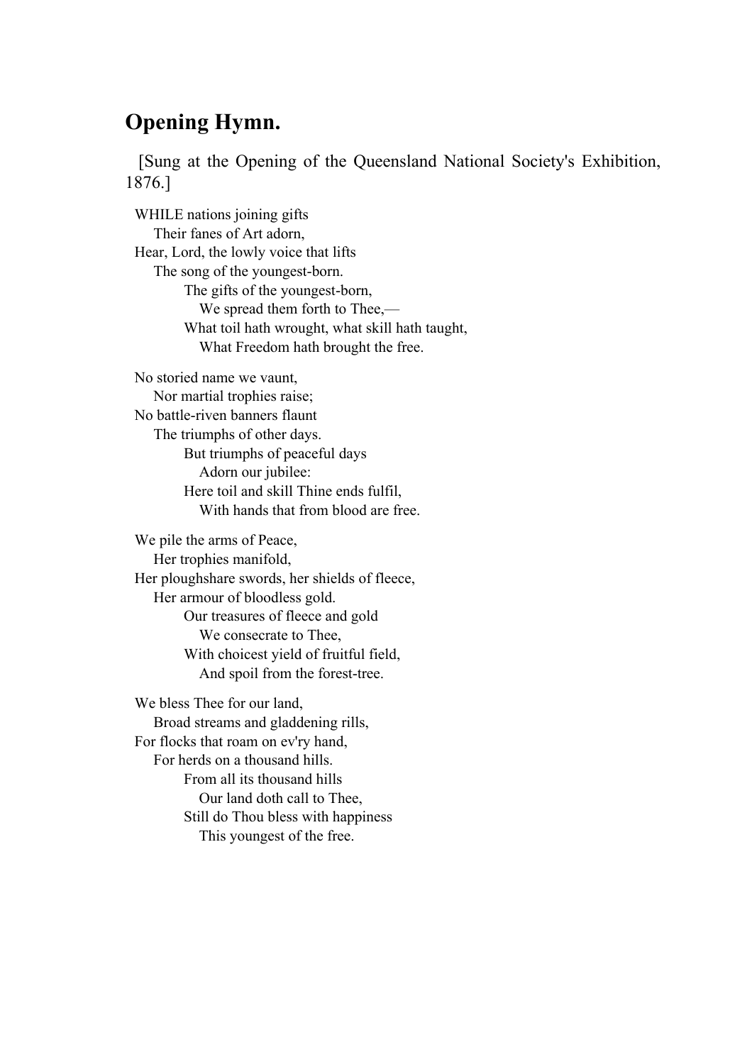## Opening Hymn.

[Sung at the Opening of the Queensland National Society's Exhibition, 1876.]

WHILE nations joining gifts  
  Their fanes of Art adorn,  
Hear, Lord, the lowly voice that lifts  
  The song of the youngest-born.  
    The gifts of the youngest-born,  
      We spread them forth to Thee,—  
    What toil hath wrought, what skill hath taught,  
      What Freedom hath brought the free.

No storied name we vaunt,  
  Nor martial trophies raise;  
No battle-riven banners flaunt  
  The triumphs of other days.  
    But triumphs of peaceful days  
      Adorn our jubilee:  
    Here toil and skill Thine ends fulfil,  
      With hands that from blood are free.

We pile the arms of Peace,  
  Her trophies manifold,  
Her ploughshare swords, her shields of fleece,  
  Her armour of bloodless gold.  
    Our treasures of fleece and gold  
      We consecrate to Thee,  
    With choicest yield of fruitful field,  
      And spoil from the forest-tree.

We bless Thee for our land,  
  Broad streams and gladdening rills,  
For flocks that roam on ev'ry hand,  
  For herds on a thousand hills.  
    From all its thousand hills  
      Our land doth call to Thee,  
    Still do Thou bless with happiness  
      This youngest of the free.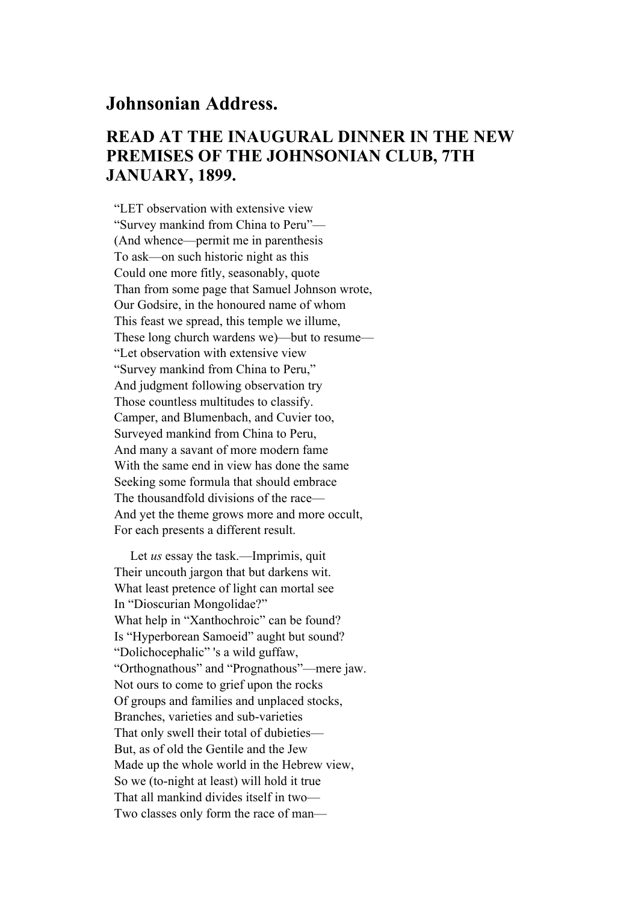# Johnsonian Address.

## READ AT THE INAUGURAL DINNER IN THE NEW PREMISES OF THE JOHNSONIAN CLUB, 7TH JANUARY, 1899.

“LET observation with extensive view  
“Survey mankind from China to Peru”—  
(And whence—permit me in parenthesis  
To ask—on such historic night as this  
Could one more fitly, seasonably, quote  
Than from some page that Samuel Johnson wrote,  
Our Godsire, in the honoured name of whom  
This feast we spread, this temple we illume,  
These long church wardens we)—but to resume—  
“Let observation with extensive view  
“Survey mankind from China to Peru,”  
And judgment following observation try  
Those countless multitudes to classify.  
Camper, and Blumenbach, and Cuvier too,  
Surveyed mankind from China to Peru,  
And many a savant of more modern fame  
With the same end in view has done the same  
Seeking some formula that should embrace  
The thousandfold divisions of the race—  
And yet the theme grows more and more occult,  
For each presents a different result.

Let *us* essay the task.—Imprimis, quit  
Their uncouth jargon that but darkens wit.  
What least pretence of light can mortal see  
In “Dioscurian Mongolidae?”  
What help in “Xanthochroic” can be found?  
Is “Hyperborean Samoeid” aught but sound?  
“Dolichocephalic” 's a wild guffaw,  
“Orthognathous” and “Prognathous”—mere jaw.  
Not ours to come to grief upon the rocks  
Of groups and families and unplaced stocks,  
Branches, varieties and sub-varieties  
That only swell their total of dubieties—  
But, as of old the Gentile and the Jew  
Made up the whole world in the Hebrew view,  
So we (to-night at least) will hold it true  
That all mankind divides itself in two—  
Two classes only form the race of man—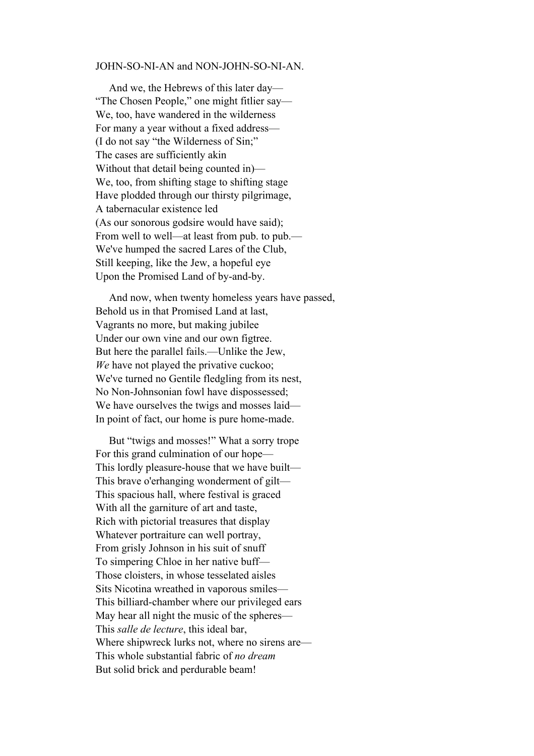JOHN-SO-NI-AN and NON-JOHN-SO-NI-AN.

And we, the Hebrews of this later day—
"The Chosen People," one might fitlier say—
We, too, have wandered in the wilderness
For many a year without a fixed address—
(I do not say "the Wilderness of Sin;"
The cases are sufficiently akin
Without that detail being counted in)—
We, too, from shifting stage to shifting stage
Have plodded through our thirsty pilgrimage,
A tabernacular existence led
(As our sonorous godsire would have said);
From well to well—at least from pub. to pub.—
We've humped the sacred Lares of the Club,
Still keeping, like the Jew, a hopeful eye
Upon the Promised Land of by-and-by.

And now, when twenty homeless years have passed,
Behold us in that Promised Land at last,
Vagrants no more, but making jubilee
Under our own vine and our own figtree.
But here the parallel fails.—Unlike the Jew,
*We* have not played the privative cuckoo;
We've turned no Gentile fledgling from its nest,
No Non-Johnsonian fowl have dispossessed;
We have ourselves the twigs and mosses laid—
In point of fact, our home is pure home-made.

But "twigs and mosses!" What a sorry trope
For this grand culmination of our hope—
This lordly pleasure-house that we have built—
This brave o'erhanging wonderment of gilt—
This spacious hall, where festival is graced
With all the garniture of art and taste,
Rich with pictorial treasures that display
Whatever portraiture can well portray,
From grisly Johnson in his suit of snuff
To simpering Chloe in her native buff—
Those cloisters, in whose tesselated aisles
Sits Nicotina wreathed in vaporous smiles—
This billiard-chamber where our privileged ears
May hear all night the music of the spheres—
This *salle de lecture*, this ideal bar,
Where shipwreck lurks not, where no sirens are—
This whole substantial fabric of *no dream*
But solid brick and perdurable beam!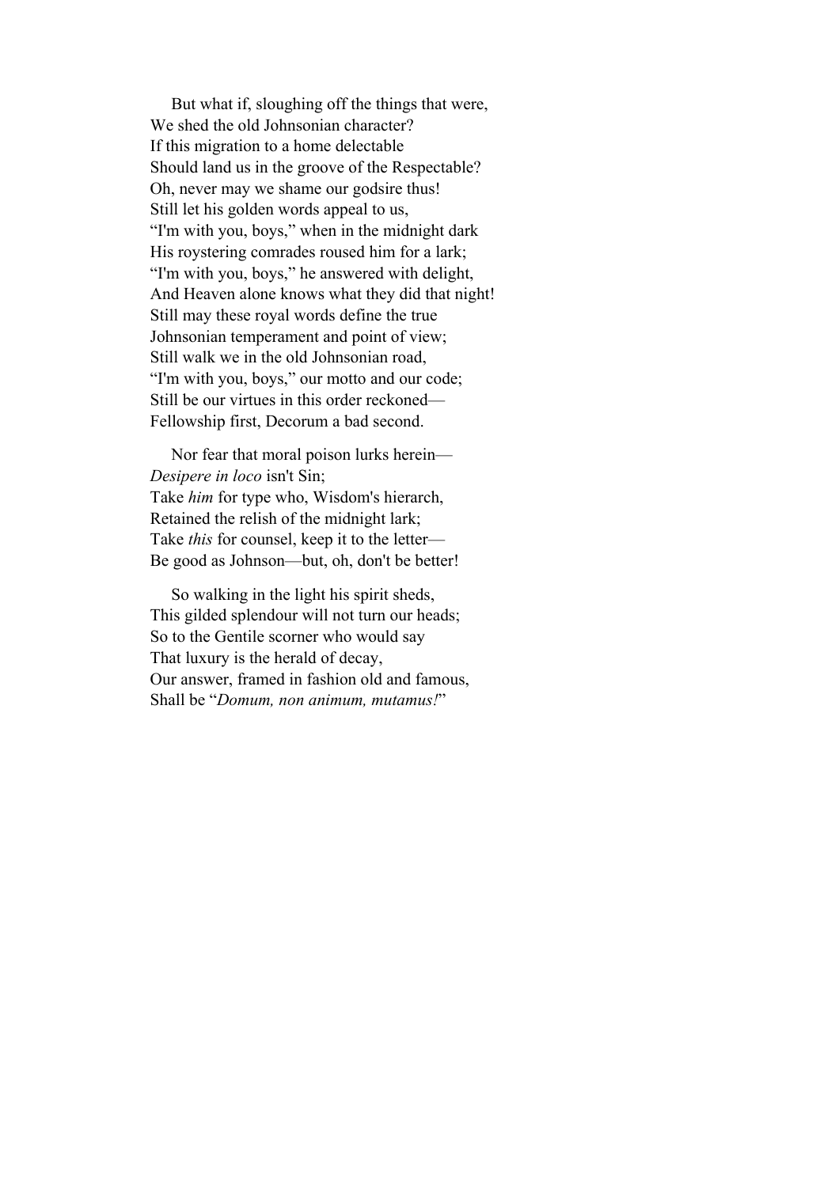But what if, sloughing off the things that were,
We shed the old Johnsonian character?
If this migration to a home delectable
Should land us in the groove of the Respectable?
Oh, never may we shame our godsire thus!
Still let his golden words appeal to us,
“I'm with you, boys,” when in the midnight dark
His roystering comrades roused him for a lark;
“I'm with you, boys,” he answered with delight,
And Heaven alone knows what they did that night!
Still may these royal words define the true
Johnsonian temperament and point of view;
Still walk we in the old Johnsonian road,
“I'm with you, boys,” our motto and our code;
Still be our virtues in this order reckoned—
Fellowship first, Decorum a bad second.

Nor fear that moral poison lurks herein—
*Desipere in loco* isn't Sin;
Take *him* for type who, Wisdom's hierarch,
Retained the relish of the midnight lark;
Take *this* for counsel, keep it to the letter—
Be good as Johnson—but, oh, don't be better!

So walking in the light his spirit sheds,
This gilded splendour will not turn our heads;
So to the Gentile scorner who would say
That luxury is the herald of decay,
Our answer, framed in fashion old and famous,
Shall be “*Domum, non animum, mutamus!*”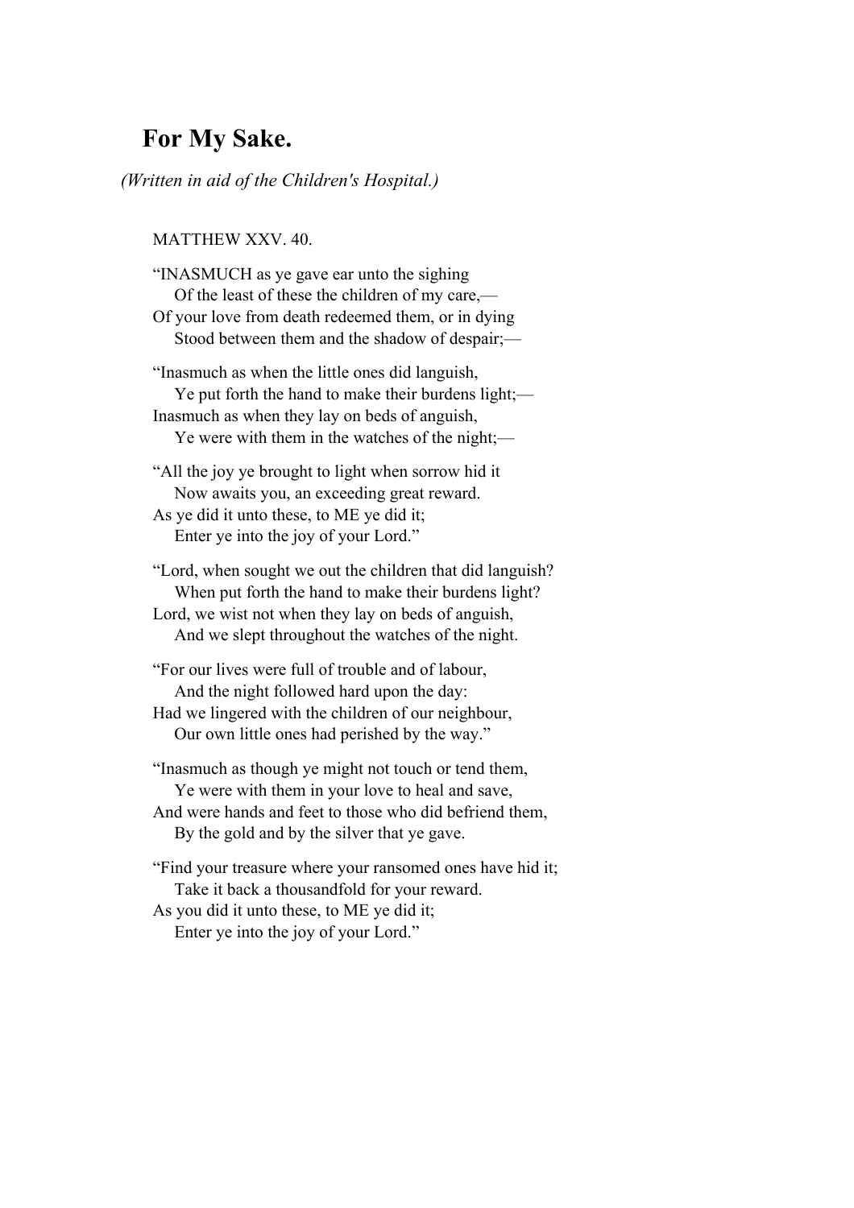## For My Sake.

*(Written in aid of the Children's Hospital.)*

MATTHEW XXV. 40.

“INASMUCH as ye gave ear unto the sighing
  Of the least of these the children of my care,—
Of your love from death redeemed them, or in dying
  Stood between them and the shadow of despair;—

“Inasmuch as when the little ones did languish,
  Ye put forth the hand to make their burdens light;—
Inasmuch as when they lay on beds of anguish,
  Ye were with them in the watches of the night;—

“All the joy ye brought to light when sorrow hid it
  Now awaits you, an exceeding great reward.
As ye did it unto these, to ME ye did it;
  Enter ye into the joy of your Lord.”

“Lord, when sought we out the children that did languish?
  When put forth the hand to make their burdens light?
Lord, we wist not when they lay on beds of anguish,
  And we slept throughout the watches of the night.

“For our lives were full of trouble and of labour,
  And the night followed hard upon the day:
Had we lingered with the children of our neighbour,
  Our own little ones had perished by the way.”

“Inasmuch as though ye might not touch or tend them,
  Ye were with them in your love to heal and save,
And were hands and feet to those who did befriend them,
  By the gold and by the silver that ye gave.

“Find your treasure where your ransomed ones have hid it;
  Take it back a thousandfold for your reward.
As you did it unto these, to ME ye did it;
  Enter ye into the joy of your Lord.”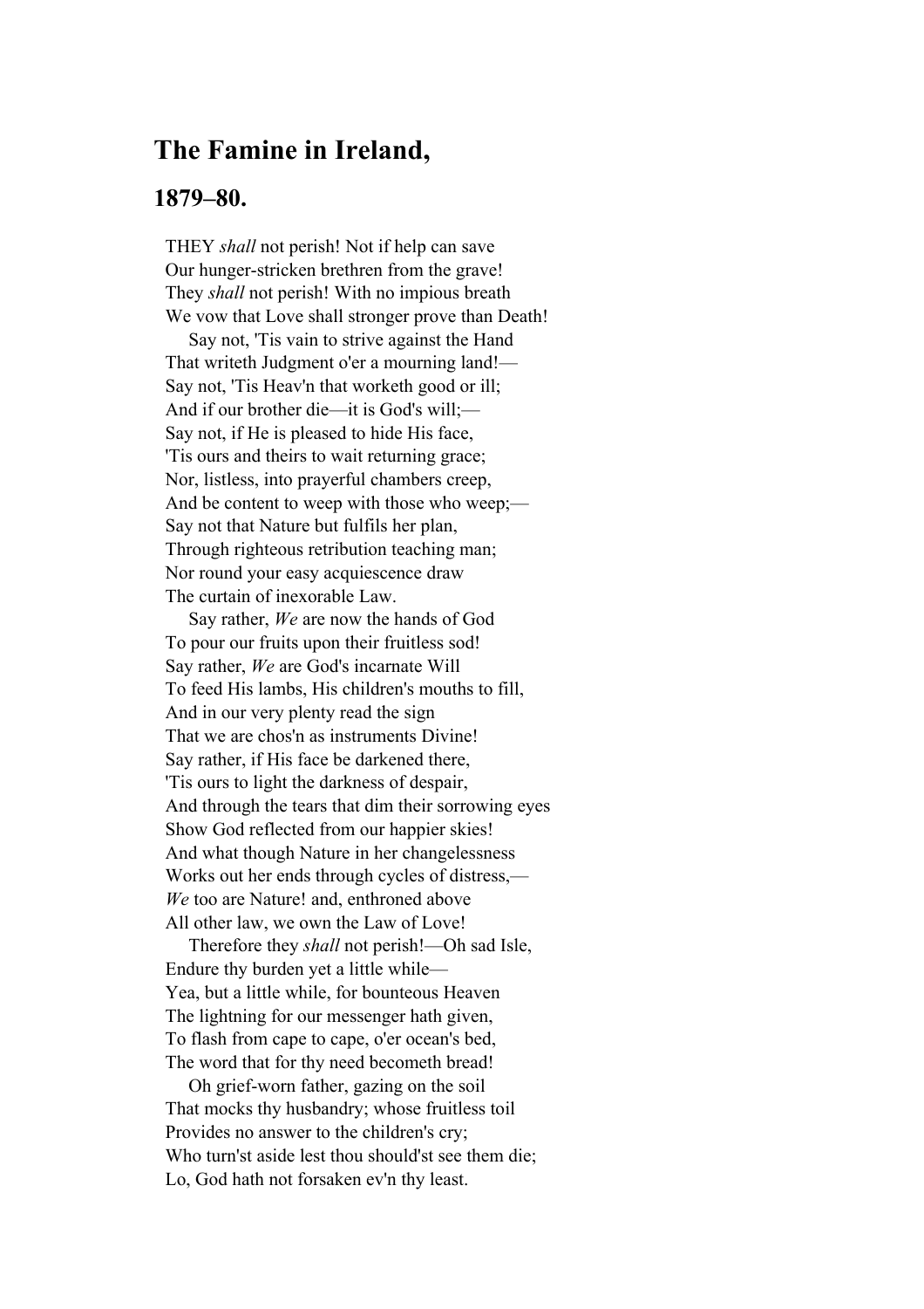## The Famine in Ireland,

### 1879–80.

THEY *shall* not perish! Not if help can save  
Our hunger-stricken brethren from the grave!  
They *shall* not perish! With no impious breath  
We vow that Love shall stronger prove than Death!  
Say not, 'Tis vain to strive against the Hand  
That writeth Judgment o'er a mourning land!—  
Say not, 'Tis Heav'n that worketh good or ill;  
And if our brother die—it is God's will;—  
Say not, if He is pleased to hide His face,  
'Tis ours and theirs to wait returning grace;  
Nor, listless, into prayerful chambers creep,  
And be content to weep with those who weep;—  
Say not that Nature but fulfils her plan,  
Through righteous retribution teaching man;  
Nor round your easy acquiescence draw  
The curtain of inexorable Law.  
Say rather, *We* are now the hands of God  
To pour our fruits upon their fruitless sod!  
Say rather, *We* are God's incarnate Will  
To feed His lambs, His children's mouths to fill,  
And in our very plenty read the sign  
That we are chos'n as instruments Divine!  
Say rather, if His face be darkened there,  
'Tis ours to light the darkness of despair,  
And through the tears that dim their sorrowing eyes  
Show God reflected from our happier skies!  
And what though Nature in her changelessness  
Works out her ends through cycles of distress,—  
*We* too are Nature! and, enthroned above  
All other law, we own the Law of Love!  
Therefore they *shall* not perish!—Oh sad Isle,  
Endure thy burden yet a little while—  
Yea, but a little while, for bounteous Heaven  
The lightning for our messenger hath given,  
To flash from cape to cape, o'er ocean's bed,  
The word that for thy need becometh bread!  
Oh grief-worn father, gazing on the soil  
That mocks thy husbandry; whose fruitless toil  
Provides no answer to the children's cry;  
Who turn'st aside lest thou should'st see them die;  
Lo, God hath not forsaken ev'n thy least.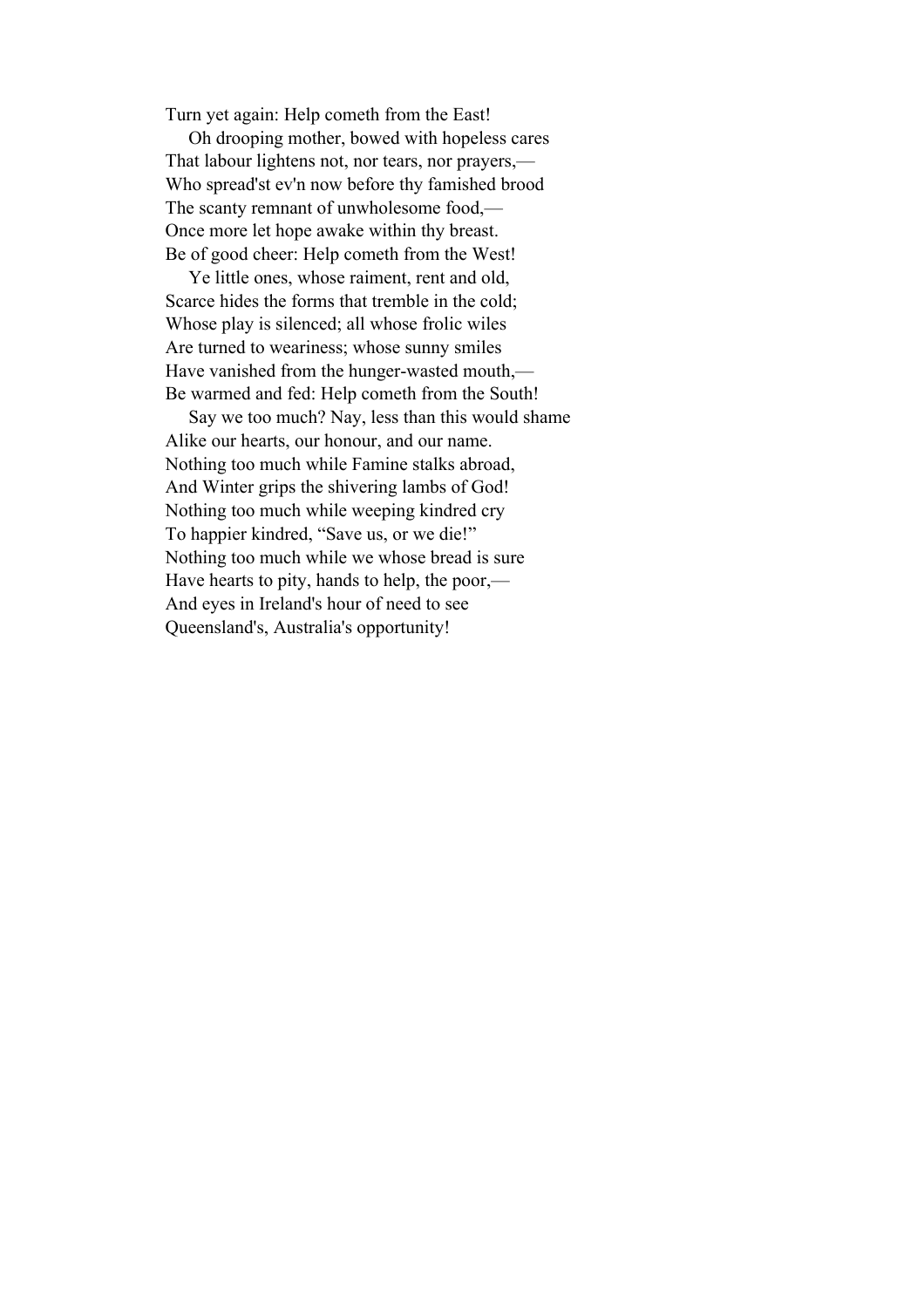Turn yet again: Help cometh from the East!

Oh drooping mother, bowed with hopeless cares
That labour lightens not, nor tears, nor prayers,—
Who spread'st ev'n now before thy famished brood
The scanty remnant of unwholesome food,—
Once more let hope awake within thy breast.
Be of good cheer: Help cometh from the West!

Ye little ones, whose raiment, rent and old,
Scarce hides the forms that tremble in the cold;
Whose play is silenced; all whose frolic wiles
Are turned to weariness; whose sunny smiles
Have vanished from the hunger-wasted mouth,—
Be warmed and fed: Help cometh from the South!

Say we too much? Nay, less than this would shame
Alike our hearts, our honour, and our name.
Nothing too much while Famine stalks abroad,
And Winter grips the shivering lambs of God!
Nothing too much while weeping kindred cry
To happier kindred, “Save us, or we die!”
Nothing too much while we whose bread is sure
Have hearts to pity, hands to help, the poor,—
And eyes in Ireland's hour of need to see
Queensland's, Australia's opportunity!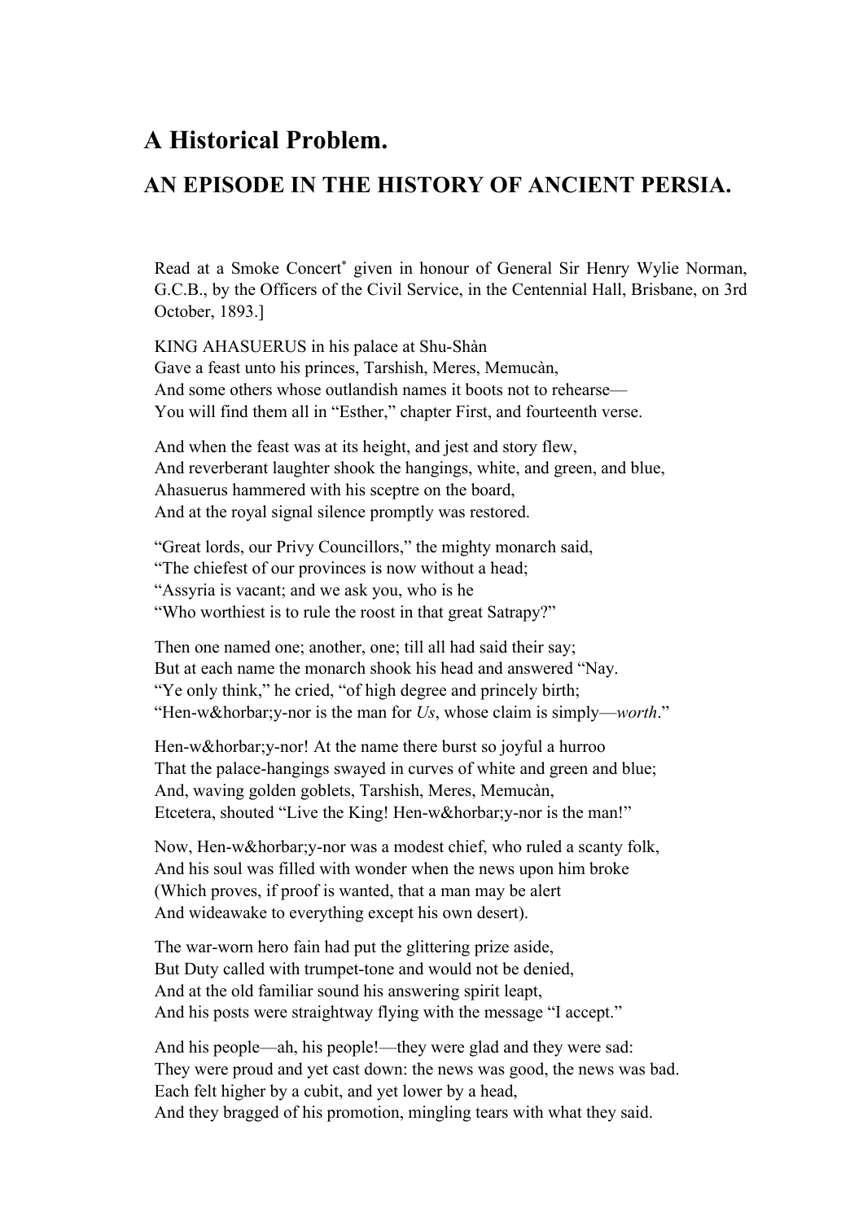# A Historical Problem.

## AN EPISODE IN THE HISTORY OF ANCIENT PERSIA.

Read at a Smoke Concert[*] given in honour of General Sir Henry Wylie Norman, G.C.B., by the Officers of the Civil Service, in the Centennial Hall, Brisbane, on 3rd October, 1893.]

KING AHASUERUS in his palace at Shu-Shàn
Gave a feast unto his princes, Tarshish, Meres, Memucàn,
And some others whose outlandish names it boots not to rehearse—
You will find them all in "Esther," chapter First, and fourteenth verse.

And when the feast was at its height, and jest and story flew,
And reverberant laughter shook the hangings, white, and green, and blue,
Ahasuerus hammered with his sceptre on the board,
And at the royal signal silence promptly was restored.

"Great lords, our Privy Councillors," the mighty monarch said,
"The chiefest of our provinces is now without a head;
"Assyria is vacant; and we ask you, who is he
"Who worthiest is to rule the roost in that great Satrapy?"

Then one named one; another, one; till all had said their say;
But at each name the monarch shook his head and answered "Nay.
"Ye only think," he cried, "of high degree and princely birth;
"Hen-w&horbar;y-nor is the man for *Us*, whose claim is simply—*worth*."

Hen-w&horbar;y-nor! At the name there burst so joyful a hurroo
That the palace-hangings swayed in curves of white and green and blue;
And, waving golden goblets, Tarshish, Meres, Memucàn,
Etcetera, shouted "Live the King! Hen-w&horbar;y-nor is the man!"

Now, Hen-w&horbar;y-nor was a modest chief, who ruled a scanty folk,
And his soul was filled with wonder when the news upon him broke
(Which proves, if proof is wanted, that a man may be alert
And wideawake to everything except his own desert).

The war-worn hero fain had put the glittering prize aside,
But Duty called with trumpet-tone and would not be denied,
And at the old familiar sound his answering spirit leapt,
And his posts were straightway flying with the message "I accept."

And his people—ah, his people!—they were glad and they were sad:
They were proud and yet cast down: the news was good, the news was bad.
Each felt higher by a cubit, and yet lower by a head,
And they bragged of his promotion, mingling tears with what they said.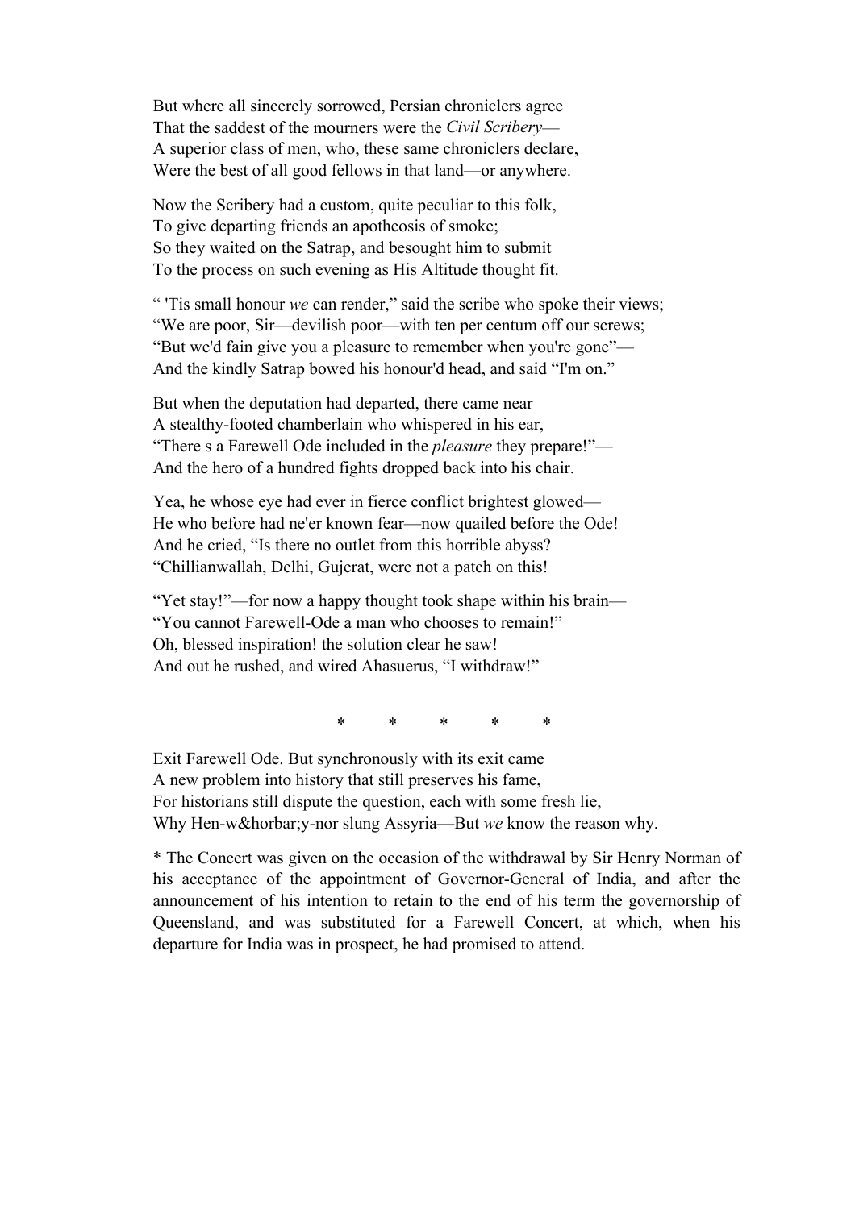But where all sincerely sorrowed, Persian chroniclers agree
That the saddest of the mourners were the *Civil Scribery*—
A superior class of men, who, these same chroniclers declare,
Were the best of all good fellows in that land—or anywhere.

Now the Scribery had a custom, quite peculiar to this folk,
To give departing friends an apotheosis of smoke;
So they waited on the Satrap, and besought him to submit
To the process on such evening as His Altitude thought fit.

“ 'Tis small honour *we* can render,” said the scribe who spoke their views;
“We are poor, Sir—devilish poor—with ten per centum off our screws;
“But we'd fain give you a pleasure to remember when you're gone”—
And the kindly Satrap bowed his honour'd head, and said “I'm on.”

But when the deputation had departed, there came near
A stealthy-footed chamberlain who whispered in his ear,
“There s a Farewell Ode included in the *pleasure* they prepare!”—
And the hero of a hundred fights dropped back into his chair.

Yea, he whose eye had ever in fierce conflict brightest glowed—
He who before had ne'er known fear—now quailed before the Ode!
And he cried, “Is there no outlet from this horrible abyss?
“Chillianwallah, Delhi, Gujerat, were not a patch on this!

“Yet stay!”—for now a happy thought took shape within his brain—
“You cannot Farewell-Ode a man who chooses to remain!”
Oh, blessed inspiration! the solution clear he saw!
And out he rushed, and wired Ahasuerus, “I withdraw!”

\* \* \* \* \*

Exit Farewell Ode. But synchronously with its exit came
A new problem into history that still preserves his fame,
For historians still dispute the question, each with some fresh lie,
Why Hen-w&horbar;y-nor slung Assyria—But *we* know the reason why.

\* The Concert was given on the occasion of the withdrawal by Sir Henry Norman of his acceptance of the appointment of Governor-General of India, and after the announcement of his intention to retain to the end of his term the governorship of Queensland, and was substituted for a Farewell Concert, at which, when his departure for India was in prospect, he had promised to attend.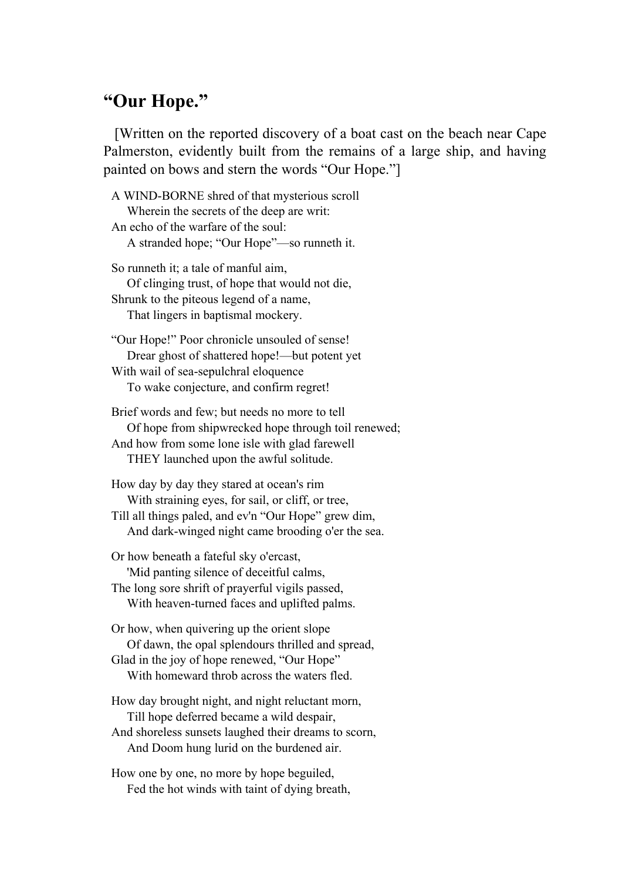## “Our Hope.”

[Written on the reported discovery of a boat cast on the beach near Cape Palmerston, evidently built from the remains of a large ship, and having painted on bows and stern the words “Our Hope.”]

A WIND-BORNE shred of that mysterious scroll  
    Wherein the secrets of the deep are writ:  
An echo of the warfare of the soul:  
    A stranded hope; “Our Hope”—so runneth it.

So runneth it; a tale of manful aim,  
    Of clinging trust, of hope that would not die,  
Shrunk to the piteous legend of a name,  
    That lingers in baptismal mockery.

“Our Hope!” Poor chronicle unsouled of sense!  
    Drear ghost of shattered hope!—but potent yet  
With wail of sea-sepulchral eloquence  
    To wake conjecture, and confirm regret!

Brief words and few; but needs no more to tell  
    Of hope from shipwrecked hope through toil renewed;  
And how from some lone isle with glad farewell  
    THEY launched upon the awful solitude.

How day by day they stared at ocean's rim  
    With straining eyes, for sail, or cliff, or tree,  
Till all things paled, and ev'n “Our Hope” grew dim,  
    And dark-winged night came brooding o'er the sea.

Or how beneath a fateful sky o'ercast,  
    'Mid panting silence of deceitful calms,  
The long sore shrift of prayerful vigils passed,  
    With heaven-turned faces and uplifted palms.

Or how, when quivering up the orient slope  
    Of dawn, the opal splendours thrilled and spread,  
Glad in the joy of hope renewed, “Our Hope”  
    With homeward throb across the waters fled.

How day brought night, and night reluctant morn,  
    Till hope deferred became a wild despair,  
And shoreless sunsets laughed their dreams to scorn,  
    And Doom hung lurid on the burdened air.

How one by one, no more by hope beguiled,  
    Fed the hot winds with taint of dying breath,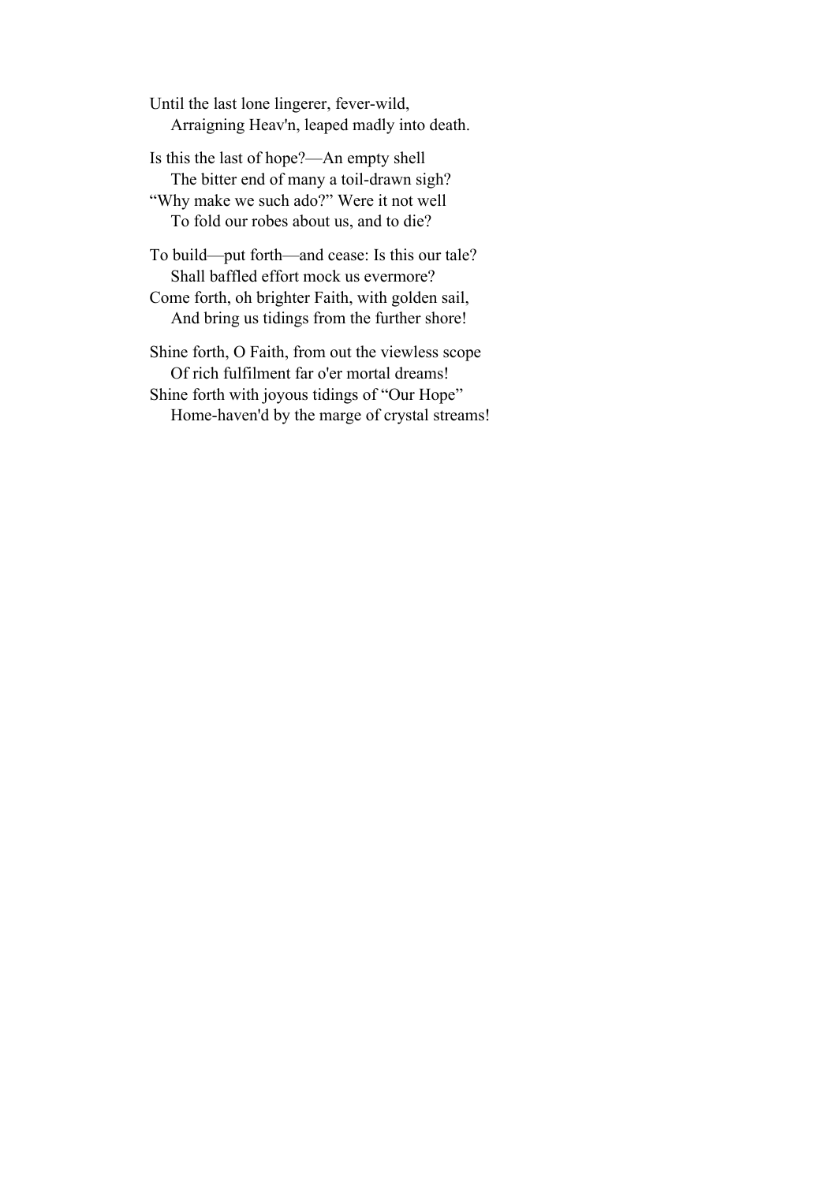Until the last lone lingerer, fever-wild,
    Arraigning Heav'n, leaped madly into death.

Is this the last of hope?—An empty shell
    The bitter end of many a toil-drawn sigh?
"Why make we such ado?" Were it not well
    To fold our robes about us, and to die?

To build—put forth—and cease: Is this our tale?
    Shall baffled effort mock us evermore?
Come forth, oh brighter Faith, with golden sail,
    And bring us tidings from the further shore!

Shine forth, O Faith, from out the viewless scope
    Of rich fulfilment far o'er mortal dreams!
Shine forth with joyous tidings of "Our Hope"
    Home-haven'd by the marge of crystal streams!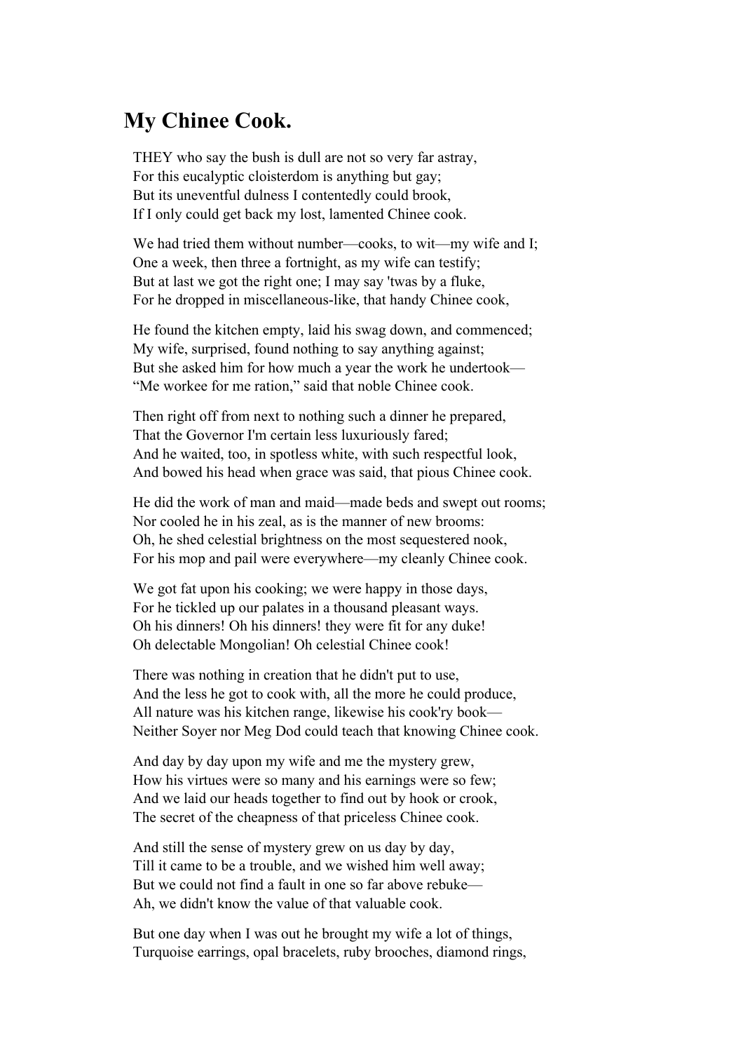## My Chinee Cook.

THEY who say the bush is dull are not so very far astray,
For this eucalyptic cloisterdom is anything but gay;
But its uneventful dulness I contentedly could brook,
If I only could get back my lost, lamented Chinee cook.

We had tried them without number—cooks, to wit—my wife and I;
One a week, then three a fortnight, as my wife can testify;
But at last we got the right one; I may say 'twas by a fluke,
For he dropped in miscellaneous-like, that handy Chinee cook,

He found the kitchen empty, laid his swag down, and commenced;
My wife, surprised, found nothing to say anything against;
But she asked him for how much a year the work he undertook—
"Me workee for me ration," said that noble Chinee cook.

Then right off from next to nothing such a dinner he prepared,
That the Governor I'm certain less luxuriously fared;
And he waited, too, in spotless white, with such respectful look,
And bowed his head when grace was said, that pious Chinee cook.

He did the work of man and maid—made beds and swept out rooms;
Nor cooled he in his zeal, as is the manner of new brooms:
Oh, he shed celestial brightness on the most sequestered nook,
For his mop and pail were everywhere—my cleanly Chinee cook.

We got fat upon his cooking; we were happy in those days,
For he tickled up our palates in a thousand pleasant ways.
Oh his dinners! Oh his dinners! they were fit for any duke!
Oh delectable Mongolian! Oh celestial Chinee cook!

There was nothing in creation that he didn't put to use,
And the less he got to cook with, all the more he could produce,
All nature was his kitchen range, likewise his cook'ry book—
Neither Soyer nor Meg Dod could teach that knowing Chinee cook.

And day by day upon my wife and me the mystery grew,
How his virtues were so many and his earnings were so few;
And we laid our heads together to find out by hook or crook,
The secret of the cheapness of that priceless Chinee cook.

And still the sense of mystery grew on us day by day,
Till it came to be a trouble, and we wished him well away;
But we could not find a fault in one so far above rebuke—
Ah, we didn't know the value of that valuable cook.

But one day when I was out he brought my wife a lot of things,
Turquoise earrings, opal bracelets, ruby brooches, diamond rings,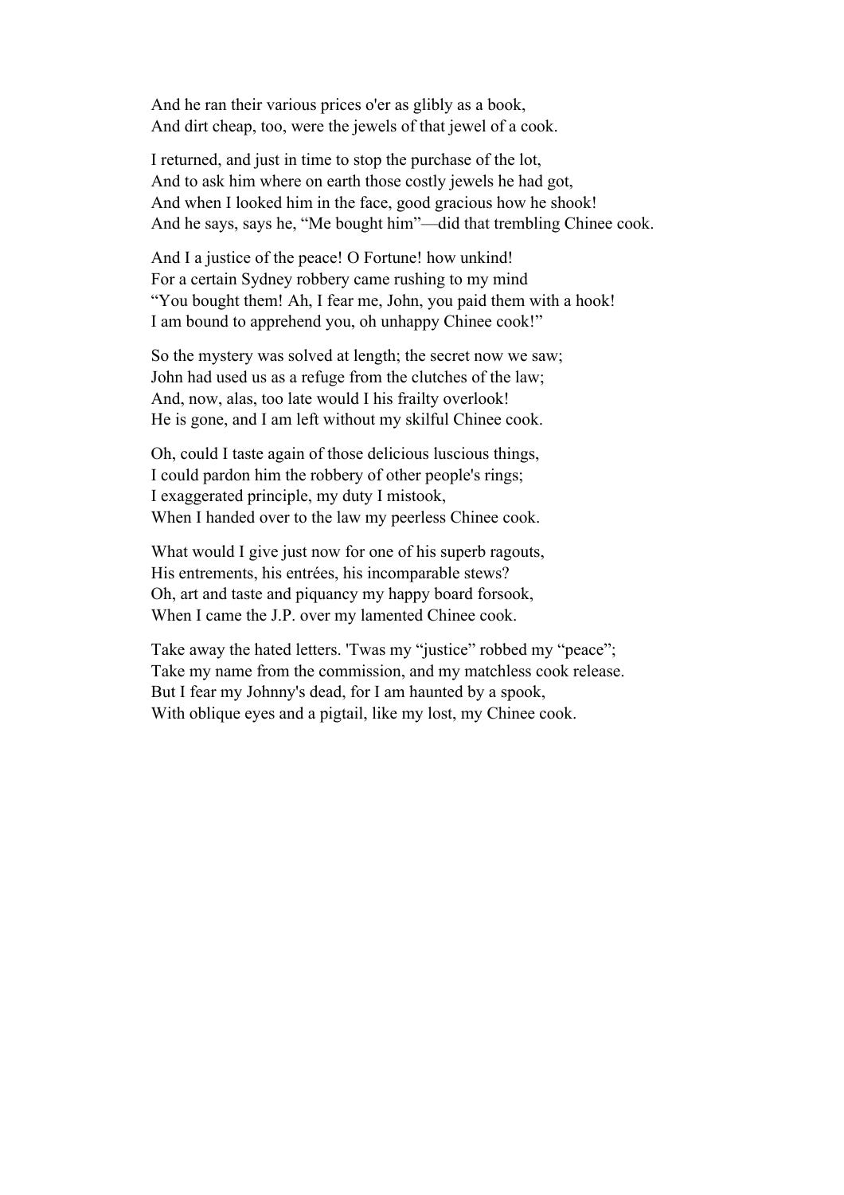And he ran their various prices o'er as glibly as a book,
And dirt cheap, too, were the jewels of that jewel of a cook.

I returned, and just in time to stop the purchase of the lot,
And to ask him where on earth those costly jewels he had got,
And when I looked him in the face, good gracious how he shook!
And he says, says he, "Me bought him"—did that trembling Chinee cook.

And I a justice of the peace! O Fortune! how unkind!
For a certain Sydney robbery came rushing to my mind
"You bought them! Ah, I fear me, John, you paid them with a hook!
I am bound to apprehend you, oh unhappy Chinee cook!"

So the mystery was solved at length; the secret now we saw;
John had used us as a refuge from the clutches of the law;
And, now, alas, too late would I his frailty overlook!
He is gone, and I am left without my skilful Chinee cook.

Oh, could I taste again of those delicious luscious things,
I could pardon him the robbery of other people's rings;
I exaggerated principle, my duty I mistook,
When I handed over to the law my peerless Chinee cook.

What would I give just now for one of his superb ragouts,
His entrements, his entrées, his incomparable stews?
Oh, art and taste and piquancy my happy board forsook,
When I came the J.P. over my lamented Chinee cook.

Take away the hated letters. 'Twas my "justice" robbed my "peace";
Take my name from the commission, and my matchless cook release.
But I fear my Johnny's dead, for I am haunted by a spook,
With oblique eyes and a pigtail, like my lost, my Chinee cook.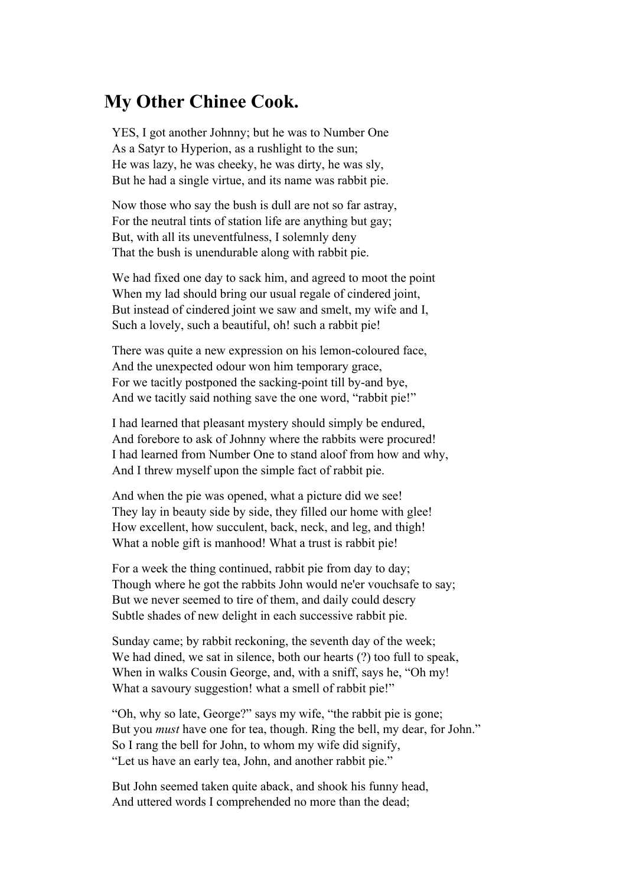# My Other Chinee Cook.

YES, I got another Johnny; but he was to Number One
As a Satyr to Hyperion, as a rushlight to the sun;
He was lazy, he was cheeky, he was dirty, he was sly,
But he had a single virtue, and its name was rabbit pie.

Now those who say the bush is dull are not so far astray,
For the neutral tints of station life are anything but gay;
But, with all its uneventfulness, I solemnly deny
That the bush is unendurable along with rabbit pie.

We had fixed one day to sack him, and agreed to moot the point
When my lad should bring our usual regale of cindered joint,
But instead of cindered joint we saw and smelt, my wife and I,
Such a lovely, such a beautiful, oh! such a rabbit pie!

There was quite a new expression on his lemon-coloured face,
And the unexpected odour won him temporary grace,
For we tacitly postponed the sacking-point till by-and bye,
And we tacitly said nothing save the one word, "rabbit pie!"

I had learned that pleasant mystery should simply be endured,
And forebore to ask of Johnny where the rabbits were procured!
I had learned from Number One to stand aloof from how and why,
And I threw myself upon the simple fact of rabbit pie.

And when the pie was opened, what a picture did we see!
They lay in beauty side by side, they filled our home with glee!
How excellent, how succulent, back, neck, and leg, and thigh!
What a noble gift is manhood! What a trust is rabbit pie!

For a week the thing continued, rabbit pie from day to day;
Though where he got the rabbits John would ne'er vouchsafe to say;
But we never seemed to tire of them, and daily could descry
Subtle shades of new delight in each successive rabbit pie.

Sunday came; by rabbit reckoning, the seventh day of the week;
We had dined, we sat in silence, both our hearts (?) too full to speak,
When in walks Cousin George, and, with a sniff, says he, "Oh my!
What a savoury suggestion! what a smell of rabbit pie!"

"Oh, why so late, George?" says my wife, "the rabbit pie is gone;
But you *must* have one for tea, though. Ring the bell, my dear, for John."
So I rang the bell for John, to whom my wife did signify,
"Let us have an early tea, John, and another rabbit pie."

But John seemed taken quite aback, and shook his funny head,
And uttered words I comprehended no more than the dead;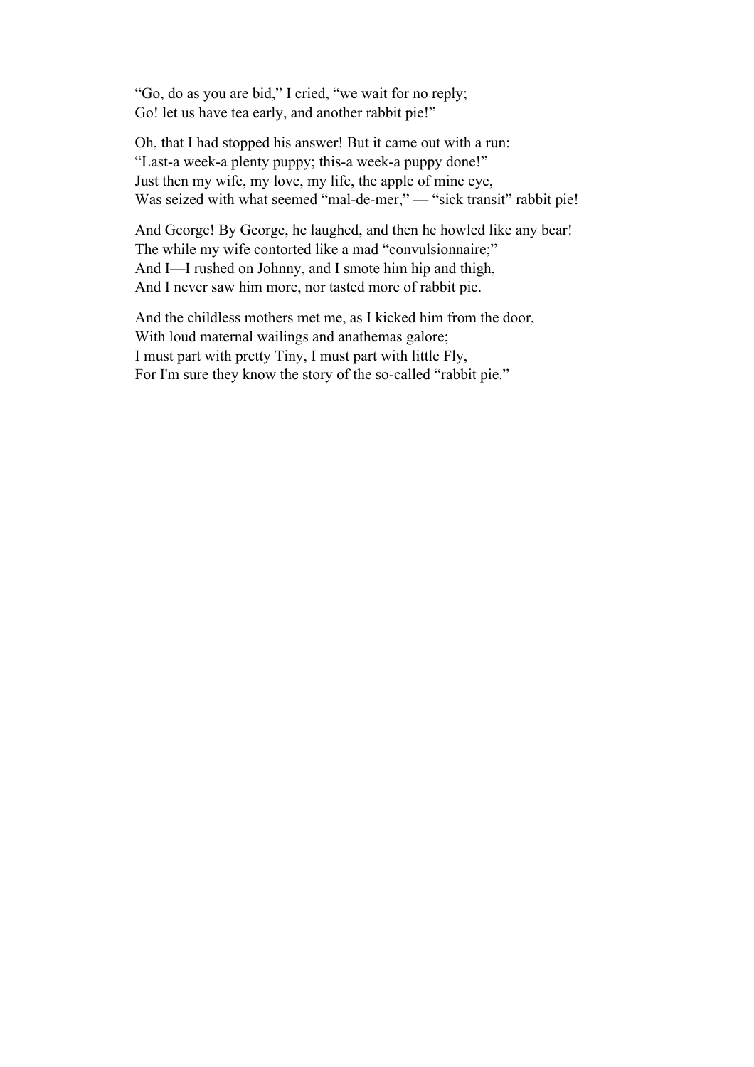"Go, do as you are bid," I cried, "we wait for no reply;
Go! let us have tea early, and another rabbit pie!"

Oh, that I had stopped his answer! But it came out with a run:
"Last-a week-a plenty puppy; this-a week-a puppy done!"
Just then my wife, my love, my life, the apple of mine eye,
Was seized with what seemed "mal-de-mer," — "sick transit" rabbit pie!

And George! By George, he laughed, and then he howled like any bear!
The while my wife contorted like a mad "convulsionnaire;"
And I—I rushed on Johnny, and I smote him hip and thigh,
And I never saw him more, nor tasted more of rabbit pie.

And the childless mothers met me, as I kicked him from the door,
With loud maternal wailings and anathemas galore;
I must part with pretty Tiny, I must part with little Fly,
For I'm sure they know the story of the so-called "rabbit pie."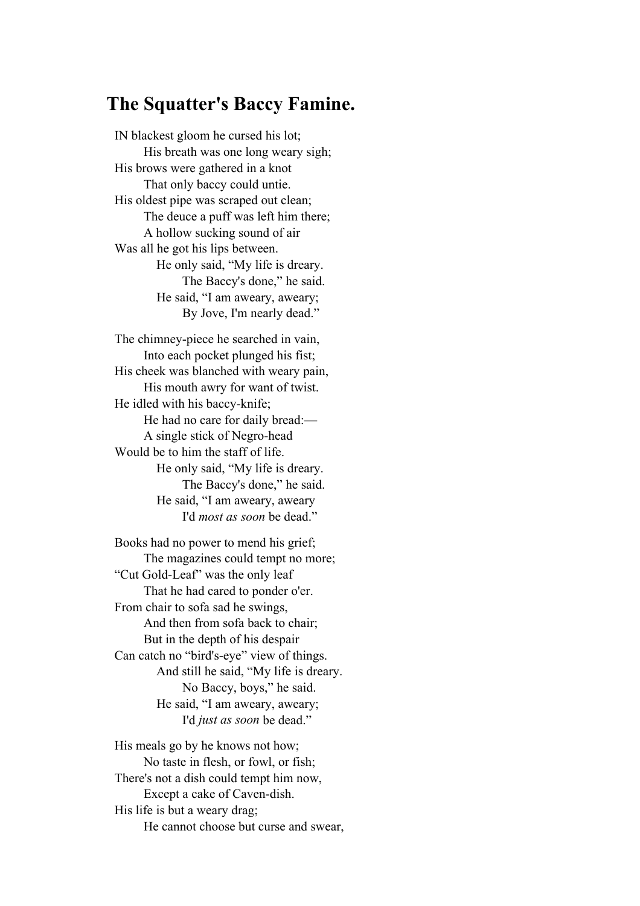# The Squatter's Baccy Famine.

IN blackest gloom he cursed his lot;
&nbsp;&nbsp;&nbsp;&nbsp;His breath was one long weary sigh;
His brows were gathered in a knot
&nbsp;&nbsp;&nbsp;&nbsp;That only baccy could untie.
His oldest pipe was scraped out clean;
&nbsp;&nbsp;&nbsp;&nbsp;The deuce a puff was left him there;
&nbsp;&nbsp;&nbsp;&nbsp;A hollow sucking sound of air
Was all he got his lips between.
&nbsp;&nbsp;&nbsp;&nbsp;&nbsp;&nbsp;&nbsp;&nbsp;He only said, "My life is dreary.
&nbsp;&nbsp;&nbsp;&nbsp;&nbsp;&nbsp;&nbsp;&nbsp;&nbsp;&nbsp;&nbsp;&nbsp;The Baccy's done," he said.
&nbsp;&nbsp;&nbsp;&nbsp;&nbsp;&nbsp;&nbsp;&nbsp;He said, "I am aweary, aweary;
&nbsp;&nbsp;&nbsp;&nbsp;&nbsp;&nbsp;&nbsp;&nbsp;&nbsp;&nbsp;&nbsp;&nbsp;By Jove, I'm nearly dead."

The chimney-piece he searched in vain,
&nbsp;&nbsp;&nbsp;&nbsp;Into each pocket plunged his fist;
His cheek was blanched with weary pain,
&nbsp;&nbsp;&nbsp;&nbsp;His mouth awry for want of twist.
He idled with his baccy-knife;
&nbsp;&nbsp;&nbsp;&nbsp;He had no care for daily bread:—
&nbsp;&nbsp;&nbsp;&nbsp;A single stick of Negro-head
Would be to him the staff of life.
&nbsp;&nbsp;&nbsp;&nbsp;&nbsp;&nbsp;&nbsp;&nbsp;He only said, "My life is dreary.
&nbsp;&nbsp;&nbsp;&nbsp;&nbsp;&nbsp;&nbsp;&nbsp;&nbsp;&nbsp;&nbsp;&nbsp;The Baccy's done," he said.
&nbsp;&nbsp;&nbsp;&nbsp;&nbsp;&nbsp;&nbsp;&nbsp;He said, "I am aweary, aweary
&nbsp;&nbsp;&nbsp;&nbsp;&nbsp;&nbsp;&nbsp;&nbsp;&nbsp;&nbsp;&nbsp;&nbsp;I'd *most as soon* be dead."

Books had no power to mend his grief;
&nbsp;&nbsp;&nbsp;&nbsp;The magazines could tempt no more;
"Cut Gold-Leaf" was the only leaf
&nbsp;&nbsp;&nbsp;&nbsp;That he had cared to ponder o'er.
From chair to sofa sad he swings,
&nbsp;&nbsp;&nbsp;&nbsp;And then from sofa back to chair;
&nbsp;&nbsp;&nbsp;&nbsp;But in the depth of his despair
Can catch no "bird's-eye" view of things.
&nbsp;&nbsp;&nbsp;&nbsp;&nbsp;&nbsp;&nbsp;&nbsp;And still he said, "My life is dreary.
&nbsp;&nbsp;&nbsp;&nbsp;&nbsp;&nbsp;&nbsp;&nbsp;&nbsp;&nbsp;&nbsp;&nbsp;No Baccy, boys," he said.
&nbsp;&nbsp;&nbsp;&nbsp;&nbsp;&nbsp;&nbsp;&nbsp;He said, "I am aweary, aweary;
&nbsp;&nbsp;&nbsp;&nbsp;&nbsp;&nbsp;&nbsp;&nbsp;&nbsp;&nbsp;&nbsp;&nbsp;I'd *just as soon* be dead."

His meals go by he knows not how;
&nbsp;&nbsp;&nbsp;&nbsp;No taste in flesh, or fowl, or fish;
There's not a dish could tempt him now,
&nbsp;&nbsp;&nbsp;&nbsp;Except a cake of Caven-dish.
His life is but a weary drag;
&nbsp;&nbsp;&nbsp;&nbsp;He cannot choose but curse and swear,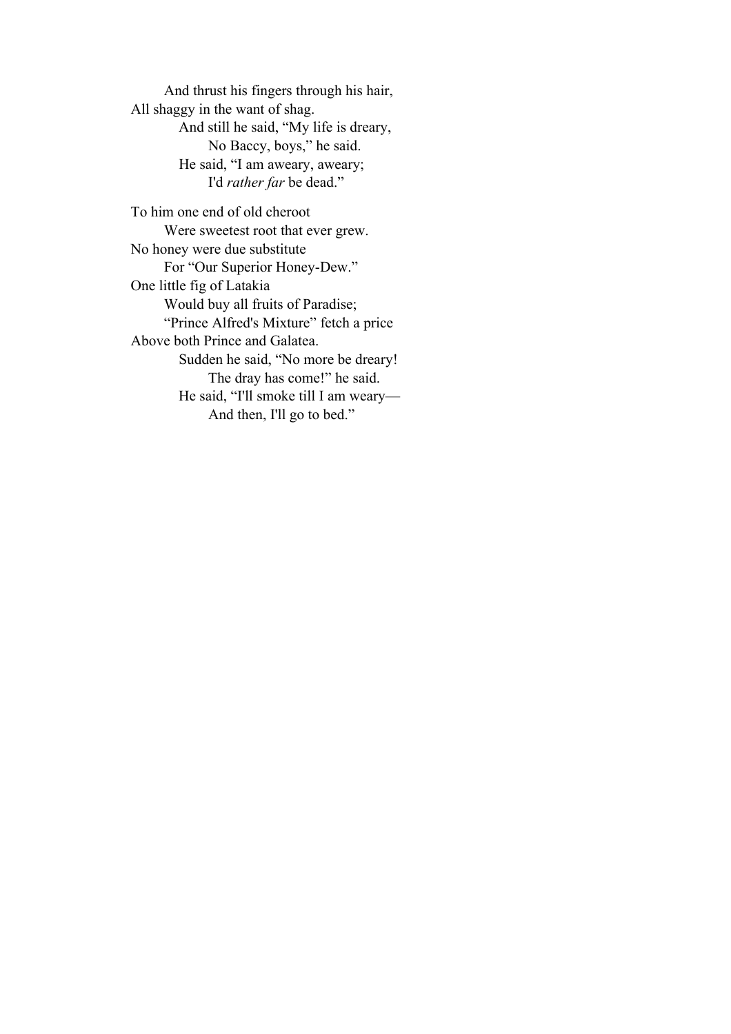And thrust his fingers through his hair,  
All shaggy in the want of shag.  
And still he said, “My life is dreary,  
No Baccy, boys,” he said.  
He said, “I am aweary, aweary;  
I'd *rather far* be dead.”

To him one end of old cheroot  
Were sweetest root that ever grew.  
No honey were due substitute  
For “Our Superior Honey-Dew.”  
One little fig of Latakia  
Would buy all fruits of Paradise;  
“Prince Alfred's Mixture” fetch a price  
Above both Prince and Galatea.  
Sudden he said, “No more be dreary!  
The dray has come!” he said.  
He said, “I'll smoke till I am weary—  
And then, I'll go to bed.”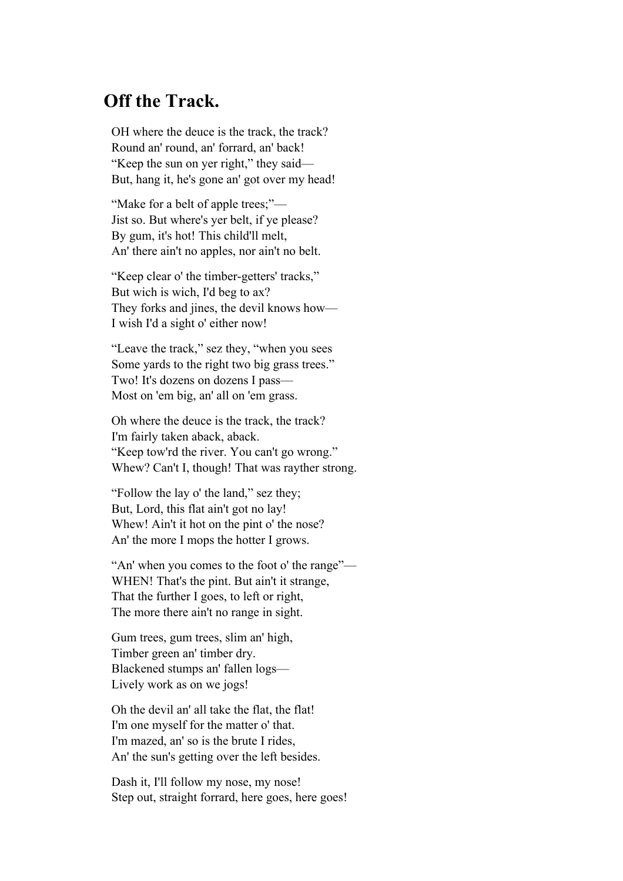## Off the Track.

OH where the deuce is the track, the track?
Round an' round, an' forrard, an' back!
"Keep the sun on yer right," they said—
But, hang it, he's gone an' got over my head!

"Make for a belt of apple trees;"—
Jist so. But where's yer belt, if ye please?
By gum, it's hot! This child'll melt,
An' there ain't no apples, nor ain't no belt.

"Keep clear o' the timber-getters' tracks,"
But wich is wich, I'd beg to ax?
They forks and jines, the devil knows how—
I wish I'd a sight o' either now!

"Leave the track," sez they, "when you sees
Some yards to the right two big grass trees."
Two! It's dozens on dozens I pass—
Most on 'em big, an' all on 'em grass.

Oh where the deuce is the track, the track?
I'm fairly taken aback, aback.
"Keep tow'rd the river. You can't go wrong."
Whew? Can't I, though! That was rayther strong.

"Follow the lay o' the land," sez they;
But, Lord, this flat ain't got no lay!
Whew! Ain't it hot on the pint o' the nose?
An' the more I mops the hotter I grows.

"An' when you comes to the foot o' the range"—
WHEN! That's the pint. But ain't it strange,
That the further I goes, to left or right,
The more there ain't no range in sight.

Gum trees, gum trees, slim an' high,
Timber green an' timber dry.
Blackened stumps an' fallen logs—
Lively work as on we jogs!

Oh the devil an' all take the flat, the flat!
I'm one myself for the matter o' that.
I'm mazed, an' so is the brute I rides,
An' the sun's getting over the left besides.

Dash it, I'll follow my nose, my nose!
Step out, straight forrard, here goes, here goes!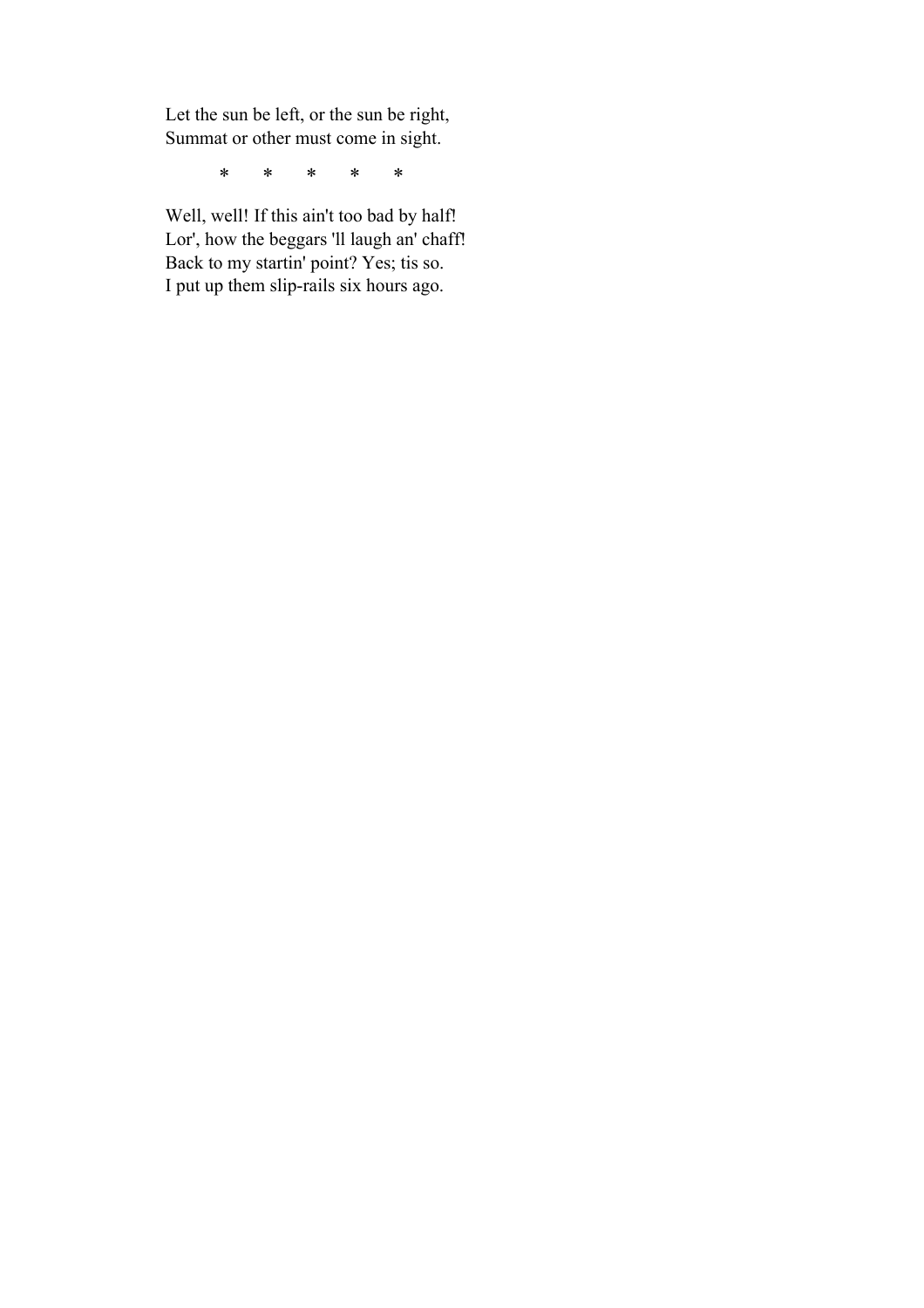Let the sun be left, or the sun be right,  
Summat or other must come in sight.

\*       \*       \*       \*       \*

Well, well! If this ain't too bad by half!  
Lor', how the beggars 'll laugh an' chaff!  
Back to my startin' point? Yes; tis so.  
I put up them slip-rails six hours ago.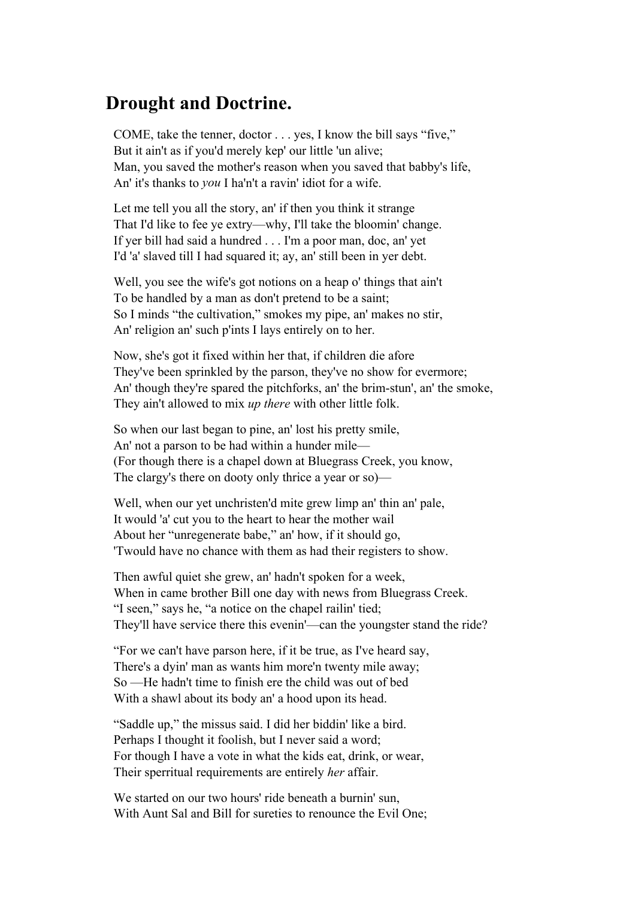## Drought and Doctrine.

COME, take the tenner, doctor . . . yes, I know the bill says "five,"  
But it ain't as if you'd merely kep' our little 'un alive;  
Man, you saved the mother's reason when you saved that babby's life,  
An' it's thanks to *you* I ha'n't a ravin' idiot for a wife.

Let me tell you all the story, an' if then you think it strange  
That I'd like to fee ye extry—why, I'll take the bloomin' change.  
If yer bill had said a hundred . . . I'm a poor man, doc, an' yet  
I'd 'a' slaved till I had squared it; ay, an' still been in yer debt.

Well, you see the wife's got notions on a heap o' things that ain't  
To be handled by a man as don't pretend to be a saint;  
So I minds "the cultivation," smokes my pipe, an' makes no stir,  
An' religion an' such p'ints I lays entirely on to her.

Now, she's got it fixed within her that, if children die afore  
They've been sprinkled by the parson, they've no show for evermore;  
An' though they're spared the pitchforks, an' the brim-stun', an' the smoke,  
They ain't allowed to mix *up there* with other little folk.

So when our last began to pine, an' lost his pretty smile,  
An' not a parson to be had within a hunder mile—  
(For though there is a chapel down at Bluegrass Creek, you know,  
The clargy's there on dooty only thrice a year or so)—

Well, when our yet unchristen'd mite grew limp an' thin an' pale,  
It would 'a' cut you to the heart to hear the mother wail  
About her "unregenerate babe," an' how, if it should go,  
'Twould have no chance with them as had their registers to show.

Then awful quiet she grew, an' hadn't spoken for a week,  
When in came brother Bill one day with news from Bluegrass Creek.  
"I seen," says he, "a notice on the chapel railin' tied;  
They'll have service there this evenin'—can the youngster stand the ride?

"For we can't have parson here, if it be true, as I've heard say,  
There's a dyin' man as wants him more'n twenty mile away;  
So —He hadn't time to finish ere the child was out of bed  
With a shawl about its body an' a hood upon its head.

"Saddle up," the missus said. I did her biddin' like a bird.  
Perhaps I thought it foolish, but I never said a word;  
For though I have a vote in what the kids eat, drink, or wear,  
Their sperritual requirements are entirely *her* affair.

We started on our two hours' ride beneath a burnin' sun,  
With Aunt Sal and Bill for sureties to renounce the Evil One;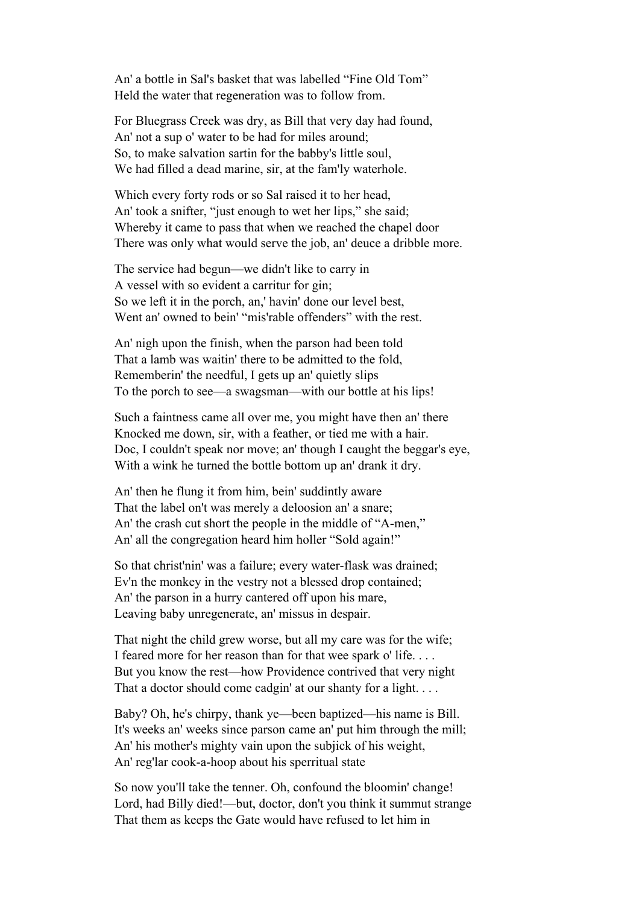An' a bottle in Sal's basket that was labelled "Fine Old Tom"
Held the water that regeneration was to follow from.

For Bluegrass Creek was dry, as Bill that very day had found,
An' not a sup o' water to be had for miles around;
So, to make salvation sartin for the babby's little soul,
We had filled a dead marine, sir, at the fam'ly waterhole.

Which every forty rods or so Sal raised it to her head,
An' took a snifter, "just enough to wet her lips," she said;
Whereby it came to pass that when we reached the chapel door
There was only what would serve the job, an' deuce a dribble more.

The service had begun—we didn't like to carry in
A vessel with so evident a carritur for gin;
So we left it in the porch, an,' havin' done our level best,
Went an' owned to bein' "mis'rable offenders" with the rest.

An' nigh upon the finish, when the parson had been told
That a lamb was waitin' there to be admitted to the fold,
Rememberin' the needful, I gets up an' quietly slips
To the porch to see—a swagsman—with our bottle at his lips!

Such a faintness came all over me, you might have then an' there
Knocked me down, sir, with a feather, or tied me with a hair.
Doc, I couldn't speak nor move; an' though I caught the beggar's eye,
With a wink he turned the bottle bottom up an' drank it dry.

An' then he flung it from him, bein' suddintly aware
That the label on't was merely a deloosion an' a snare;
An' the crash cut short the people in the middle of "A-men,"
An' all the congregation heard him holler "Sold again!"

So that christ'nin' was a failure; every water-flask was drained;
Ev'n the monkey in the vestry not a blessed drop contained;
An' the parson in a hurry cantered off upon his mare,
Leaving baby unregenerate, an' missus in despair.

That night the child grew worse, but all my care was for the wife;
I feared more for her reason than for that wee spark o' life. . . .
But you know the rest—how Providence contrived that very night
That a doctor should come cadgin' at our shanty for a light. . . .

Baby? Oh, he's chirpy, thank ye—been baptized—his name is Bill.
It's weeks an' weeks since parson came an' put him through the mill;
An' his mother's mighty vain upon the subjick of his weight,
An' reg'lar cook-a-hoop about his sperritual state

So now you'll take the tenner. Oh, confound the bloomin' change!
Lord, had Billy died!—but, doctor, don't you think it summut strange
That them as keeps the Gate would have refused to let him in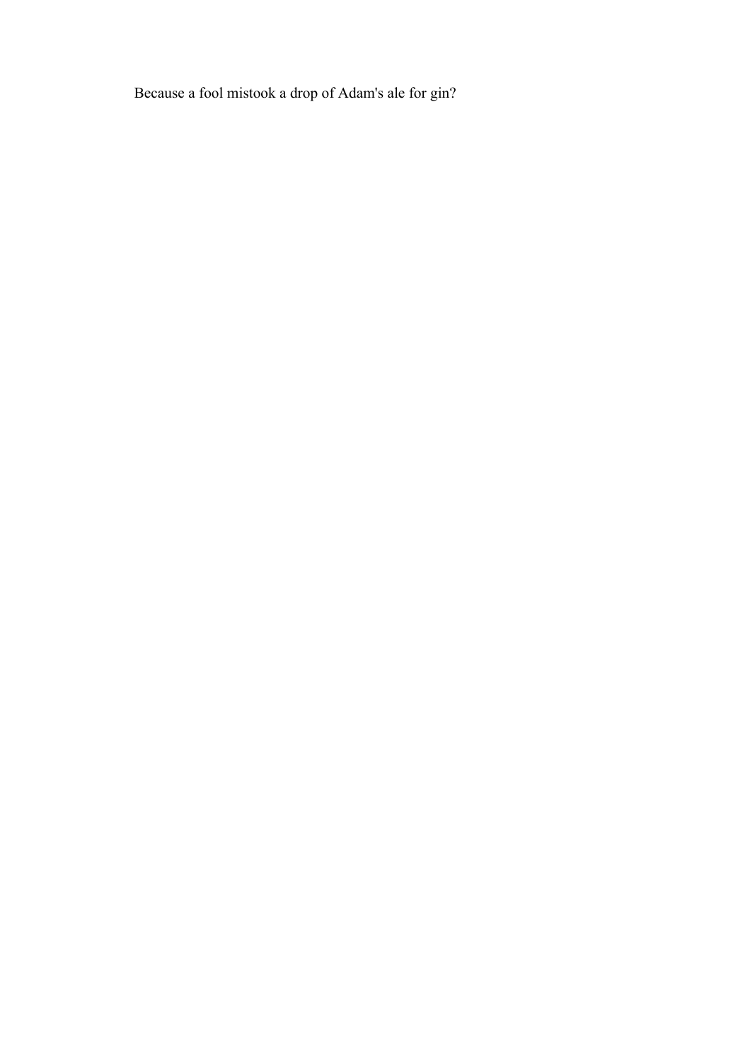Because a fool mistook a drop of Adam's ale for gin?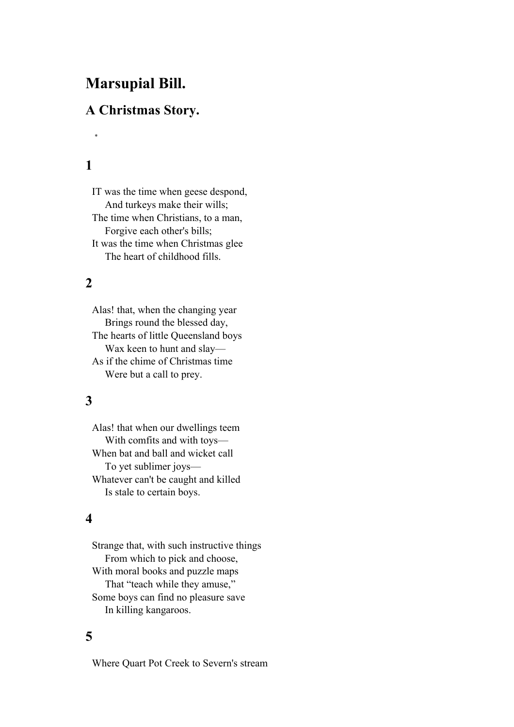# Marsupial Bill.

## A Christmas Story.

*

### 1

IT was the time when geese despond,
 And turkeys make their wills;
The time when Christians, to a man,
 Forgive each other's bills;
It was the time when Christmas glee
 The heart of childhood fills.

### 2

Alas! that, when the changing year
 Brings round the blessed day,
The hearts of little Queensland boys
 Wax keen to hunt and slay—
As if the chime of Christmas time
 Were but a call to prey.

### 3

Alas! that when our dwellings teem
 With comfits and with toys—
When bat and ball and wicket call
 To yet sublimer joys—
Whatever can't be caught and killed
 Is stale to certain boys.

### 4

Strange that, with such instructive things
 From which to pick and choose,
With moral books and puzzle maps
 That "teach while they amuse,"
Some boys can find no pleasure save
 In killing kangaroos.

### 5

Where Quart Pot Creek to Severn's stream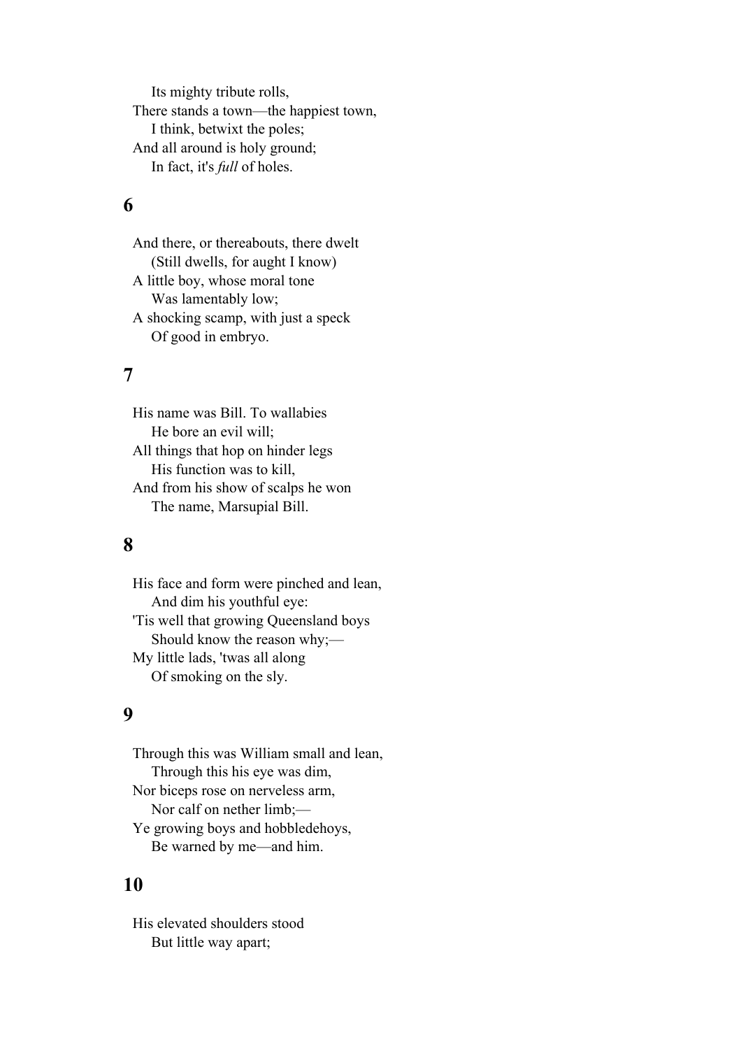Its mighty tribute rolls,  
There stands a town—the happiest town,  
I think, betwixt the poles;  
And all around is holy ground;  
In fact, it's *full* of holes.

## 6

And there, or thereabouts, there dwelt  
(Still dwells, for aught I know)  
A little boy, whose moral tone  
Was lamentably low;  
A shocking scamp, with just a speck  
Of good in embryo.

## 7

His name was Bill. To wallabies  
He bore an evil will;  
All things that hop on hinder legs  
His function was to kill,  
And from his show of scalps he won  
The name, Marsupial Bill.

## 8

His face and form were pinched and lean,  
And dim his youthful eye:  
'Tis well that growing Queensland boys  
Should know the reason why;—  
My little lads, 'twas all along  
Of smoking on the sly.

## 9

Through this was William small and lean,  
Through this his eye was dim,  
Nor biceps rose on nerveless arm,  
Nor calf on nether limb;—  
Ye growing boys and hobbledehoys,  
Be warned by me—and him.

## 10

His elevated shoulders stood  
But little way apart;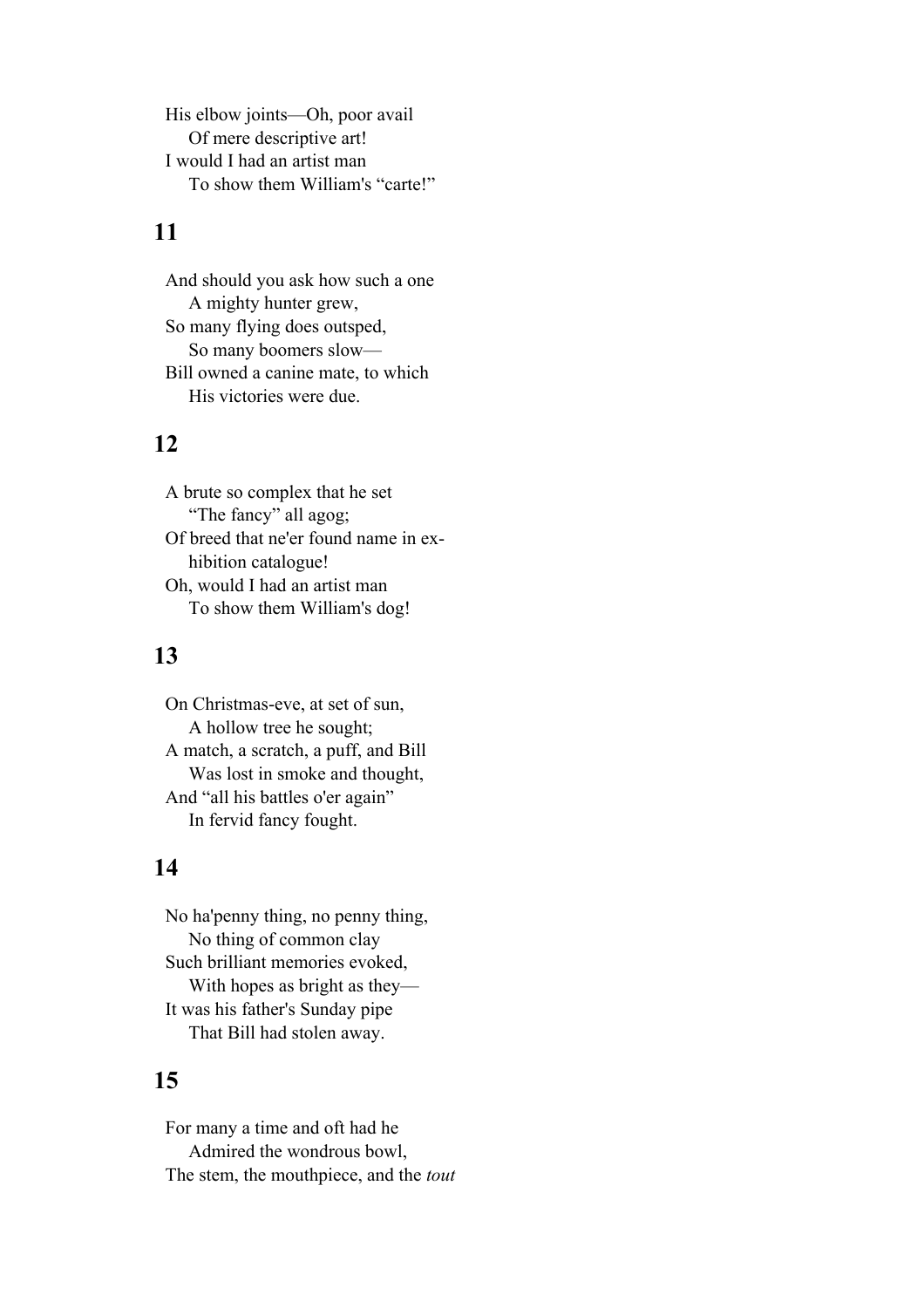His elbow joints—Oh, poor avail
    Of mere descriptive art!
I would I had an artist man
    To show them William's "carte!"

## 11

And should you ask how such a one
    A mighty hunter grew,
So many flying does outsped,
    So many boomers slow—
Bill owned a canine mate, to which
    His victories were due.

## 12

A brute so complex that he set
    "The fancy" all agog;
Of breed that ne'er found name in ex-
    hibition catalogue!
Oh, would I had an artist man
    To show them William's dog!

## 13

On Christmas-eve, at set of sun,
    A hollow tree he sought;
A match, a scratch, a puff, and Bill
    Was lost in smoke and thought,
And "all his battles o'er again"
    In fervid fancy fought.

## 14

No ha'penny thing, no penny thing,
    No thing of common clay
Such brilliant memories evoked,
    With hopes as bright as they—
It was his father's Sunday pipe
    That Bill had stolen away.

## 15

For many a time and oft had he
    Admired the wondrous bowl,
The stem, the mouthpiece, and the *tout*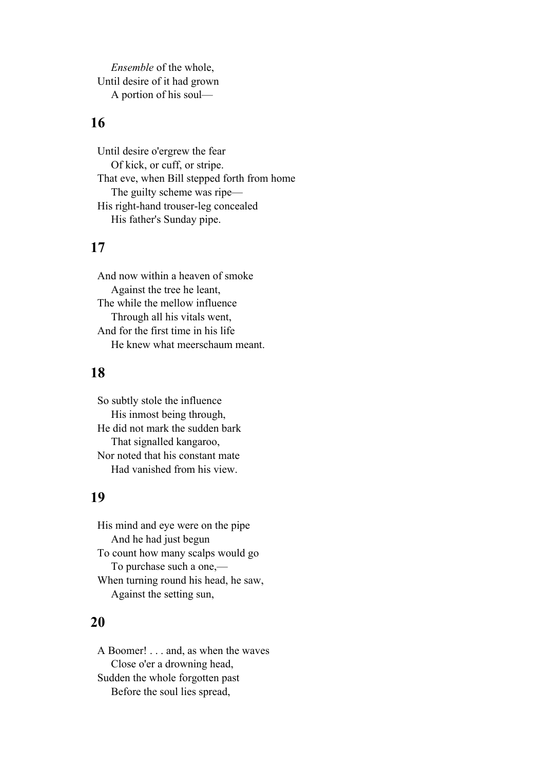*Ensemble* of the whole,
Until desire of it had grown
A portion of his soul—

## 16

Until desire o'ergrew the fear
Of kick, or cuff, or stripe.
That eve, when Bill stepped forth from home
The guilty scheme was ripe—
His right-hand trouser-leg concealed
His father's Sunday pipe.

## 17

And now within a heaven of smoke
Against the tree he leant,
The while the mellow influence
Through all his vitals went,
And for the first time in his life
He knew what meerschaum meant.

## 18

So subtly stole the influence
His inmost being through,
He did not mark the sudden bark
That signalled kangaroo,
Nor noted that his constant mate
Had vanished from his view.

## 19

His mind and eye were on the pipe
And he had just begun
To count how many scalps would go
To purchase such a one,—
When turning round his head, he saw,
Against the setting sun,

## 20

A Boomer! . . . and, as when the waves
Close o'er a drowning head,
Sudden the whole forgotten past
Before the soul lies spread,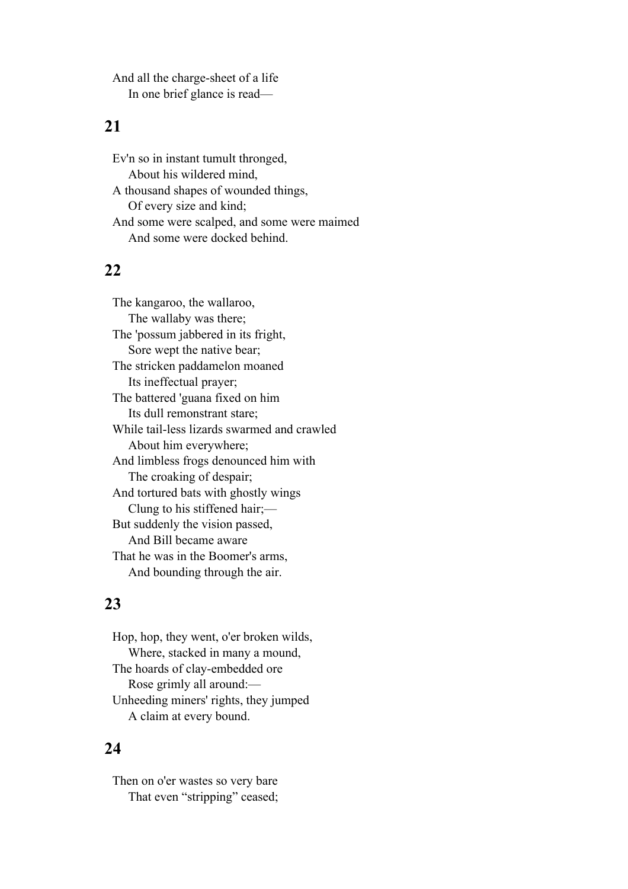And all the charge-sheet of a life
    In one brief glance is read—

## 21

Ev'n so in instant tumult thronged,
    About his wildered mind,
A thousand shapes of wounded things,
    Of every size and kind;
And some were scalped, and some were maimed
    And some were docked behind.

## 22

The kangaroo, the wallaroo,
    The wallaby was there;
The 'possum jabbered in its fright,
    Sore wept the native bear;
The stricken paddamelon moaned
    Its ineffectual prayer;
The battered 'guana fixed on him
    Its dull remonstrant stare;
While tail-less lizards swarmed and crawled
    About him everywhere;
And limbless frogs denounced him with
    The croaking of despair;
And tortured bats with ghostly wings
    Clung to his stiffened hair;—
But suddenly the vision passed,
    And Bill became aware
That he was in the Boomer's arms,
    And bounding through the air.

## 23

Hop, hop, they went, o'er broken wilds,
    Where, stacked in many a mound,
The hoards of clay-embedded ore
    Rose grimly all around:—
Unheeding miners' rights, they jumped
    A claim at every bound.

## 24

Then on o'er wastes so very bare
    That even "stripping" ceased;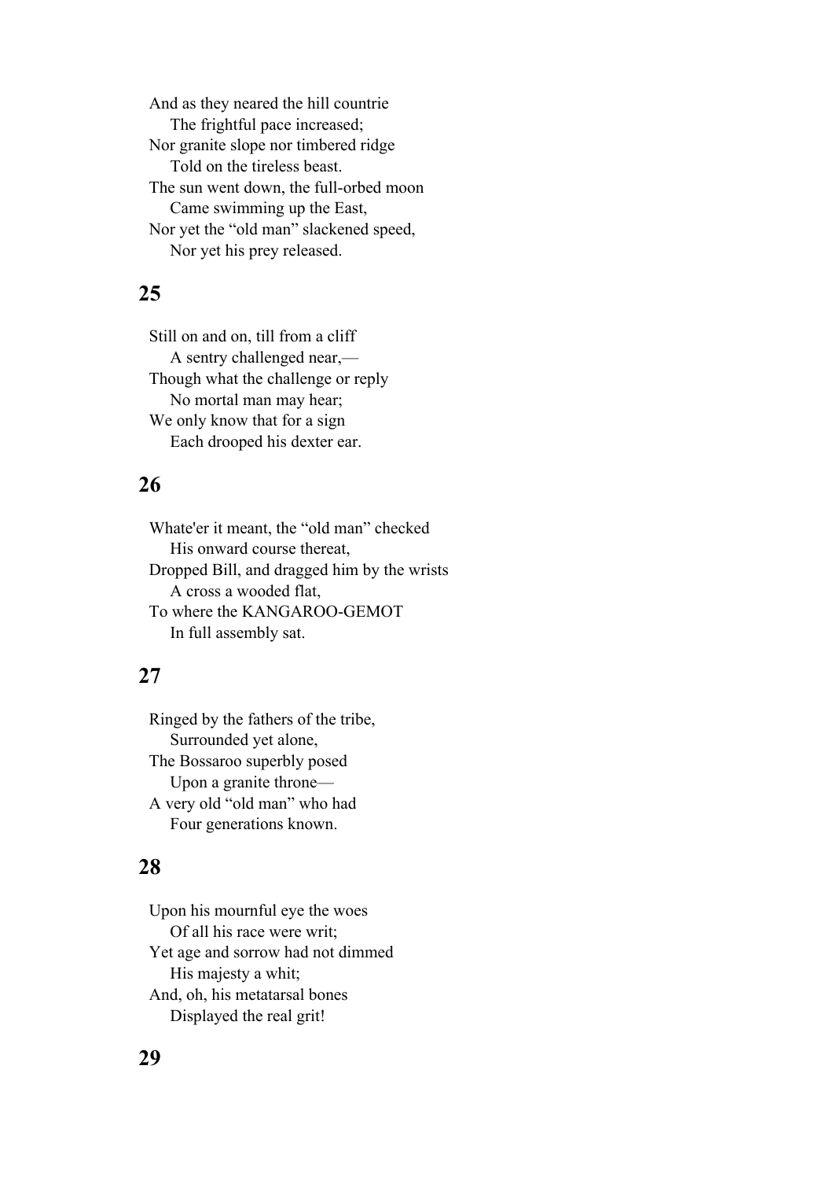And as they neared the hill countrie
    The frightful pace increased;
Nor granite slope nor timbered ridge
    Told on the tireless beast.
The sun went down, the full-orbed moon
    Came swimming up the East,
Nor yet the "old man" slackened speed,
    Nor yet his prey released.

## 25

Still on and on, till from a cliff
    A sentry challenged near,—
Though what the challenge or reply
    No mortal man may hear;
We only know that for a sign
    Each drooped his dexter ear.

## 26

Whate'er it meant, the "old man" checked
    His onward course thereat,
Dropped Bill, and dragged him by the wrists
    A cross a wooded flat,
To where the KANGAROO-GEMOT
    In full assembly sat.

## 27

Ringed by the fathers of the tribe,
    Surrounded yet alone,
The Bossaroo superbly posed
    Upon a granite throne—
A very old "old man" who had
    Four generations known.

## 28

Upon his mournful eye the woes
    Of all his race were writ;
Yet age and sorrow had not dimmed
    His majesty a whit;
And, oh, his metatarsal bones
    Displayed the real grit!

## 29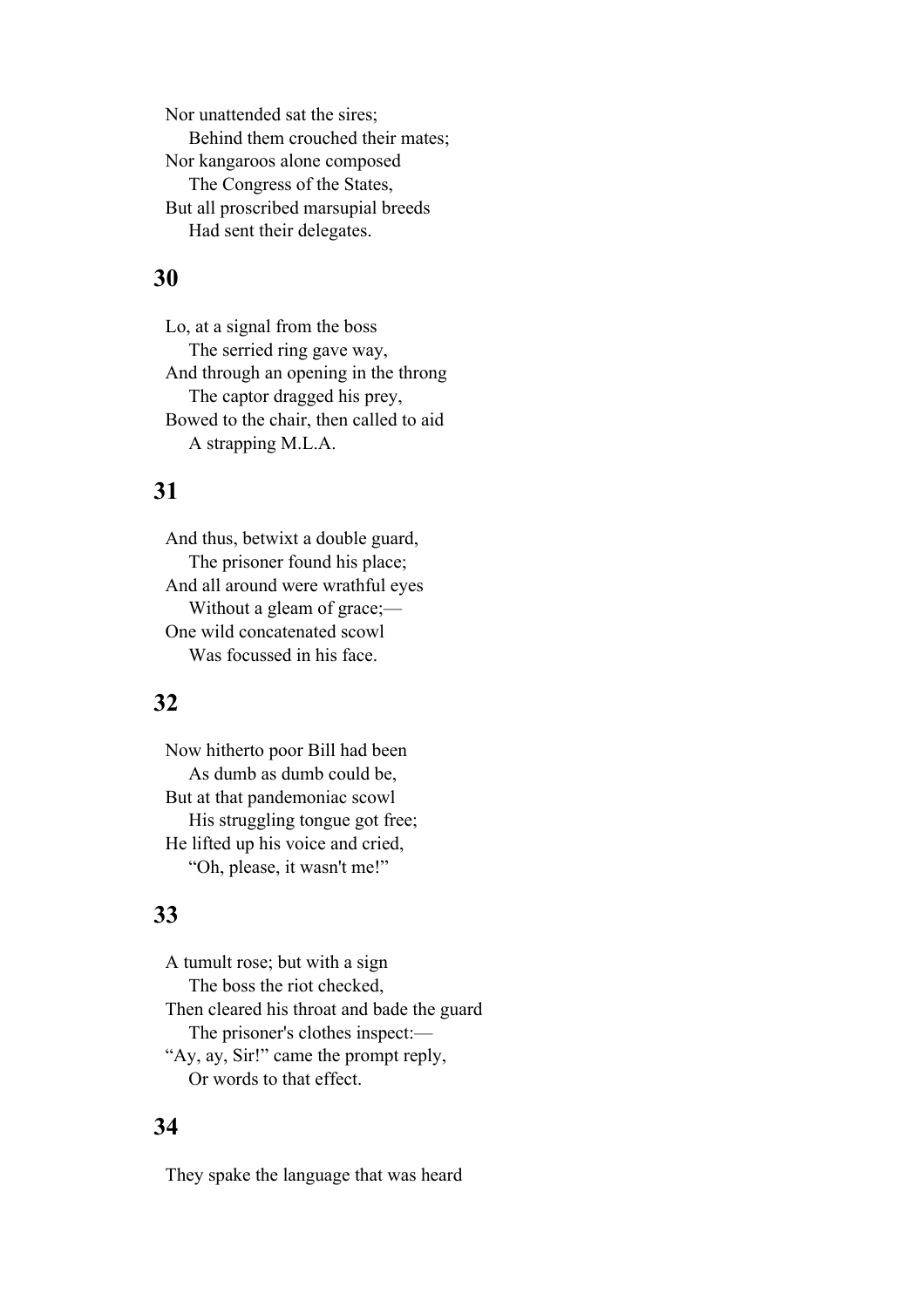Nor unattended sat the sires;
    Behind them crouched their mates;
Nor kangaroos alone composed
    The Congress of the States,
But all proscribed marsupial breeds
    Had sent their delegates.

## 30

Lo, at a signal from the boss
    The serried ring gave way,
And through an opening in the throng
    The captor dragged his prey,
Bowed to the chair, then called to aid
    A strapping M.L.A.

## 31

And thus, betwixt a double guard,
    The prisoner found his place;
And all around were wrathful eyes
    Without a gleam of grace;—
One wild concatenated scowl
    Was focussed in his face.

## 32

Now hitherto poor Bill had been
    As dumb as dumb could be,
But at that pandemoniac scowl
    His struggling tongue got free;
He lifted up his voice and cried,
    "Oh, please, it wasn't me!"

## 33

A tumult rose; but with a sign
    The boss the riot checked,
Then cleared his throat and bade the guard
    The prisoner's clothes inspect:—
"Ay, ay, Sir!" came the prompt reply,
    Or words to that effect.

## 34

They spake the language that was heard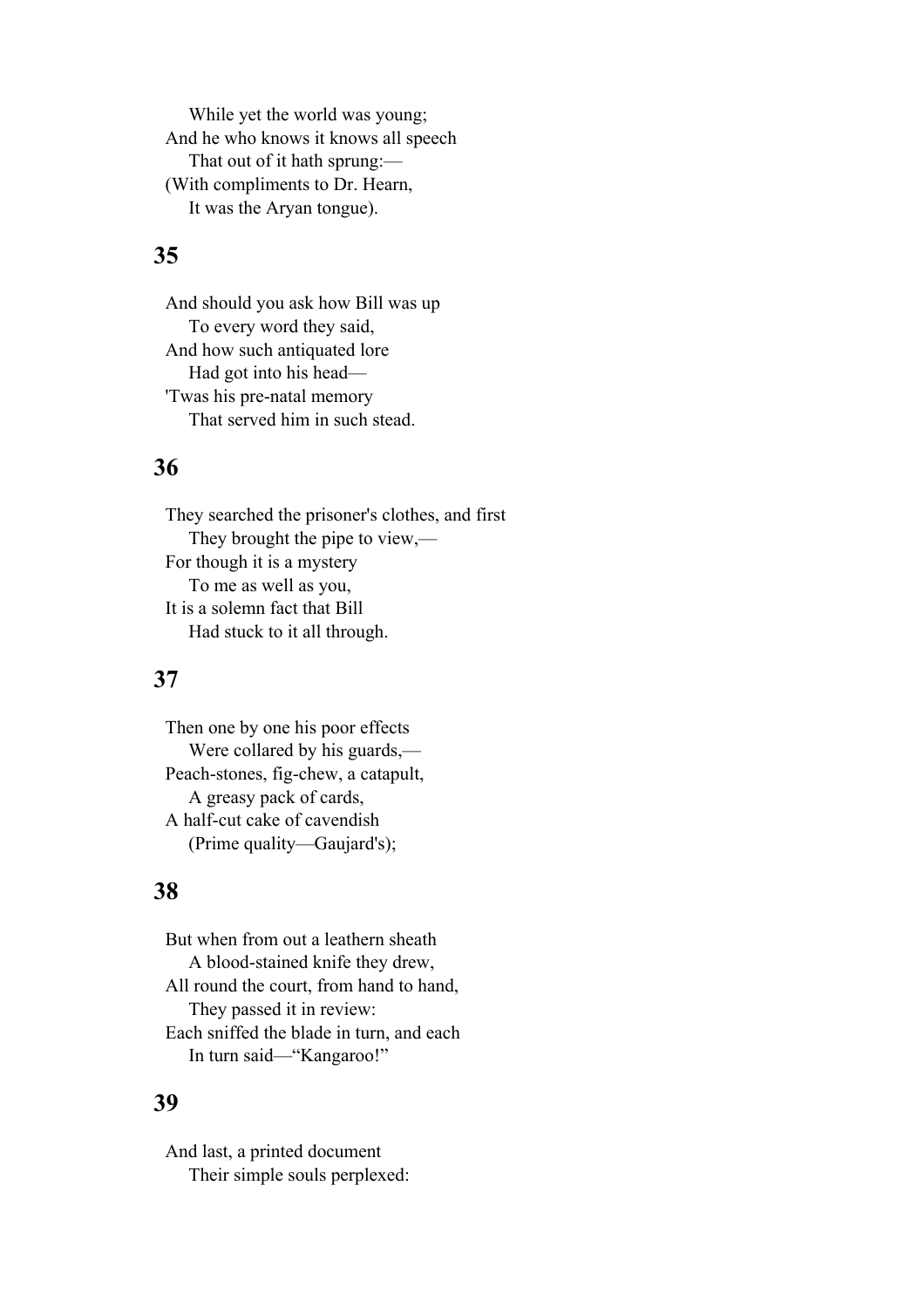While yet the world was young;
And he who knows it knows all speech
That out of it hath sprung:—
(With compliments to Dr. Hearn,
It was the Aryan tongue).

## 35

And should you ask how Bill was up
To every word they said,
And how such antiquated lore
Had got into his head—
'Twas his pre-natal memory
That served him in such stead.

## 36

They searched the prisoner's clothes, and first
They brought the pipe to view,—
For though it is a mystery
To me as well as you,
It is a solemn fact that Bill
Had stuck to it all through.

## 37

Then one by one his poor effects
Were collared by his guards,—
Peach-stones, fig-chew, a catapult,
A greasy pack of cards,
A half-cut cake of cavendish
(Prime quality—Gaujard's);

## 38

But when from out a leathern sheath
A blood-stained knife they drew,
All round the court, from hand to hand,
They passed it in review:
Each sniffed the blade in turn, and each
In turn said—“Kangaroo!”

## 39

And last, a printed document
Their simple souls perplexed: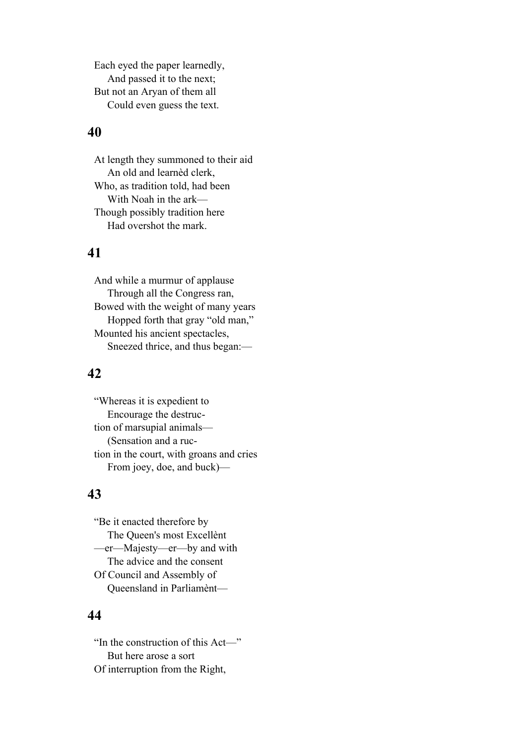Each eyed the paper learnedly,
    And passed it to the next;
But not an Aryan of them all
    Could even guess the text.

## 40

At length they summoned to their aid
    An old and learnèd clerk,
Who, as tradition told, had been
    With Noah in the ark—
Though possibly tradition here
    Had overshot the mark.

## 41

And while a murmur of applause
    Through all the Congress ran,
Bowed with the weight of many years
    Hopped forth that gray "old man,"
Mounted his ancient spectacles,
    Sneezed thrice, and thus began:—

## 42

"Whereas it is expedient to
    Encourage the destruc-
tion of marsupial animals—
    (Sensation and a ruc-
tion in the court, with groans and cries
    From joey, doe, and buck)—

## 43

"Be it enacted therefore by
    The Queen's most Excellènt
—er—Majesty—er—by and with
    The advice and the consent
Of Council and Assembly of
    Queensland in Parliamènt—

## 44

"In the construction of this Act—"
    But here arose a sort
Of interruption from the Right,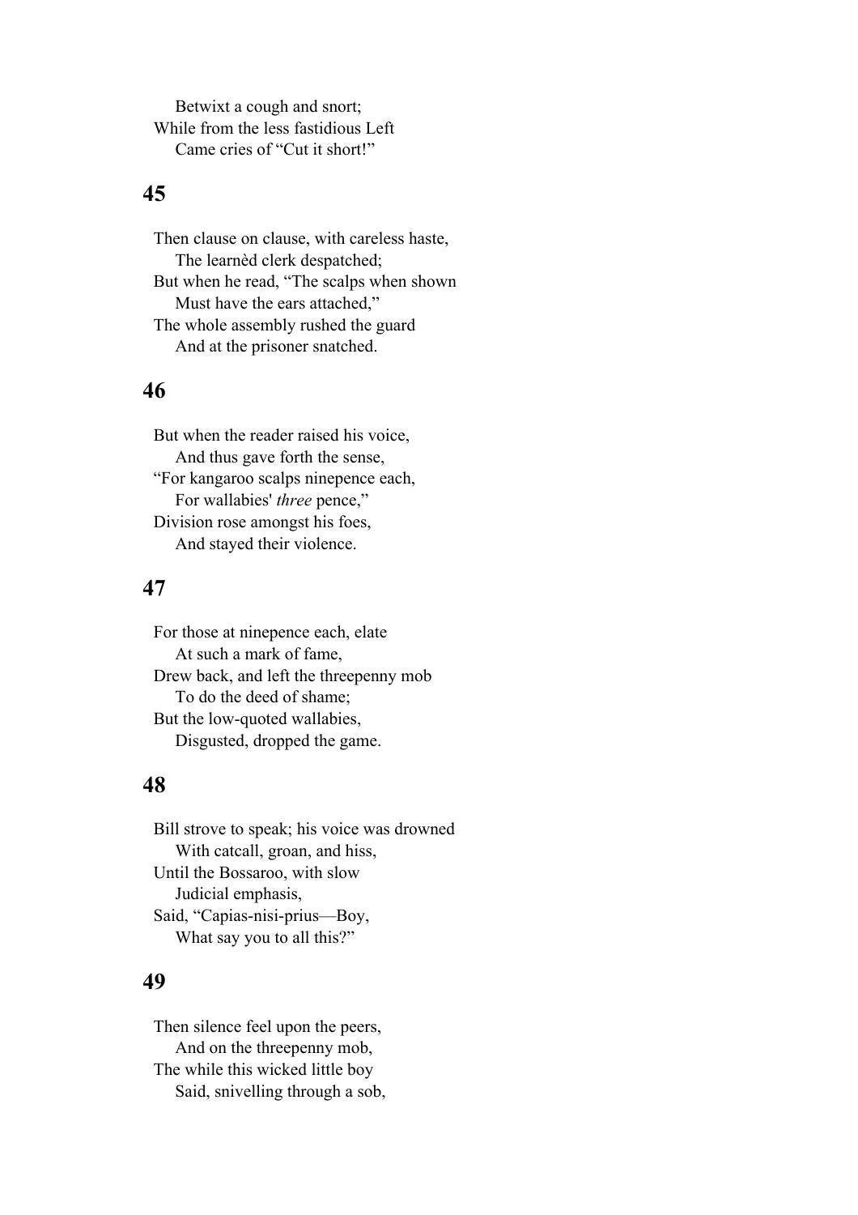Betwixt a cough and snort;  
While from the less fastidious Left  
Came cries of "Cut it short!"

## 45

Then clause on clause, with careless haste,  
The learnèd clerk despatched;  
But when he read, "The scalps when shown  
Must have the ears attached,"  
The whole assembly rushed the guard  
And at the prisoner snatched.

## 46

But when the reader raised his voice,  
And thus gave forth the sense,  
"For kangaroo scalps ninepence each,  
For wallabies' *three* pence,"  
Division rose amongst his foes,  
And stayed their violence.

## 47

For those at ninepence each, elate  
At such a mark of fame,  
Drew back, and left the threepenny mob  
To do the deed of shame;  
But the low-quoted wallabies,  
Disgusted, dropped the game.

## 48

Bill strove to speak; his voice was drowned  
With catcall, groan, and hiss,  
Until the Bossaroo, with slow  
Judicial emphasis,  
Said, "Capias-nisi-prius—Boy,  
What say you to all this?"

## 49

Then silence feel upon the peers,  
And on the threepenny mob,  
The while this wicked little boy  
Said, snivelling through a sob,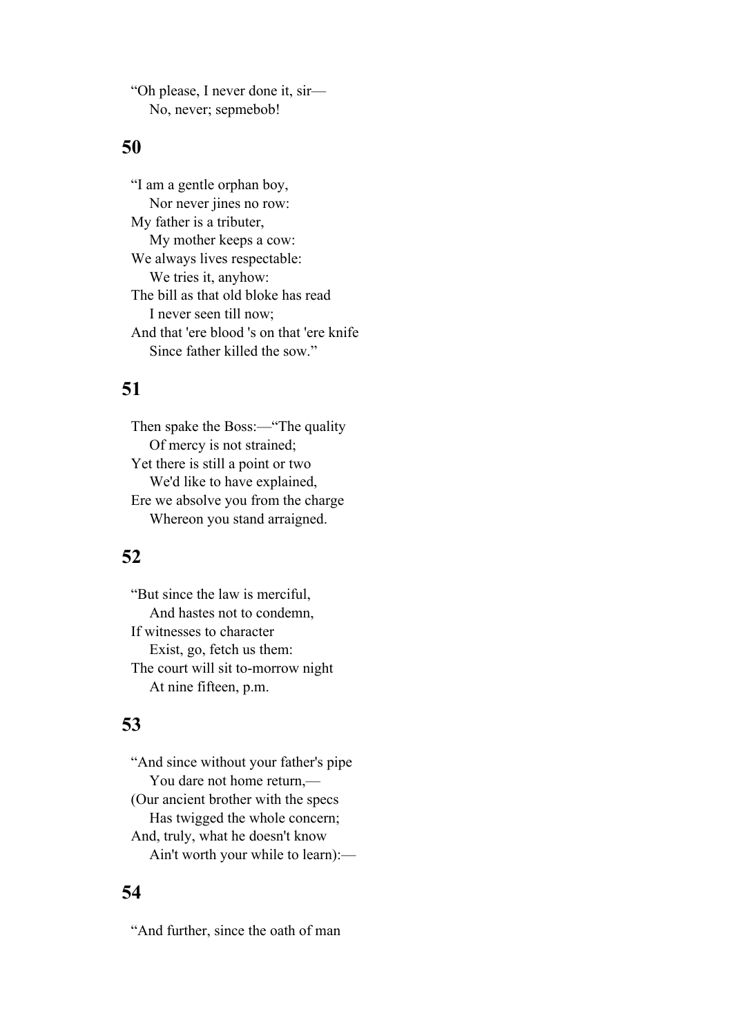“Oh please, I never done it, sir—
    No, never; sepmebob!

## 50

“I am a gentle orphan boy,
    Nor never jines no row:
My father is a tributer,
    My mother keeps a cow:
We always lives respectable:
    We tries it, anyhow:
The bill as that old bloke has read
    I never seen till now;
And that 'ere blood 's on that 'ere knife
    Since father killed the sow.”

## 51

Then spake the Boss:—“The quality
    Of mercy is not strained;
Yet there is still a point or two
    We'd like to have explained,
Ere we absolve you from the charge
    Whereon you stand arraigned.

## 52

“But since the law is merciful,
    And hastes not to condemn,
If witnesses to character
    Exist, go, fetch us them:
The court will sit to-morrow night
    At nine fifteen, p.m.

## 53

“And since without your father's pipe
    You dare not home return,—
(Our ancient brother with the specs
    Has twigged the whole concern;
And, truly, what he doesn't know
    Ain't worth your while to learn):—

## 54

“And further, since the oath of man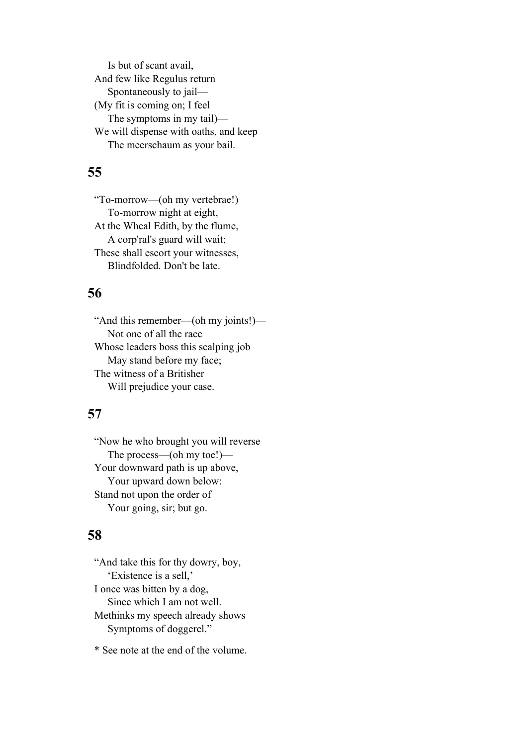Is but of scant avail,  
And few like Regulus return  
Spontaneously to jail—  
(My fit is coming on; I feel  
The symptoms in my tail)—  
We will dispense with oaths, and keep  
The meerschaum as your bail.

## 55

"To-morrow—(oh my vertebrae!)  
To-morrow night at eight,  
At the Wheal Edith, by the flume,  
A corp'ral's guard will wait;  
These shall escort your witnesses,  
Blindfolded. Don't be late.

## 56

"And this remember—(oh my joints!)—  
Not one of all the race  
Whose leaders boss this scalping job  
May stand before my face;  
The witness of a Britisher  
Will prejudice your case.

## 57

"Now he who brought you will reverse  
The process—(oh my toe!)—  
Your downward path is up above,  
Your upward down below:  
Stand not upon the order of  
Your going, sir; but go.

## 58

"And take this for thy dowry, boy,  
'Existence is a sell,'  
I once was bitten by a dog,  
Since which I am not well.  
Methinks my speech already shows  
Symptoms of doggerel."

* See note at the end of the volume.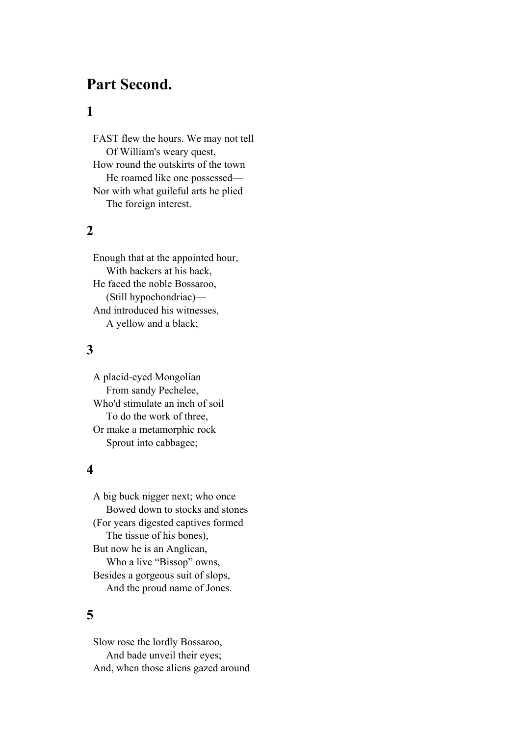## Part Second.

### 1

FAST flew the hours. We may not tell  
    Of William's weary quest,  
How round the outskirts of the town  
    He roamed like one possessed—  
Nor with what guileful arts he plied  
    The foreign interest.

### 2

Enough that at the appointed hour,  
    With backers at his back,  
He faced the noble Bossaroo,  
    (Still hypochondriac)—  
And introduced his witnesses,  
    A yellow and a black;

### 3

A placid-eyed Mongolian  
    From sandy Pechelee,  
Who'd stimulate an inch of soil  
    To do the work of three,  
Or make a metamorphic rock  
    Sprout into cabbagee;

### 4

A big buck nigger next; who once  
    Bowed down to stocks and stones  
(For years digested captives formed  
    The tissue of his bones),  
But now he is an Anglican,  
    Who a live "Bissop" owns,  
Besides a gorgeous suit of slops,  
    And the proud name of Jones.

### 5

Slow rose the lordly Bossaroo,  
    And bade unveil their eyes;  
And, when those aliens gazed around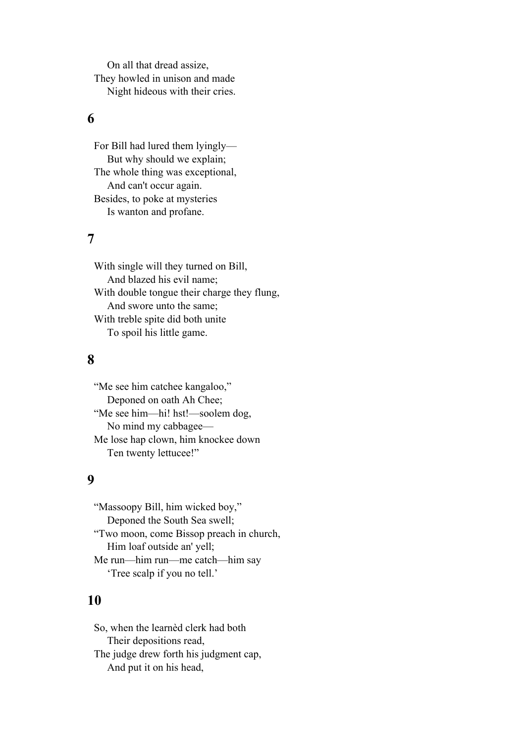On all that dread assize,  
They howled in unison and made  
Night hideous with their cries.

## 6

For Bill had lured them lyingly—  
But why should we explain;  
The whole thing was exceptional,  
And can't occur again.  
Besides, to poke at mysteries  
Is wanton and profane.

## 7

With single will they turned on Bill,  
And blazed his evil name;  
With double tongue their charge they flung,  
And swore unto the same;  
With treble spite did both unite  
To spoil his little game.

## 8

"Me see him catchee kangaloo,"  
Deponed on oath Ah Chee;  
"Me see him—hi! hst!—soolem dog,  
No mind my cabbagee—  
Me lose hap clown, him knockee down  
Ten twenty lettucee!"

## 9

"Massoopy Bill, him wicked boy,"  
Deponed the South Sea swell;  
"Two moon, come Bissop preach in church,  
Him loaf outside an' yell;  
Me run—him run—me catch—him say  
'Tree scalp if you no tell.'

## 10

So, when the learnèd clerk had both  
Their depositions read,  
The judge drew forth his judgment cap,  
And put it on his head,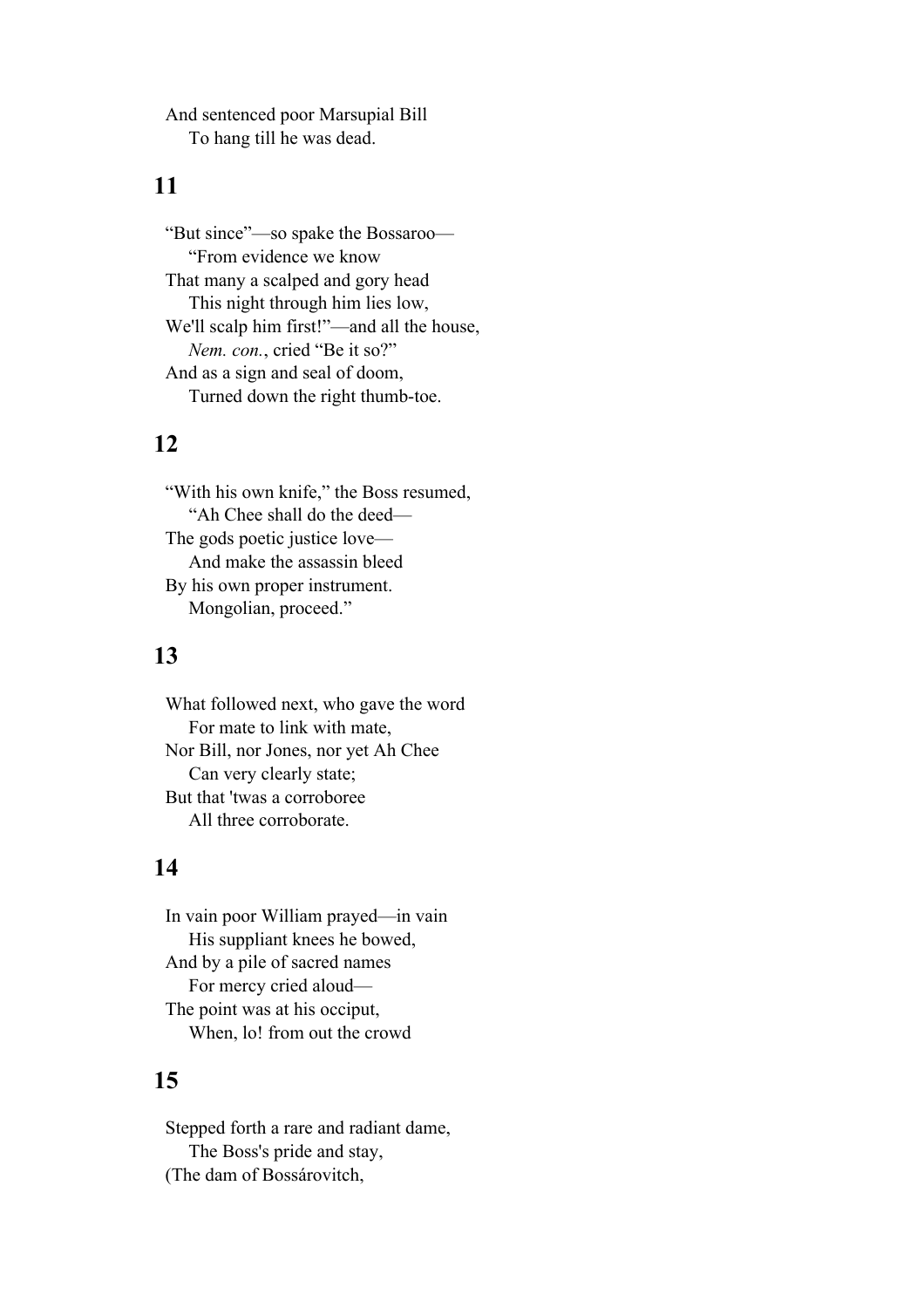And sentenced poor Marsupial Bill
    To hang till he was dead.

## 11

"But since"—so spake the Bossaroo—
    "From evidence we know
That many a scalped and gory head
    This night through him lies low,
We'll scalp him first!"—and all the house,
    *Nem. con.*, cried "Be it so?"
And as a sign and seal of doom,
    Turned down the right thumb-toe.

## 12

"With his own knife," the Boss resumed,
    "Ah Chee shall do the deed—
The gods poetic justice love—
    And make the assassin bleed
By his own proper instrument.
    Mongolian, proceed."

## 13

What followed next, who gave the word
    For mate to link with mate,
Nor Bill, nor Jones, nor yet Ah Chee
    Can very clearly state;
But that 'twas a corroboree
    All three corroborate.

## 14

In vain poor William prayed—in vain
    His suppliant knees he bowed,
And by a pile of sacred names
    For mercy cried aloud—
The point was at his occiput,
    When, lo! from out the crowd

## 15

Stepped forth a rare and radiant dame,
    The Boss's pride and stay,
(The dam of Bossárovitch,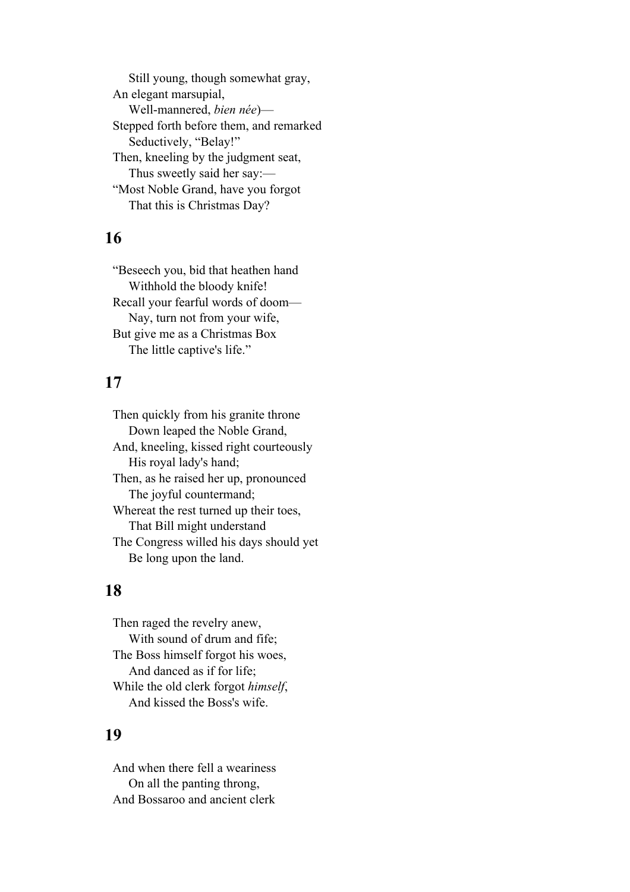Still young, though somewhat gray,  
An elegant marsupial,  
Well-mannered, *bien née*)—  
Stepped forth before them, and remarked  
Seductively, "Belay!"  
Then, kneeling by the judgment seat,  
Thus sweetly said her say:—  
"Most Noble Grand, have you forgot  
That this is Christmas Day?

## 16

"Beseech you, bid that heathen hand  
Withhold the bloody knife!  
Recall your fearful words of doom—  
Nay, turn not from your wife,  
But give me as a Christmas Box  
The little captive's life."

## 17

Then quickly from his granite throne  
Down leaped the Noble Grand,  
And, kneeling, kissed right courteously  
His royal lady's hand;  
Then, as he raised her up, pronounced  
The joyful countermand;  
Whereat the rest turned up their toes,  
That Bill might understand  
The Congress willed his days should yet  
Be long upon the land.

## 18

Then raged the revelry anew,  
With sound of drum and fife;  
The Boss himself forgot his woes,  
And danced as if for life;  
While the old clerk forgot *himself*,  
And kissed the Boss's wife.

## 19

And when there fell a weariness  
On all the panting throng,  
And Bossaroo and ancient clerk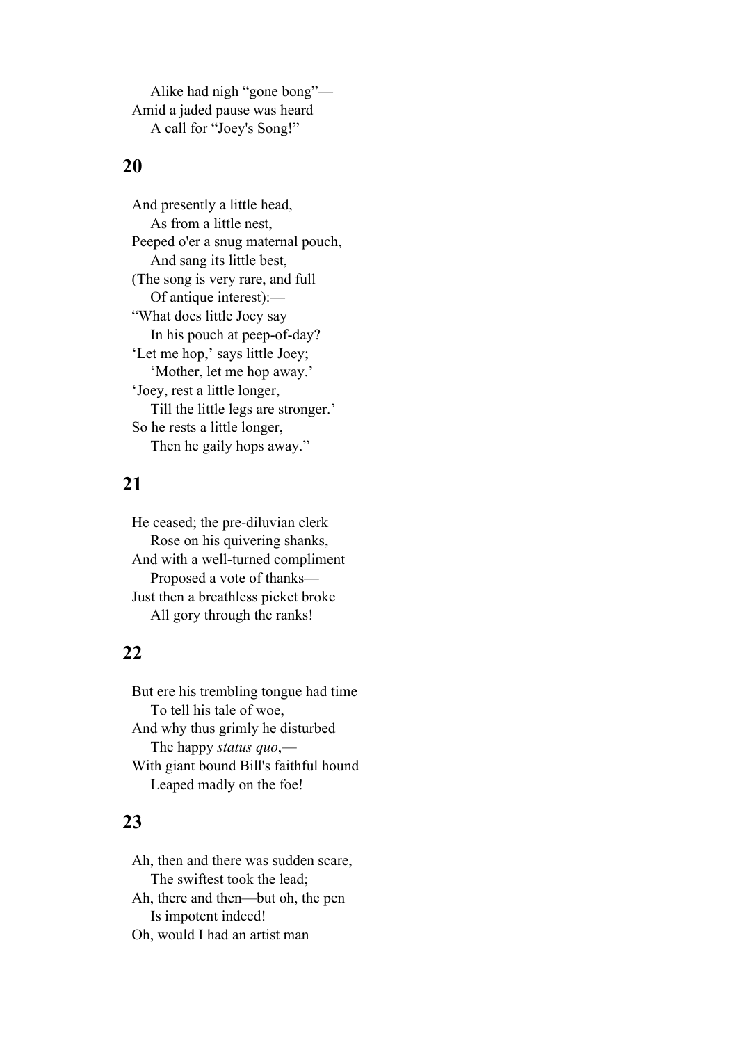Alike had nigh "gone bong"—  
Amid a jaded pause was heard  
A call for "Joey's Song!"

## 20

And presently a little head,  
As from a little nest,  
Peeped o'er a snug maternal pouch,  
And sang its little best,  
(The song is very rare, and full  
Of antique interest):—  
"What does little Joey say  
In his pouch at peep-of-day?  
'Let me hop,' says little Joey;  
'Mother, let me hop away.'  
'Joey, rest a little longer,  
Till the little legs are stronger.'  
So he rests a little longer,  
Then he gaily hops away."

## 21

He ceased; the pre-diluvian clerk  
Rose on his quivering shanks,  
And with a well-turned compliment  
Proposed a vote of thanks—  
Just then a breathless picket broke  
All gory through the ranks!

## 22

But ere his trembling tongue had time  
To tell his tale of woe,  
And why thus grimly he disturbed  
The happy *status quo*,—  
With giant bound Bill's faithful hound  
Leaped madly on the foe!

## 23

Ah, then and there was sudden scare,  
The swiftest took the lead;  
Ah, there and then—but oh, the pen  
Is impotent indeed!  
Oh, would I had an artist man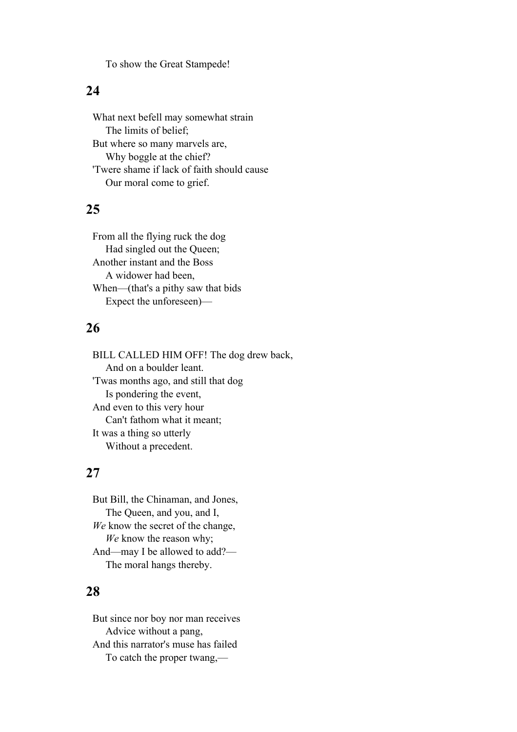To show the Great Stampede!

## 24

What next befell may somewhat strain  
The limits of belief;  
But where so many marvels are,  
Why boggle at the chief?  
'Twere shame if lack of faith should cause  
Our moral come to grief.

## 25

From all the flying ruck the dog  
Had singled out the Queen;  
Another instant and the Boss  
A widower had been,  
When—(that's a pithy saw that bids  
Expect the unforeseen)—

## 26

BILL CALLED HIM OFF! The dog drew back,  
And on a boulder leant.  
'Twas months ago, and still that dog  
Is pondering the event,  
And even to this very hour  
Can't fathom what it meant;  
It was a thing so utterly  
Without a precedent.

## 27

But Bill, the Chinaman, and Jones,  
The Queen, and you, and I,  
*We* know the secret of the change,  
*We* know the reason why;  
And—may I be allowed to add?—  
The moral hangs thereby.

## 28

But since nor boy nor man receives  
Advice without a pang,  
And this narrator's muse has failed  
To catch the proper twang,—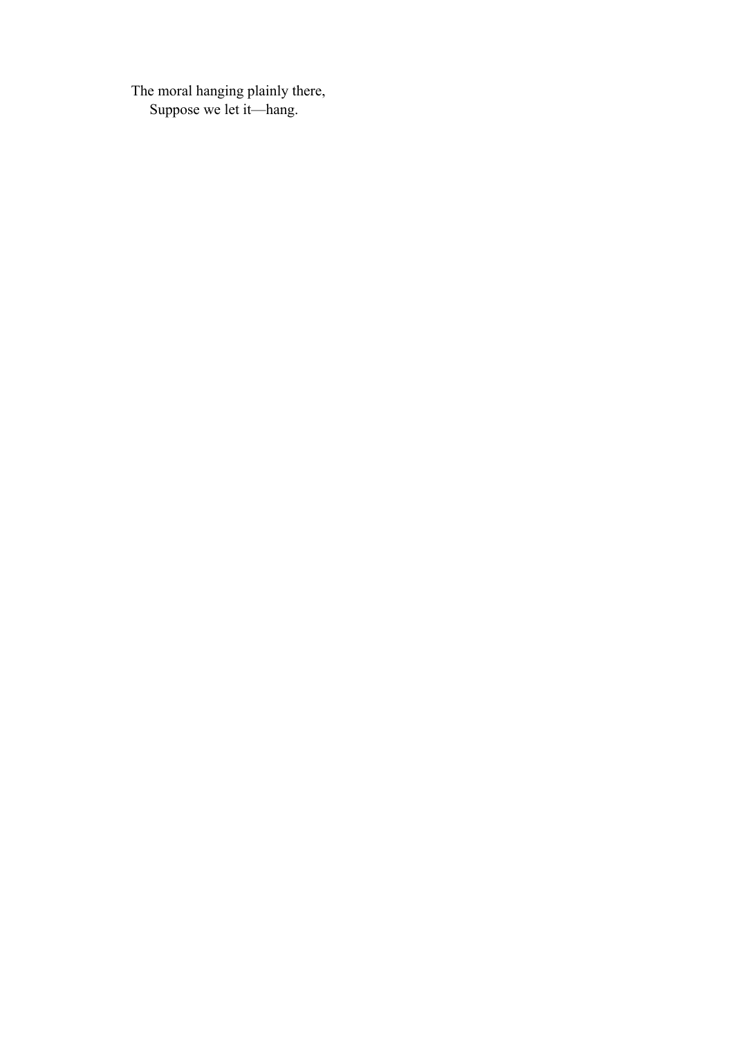The moral hanging plainly there,
  Suppose we let it—hang.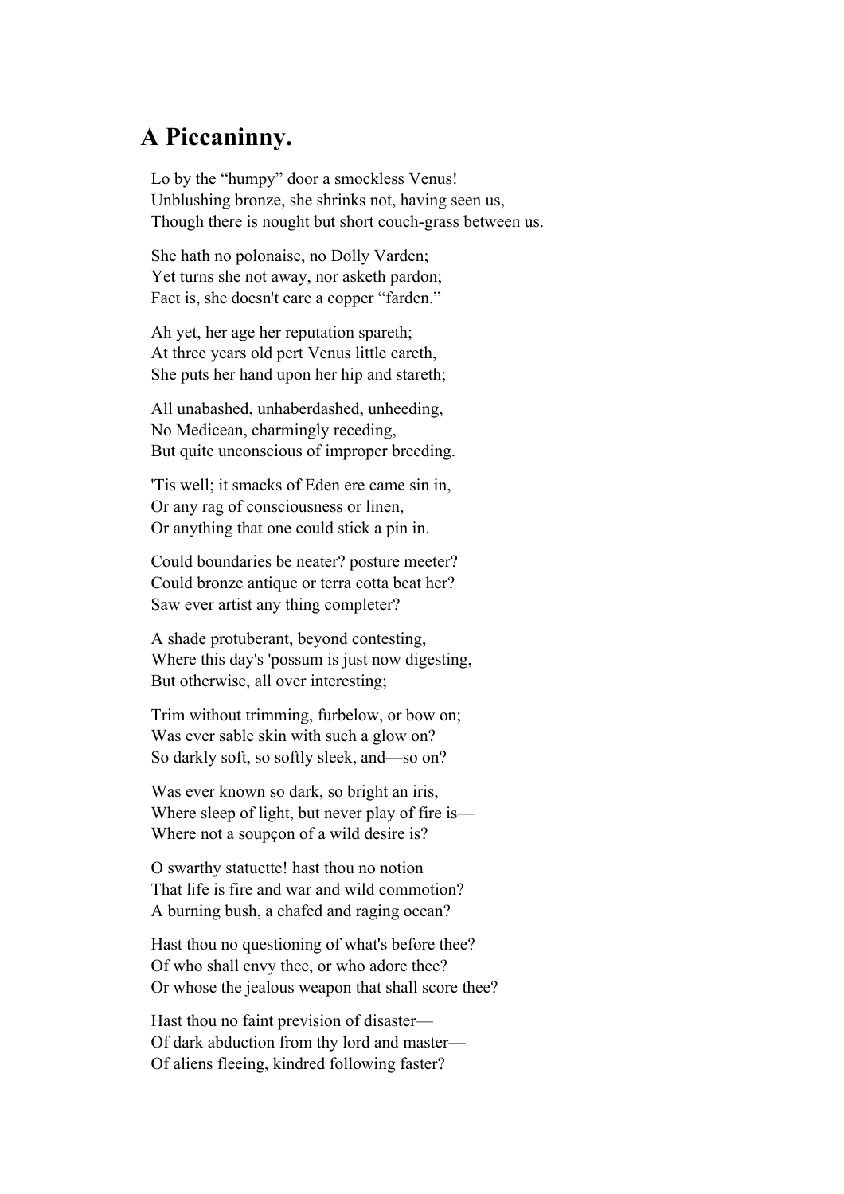## A Piccaninny.

Lo by the “humpy” door a smockless Venus!  
Unblushing bronze, she shrinks not, having seen us,  
Though there is nought but short couch-grass between us.

She hath no polonaise, no Dolly Varden;  
Yet turns she not away, nor asketh pardon;  
Fact is, she doesn't care a copper “farden.”

Ah yet, her age her reputation spareth;  
At three years old pert Venus little careth,  
She puts her hand upon her hip and stareth;

All unabashed, unhaberdashed, unheeding,  
No Medicean, charmingly receding,  
But quite unconscious of improper breeding.

'Tis well; it smacks of Eden ere came sin in,  
Or any rag of consciousness or linen,  
Or anything that one could stick a pin in.

Could boundaries be neater? posture meeter?  
Could bronze antique or terra cotta beat her?  
Saw ever artist any thing completer?

A shade protuberant, beyond contesting,  
Where this day's 'possum is just now digesting,  
But otherwise, all over interesting;

Trim without trimming, furbelow, or bow on;  
Was ever sable skin with such a glow on?  
So darkly soft, so softly sleek, and—so on?

Was ever known so dark, so bright an iris,  
Where sleep of light, but never play of fire is—  
Where not a soupçon of a wild desire is?

O swarthy statuette! hast thou no notion  
That life is fire and war and wild commotion?  
A burning bush, a chafed and raging ocean?

Hast thou no questioning of what's before thee?  
Of who shall envy thee, or who adore thee?  
Or whose the jealous weapon that shall score thee?

Hast thou no faint prevision of disaster—  
Of dark abduction from thy lord and master—  
Of aliens fleeing, kindred following faster?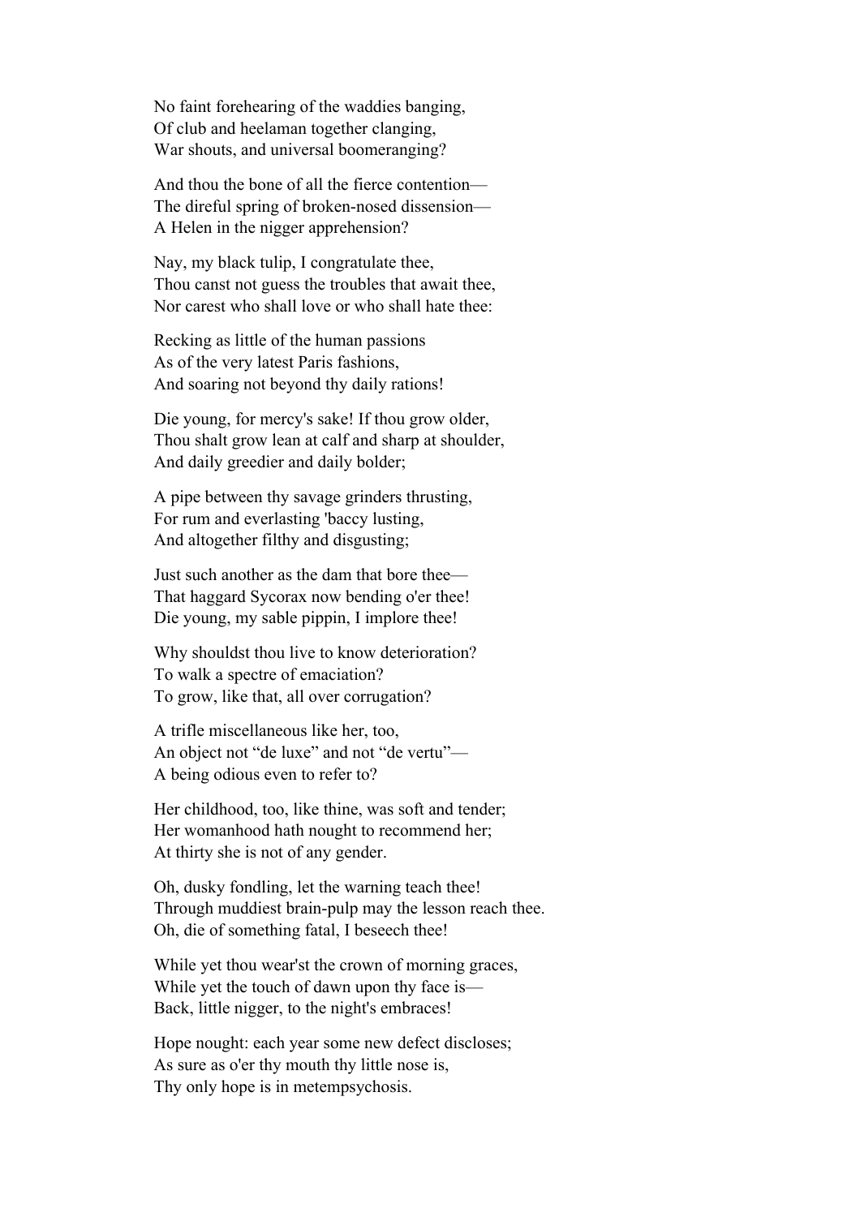No faint forehearing of the waddies banging,
Of club and heelaman together clanging,
War shouts, and universal boomeranging?

And thou the bone of all the fierce contention—
The direful spring of broken-nosed dissension—
A Helen in the nigger apprehension?

Nay, my black tulip, I congratulate thee,
Thou canst not guess the troubles that await thee,
Nor carest who shall love or who shall hate thee:

Recking as little of the human passions
As of the very latest Paris fashions,
And soaring not beyond thy daily rations!

Die young, for mercy's sake! If thou grow older,
Thou shalt grow lean at calf and sharp at shoulder,
And daily greedier and daily bolder;

A pipe between thy savage grinders thrusting,
For rum and everlasting 'baccy lusting,
And altogether filthy and disgusting;

Just such another as the dam that bore thee—
That haggard Sycorax now bending o'er thee!
Die young, my sable pippin, I implore thee!

Why shouldst thou live to know deterioration?
To walk a spectre of emaciation?
To grow, like that, all over corrugation?

A trifle miscellaneous like her, too,
An object not "de luxe" and not "de vertu"—
A being odious even to refer to?

Her childhood, too, like thine, was soft and tender;
Her womanhood hath nought to recommend her;
At thirty she is not of any gender.

Oh, dusky fondling, let the warning teach thee!
Through muddiest brain-pulp may the lesson reach thee.
Oh, die of something fatal, I beseech thee!

While yet thou wear'st the crown of morning graces,
While yet the touch of dawn upon thy face is—
Back, little nigger, to the night's embraces!

Hope nought: each year some new defect discloses;
As sure as o'er thy mouth thy little nose is,
Thy only hope is in metempsychosis.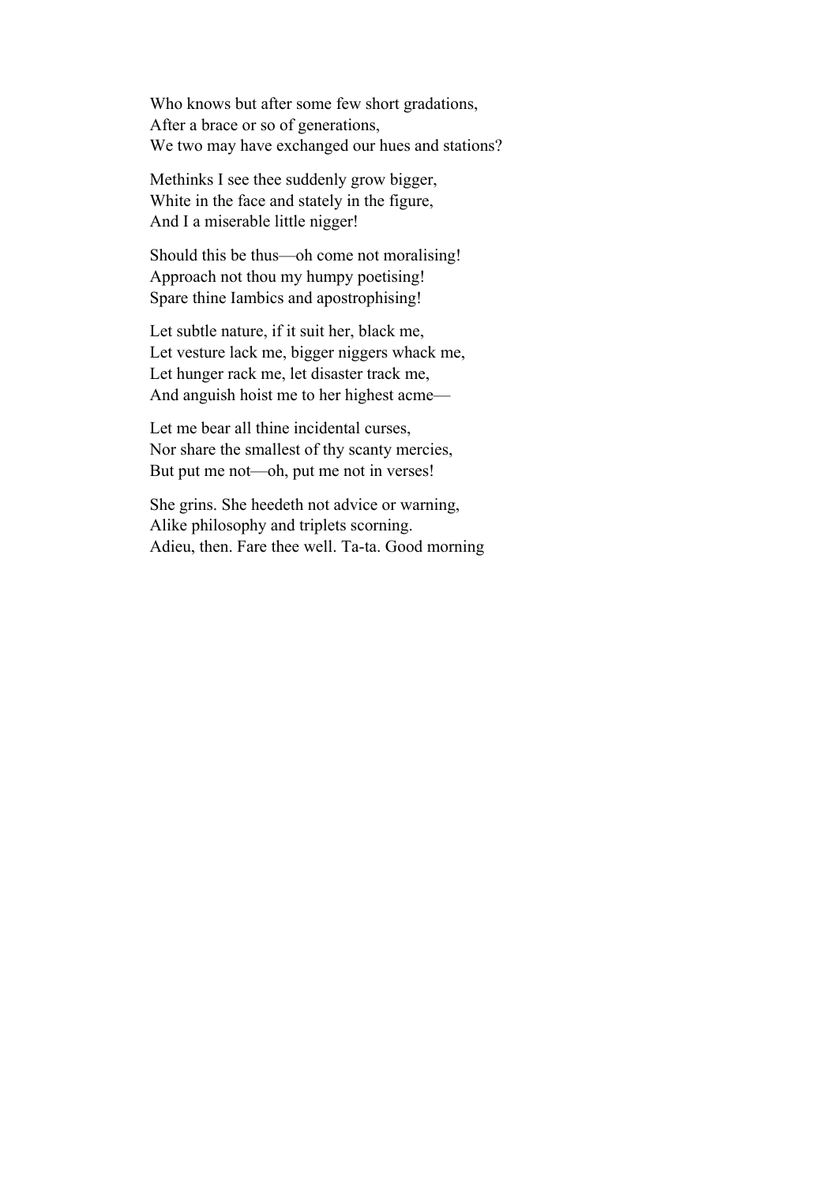Who knows but after some few short gradations,
After a brace or so of generations,
We two may have exchanged our hues and stations?

Methinks I see thee suddenly grow bigger,
White in the face and stately in the figure,
And I a miserable little nigger!

Should this be thus—oh come not moralising!
Approach not thou my humpy poetising!
Spare thine Iambics and apostrophising!

Let subtle nature, if it suit her, black me,
Let vesture lack me, bigger niggers whack me,
Let hunger rack me, let disaster track me,
And anguish hoist me to her highest acme—

Let me bear all thine incidental curses,
Nor share the smallest of thy scanty mercies,
But put me not—oh, put me not in verses!

She grins. She heedeth not advice or warning,
Alike philosophy and triplets scorning.
Adieu, then. Fare thee well. Ta-ta. Good morning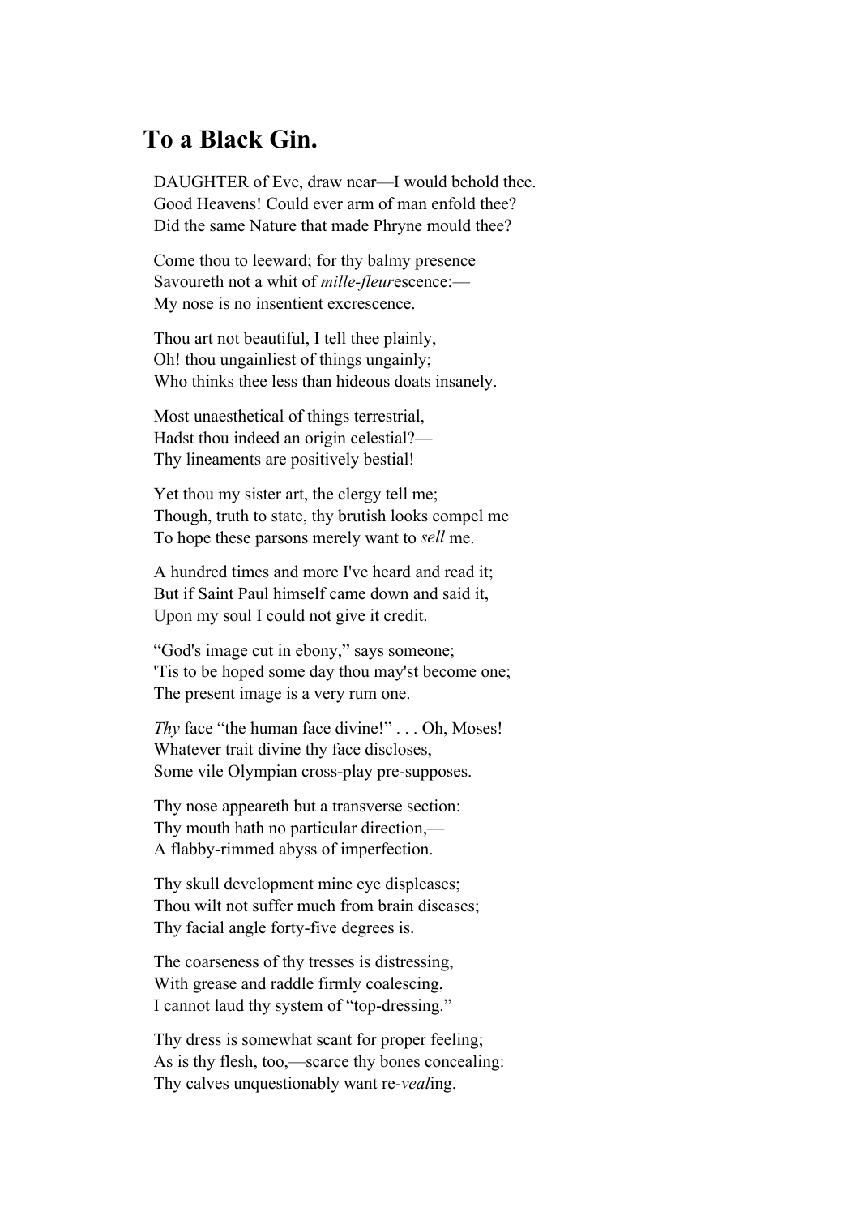## To a Black Gin.

DAUGHTER of Eve, draw near—I would behold thee.
Good Heavens! Could ever arm of man enfold thee?
Did the same Nature that made Phryne mould thee?

Come thou to leeward; for thy balmy presence
Savoureth not a whit of *mille-fleur*escence:—
My nose is no insentient excrescence.

Thou art not beautiful, I tell thee plainly,
Oh! thou ungainliest of things ungainly;
Who thinks thee less than hideous doats insanely.

Most unaesthetical of things terrestrial,
Hadst thou indeed an origin celestial?—
Thy lineaments are positively bestial!

Yet thou my sister art, the clergy tell me;
Though, truth to state, thy brutish looks compel me
To hope these parsons merely want to *sell* me.

A hundred times and more I've heard and read it;
But if Saint Paul himself came down and said it,
Upon my soul I could not give it credit.

"God's image cut in ebony," says someone;
'Tis to be hoped some day thou may'st become one;
The present image is a very rum one.

*Thy* face "the human face divine!" . . . Oh, Moses!
Whatever trait divine thy face discloses,
Some vile Olympian cross-play pre-supposes.

Thy nose appeareth but a transverse section:
Thy mouth hath no particular direction,—
A flabby-rimmed abyss of imperfection.

Thy skull development mine eye displeases;
Thou wilt not suffer much from brain diseases;
Thy facial angle forty-five degrees is.

The coarseness of thy tresses is distressing,
With grease and raddle firmly coalescing,
I cannot laud thy system of "top-dressing."

Thy dress is somewhat scant for proper feeling;
As is thy flesh, too,—scarce thy bones concealing:
Thy calves unquestionably want re-*veal*ing.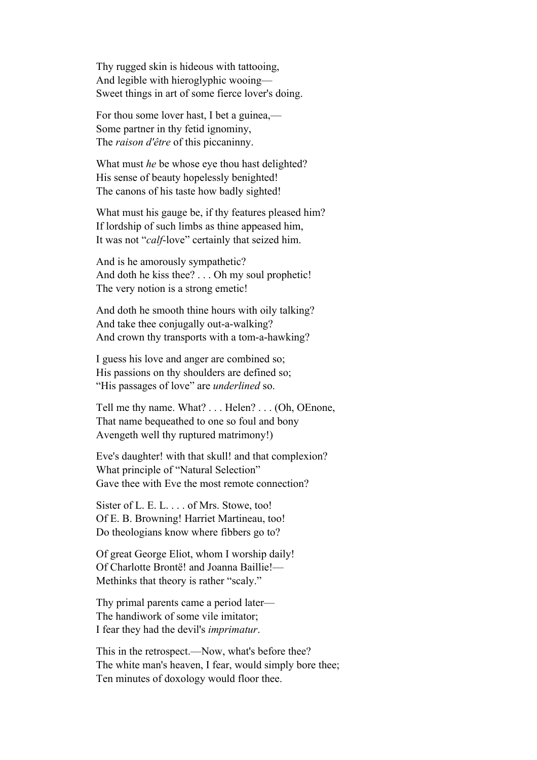Thy rugged skin is hideous with tattooing,
And legible with hieroglyphic wooing—
Sweet things in art of some fierce lover's doing.

For thou some lover hast, I bet a guinea,—
Some partner in thy fetid ignominy,
The *raison d'être* of this piccaninny.

What must *he* be whose eye thou hast delighted?
His sense of beauty hopelessly benighted!
The canons of his taste how badly sighted!

What must his gauge be, if thy features pleased him?
If lordship of such limbs as thine appeased him,
It was not “*calf*-love” certainly that seized him.

And is he amorously sympathetic?
And doth he kiss thee? . . . Oh my soul prophetic!
The very notion is a strong emetic!

And doth he smooth thine hours with oily talking?
And take thee conjugally out-a-walking?
And crown thy transports with a tom-a-hawking?

I guess his love and anger are combined so;
His passions on thy shoulders are defined so;
“His passages of love” are *underlined* so.

Tell me thy name. What? . . . Helen? . . . (Oh, OEnone,
That name bequeathed to one so foul and bony
Avengeth well thy ruptured matrimony!)

Eve's daughter! with that skull! and that complexion?
What principle of “Natural Selection”
Gave thee with Eve the most remote connection?

Sister of L. E. L. . . . of Mrs. Stowe, too!
Of E. B. Browning! Harriet Martineau, too!
Do theologians know where fibbers go to?

Of great George Eliot, whom I worship daily!
Of Charlotte Brontë! and Joanna Baillie!—
Methinks that theory is rather “scaly.”

Thy primal parents came a period later—
The handiwork of some vile imitator;
I fear they had the devil's *imprimatur*.

This in the retrospect.—Now, what's before thee?
The white man's heaven, I fear, would simply bore thee;
Ten minutes of doxology would floor thee.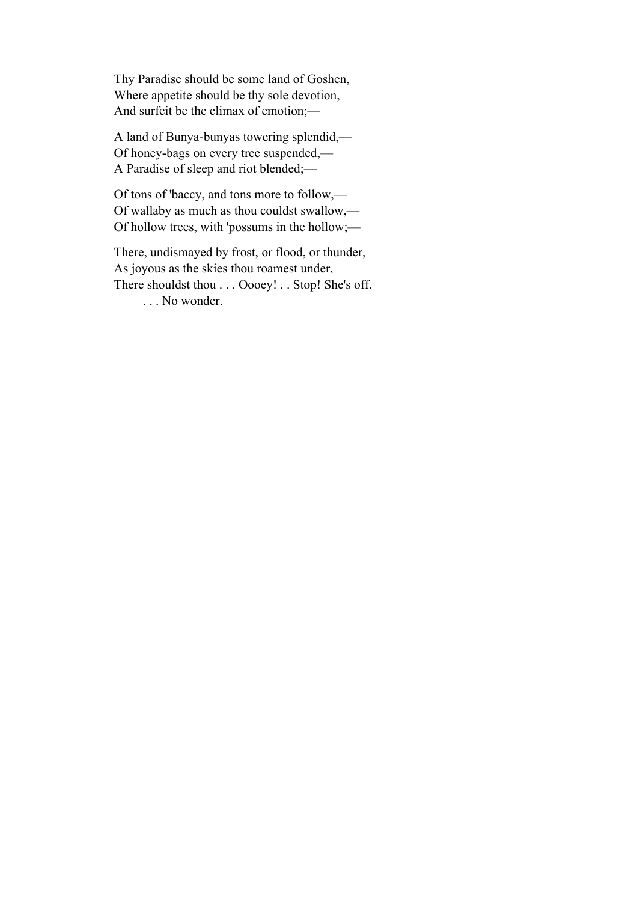Thy Paradise should be some land of Goshen,  
Where appetite should be thy sole devotion,  
And surfeit be the climax of emotion;—

A land of Bunya-bunyas towering splendid,—  
Of honey-bags on every tree suspended,—  
A Paradise of sleep and riot blended;—

Of tons of 'baccy, and tons more to follow,—  
Of wallaby as much as thou couldst swallow,—  
Of hollow trees, with 'possums in the hollow;—

There, undismayed by frost, or flood, or thunder,  
As joyous as the skies thou roamest under,  
There shouldst thou . . . Oooey! . . Stop! She's off.  
        . . . No wonder.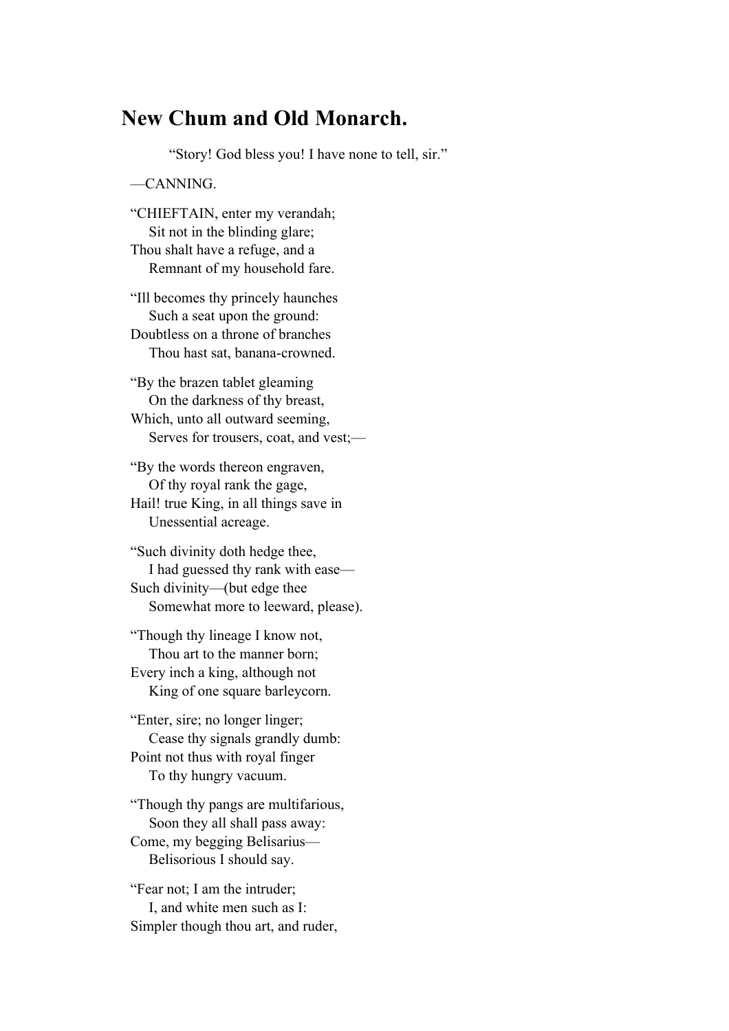# New Chum and Old Monarch.

> "Story! God bless you! I have none to tell, sir."
>
> —CANNING.

"CHIEFTAIN, enter my verandah;
  Sit not in the blinding glare;
Thou shalt have a refuge, and a
  Remnant of my household fare.

"Ill becomes thy princely haunches
  Such a seat upon the ground:
Doubtless on a throne of branches
  Thou hast sat, banana-crowned.

"By the brazen tablet gleaming
  On the darkness of thy breast,
Which, unto all outward seeming,
  Serves for trousers, coat, and vest;—

"By the words thereon engraven,
  Of thy royal rank the gage,
Hail! true King, in all things save in
  Unessential acreage.

"Such divinity doth hedge thee,
  I had guessed thy rank with ease—
Such divinity—(but edge thee
  Somewhat more to leeward, please).

"Though thy lineage I know not,
  Thou art to the manner born;
Every inch a king, although not
  King of one square barleycorn.

"Enter, sire; no longer linger;
  Cease thy signals grandly dumb:
Point not thus with royal finger
  To thy hungry vacuum.

"Though thy pangs are multifarious,
  Soon they all shall pass away:
Come, my begging Belisarius—
  Belisorious I should say.

"Fear not; I am the intruder;
  I, and white men such as I:
Simpler though thou art, and ruder,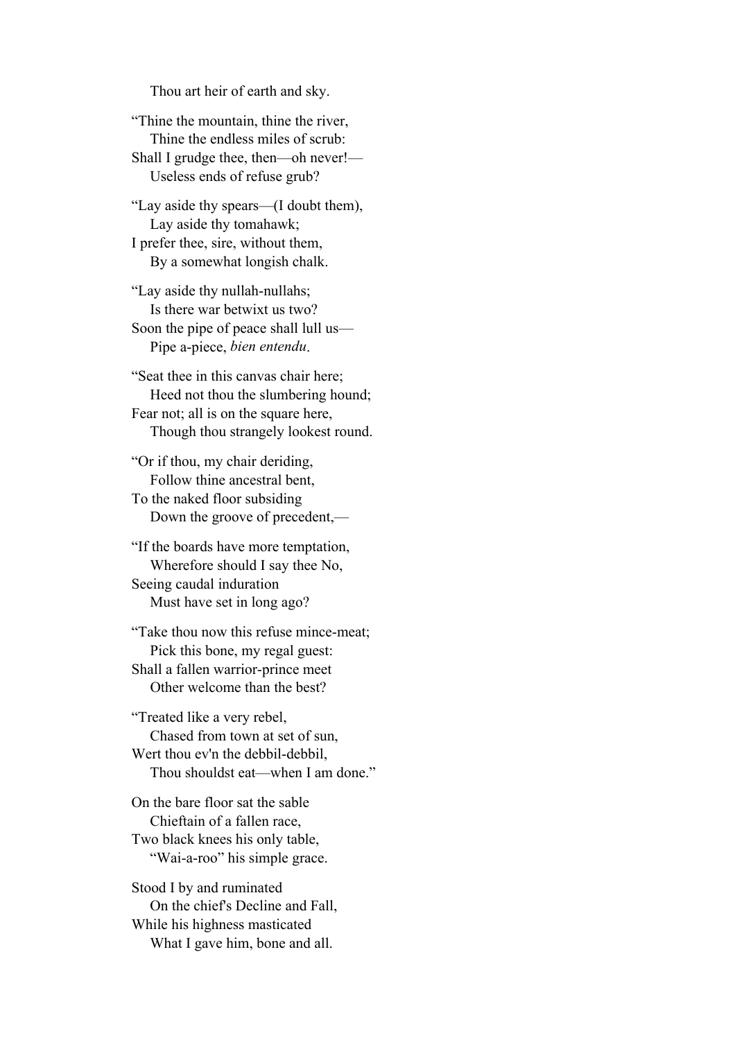Thou art heir of earth and sky.

"Thine the mountain, thine the river,  
Thine the endless miles of scrub:  
Shall I grudge thee, then—oh never!—  
Useless ends of refuse grub?

"Lay aside thy spears—(I doubt them),  
Lay aside thy tomahawk;  
I prefer thee, sire, without them,  
By a somewhat longish chalk.

"Lay aside thy nullah-nullahs;  
Is there war betwixt us two?  
Soon the pipe of peace shall lull us—  
Pipe a-piece, *bien entendu*.

"Seat thee in this canvas chair here;  
Heed not thou the slumbering hound;  
Fear not; all is on the square here,  
Though thou strangely lookest round.

"Or if thou, my chair deriding,  
Follow thine ancestral bent,  
To the naked floor subsiding  
Down the groove of precedent,—

"If the boards have more temptation,  
Wherefore should I say thee No,  
Seeing caudal induration  
Must have set in long ago?

"Take thou now this refuse mince-meat;  
Pick this bone, my regal guest:  
Shall a fallen warrior-prince meet  
Other welcome than the best?

"Treated like a very rebel,  
Chased from town at set of sun,  
Wert thou ev'n the debbil-debbil,  
Thou shouldst eat—when I am done."

On the bare floor sat the sable  
Chieftain of a fallen race,  
Two black knees his only table,  
"Wai-a-roo" his simple grace.

Stood I by and ruminated  
On the chief's Decline and Fall,  
While his highness masticated  
What I gave him, bone and all.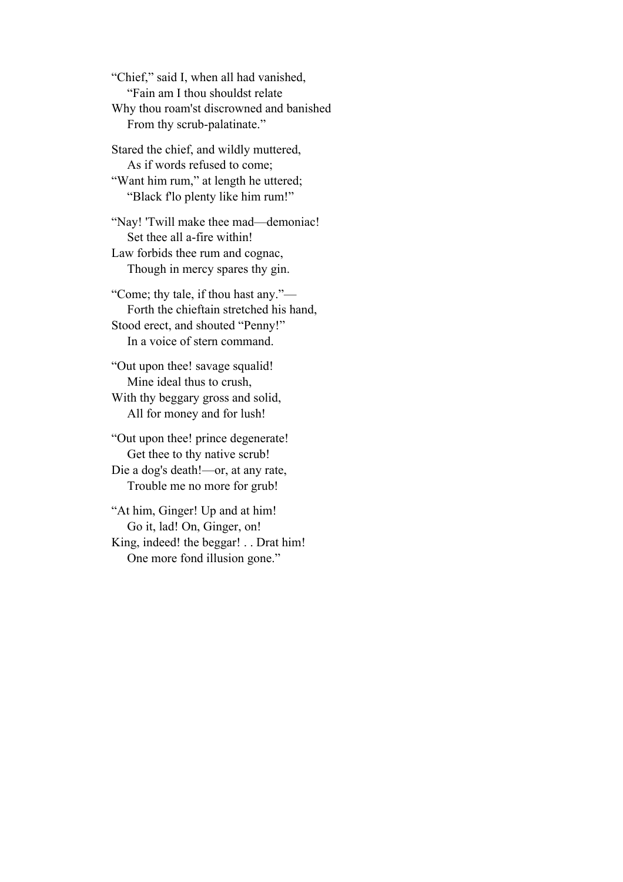"Chief," said I, when all had vanished,
"Fain am I thou shouldst relate
Why thou roam'st discrowned and banished
From thy scrub-palatinate."

Stared the chief, and wildly muttered,
As if words refused to come;
"Want him rum," at length he uttered;
"Black f'lo plenty like him rum!"

"Nay! 'Twill make thee mad—demoniac!
Set thee all a-fire within!
Law forbids thee rum and cognac,
Though in mercy spares thy gin.

"Come; thy tale, if thou hast any."—
Forth the chieftain stretched his hand,
Stood erect, and shouted "Penny!"
In a voice of stern command.

"Out upon thee! savage squalid!
Mine ideal thus to crush,
With thy beggary gross and solid,
All for money and for lush!

"Out upon thee! prince degenerate!
Get thee to thy native scrub!
Die a dog's death!—or, at any rate,
Trouble me no more for grub!

"At him, Ginger! Up and at him!
Go it, lad! On, Ginger, on!
King, indeed! the beggar! . . Drat him!
One more fond illusion gone."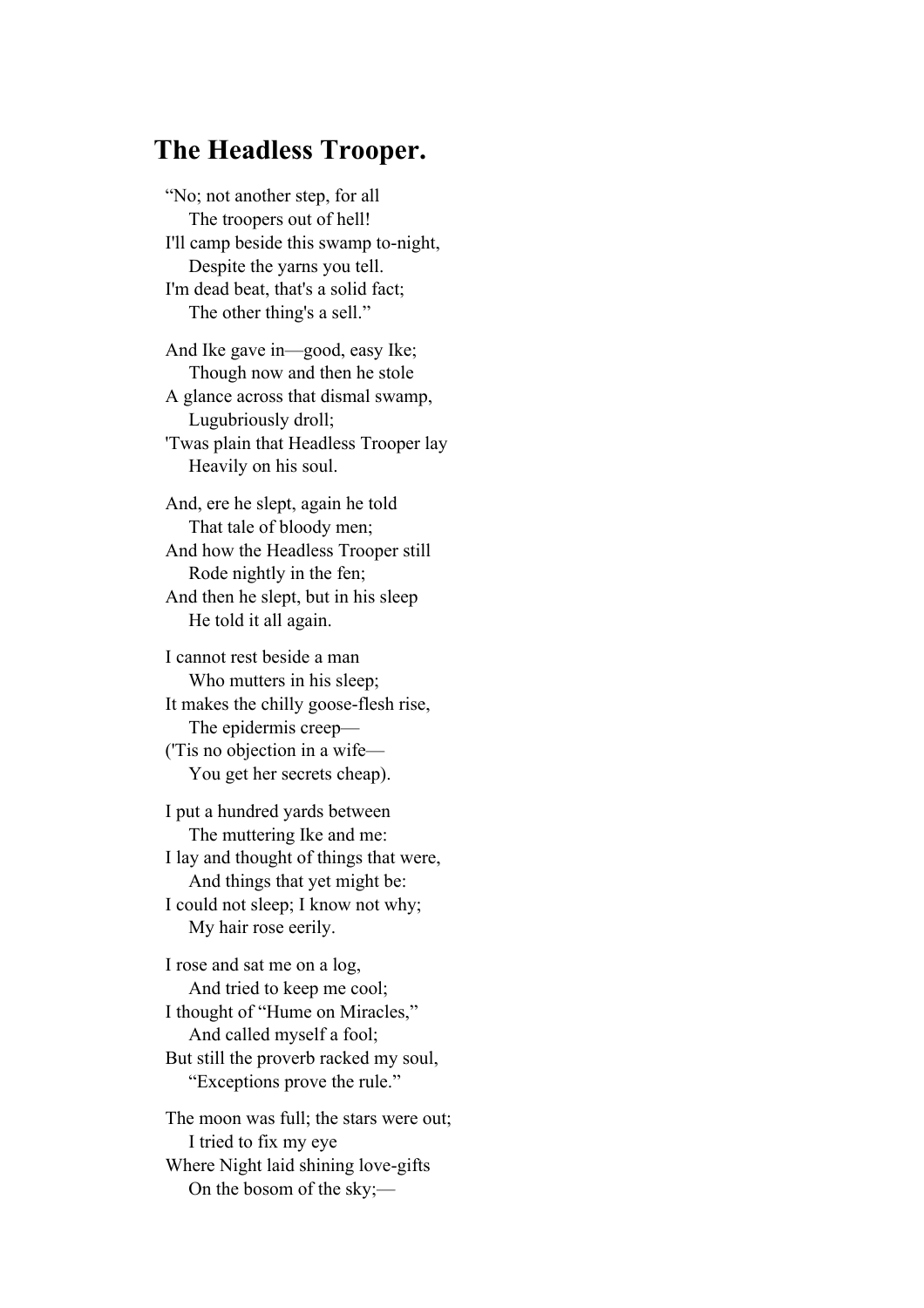## The Headless Trooper.

"No; not another step, for all
  The troopers out of hell!
I'll camp beside this swamp to-night,
  Despite the yarns you tell.
I'm dead beat, that's a solid fact;
  The other thing's a sell."

And Ike gave in—good, easy Ike;
  Though now and then he stole
A glance across that dismal swamp,
  Lugubriously droll;
'Twas plain that Headless Trooper lay
  Heavily on his soul.

And, ere he slept, again he told
  That tale of bloody men;
And how the Headless Trooper still
  Rode nightly in the fen;
And then he slept, but in his sleep
  He told it all again.

I cannot rest beside a man
  Who mutters in his sleep;
It makes the chilly goose-flesh rise,
  The epidermis creep—
('Tis no objection in a wife—
  You get her secrets cheap).

I put a hundred yards between
  The muttering Ike and me:
I lay and thought of things that were,
  And things that yet might be:
I could not sleep; I know not why;
  My hair rose eerily.

I rose and sat me on a log,
  And tried to keep me cool;
I thought of "Hume on Miracles,"
  And called myself a fool;
But still the proverb racked my soul,
  "Exceptions prove the rule."

The moon was full; the stars were out;
  I tried to fix my eye
Where Night laid shining love-gifts
  On the bosom of the sky;—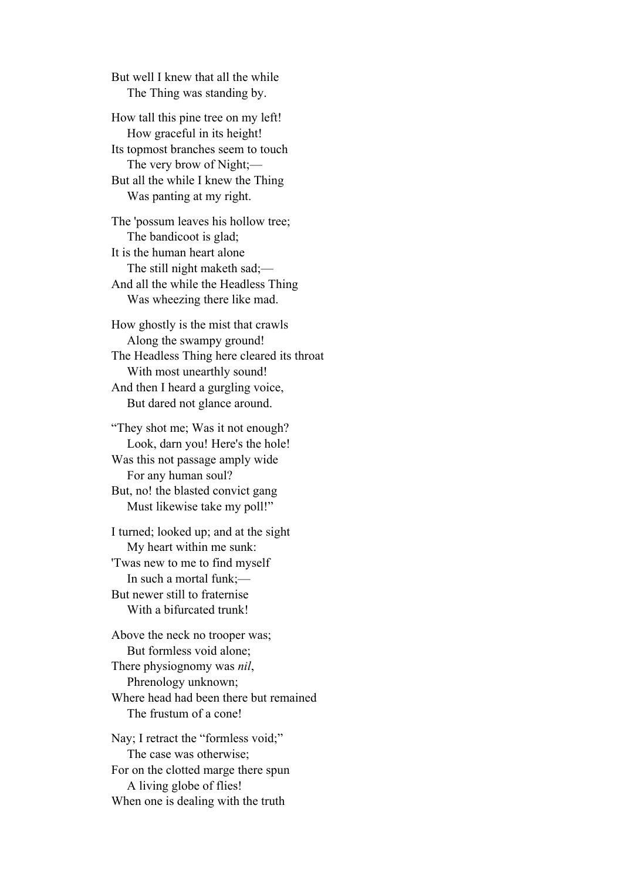But well I knew that all the while
    The Thing was standing by.

How tall this pine tree on my left!
    How graceful in its height!
Its topmost branches seem to touch
    The very brow of Night;—
But all the while I knew the Thing
    Was panting at my right.

The 'possum leaves his hollow tree;
    The bandicoot is glad;
It is the human heart alone
    The still night maketh sad;—
And all the while the Headless Thing
    Was wheezing there like mad.

How ghostly is the mist that crawls
    Along the swampy ground!
The Headless Thing here cleared its throat
    With most unearthly sound!
And then I heard a gurgling voice,
    But dared not glance around.

"They shot me; Was it not enough?
    Look, darn you! Here's the hole!
Was this not passage amply wide
    For any human soul?
But, no! the blasted convict gang
    Must likewise take my poll!"

I turned; looked up; and at the sight
    My heart within me sunk:
'Twas new to me to find myself
    In such a mortal funk;—
But newer still to fraternise
    With a bifurcated trunk!

Above the neck no trooper was;
    But formless void alone;
There physiognomy was *nil*,
    Phrenology unknown;
Where head had been there but remained
    The frustum of a cone!

Nay; I retract the "formless void;"
    The case was otherwise;
For on the clotted marge there spun
    A living globe of flies!
When one is dealing with the truth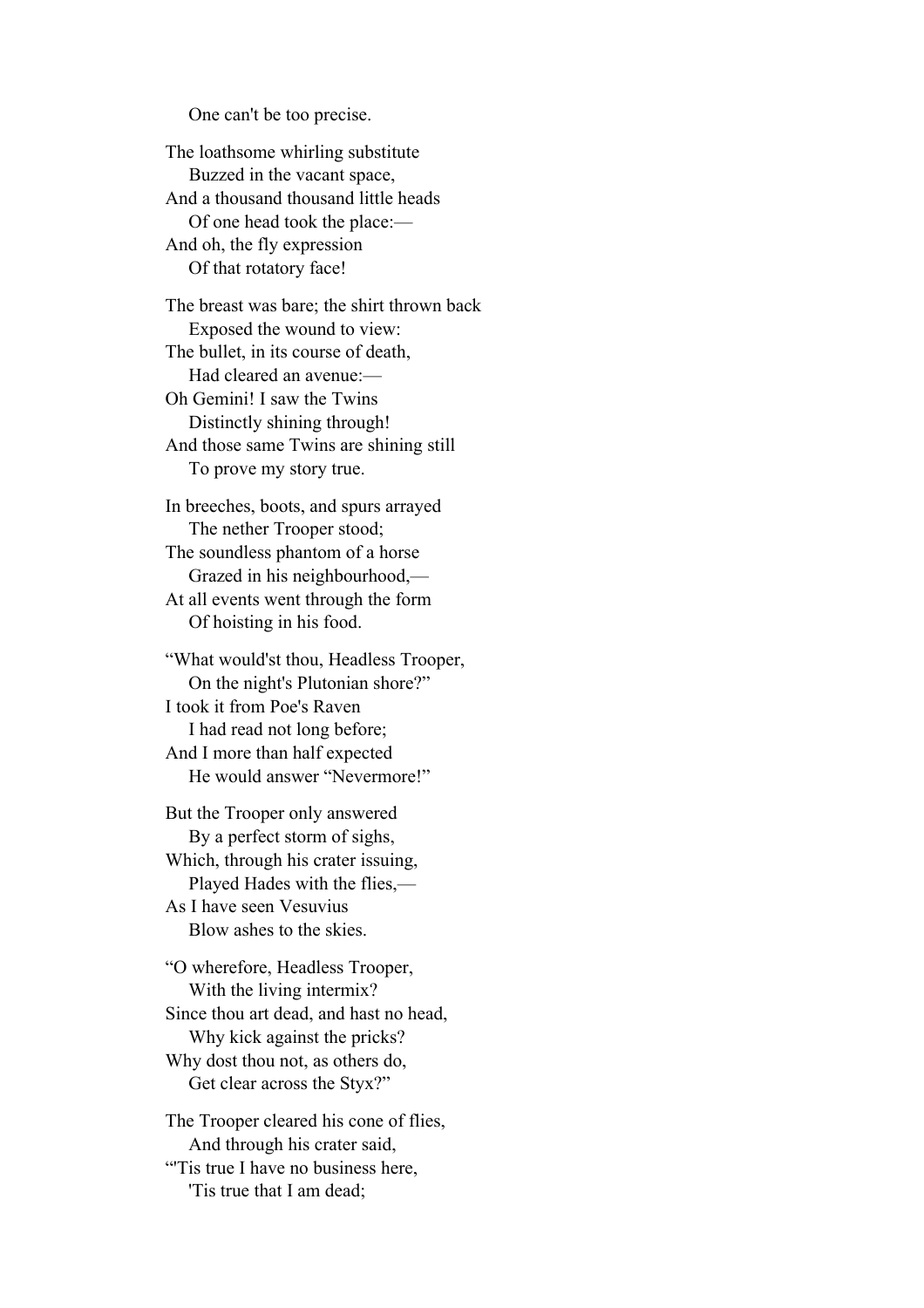One can't be too precise.

The loathsome whirling substitute
  Buzzed in the vacant space,
And a thousand thousand little heads
  Of one head took the place:—
And oh, the fly expression
  Of that rotatory face!

The breast was bare; the shirt thrown back
  Exposed the wound to view:
The bullet, in its course of death,
  Had cleared an avenue:—
Oh Gemini! I saw the Twins
  Distinctly shining through!
And those same Twins are shining still
  To prove my story true.

In breeches, boots, and spurs arrayed
  The nether Trooper stood;
The soundless phantom of a horse
  Grazed in his neighbourhood,—
At all events went through the form
  Of hoisting in his food.

"What would'st thou, Headless Trooper,
  On the night's Plutonian shore?"
I took it from Poe's Raven
  I had read not long before;
And I more than half expected
  He would answer "Nevermore!"

But the Trooper only answered
  By a perfect storm of sighs,
Which, through his crater issuing,
  Played Hades with the flies,—
As I have seen Vesuvius
  Blow ashes to the skies.

"O wherefore, Headless Trooper,
  With the living intermix?
Since thou art dead, and hast no head,
  Why kick against the pricks?
Why dost thou not, as others do,
  Get clear across the Styx?"

The Trooper cleared his cone of flies,
  And through his crater said,
"'Tis true I have no business here,
  'Tis true that I am dead;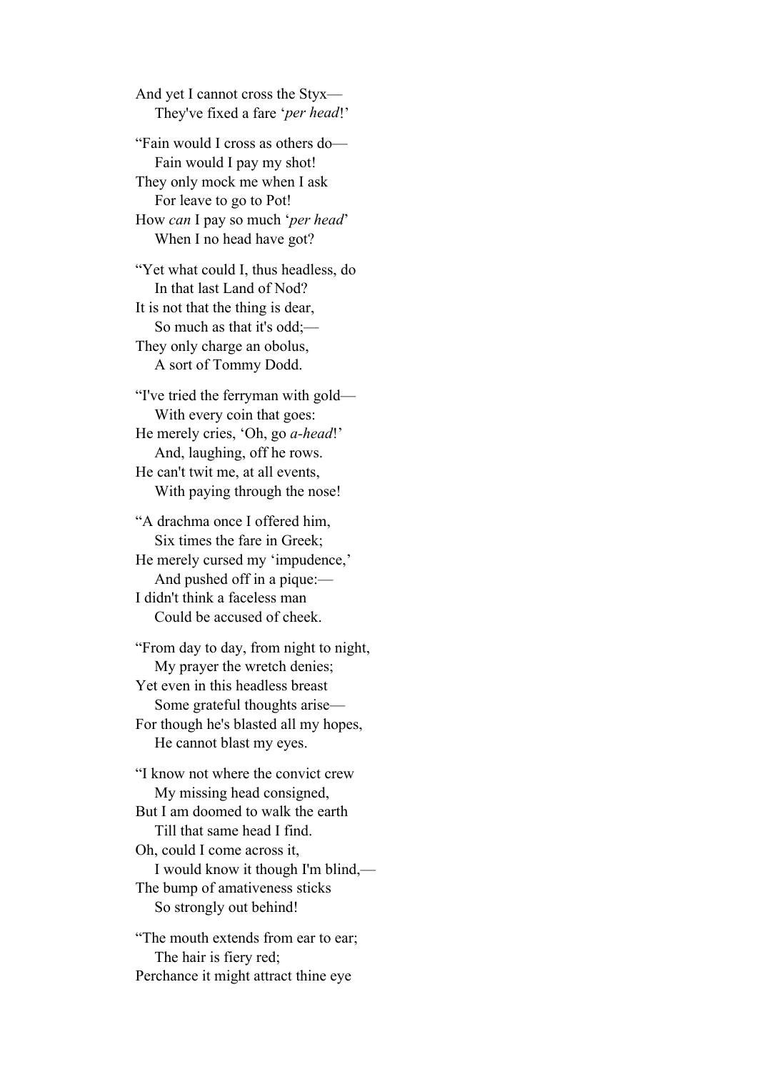And yet I cannot cross the Styx—
    They've fixed a fare '*per head*!'

"Fain would I cross as others do—
    Fain would I pay my shot!
They only mock me when I ask
    For leave to go to Pot!
How *can* I pay so much '*per head*'
    When I no head have got?

"Yet what could I, thus headless, do
    In that last Land of Nod?
It is not that the thing is dear,
    So much as that it's odd;—
They only charge an obolus,
    A sort of Tommy Dodd.

"I've tried the ferryman with gold—
    With every coin that goes:
He merely cries, 'Oh, go *a-head*!'
    And, laughing, off he rows.
He can't twit me, at all events,
    With paying through the nose!

"A drachma once I offered him,
    Six times the fare in Greek;
He merely cursed my 'impudence,'
    And pushed off in a pique:—
I didn't think a faceless man
    Could be accused of cheek.

"From day to day, from night to night,
    My prayer the wretch denies;
Yet even in this headless breast
    Some grateful thoughts arise—
For though he's blasted all my hopes,
    He cannot blast my eyes.

"I know not where the convict crew
    My missing head consigned,
But I am doomed to walk the earth
    Till that same head I find.
Oh, could I come across it,
    I would know it though I'm blind,—
The bump of amativeness sticks
    So strongly out behind!

"The mouth extends from ear to ear;
    The hair is fiery red;
Perchance it might attract thine eye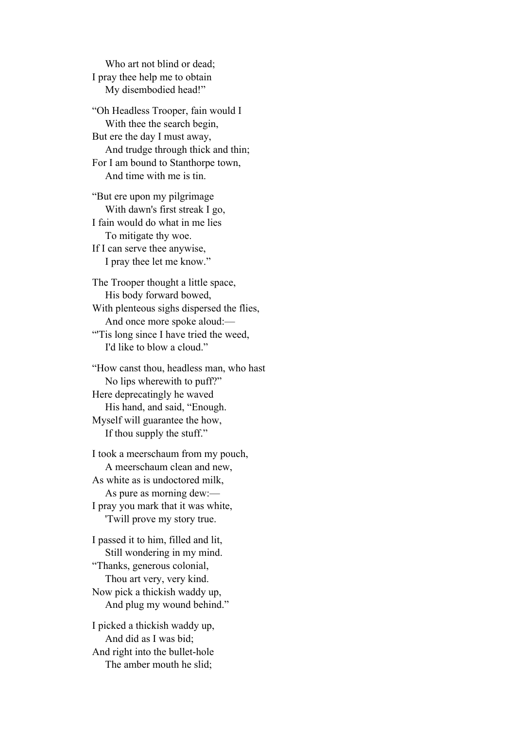Who art not blind or dead;  
I pray thee help me to obtain  
My disembodied head!"

"Oh Headless Trooper, fain would I  
With thee the search begin,  
But ere the day I must away,  
And trudge through thick and thin;  
For I am bound to Stanthorpe town,  
And time with me is tin.

"But ere upon my pilgrimage  
With dawn's first streak I go,  
I fain would do what in me lies  
To mitigate thy woe.  
If I can serve thee anywise,  
I pray thee let me know."

The Trooper thought a little space,  
His body forward bowed,  
With plenteous sighs dispersed the flies,  
And once more spoke aloud:—  
"'Tis long since I have tried the weed,  
I'd like to blow a cloud."

"How canst thou, headless man, who hast  
No lips wherewith to puff?"  
Here deprecatingly he waved  
His hand, and said, "Enough.  
Myself will guarantee the how,  
If thou supply the stuff."

I took a meerschaum from my pouch,  
A meerschaum clean and new,  
As white as is undoctored milk,  
As pure as morning dew:—  
I pray you mark that it was white,  
'Twill prove my story true.

I passed it to him, filled and lit,  
Still wondering in my mind.  
"Thanks, generous colonial,  
Thou art very, very kind.  
Now pick a thickish waddy up,  
And plug my wound behind."

I picked a thickish waddy up,  
And did as I was bid;  
And right into the bullet-hole  
The amber mouth he slid;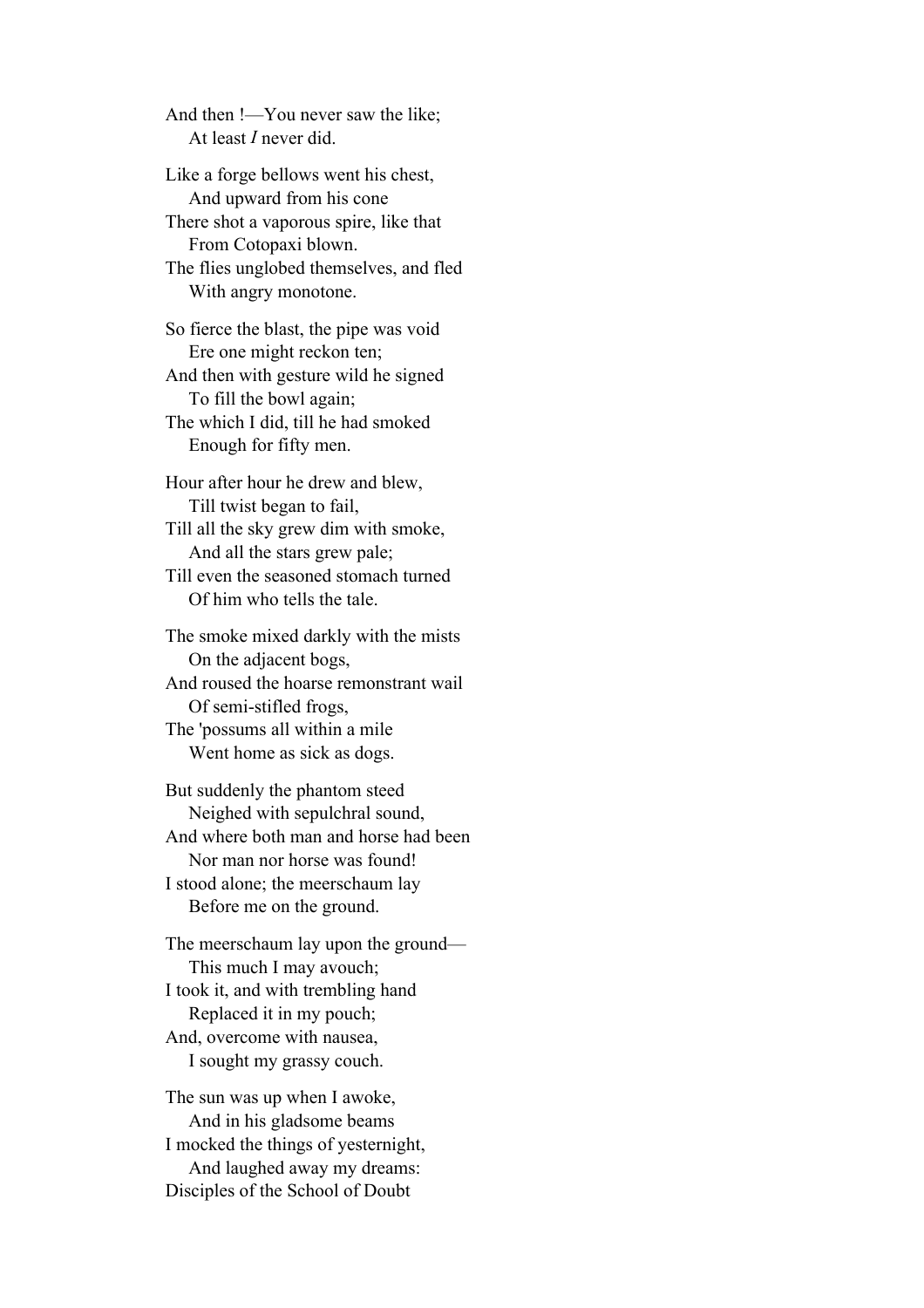And then !—You never saw the like;
    At least *I* never did.

Like a forge bellows went his chest,
    And upward from his cone
There shot a vaporous spire, like that
    From Cotopaxi blown.
The flies unglobed themselves, and fled
    With angry monotone.

So fierce the blast, the pipe was void
    Ere one might reckon ten;
And then with gesture wild he signed
    To fill the bowl again;
The which I did, till he had smoked
    Enough for fifty men.

Hour after hour he drew and blew,
    Till twist began to fail,
Till all the sky grew dim with smoke,
    And all the stars grew pale;
Till even the seasoned stomach turned
    Of him who tells the tale.

The smoke mixed darkly with the mists
    On the adjacent bogs,
And roused the hoarse remonstrant wail
    Of semi-stifled frogs,
The 'possums all within a mile
    Went home as sick as dogs.

But suddenly the phantom steed
    Neighed with sepulchral sound,
And where both man and horse had been
    Nor man nor horse was found!
I stood alone; the meerschaum lay
    Before me on the ground.

The meerschaum lay upon the ground—
    This much I may avouch;
I took it, and with trembling hand
    Replaced it in my pouch;
And, overcome with nausea,
    I sought my grassy couch.

The sun was up when I awoke,
    And in his gladsome beams
I mocked the things of yesternight,
    And laughed away my dreams:
Disciples of the School of Doubt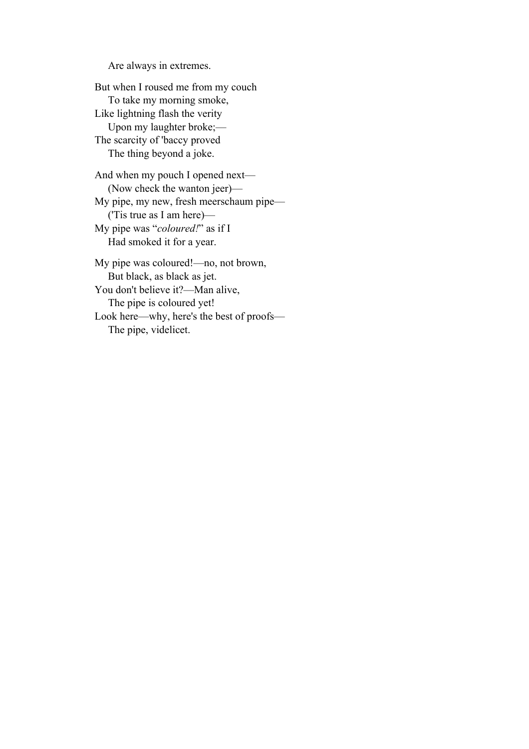Are always in extremes.

But when I roused me from my couch  
  To take my morning smoke,  
Like lightning flash the verity  
  Upon my laughter broke;—  
The scarcity of 'baccy proved  
  The thing beyond a joke.

And when my pouch I opened next—  
  (Now check the wanton jeer)—  
My pipe, my new, fresh meerschaum pipe—  
  ('Tis true as I am here)—  
My pipe was "*coloured!*" as if I  
  Had smoked it for a year.

My pipe was coloured!—no, not brown,  
  But black, as black as jet.  
You don't believe it?—Man alive,  
  The pipe is coloured yet!  
Look here—why, here's the best of proofs—  
  The pipe, videlicet.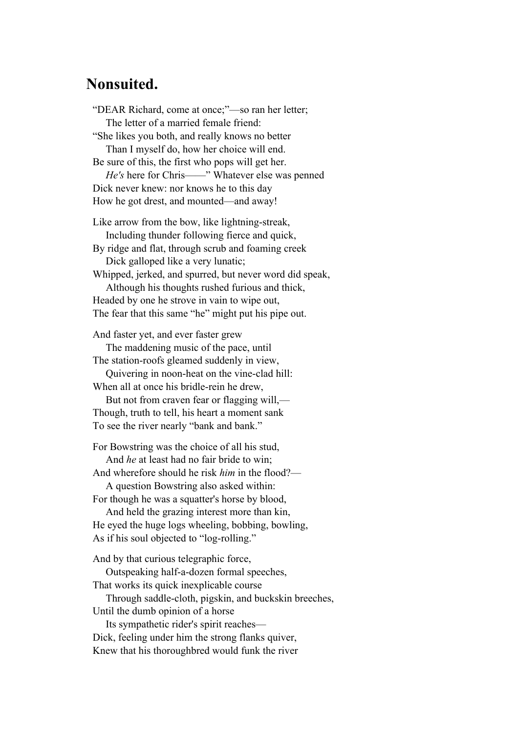## Nonsuited.

"DEAR Richard, come at once;"—so ran her letter;
  The letter of a married female friend:
"She likes you both, and really knows no better
  Than I myself do, how her choice will end.
Be sure of this, the first who pops will get her.
  *He's* here for Chris——" Whatever else was penned
Dick never knew: nor knows he to this day
How he got drest, and mounted—and away!

Like arrow from the bow, like lightning-streak,
  Including thunder following fierce and quick,
By ridge and flat, through scrub and foaming creek
  Dick galloped like a very lunatic;
Whipped, jerked, and spurred, but never word did speak,
  Although his thoughts rushed furious and thick,
Headed by one he strove in vain to wipe out,
The fear that this same "he" might put his pipe out.

And faster yet, and ever faster grew
  The maddening music of the pace, until
The station-roofs gleamed suddenly in view,
  Quivering in noon-heat on the vine-clad hill:
When all at once his bridle-rein he drew,
  But not from craven fear or flagging will,—
Though, truth to tell, his heart a moment sank
To see the river nearly "bank and bank."

For Bowstring was the choice of all his stud,
  And *he* at least had no fair bride to win;
And wherefore should he risk *him* in the flood?—
  A question Bowstring also asked within:
For though he was a squatter's horse by blood,
  And held the grazing interest more than kin,
He eyed the huge logs wheeling, bobbing, bowling,
As if his soul objected to "log-rolling."

And by that curious telegraphic force,
  Outspeaking half-a-dozen formal speeches,
That works its quick inexplicable course
  Through saddle-cloth, pigskin, and buckskin breeches,
Until the dumb opinion of a horse
  Its sympathetic rider's spirit reaches—
Dick, feeling under him the strong flanks quiver,
Knew that his thoroughbred would funk the river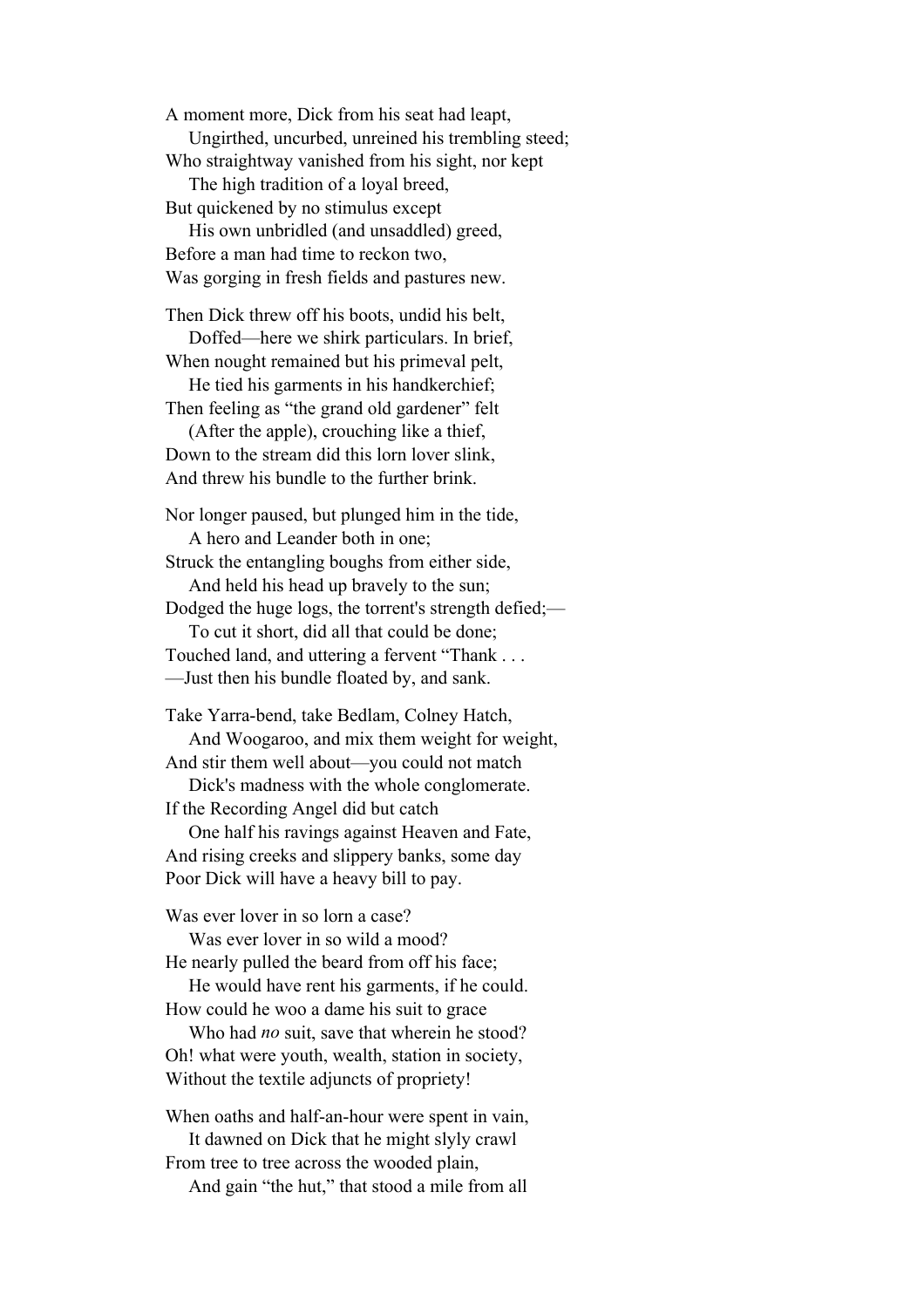A moment more, Dick from his seat had leapt,
 Ungirthed, uncurbed, unreined his trembling steed;
Who straightway vanished from his sight, nor kept
 The high tradition of a loyal breed,
But quickened by no stimulus except
 His own unbridled (and unsaddled) greed,
Before a man had time to reckon two,
Was gorging in fresh fields and pastures new.

Then Dick threw off his boots, undid his belt,
 Doffed—here we shirk particulars. In brief,
When nought remained but his primeval pelt,
 He tied his garments in his handkerchief;
Then feeling as "the grand old gardener" felt
 (After the apple), crouching like a thief,
Down to the stream did this lorn lover slink,
And threw his bundle to the further brink.

Nor longer paused, but plunged him in the tide,
 A hero and Leander both in one;
Struck the entangling boughs from either side,
 And held his head up bravely to the sun;
Dodged the huge logs, the torrent's strength defied;—
 To cut it short, did all that could be done;
Touched land, and uttering a fervent "Thank . . .
—Just then his bundle floated by, and sank.

Take Yarra-bend, take Bedlam, Colney Hatch,
 And Woogaroo, and mix them weight for weight,
And stir them well about—you could not match
 Dick's madness with the whole conglomerate.
If the Recording Angel did but catch
 One half his ravings against Heaven and Fate,
And rising creeks and slippery banks, some day
Poor Dick will have a heavy bill to pay.

Was ever lover in so lorn a case?
 Was ever lover in so wild a mood?
He nearly pulled the beard from off his face;
 He would have rent his garments, if he could.
How could he woo a dame his suit to grace
 Who had *no* suit, save that wherein he stood?
Oh! what were youth, wealth, station in society,
Without the textile adjuncts of propriety!

When oaths and half-an-hour were spent in vain,
 It dawned on Dick that he might slyly crawl
From tree to tree across the wooded plain,
 And gain "the hut," that stood a mile from all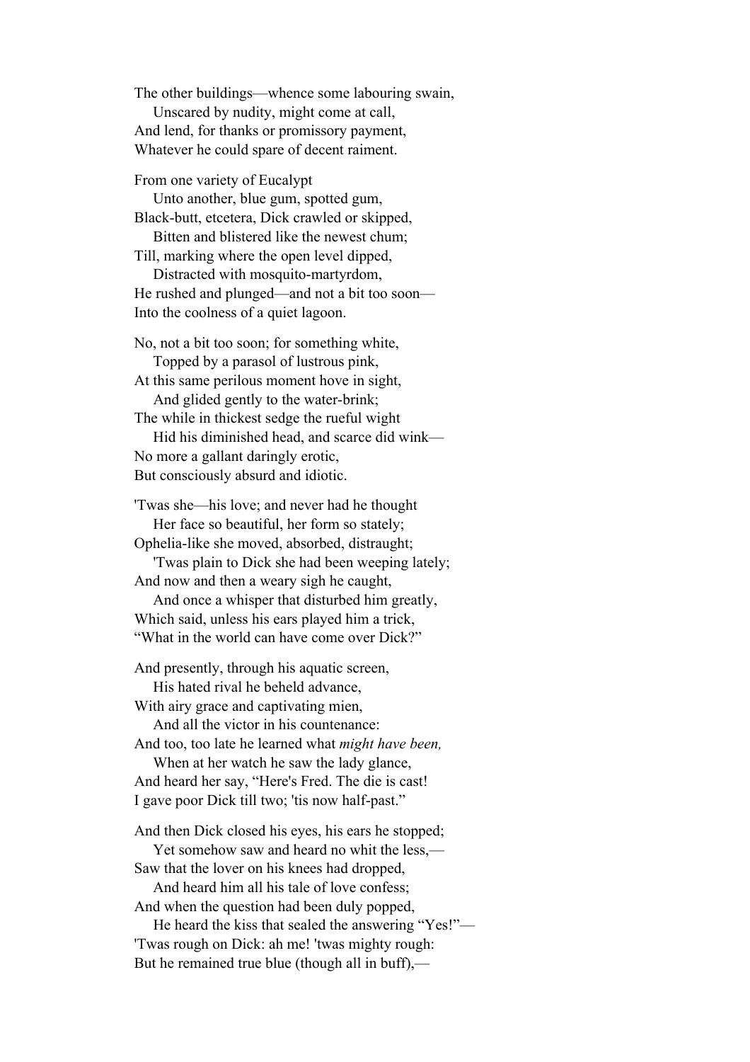The other buildings—whence some labouring swain,
    Unscared by nudity, might come at call,
And lend, for thanks or promissory payment,
Whatever he could spare of decent raiment.

From one variety of Eucalypt
    Unto another, blue gum, spotted gum,
Black-butt, etcetera, Dick crawled or skipped,
    Bitten and blistered like the newest chum;
Till, marking where the open level dipped,
    Distracted with mosquito-martyrdom,
He rushed and plunged—and not a bit too soon—
Into the coolness of a quiet lagoon.

No, not a bit too soon; for something white,
    Topped by a parasol of lustrous pink,
At this same perilous moment hove in sight,
    And glided gently to the water-brink;
The while in thickest sedge the rueful wight
    Hid his diminished head, and scarce did wink—
No more a gallant daringly erotic,
But consciously absurd and idiotic.

'Twas she—his love; and never had he thought
    Her face so beautiful, her form so stately;
Ophelia-like she moved, absorbed, distraught;
    'Twas plain to Dick she had been weeping lately;
And now and then a weary sigh he caught,
    And once a whisper that disturbed him greatly,
Which said, unless his ears played him a trick,
"What in the world can have come over Dick?"

And presently, through his aquatic screen,
    His hated rival he beheld advance,
With airy grace and captivating mien,
    And all the victor in his countenance:
And too, too late he learned what *might have been,*
    When at her watch he saw the lady glance,
And heard her say, "Here's Fred. The die is cast!
I gave poor Dick till two; 'tis now half-past."

And then Dick closed his eyes, his ears he stopped;
    Yet somehow saw and heard no whit the less,—
Saw that the lover on his knees had dropped,
    And heard him all his tale of love confess;
And when the question had been duly popped,
    He heard the kiss that sealed the answering "Yes!"—
'Twas rough on Dick: ah me! 'twas mighty rough:
But he remained true blue (though all in buff),—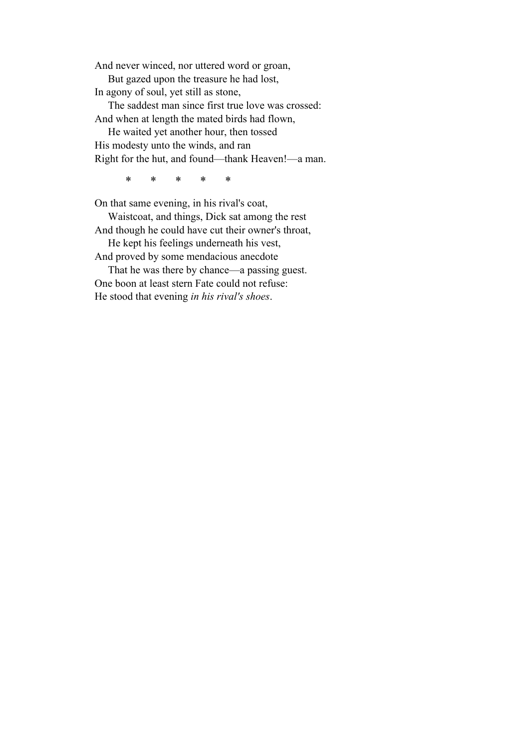And never winced, nor uttered word or groan,  
    But gazed upon the treasure he had lost,  
In agony of soul, yet still as stone,  
    The saddest man since first true love was crossed:  
And when at length the mated birds had flown,  
    He waited yet another hour, then tossed  
His modesty unto the winds, and ran  
Right for the hut, and found—thank Heaven!—a man.

\*       \*       \*       \*       \*

On that same evening, in his rival's coat,  
    Waistcoat, and things, Dick sat among the rest  
And though he could have cut their owner's throat,  
    He kept his feelings underneath his vest,  
And proved by some mendacious anecdote  
    That he was there by chance—a passing guest.  
One boon at least stern Fate could not refuse:  
He stood that evening *in his rival's shoes*.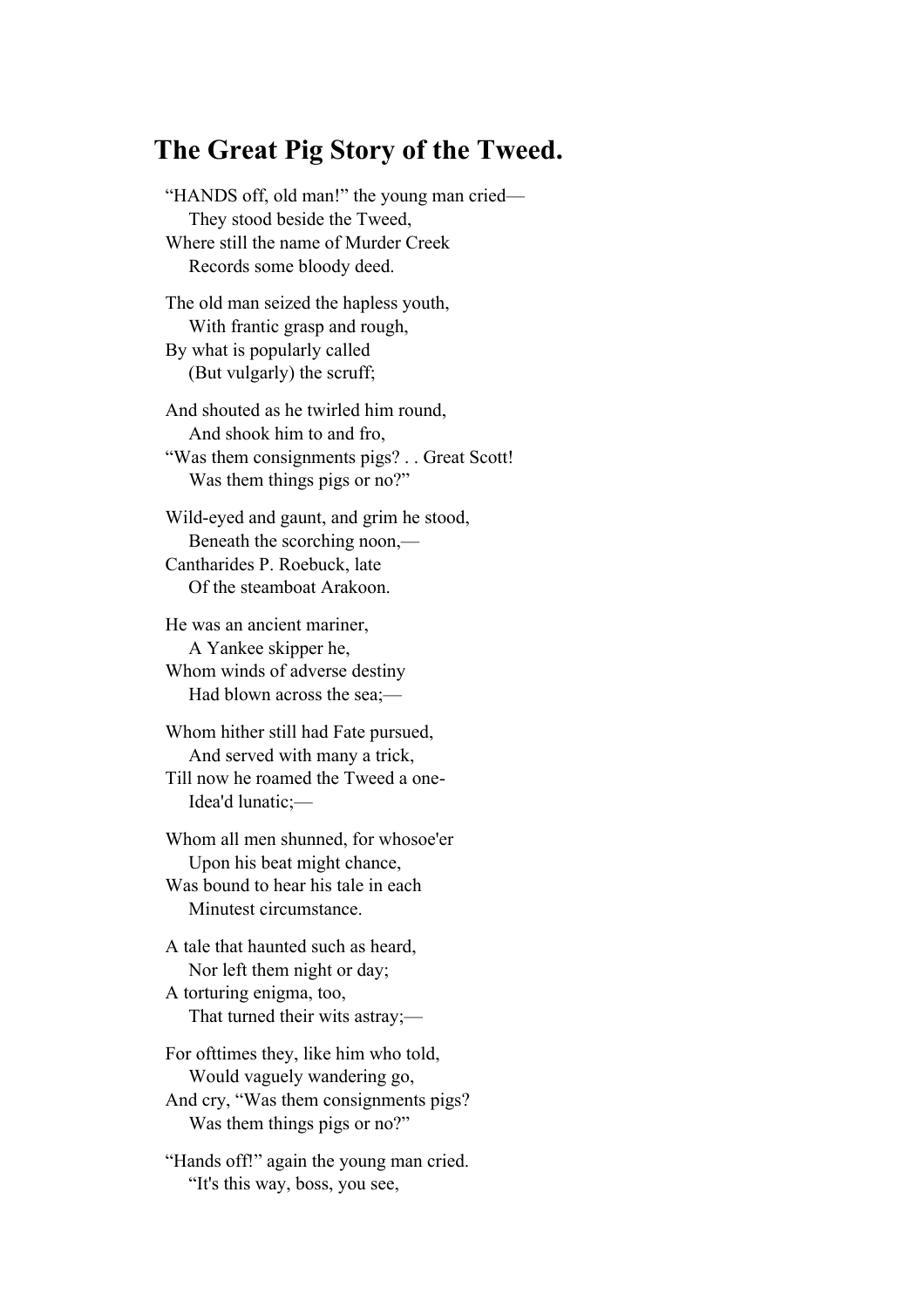## The Great Pig Story of the Tweed.

"HANDS off, old man!" the young man cried—  
  They stood beside the Tweed,  
Where still the name of Murder Creek  
  Records some bloody deed.

The old man seized the hapless youth,  
  With frantic grasp and rough,  
By what is popularly called  
  (But vulgarly) the scruff;

And shouted as he twirled him round,  
  And shook him to and fro,  
"Was them consignments pigs? . . Great Scott!  
  Was them things pigs or no?"

Wild-eyed and gaunt, and grim he stood,  
  Beneath the scorching noon,—  
Cantharides P. Roebuck, late  
  Of the steamboat Arakoon.

He was an ancient mariner,  
  A Yankee skipper he,  
Whom winds of adverse destiny  
  Had blown across the sea;—

Whom hither still had Fate pursued,  
  And served with many a trick,  
Till now he roamed the Tweed a one-  
  Idea'd lunatic;—

Whom all men shunned, for whosoe'er  
  Upon his beat might chance,  
Was bound to hear his tale in each  
  Minutest circumstance.

A tale that haunted such as heard,  
  Nor left them night or day;  
A torturing enigma, too,  
  That turned their wits astray;—

For ofttimes they, like him who told,  
  Would vaguely wandering go,  
And cry, "Was them consignments pigs?  
  Was them things pigs or no?"

"Hands off!" again the young man cried.  
  "It's this way, boss, you see,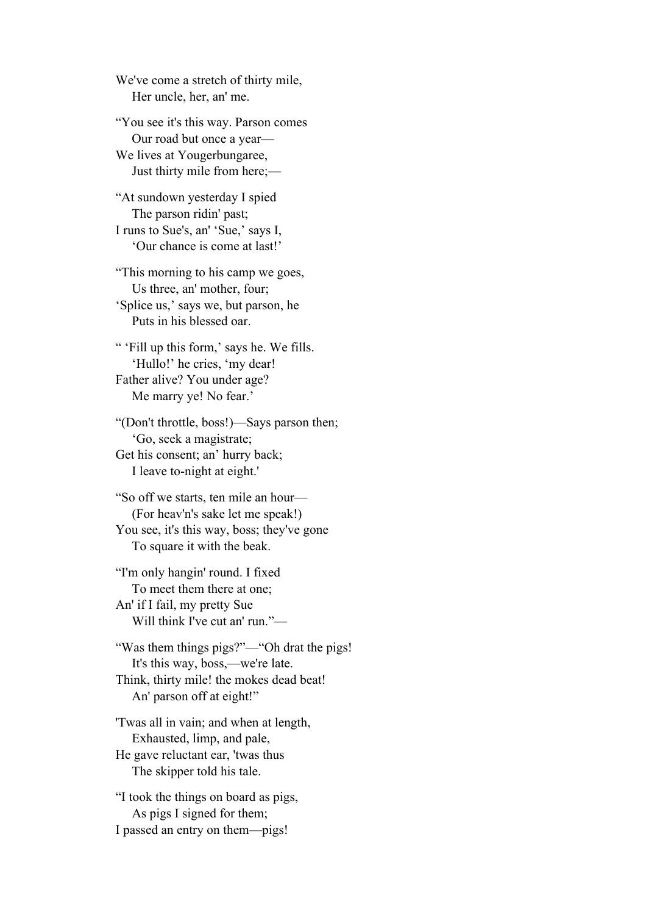We've come a stretch of thirty mile,
    Her uncle, her, an' me.

"You see it's this way. Parson comes
    Our road but once a year—
We lives at Yougerbungaree,
    Just thirty mile from here;—

"At sundown yesterday I spied
    The parson ridin' past;
I runs to Sue's, an' 'Sue,' says I,
    'Our chance is come at last!'

"This morning to his camp we goes,
    Us three, an' mother, four;
'Splice us,' says we, but parson, he
    Puts in his blessed oar.

" 'Fill up this form,' says he. We fills.
    'Hullo!' he cries, 'my dear!
Father alive? You under age?
    Me marry ye! No fear.'

"(Don't throttle, boss!)—Says parson then;
    'Go, seek a magistrate;
Get his consent; an' hurry back;
    I leave to-night at eight.'

"So off we starts, ten mile an hour—
    (For heav'n's sake let me speak!)
You see, it's this way, boss; they've gone
    To square it with the beak.

"I'm only hangin' round. I fixed
    To meet them there at one;
An' if I fail, my pretty Sue
    Will think I've cut an' run."—

"Was them things pigs?"—"Oh drat the pigs!
    It's this way, boss,—we're late.
Think, thirty mile! the mokes dead beat!
    An' parson off at eight!"

'Twas all in vain; and when at length,
    Exhausted, limp, and pale,
He gave reluctant ear, 'twas thus
    The skipper told his tale.

"I took the things on board as pigs,
    As pigs I signed for them;
I passed an entry on them—pigs!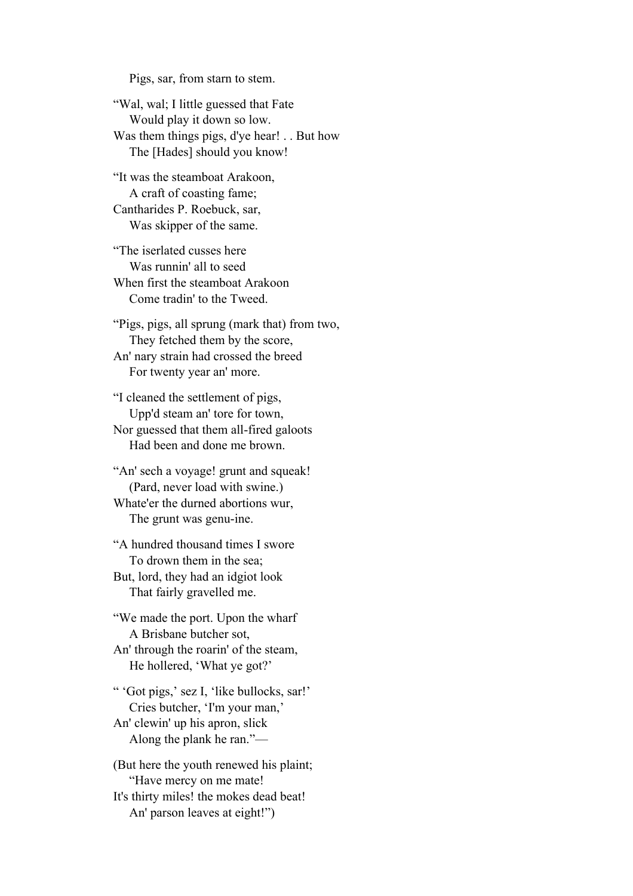Pigs, sar, from starn to stem.

"Wal, wal; I little guessed that Fate  
Would play it down so low.  
Was them things pigs, d'ye hear! . . But how  
The [Hades] should you know!

"It was the steamboat Arakoon,  
A craft of coasting fame;  
Cantharides P. Roebuck, sar,  
Was skipper of the same.

"The iserlated cusses here  
Was runnin' all to seed  
When first the steamboat Arakoon  
Come tradin' to the Tweed.

"Pigs, pigs, all sprung (mark that) from two,  
They fetched them by the score,  
An' nary strain had crossed the breed  
For twenty year an' more.

"I cleaned the settlement of pigs,  
Upp'd steam an' tore for town,  
Nor guessed that them all-fired galoots  
Had been and done me brown.

"An' sech a voyage! grunt and squeak!  
(Pard, never load with swine.)  
Whate'er the durned abortions wur,  
The grunt was genu-ine.

"A hundred thousand times I swore  
To drown them in the sea;  
But, lord, they had an idgiot look  
That fairly gravelled me.

"We made the port. Upon the wharf  
A Brisbane butcher sot,  
An' through the roarin' of the steam,  
He hollered, 'What ye got?'

" 'Got pigs,' sez I, 'like bullocks, sar!'  
Cries butcher, 'I'm your man,'  
An' clewin' up his apron, slick  
Along the plank he ran."—

(But here the youth renewed his plaint;  
"Have mercy on me mate!  
It's thirty miles! the mokes dead beat!  
An' parson leaves at eight!")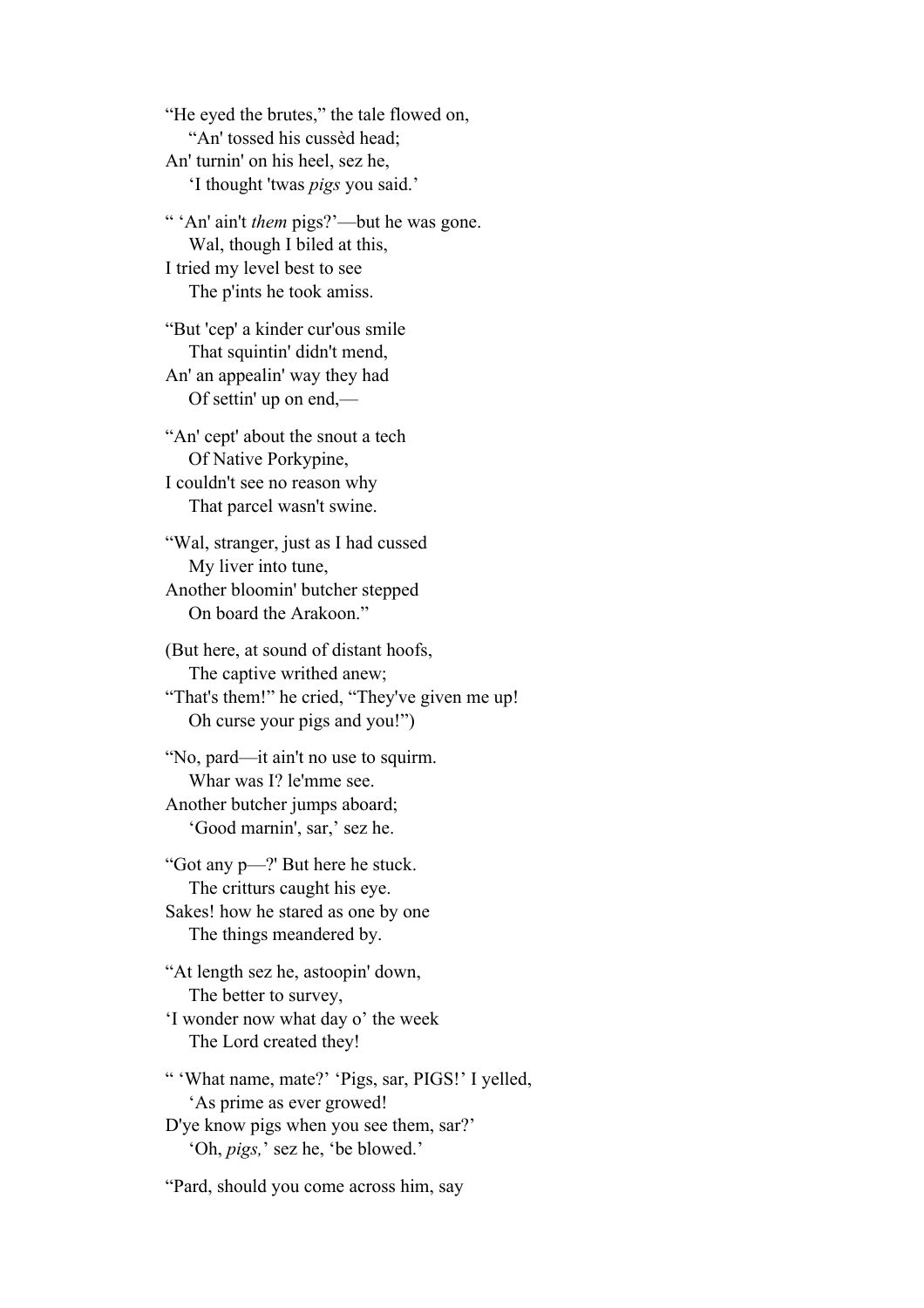"He eyed the brutes," the tale flowed on,
  "An' tossed his cussèd head;
An' turnin' on his heel, sez he,
  'I thought 'twas *pigs* you said.'

" 'An' ain't *them* pigs?'—but he was gone.
  Wal, though I biled at this,
I tried my level best to see
  The p'ints he took amiss.

"But 'cep' a kinder cur'ous smile
  That squintin' didn't mend,
An' an appealin' way they had
  Of settin' up on end,—

"An' cept' about the snout a tech
  Of Native Porkypine,
I couldn't see no reason why
  That parcel wasn't swine.

"Wal, stranger, just as I had cussed
  My liver into tune,
Another bloomin' butcher stepped
  On board the Arakoon."

(But here, at sound of distant hoofs,
  The captive writhed anew;
"That's them!" he cried, "They've given me up!
  Oh curse your pigs and you!")

"No, pard—it ain't no use to squirm.
  Whar was I? le'mme see.
Another butcher jumps aboard;
  'Good marnin', sar,' sez he.

"Got any p—?' But here he stuck.
  The critturs caught his eye.
Sakes! how he stared as one by one
  The things meandered by.

"At length sez he, astoopin' down,
  The better to survey,
'I wonder now what day o' the week
  The Lord created they!

" 'What name, mate?' 'Pigs, sar, PIGS!' I yelled,
  'As prime as ever growed!
D'ye know pigs when you see them, sar?'
  'Oh, *pigs,*' sez he, 'be blowed.'

"Pard, should you come across him, say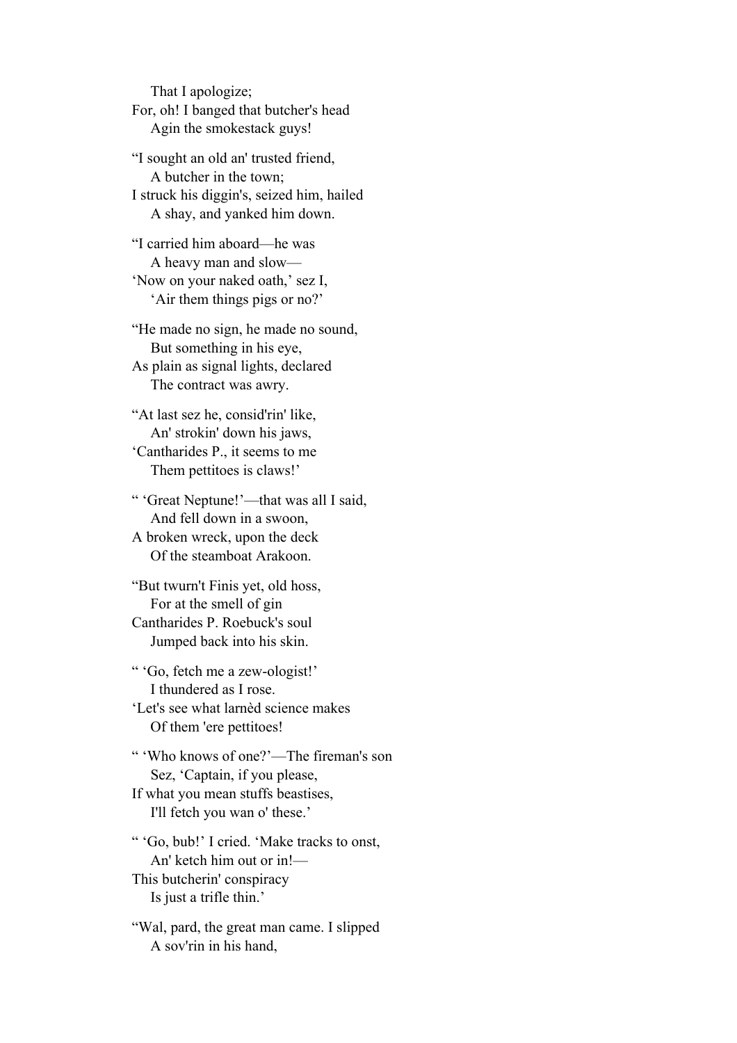That I apologize;  
For, oh! I banged that butcher's head  
Agin the smokestack guys!

"I sought an old an' trusted friend,  
A butcher in the town;  
I struck his diggin's, seized him, hailed  
A shay, and yanked him down.

"I carried him aboard—he was  
A heavy man and slow—  
'Now on your naked oath,' sez I,  
'Air them things pigs or no?'

"He made no sign, he made no sound,  
But something in his eye,  
As plain as signal lights, declared  
The contract was awry.

"At last sez he, consid'rin' like,  
An' strokin' down his jaws,  
'Cantharides P., it seems to me  
Them pettitoes is claws!'

" 'Great Neptune!'—that was all I said,  
And fell down in a swoon,  
A broken wreck, upon the deck  
Of the steamboat Arakoon.

"But twurn't Finis yet, old hoss,  
For at the smell of gin  
Cantharides P. Roebuck's soul  
Jumped back into his skin.

" 'Go, fetch me a zew-ologist!'  
I thundered as I rose.  
'Let's see what larnèd science makes  
Of them 'ere pettitoes!

" 'Who knows of one?'—The fireman's son  
Sez, 'Captain, if you please,  
If what you mean stuffs beastises,  
I'll fetch you wan o' these.'

" 'Go, bub!' I cried. 'Make tracks to onst,  
An' ketch him out or in!—  
This butcherin' conspiracy  
Is just a trifle thin.'

"Wal, pard, the great man came. I slipped  
A sov'rin in his hand,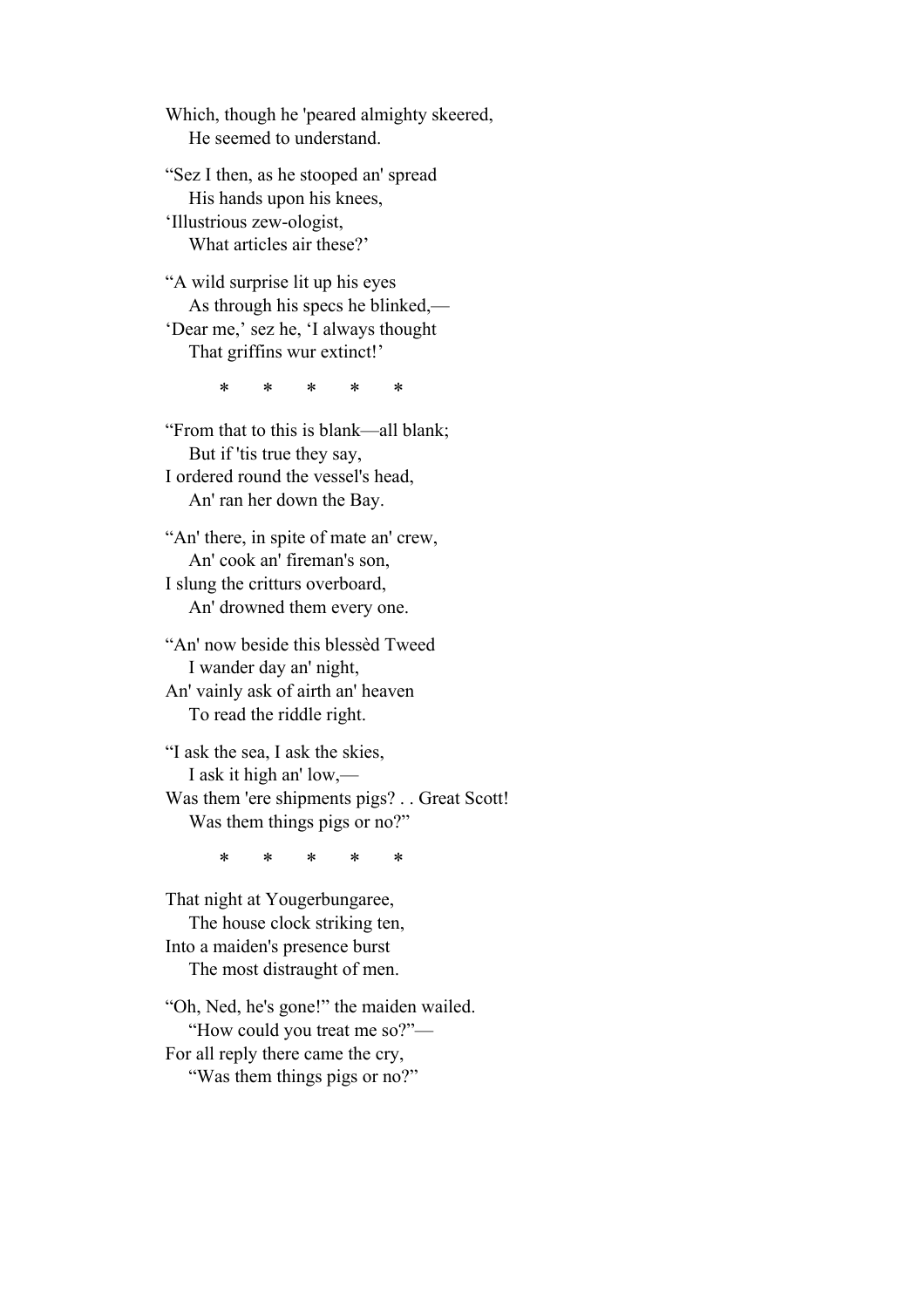Which, though he 'peared almighty skeered,
    He seemed to understand.

"Sez I then, as he stooped an' spread
    His hands upon his knees,
'Illustrious zew-ologist,
    What articles air these?'

"A wild surprise lit up his eyes
    As through his specs he blinked,—
'Dear me,' sez he, 'I always thought
    That griffins wur extinct!'

\*     \*     \*     \*     \*

"From that to this is blank—all blank;
    But if 'tis true they say,
I ordered round the vessel's head,
    An' ran her down the Bay.

"An' there, in spite of mate an' crew,
    An' cook an' fireman's son,
I slung the critturs overboard,
    An' drowned them every one.

"An' now beside this blessèd Tweed
    I wander day an' night,
An' vainly ask of airth an' heaven
    To read the riddle right.

"I ask the sea, I ask the skies,
    I ask it high an' low,—
Was them 'ere shipments pigs? . . Great Scott!
    Was them things pigs or no?"

\*     \*     \*     \*     \*

That night at Yougerbungaree,
    The house clock striking ten,
Into a maiden's presence burst
    The most distraught of men.

"Oh, Ned, he's gone!" the maiden wailed.
    "How could you treat me so?"—
For all reply there came the cry,
    "Was them things pigs or no?"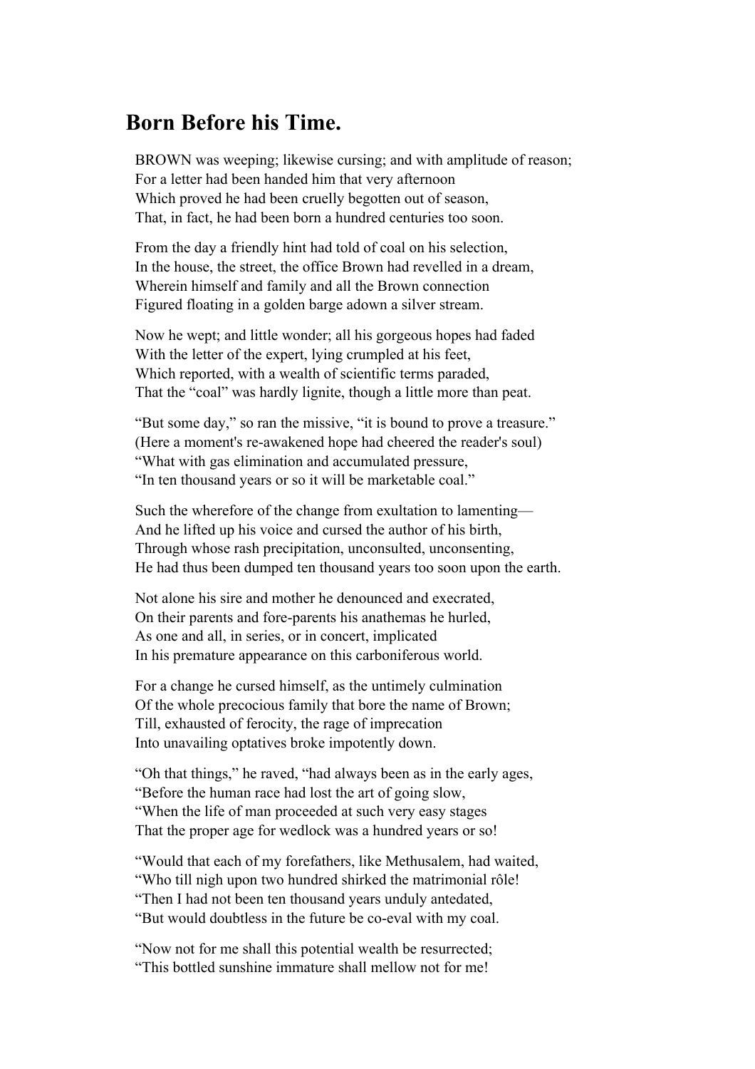## Born Before his Time.

BROWN was weeping; likewise cursing; and with amplitude of reason;
For a letter had been handed him that very afternoon
Which proved he had been cruelly begotten out of season,
That, in fact, he had been born a hundred centuries too soon.

From the day a friendly hint had told of coal on his selection,
In the house, the street, the office Brown had revelled in a dream,
Wherein himself and family and all the Brown connection
Figured floating in a golden barge adown a silver stream.

Now he wept; and little wonder; all his gorgeous hopes had faded
With the letter of the expert, lying crumpled at his feet,
Which reported, with a wealth of scientific terms paraded,
That the "coal" was hardly lignite, though a little more than peat.

"But some day," so ran the missive, "it is bound to prove a treasure."
(Here a moment's re-awakened hope had cheered the reader's soul)
"What with gas elimination and accumulated pressure,
"In ten thousand years or so it will be marketable coal."

Such the wherefore of the change from exultation to lamenting—
And he lifted up his voice and cursed the author of his birth,
Through whose rash precipitation, unconsulted, unconsenting,
He had thus been dumped ten thousand years too soon upon the earth.

Not alone his sire and mother he denounced and execrated,
On their parents and fore-parents his anathemas he hurled,
As one and all, in series, or in concert, implicated
In his premature appearance on this carboniferous world.

For a change he cursed himself, as the untimely culmination
Of the whole precocious family that bore the name of Brown;
Till, exhausted of ferocity, the rage of imprecation
Into unavailing optatives broke impotently down.

"Oh that things," he raved, "had always been as in the early ages,
"Before the human race had lost the art of going slow,
"When the life of man proceeded at such very easy stages
That the proper age for wedlock was a hundred years or so!

"Would that each of my forefathers, like Methusalem, had waited,
"Who till nigh upon two hundred shirked the matrimonial rôle!
"Then I had not been ten thousand years unduly antedated,
"But would doubtless in the future be co-eval with my coal.

"Now not for me shall this potential wealth be resurrected;
"This bottled sunshine immature shall mellow not for me!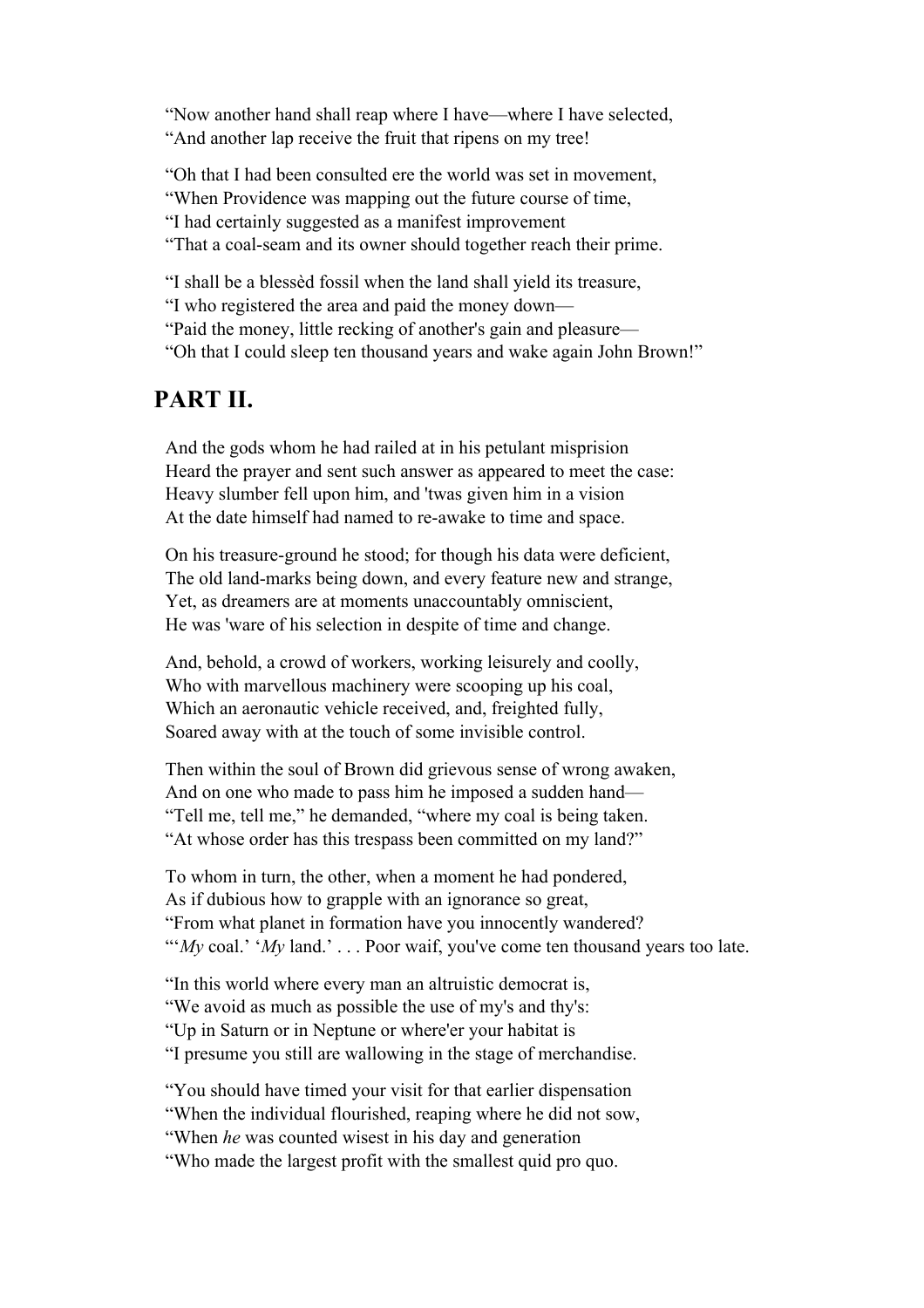"Now another hand shall reap where I have—where I have selected,
"And another lap receive the fruit that ripens on my tree!

"Oh that I had been consulted ere the world was set in movement,
"When Providence was mapping out the future course of time,
"I had certainly suggested as a manifest improvement
"That a coal-seam and its owner should together reach their prime.

"I shall be a blessèd fossil when the land shall yield its treasure,
"I who registered the area and paid the money down—
"Paid the money, little recking of another's gain and pleasure—
"Oh that I could sleep ten thousand years and wake again John Brown!"

## PART II.

And the gods whom he had railed at in his petulant misprision
Heard the prayer and sent such answer as appeared to meet the case:
Heavy slumber fell upon him, and 'twas given him in a vision
At the date himself had named to re-awake to time and space.

On his treasure-ground he stood; for though his data were deficient,
The old land-marks being down, and every feature new and strange,
Yet, as dreamers are at moments unaccountably omniscient,
He was 'ware of his selection in despite of time and change.

And, behold, a crowd of workers, working leisurely and coolly,
Who with marvellous machinery were scooping up his coal,
Which an aeronautic vehicle received, and, freighted fully,
Soared away with at the touch of some invisible control.

Then within the soul of Brown did grievous sense of wrong awaken,
And on one who made to pass him he imposed a sudden hand—
"Tell me, tell me," he demanded, "where my coal is being taken.
"At whose order has this trespass been committed on my land?"

To whom in turn, the other, when a moment he had pondered,
As if dubious how to grapple with an ignorance so great,
"From what planet in formation have you innocently wandered?
"'*My* coal.' '*My* land.' . . . Poor waif, you've come ten thousand years too late.

"In this world where every man an altruistic democrat is,
"We avoid as much as possible the use of my's and thy's:
"Up in Saturn or in Neptune or where'er your habitat is
"I presume you still are wallowing in the stage of merchandise.

"You should have timed your visit for that earlier dispensation
"When the individual flourished, reaping where he did not sow,
"When *he* was counted wisest in his day and generation
"Who made the largest profit with the smallest quid pro quo.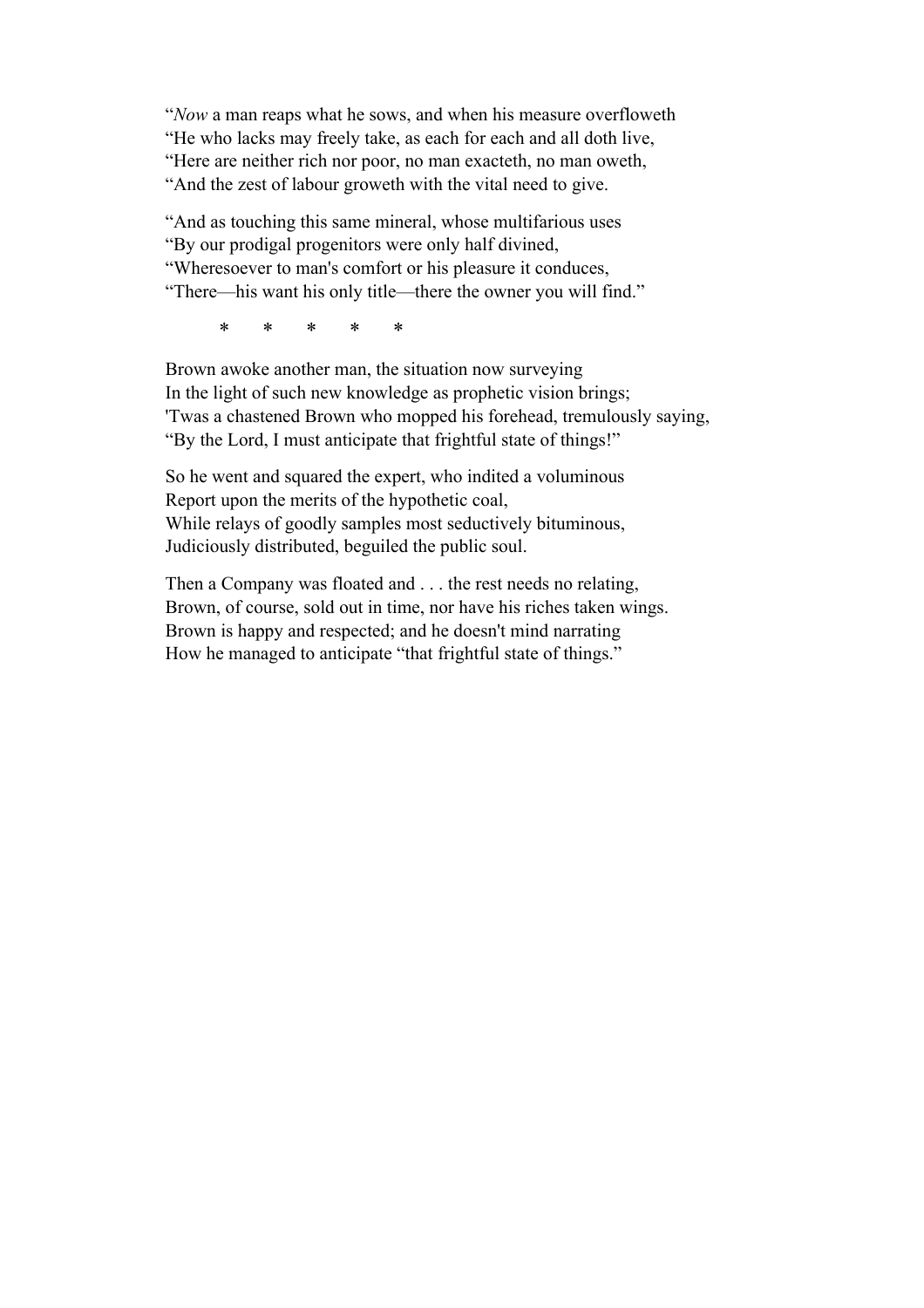“*Now* a man reaps what he sows, and when his measure overfloweth
“He who lacks may freely take, as each for each and all doth live,
“Here are neither rich nor poor, no man exacteth, no man oweth,
“And the zest of labour groweth with the vital need to give.

“And as touching this same mineral, whose multifarious uses
“By our prodigal progenitors were only half divined,
“Wheresoever to man's comfort or his pleasure it conduces,
“There—his want his only title—there the owner you will find.”

\* \* \* \* \*

Brown awoke another man, the situation now surveying
In the light of such new knowledge as prophetic vision brings;
'Twas a chastened Brown who mopped his forehead, tremulously saying,
“By the Lord, I must anticipate that frightful state of things!”

So he went and squared the expert, who indited a voluminous
Report upon the merits of the hypothetic coal,
While relays of goodly samples most seductively bituminous,
Judiciously distributed, beguiled the public soul.

Then a Company was floated and . . . the rest needs no relating,
Brown, of course, sold out in time, nor have his riches taken wings.
Brown is happy and respected; and he doesn't mind narrating
How he managed to anticipate “that frightful state of things.”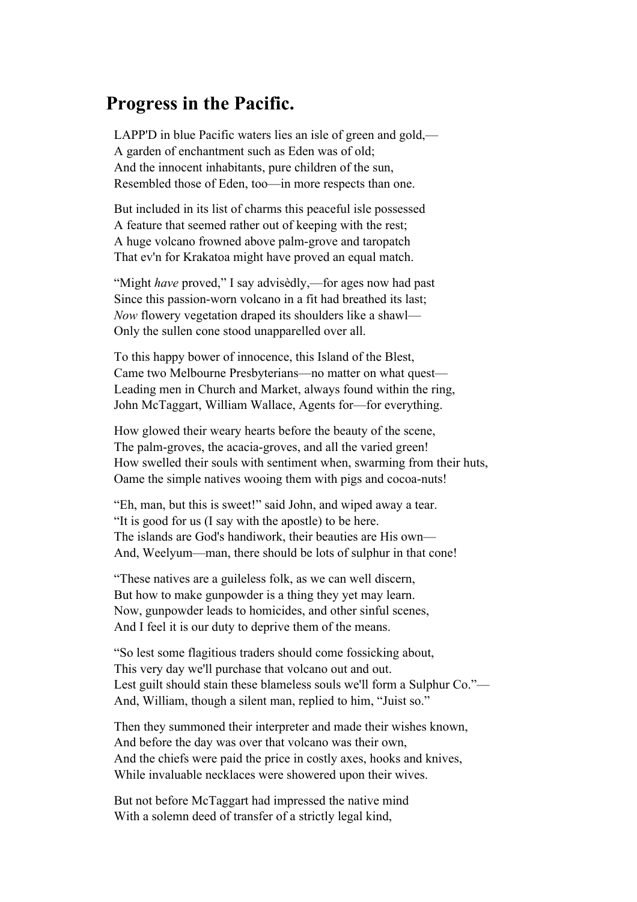## Progress in the Pacific.

LAPP'D in blue Pacific waters lies an isle of green and gold,—
A garden of enchantment such as Eden was of old;
And the innocent inhabitants, pure children of the sun,
Resembled those of Eden, too—in more respects than one.

But included in its list of charms this peaceful isle possessed
A feature that seemed rather out of keeping with the rest;
A huge volcano frowned above palm-grove and taropatch
That ev'n for Krakatoa might have proved an equal match.

"Might *have* proved," I say advisèdly,—for ages now had past
Since this passion-worn volcano in a fit had breathed its last;
*Now* flowery vegetation draped its shoulders like a shawl—
Only the sullen cone stood unapparelled over all.

To this happy bower of innocence, this Island of the Blest,
Came two Melbourne Presbyterians—no matter on what quest—
Leading men in Church and Market, always found within the ring,
John McTaggart, William Wallace, Agents for—for everything.

How glowed their weary hearts before the beauty of the scene,
The palm-groves, the acacia-groves, and all the varied green!
How swelled their souls with sentiment when, swarming from their huts,
Oame the simple natives wooing them with pigs and cocoa-nuts!

"Eh, man, but this is sweet!" said John, and wiped away a tear.
"It is good for us (I say with the apostle) to be here.
The islands are God's handiwork, their beauties are His own—
And, Weelyum—man, there should be lots of sulphur in that cone!

"These natives are a guileless folk, as we can well discern,
But how to make gunpowder is a thing they yet may learn.
Now, gunpowder leads to homicides, and other sinful scenes,
And I feel it is our duty to deprive them of the means.

"So lest some flagitious traders should come fossicking about,
This very day we'll purchase that volcano out and out.
Lest guilt should stain these blameless souls we'll form a Sulphur Co."—
And, William, though a silent man, replied to him, "Juist so."

Then they summoned their interpreter and made their wishes known,
And before the day was over that volcano was their own,
And the chiefs were paid the price in costly axes, hooks and knives,
While invaluable necklaces were showered upon their wives.

But not before McTaggart had impressed the native mind
With a solemn deed of transfer of a strictly legal kind,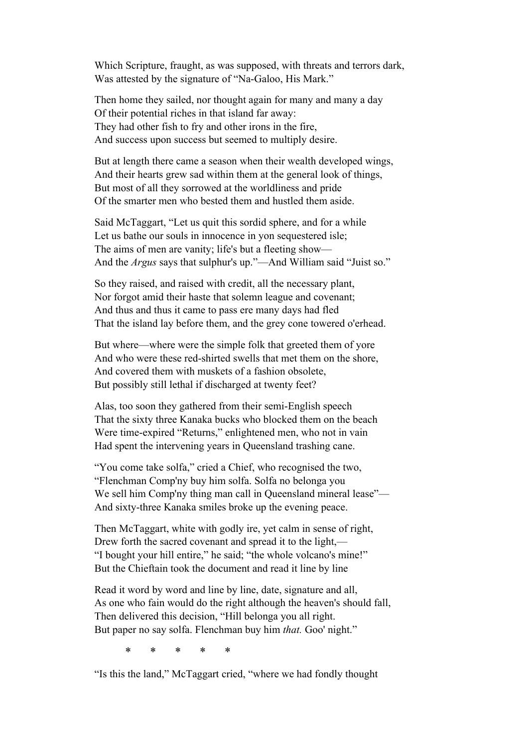Which Scripture, fraught, as was supposed, with threats and terrors dark,
Was attested by the signature of "Na-Galoo, His Mark."

Then home they sailed, nor thought again for many and many a day
Of their potential riches in that island far away:
They had other fish to fry and other irons in the fire,
And success upon success but seemed to multiply desire.

But at length there came a season when their wealth developed wings,
And their hearts grew sad within them at the general look of things,
But most of all they sorrowed at the worldliness and pride
Of the smarter men who bested them and hustled them aside.

Said McTaggart, "Let us quit this sordid sphere, and for a while
Let us bathe our souls in innocence in yon sequestered isle;
The aims of men are vanity; life's but a fleeting show—
And the *Argus* says that sulphur's up."—And William said "Juist so."

So they raised, and raised with credit, all the necessary plant,
Nor forgot amid their haste that solemn league and covenant;
And thus and thus it came to pass ere many days had fled
That the island lay before them, and the grey cone towered o'erhead.

But where—where were the simple folk that greeted them of yore
And who were these red-shirted swells that met them on the shore,
And covered them with muskets of a fashion obsolete,
But possibly still lethal if discharged at twenty feet?

Alas, too soon they gathered from their semi-English speech
That the sixty three Kanaka bucks who blocked them on the beach
Were time-expired "Returns," enlightened men, who not in vain
Had spent the intervening years in Queensland trashing cane.

"You come take solfa," cried a Chief, who recognised the two,
"Flenchman Comp'ny buy him solfa. Solfa no belonga you
We sell him Comp'ny thing man call in Queensland mineral lease"—
And sixty-three Kanaka smiles broke up the evening peace.

Then McTaggart, white with godly ire, yet calm in sense of right,
Drew forth the sacred covenant and spread it to the light,—
"I bought your hill entire," he said; "the whole volcano's mine!"
But the Chieftain took the document and read it line by line

Read it word by word and line by line, date, signature and all,
As one who fain would do the right although the heaven's should fall,
Then delivered this decision, "Hill belonga you all right.
But paper no say solfa. Flenchman buy him *that.* Goo' night."

\* \* \* \* \*

"Is this the land," McTaggart cried, "where we had fondly thought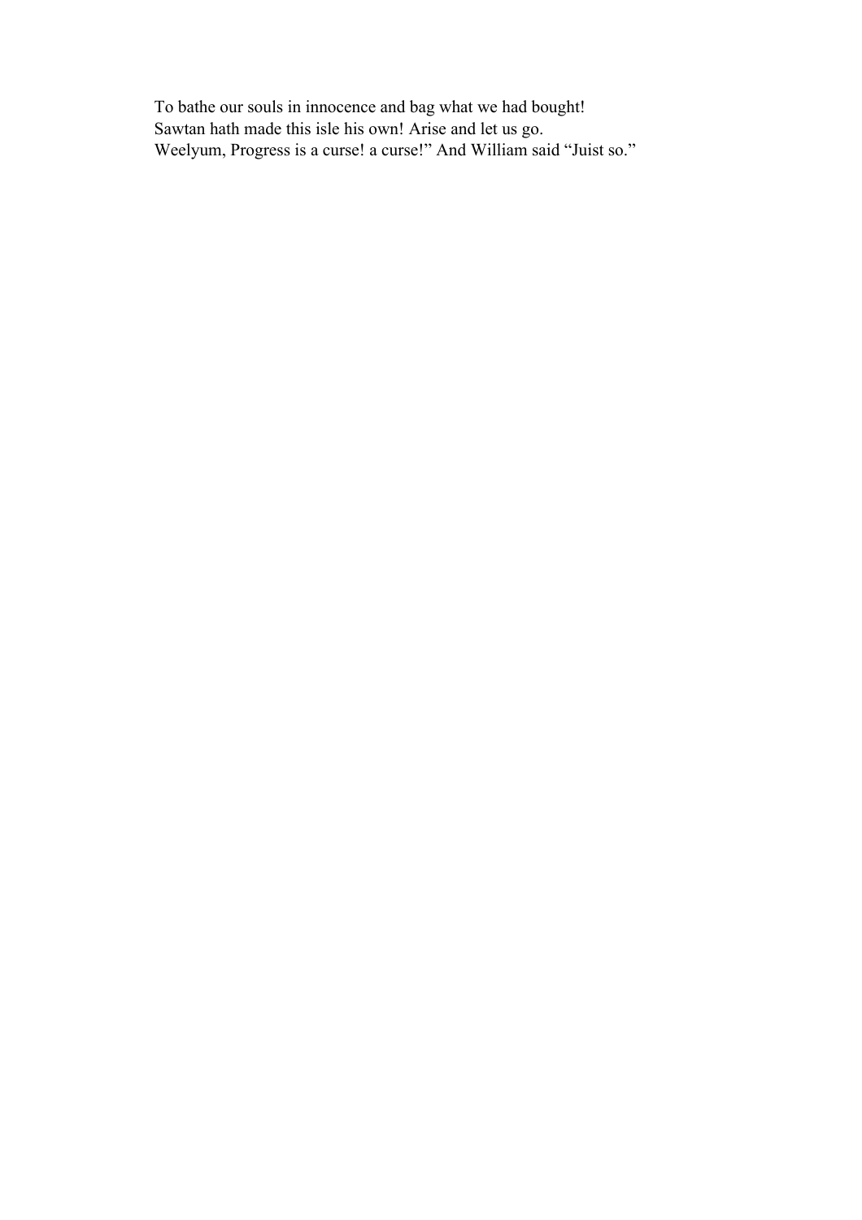To bathe our souls in innocence and bag what we had bought!
Sawtan hath made this isle his own! Arise and let us go.
Weelyum, Progress is a curse! a curse!" And William said "Juist so."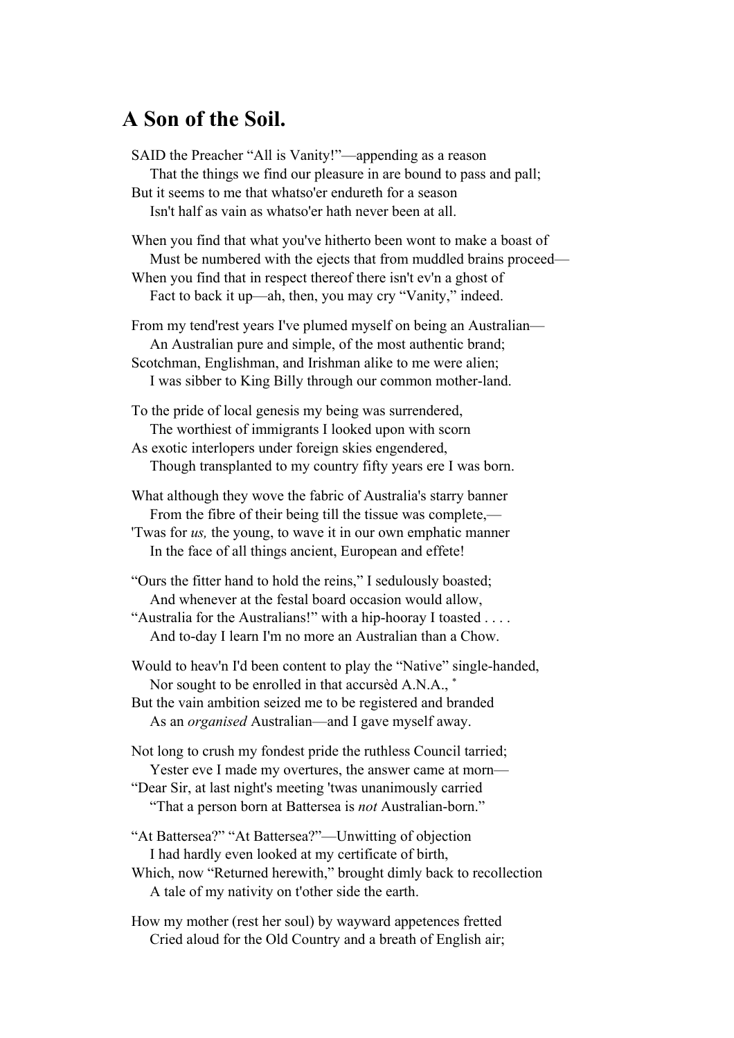## A Son of the Soil.

SAID the Preacher "All is Vanity!"—appending as a reason
  That the things we find our pleasure in are bound to pass and pall;
But it seems to me that whatso'er endureth for a season
  Isn't half as vain as whatso'er hath never been at all.

When you find that what you've hitherto been wont to make a boast of
  Must be numbered with the ejects that from muddled brains proceed—
When you find that in respect thereof there isn't ev'n a ghost of
  Fact to back it up—ah, then, you may cry "Vanity," indeed.

From my tend'rest years I've plumed myself on being an Australian—
  An Australian pure and simple, of the most authentic brand;
Scotchman, Englishman, and Irishman alike to me were alien;
  I was sibber to King Billy through our common mother-land.

To the pride of local genesis my being was surrendered,
  The worthiest of immigrants I looked upon with scorn
As exotic interlopers under foreign skies engendered,
  Though transplanted to my country fifty years ere I was born.

What although they wove the fabric of Australia's starry banner
  From the fibre of their being till the tissue was complete,—
'Twas for *us,* the young, to wave it in our own emphatic manner
  In the face of all things ancient, European and effete!

"Ours the fitter hand to hold the reins," I sedulously boasted;
  And whenever at the festal board occasion would allow,
"Australia for the Australians!" with a hip-hooray I toasted . . . .
  And to-day I learn I'm no more an Australian than a Chow.

Would to heav'n I'd been content to play the "Native" single-handed,
  Nor sought to be enrolled in that accursèd A.N.A., *
But the vain ambition seized me to be registered and branded
  As an *organised* Australian—and I gave myself away.

Not long to crush my fondest pride the ruthless Council tarried;
  Yester eve I made my overtures, the answer came at morn—
"Dear Sir, at last night's meeting 'twas unanimously carried
  "That a person born at Battersea is *not* Australian-born."

"At Battersea?" "At Battersea?"—Unwitting of objection
  I had hardly even looked at my certificate of birth,
Which, now "Returned herewith," brought dimly back to recollection
  A tale of my nativity on t'other side the earth.

How my mother (rest her soul) by wayward appetences fretted
  Cried aloud for the Old Country and a breath of English air;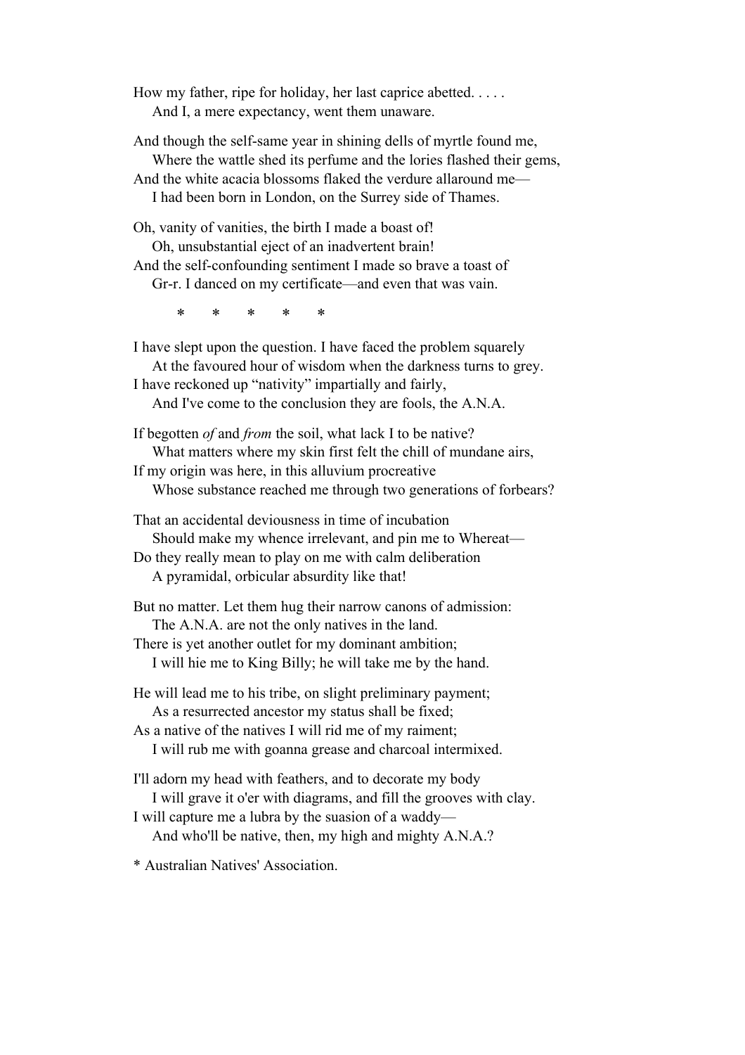How my father, ripe for holiday, her last caprice abetted. . . . .
    And I, a mere expectancy, went them unaware.

And though the self-same year in shining dells of myrtle found me,
    Where the wattle shed its perfume and the lories flashed their gems,
And the white acacia blossoms flaked the verdure allaround me—
    I had been born in London, on the Surrey side of Thames.

Oh, vanity of vanities, the birth I made a boast of!
    Oh, unsubstantial eject of an inadvertent brain!
And the self-confounding sentiment I made so brave a toast of
    Gr-r. I danced on my certificate—and even that was vain.

*     *     *     *     *

I have slept upon the question. I have faced the problem squarely
    At the favoured hour of wisdom when the darkness turns to grey.
I have reckoned up "nativity" impartially and fairly,
    And I've come to the conclusion they are fools, the A.N.A.

If begotten *of* and *from* the soil, what lack I to be native?
    What matters where my skin first felt the chill of mundane airs,
If my origin was here, in this alluvium procreative
    Whose substance reached me through two generations of forbears?

That an accidental deviousness in time of incubation
    Should make my whence irrelevant, and pin me to Whereat—
Do they really mean to play on me with calm deliberation
    A pyramidal, orbicular absurdity like that!

But no matter. Let them hug their narrow canons of admission:
    The A.N.A. are not the only natives in the land.
There is yet another outlet for my dominant ambition;
    I will hie me to King Billy; he will take me by the hand.

He will lead me to his tribe, on slight preliminary payment;
    As a resurrected ancestor my status shall be fixed;
As a native of the natives I will rid me of my raiment;
    I will rub me with goanna grease and charcoal intermixed.

I'll adorn my head with feathers, and to decorate my body
    I will grave it o'er with diagrams, and fill the grooves with clay.
I will capture me a lubra by the suasion of a waddy—
    And who'll be native, then, my high and mighty A.N.A.?

* Australian Natives' Association.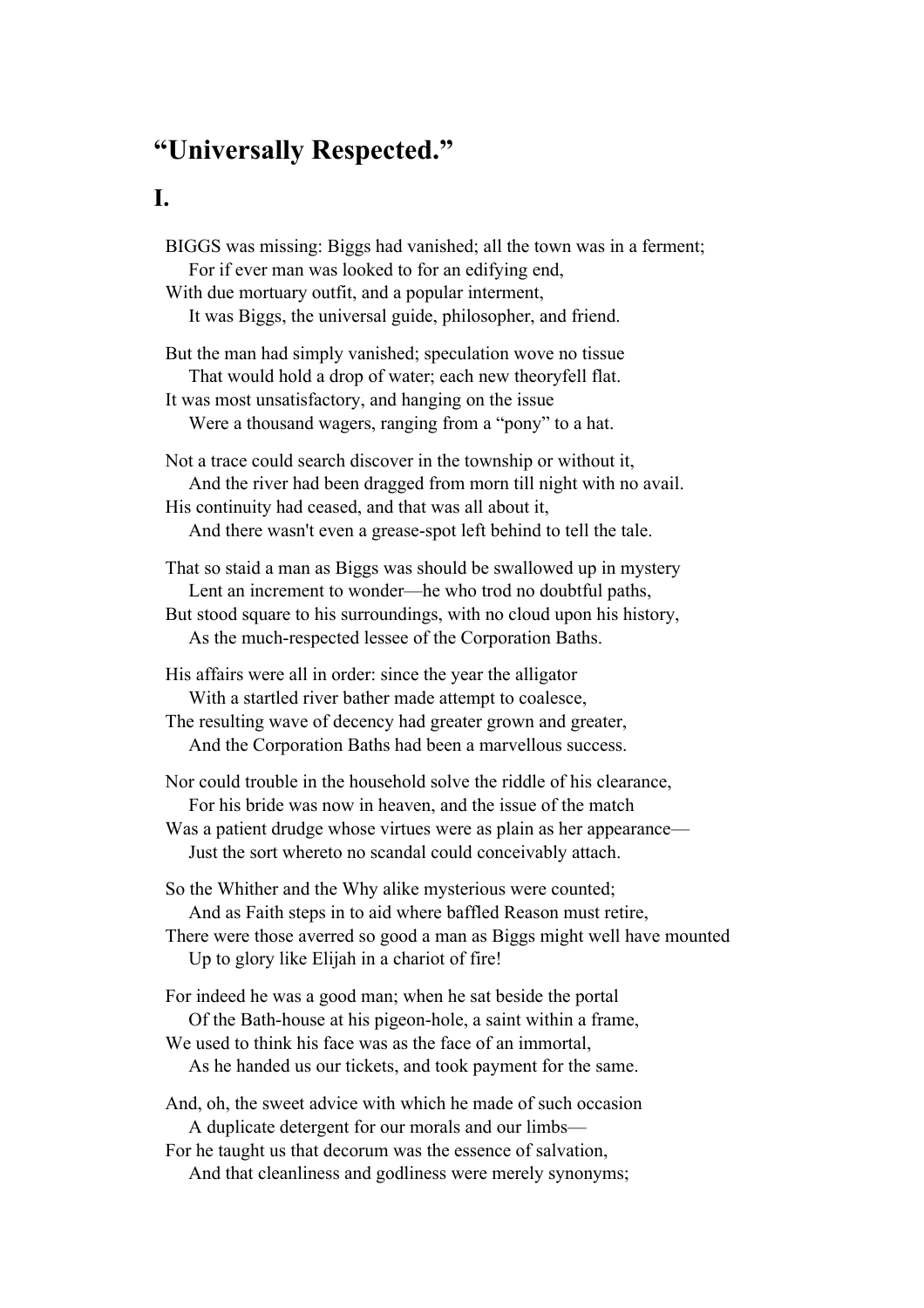# “Universally Respected.”

## I.

BIGGS was missing: Biggs had vanished; all the town was in a ferment;  
For if ever man was looked to for an edifying end,  
With due mortuary outfit, and a popular interment,  
It was Biggs, the universal guide, philosopher, and friend.

But the man had simply vanished; speculation wove no tissue  
That would hold a drop of water; each new theoryfell flat.  
It was most unsatisfactory, and hanging on the issue  
Were a thousand wagers, ranging from a “pony” to a hat.

Not a trace could search discover in the township or without it,  
And the river had been dragged from morn till night with no avail.  
His continuity had ceased, and that was all about it,  
And there wasn't even a grease-spot left behind to tell the tale.

That so staid a man as Biggs was should be swallowed up in mystery  
Lent an increment to wonder—he who trod no doubtful paths,  
But stood square to his surroundings, with no cloud upon his history,  
As the much-respected lessee of the Corporation Baths.

His affairs were all in order: since the year the alligator  
With a startled river bather made attempt to coalesce,  
The resulting wave of decency had greater grown and greater,  
And the Corporation Baths had been a marvellous success.

Nor could trouble in the household solve the riddle of his clearance,  
For his bride was now in heaven, and the issue of the match  
Was a patient drudge whose virtues were as plain as her appearance—  
Just the sort whereto no scandal could conceivably attach.

So the Whither and the Why alike mysterious were counted;  
And as Faith steps in to aid where baffled Reason must retire,  
There were those averred so good a man as Biggs might well have mounted  
Up to glory like Elijah in a chariot of fire!

For indeed he was a good man; when he sat beside the portal  
Of the Bath-house at his pigeon-hole, a saint within a frame,  
We used to think his face was as the face of an immortal,  
As he handed us our tickets, and took payment for the same.

And, oh, the sweet advice with which he made of such occasion  
A duplicate detergent for our morals and our limbs—  
For he taught us that decorum was the essence of salvation,  
And that cleanliness and godliness were merely synonyms;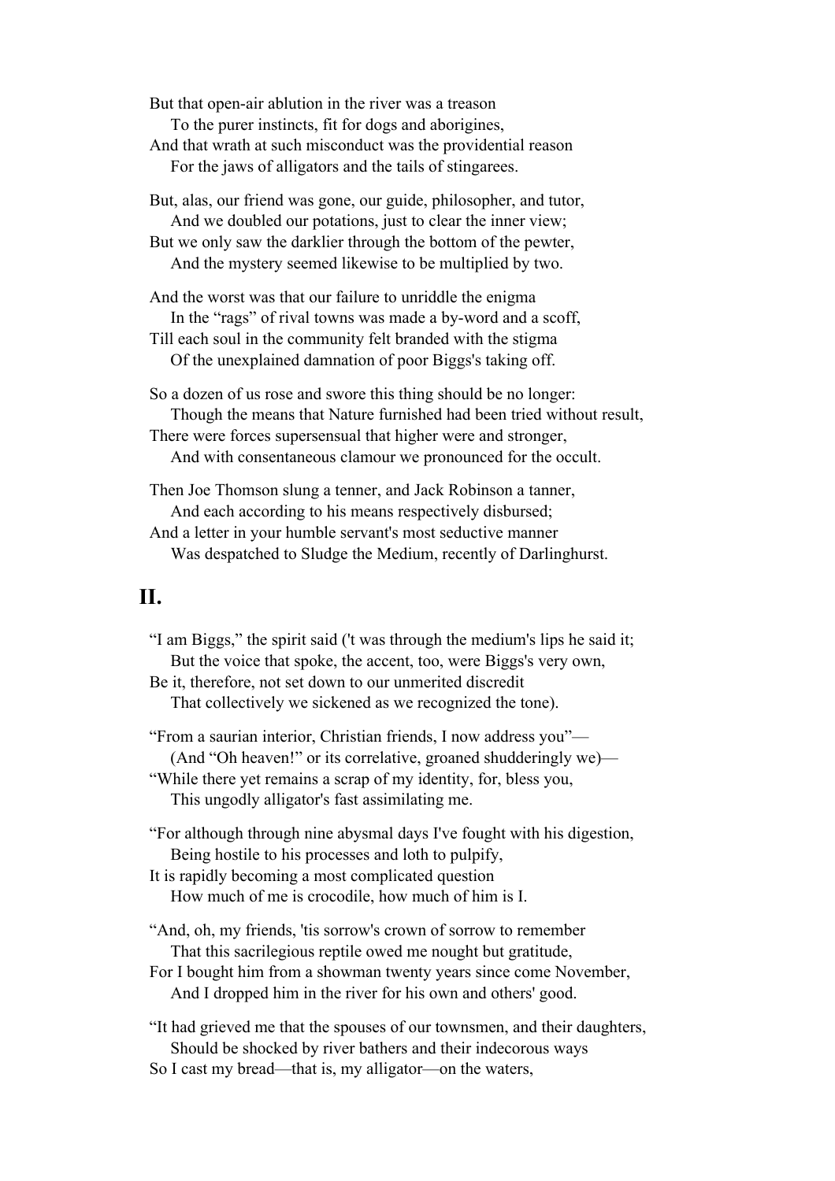But that open-air ablution in the river was a treason
    To the purer instincts, fit for dogs and aborigines,
And that wrath at such misconduct was the providential reason
    For the jaws of alligators and the tails of stingarees.

But, alas, our friend was gone, our guide, philosopher, and tutor,
    And we doubled our potations, just to clear the inner view;
But we only saw the darklier through the bottom of the pewter,
    And the mystery seemed likewise to be multiplied by two.

And the worst was that our failure to unriddle the enigma
    In the "rags" of rival towns was made a by-word and a scoff,
Till each soul in the community felt branded with the stigma
    Of the unexplained damnation of poor Biggs's taking off.

So a dozen of us rose and swore this thing should be no longer:
    Though the means that Nature furnished had been tried without result,
There were forces supersensual that higher were and stronger,
    And with consentaneous clamour we pronounced for the occult.

Then Joe Thomson slung a tenner, and Jack Robinson a tanner,
    And each according to his means respectively disbursed;
And a letter in your humble servant's most seductive manner
    Was despatched to Sludge the Medium, recently of Darlinghurst.

## II.

"I am Biggs," the spirit said ('t was through the medium's lips he said it;
    But the voice that spoke, the accent, too, were Biggs's very own,
Be it, therefore, not set down to our unmerited discredit
    That collectively we sickened as we recognized the tone).

"From a saurian interior, Christian friends, I now address you"—
    (And "Oh heaven!" or its correlative, groaned shudderingly we)—
"While there yet remains a scrap of my identity, for, bless you,
    This ungodly alligator's fast assimilating me.

"For although through nine abysmal days I've fought with his digestion,
    Being hostile to his processes and loth to pulpify,
It is rapidly becoming a most complicated question
    How much of me is crocodile, how much of him is I.

"And, oh, my friends, 'tis sorrow's crown of sorrow to remember
    That this sacrilegious reptile owed me nought but gratitude,
For I bought him from a showman twenty years since come November,
    And I dropped him in the river for his own and others' good.

"It had grieved me that the spouses of our townsmen, and their daughters,
    Should be shocked by river bathers and their indecorous ways
So I cast my bread—that is, my alligator—on the waters,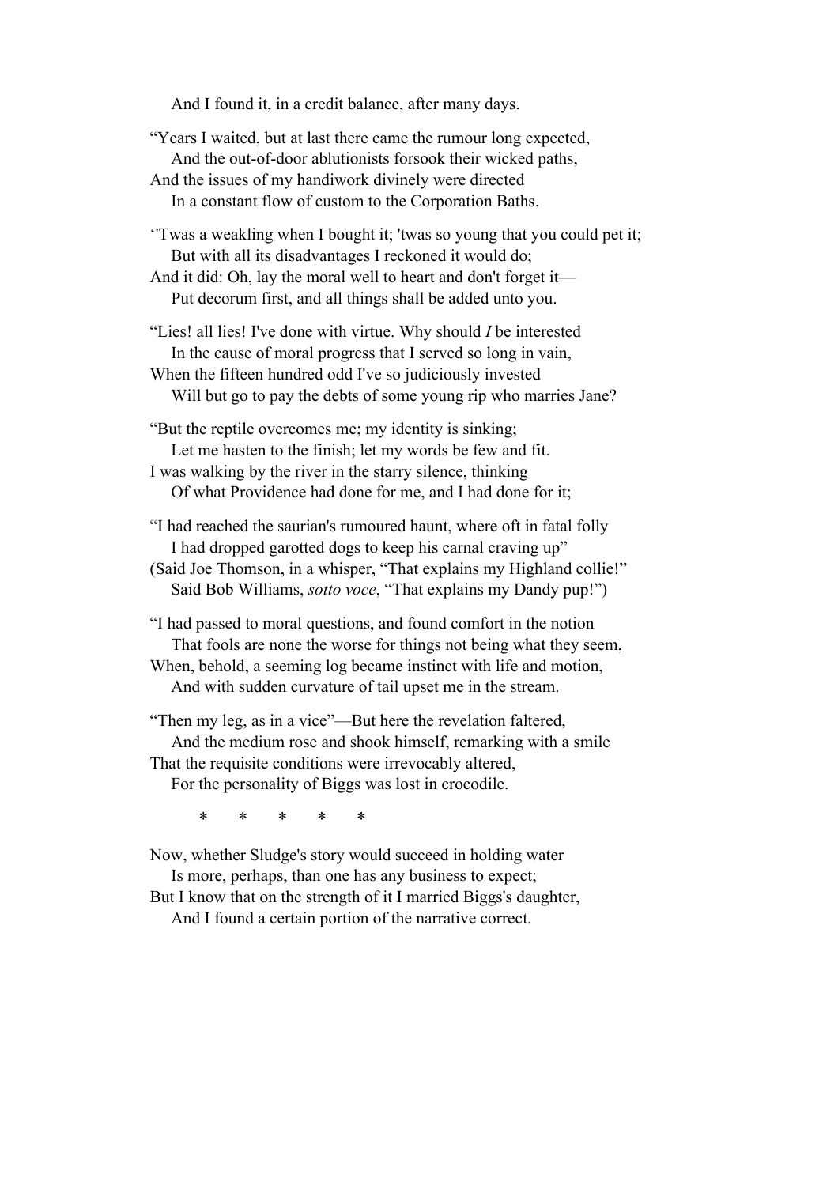And I found it, in a credit balance, after many days.

"Years I waited, but at last there came the rumour long expected,  
And the out-of-door ablutionists forsook their wicked paths,  
And the issues of my handiwork divinely were directed  
In a constant flow of custom to the Corporation Baths.

''Twas a weakling when I bought it; 'twas so young that you could pet it;  
But with all its disadvantages I reckoned it would do;  
And it did: Oh, lay the moral well to heart and don't forget it—  
Put decorum first, and all things shall be added unto you.

"Lies! all lies! I've done with virtue. Why should *I* be interested  
In the cause of moral progress that I served so long in vain,  
When the fifteen hundred odd I've so judiciously invested  
Will but go to pay the debts of some young rip who marries Jane?

"But the reptile overcomes me; my identity is sinking;  
Let me hasten to the finish; let my words be few and fit.  
I was walking by the river in the starry silence, thinking  
Of what Providence had done for me, and I had done for it;

"I had reached the saurian's rumoured haunt, where oft in fatal folly  
I had dropped garotted dogs to keep his carnal craving up"  
(Said Joe Thomson, in a whisper, "That explains my Highland collie!"  
Said Bob Williams, *sotto voce*, "That explains my Dandy pup!")

"I had passed to moral questions, and found comfort in the notion  
That fools are none the worse for things not being what they seem,  
When, behold, a seeming log became instinct with life and motion,  
And with sudden curvature of tail upset me in the stream.

"Then my leg, as in a vice"—But here the revelation faltered,  
And the medium rose and shook himself, remarking with a smile  
That the requisite conditions were irrevocably altered,  
For the personality of Biggs was lost in crocodile.

\*   \*   \*   \*   \*

Now, whether Sludge's story would succeed in holding water  
Is more, perhaps, than one has any business to expect;  
But I know that on the strength of it I married Biggs's daughter,  
And I found a certain portion of the narrative correct.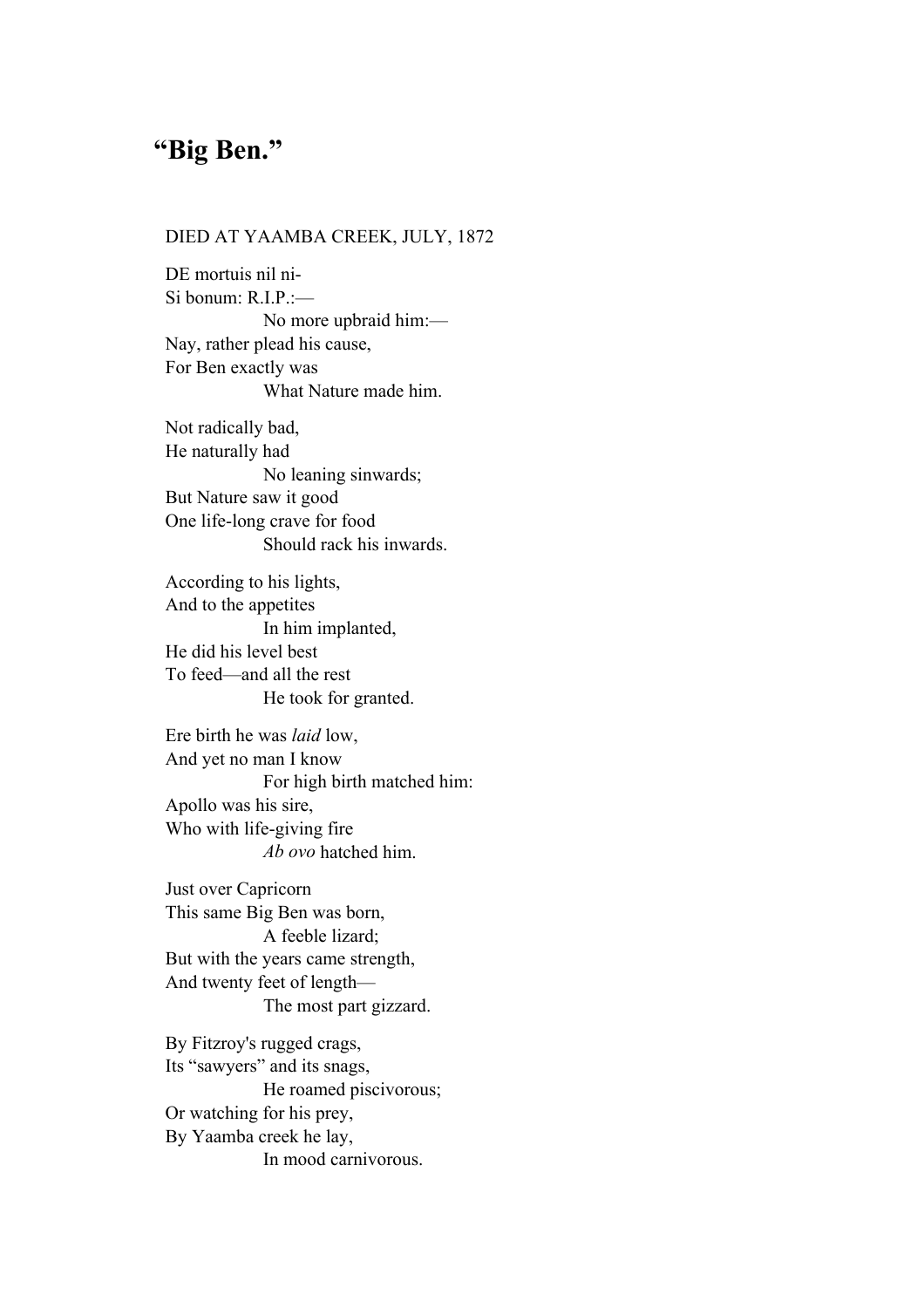## “Big Ben.”

DIED AT YAAMBA CREEK, JULY, 1872

DE mortuis nil ni-  
Si bonum: R.I.P.:—  
No more upbraid him:—  
Nay, rather plead his cause,  
For Ben exactly was  
What Nature made him.

Not radically bad,  
He naturally had  
No leaning sinwards;  
But Nature saw it good  
One life-long crave for food  
Should rack his inwards.

According to his lights,  
And to the appetites  
In him implanted,  
He did his level best  
To feed—and all the rest  
He took for granted.

Ere birth he was *laid* low,  
And yet no man I know  
For high birth matched him:  
Apollo was his sire,  
Who with life-giving fire  
*Ab ovo* hatched him.

Just over Capricorn  
This same Big Ben was born,  
A feeble lizard;  
But with the years came strength,  
And twenty feet of length—  
The most part gizzard.

By Fitzroy's rugged crags,  
Its “sawyers” and its snags,  
He roamed piscivorous;  
Or watching for his prey,  
By Yaamba creek he lay,  
In mood carnivorous.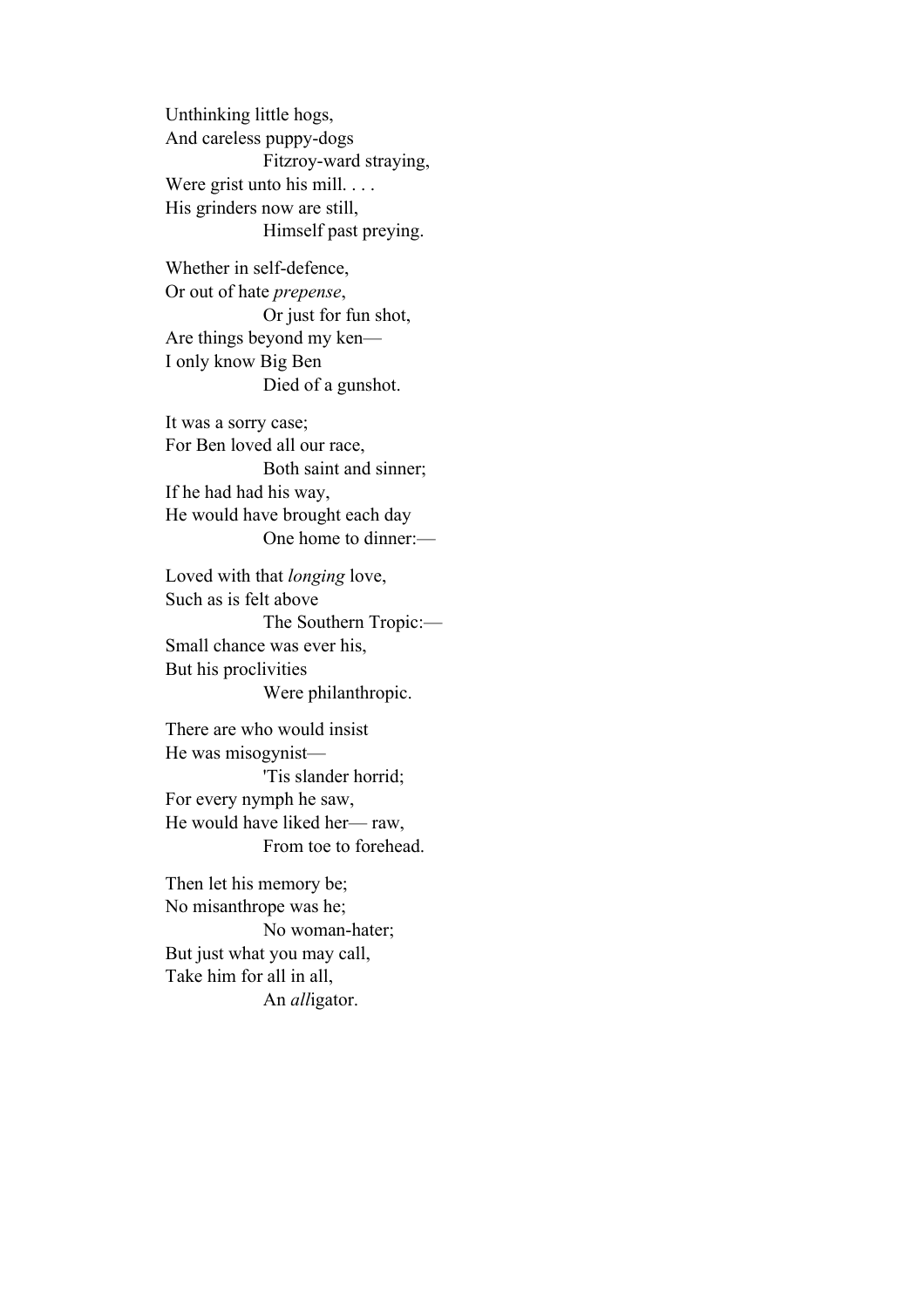Unthinking little hogs,  
And careless puppy-dogs  
            Fitzroy-ward straying,  
Were grist unto his mill. . . .  
His grinders now are still,  
            Himself past preying.

Whether in self-defence,  
Or out of hate *prepense*,  
            Or just for fun shot,  
Are things beyond my ken—  
I only know Big Ben  
            Died of a gunshot.

It was a sorry case;  
For Ben loved all our race,  
            Both saint and sinner;  
If he had had his way,  
He would have brought each day  
            One home to dinner:—

Loved with that *longing* love,  
Such as is felt above  
            The Southern Tropic:—  
Small chance was ever his,  
But his proclivities  
            Were philanthropic.

There are who would insist  
He was misogynist—  
            'Tis slander horrid;  
For every nymph he saw,  
He would have liked her— raw,  
            From toe to forehead.

Then let his memory be;  
No misanthrope was he;  
            No woman-hater;  
But just what you may call,  
Take him for all in all,  
            An *all*igator.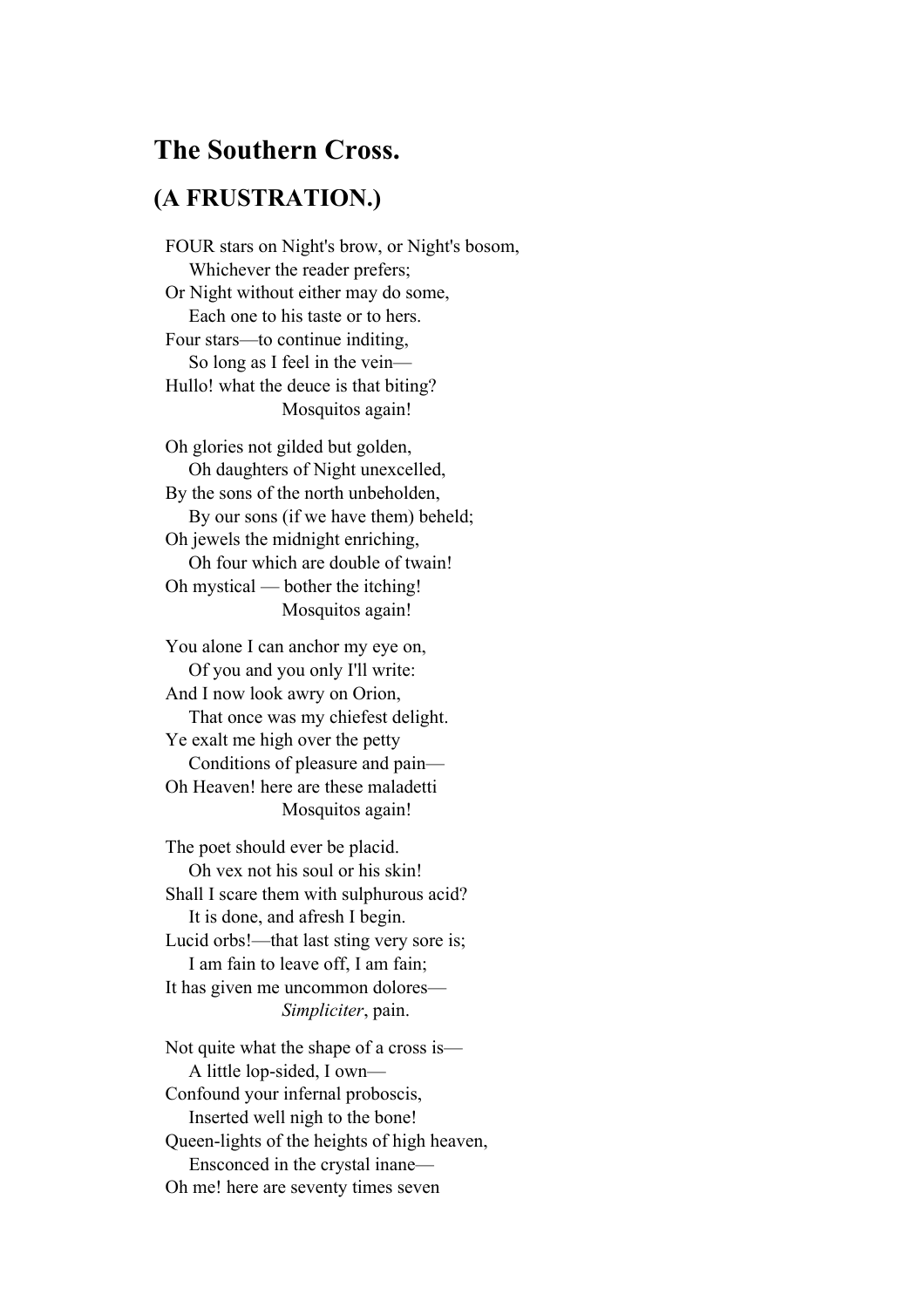## The Southern Cross.

### (A FRUSTRATION.)

FOUR stars on Night's brow, or Night's bosom,
Whichever the reader prefers;
Or Night without either may do some,
Each one to his taste or to hers.
Four stars—to continue inditing,
So long as I feel in the vein—
Hullo! what the deuce is that biting?
Mosquitos again!

Oh glories not gilded but golden,
Oh daughters of Night unexcelled,
By the sons of the north unbeholden,
By our sons (if we have them) beheld;
Oh jewels the midnight enriching,
Oh four which are double of twain!
Oh mystical — bother the itching!
Mosquitos again!

You alone I can anchor my eye on,
Of you and you only I'll write:
And I now look awry on Orion,
That once was my chiefest delight.
Ye exalt me high over the petty
Conditions of pleasure and pain—
Oh Heaven! here are these maladetti
Mosquitos again!

The poet should ever be placid.
Oh vex not his soul or his skin!
Shall I scare them with sulphurous acid?
It is done, and afresh I begin.
Lucid orbs!—that last sting very sore is;
I am fain to leave off, I am fain;
It has given me uncommon dolores—
*Simpliciter*, pain.

Not quite what the shape of a cross is—
A little lop-sided, I own—
Confound your infernal proboscis,
Inserted well nigh to the bone!
Queen-lights of the heights of high heaven,
Ensconced in the crystal inane—
Oh me! here are seventy times seven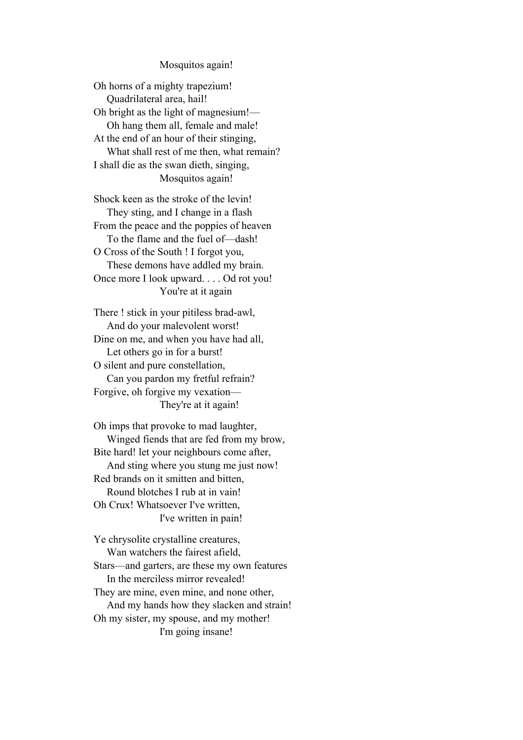Mosquitos again!

Oh horns of a mighty trapezium!
    Quadrilateral area, hail!
Oh bright as the light of magnesium!—
    Oh hang them all, female and male!
At the end of an hour of their stinging,
    What shall rest of me then, what remain?
I shall die as the swan dieth, singing,
        Mosquitos again!

Shock keen as the stroke of the levin!
    They sting, and I change in a flash
From the peace and the poppies of heaven
    To the flame and the fuel of—dash!
O Cross of the South ! I forgot you,
    These demons have addled my brain.
Once more I look upward. . . . Od rot you!
        You're at it again

There ! stick in your pitiless brad-awl,
    And do your malevolent worst!
Dine on me, and when you have had all,
    Let others go in for a burst!
O silent and pure constellation,
    Can you pardon my fretful refrain?
Forgive, oh forgive my vexation—
        They're at it again!

Oh imps that provoke to mad laughter,
    Winged fiends that are fed from my brow,
Bite hard! let your neighbours come after,
    And sting where you stung me just now!
Red brands on it smitten and bitten,
    Round blotches I rub at in vain!
Oh Crux! Whatsoever I've written,
        I've written in pain!

Ye chrysolite crystalline creatures,
    Wan watchers the fairest afield,
Stars—and garters, are these my own features
    In the merciless mirror revealed!
They are mine, even mine, and none other,
    And my hands how they slacken and strain!
Oh my sister, my spouse, and my mother!
        I'm going insane!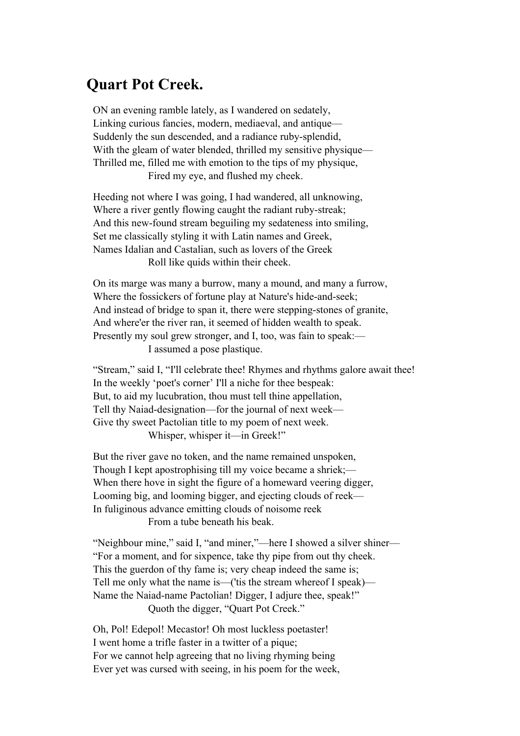## Quart Pot Creek.

ON an evening ramble lately, as I wandered on sedately,
Linking curious fancies, modern, mediaeval, and antique—
Suddenly the sun descended, and a radiance ruby-splendid,
With the gleam of water blended, thrilled my sensitive physique—
Thrilled me, filled me with emotion to the tips of my physique,
Fired my eye, and flushed my cheek.

Heeding not where I was going, I had wandered, all unknowing,
Where a river gently flowing caught the radiant ruby-streak;
And this new-found stream beguiling my sedateness into smiling,
Set me classically styling it with Latin names and Greek,
Names Idalian and Castalian, such as lovers of the Greek
Roll like quids within their cheek.

On its marge was many a burrow, many a mound, and many a furrow,
Where the fossickers of fortune play at Nature's hide-and-seek;
And instead of bridge to span it, there were stepping-stones of granite,
And where'er the river ran, it seemed of hidden wealth to speak.
Presently my soul grew stronger, and I, too, was fain to speak:—
I assumed a pose plastique.

"Stream," said I, "I'll celebrate thee! Rhymes and rhythms galore await thee!
In the weekly 'poet's corner' I'll a niche for thee bespeak:
But, to aid my lucubration, thou must tell thine appellation,
Tell thy Naiad-designation—for the journal of next week—
Give thy sweet Pactolian title to my poem of next week.
Whisper, whisper it—in Greek!"

But the river gave no token, and the name remained unspoken,
Though I kept apostrophising till my voice became a shriek;—
When there hove in sight the figure of a homeward veering digger,
Looming big, and looming bigger, and ejecting clouds of reek—
In fuliginous advance emitting clouds of noisome reek
From a tube beneath his beak.

"Neighbour mine," said I, "and miner,"—here I showed a silver shiner—
"For a moment, and for sixpence, take thy pipe from out thy cheek.
This the guerdon of thy fame is; very cheap indeed the same is;
Tell me only what the name is—('tis the stream whereof I speak)—
Name the Naiad-name Pactolian! Digger, I adjure thee, speak!"
Quoth the digger, "Quart Pot Creek."

Oh, Pol! Edepol! Mecastor! Oh most luckless poetaster!
I went home a trifle faster in a twitter of a pique;
For we cannot help agreeing that no living rhyming being
Ever yet was cursed with seeing, in his poem for the week,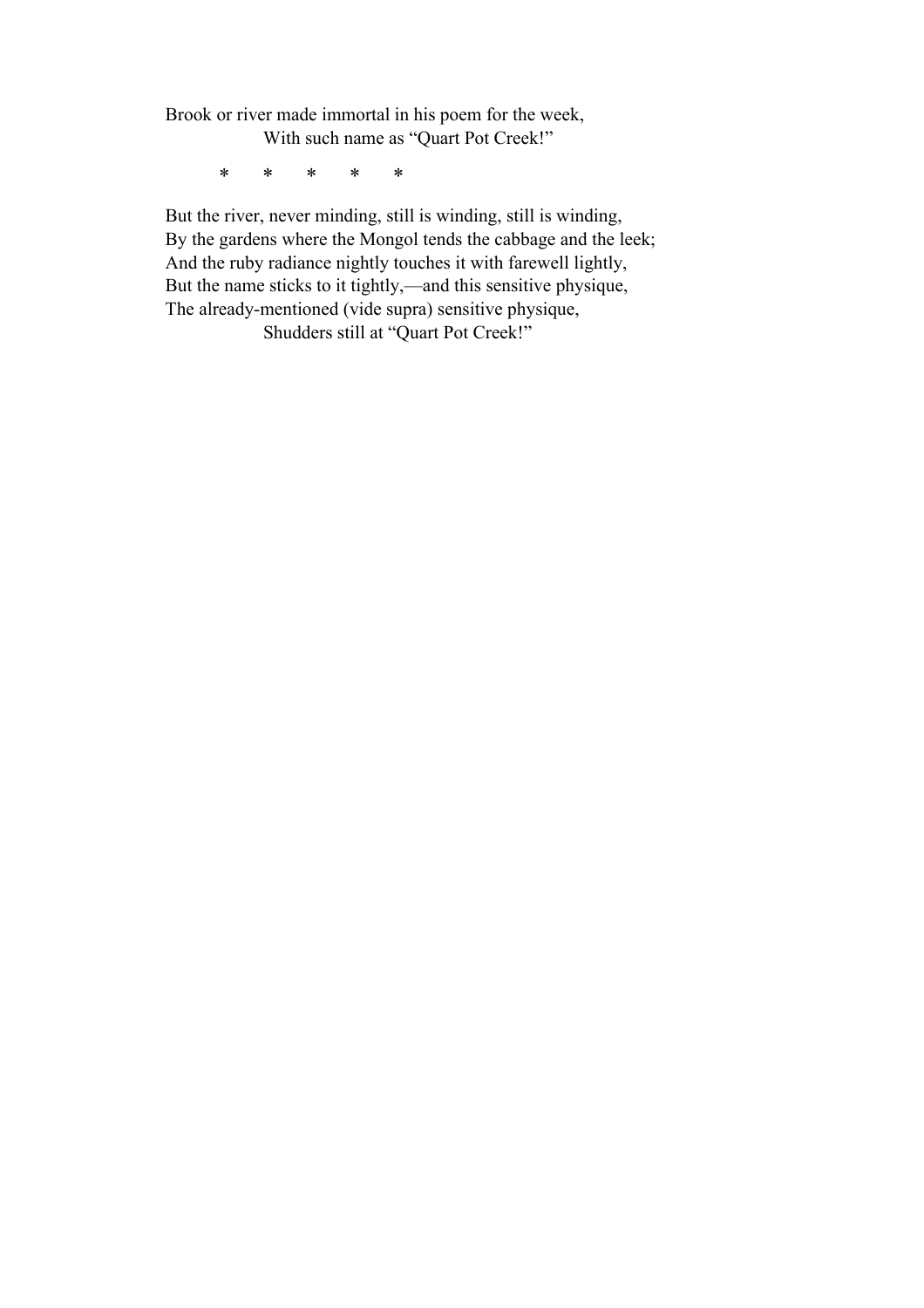Brook or river made immortal in his poem for the week,  
With such name as “Quart Pot Creek!”

\*     \*     \*     \*     \*

But the river, never minding, still is winding, still is winding,  
By the gardens where the Mongol tends the cabbage and the leek;  
And the ruby radiance nightly touches it with farewell lightly,  
But the name sticks to it tightly,—and this sensitive physique,  
The already-mentioned (vide supra) sensitive physique,  
Shudders still at “Quart Pot Creek!”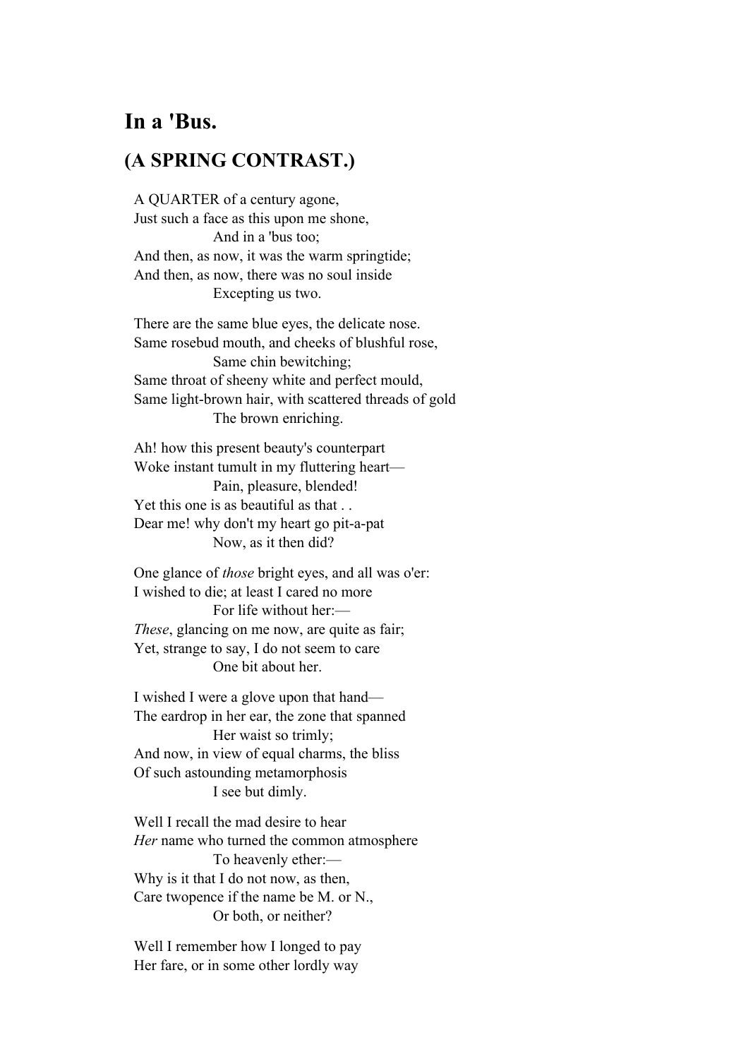## In a 'Bus.

## (A SPRING CONTRAST.)

A QUARTER of a century agone,  
Just such a face as this upon me shone,  
And in a 'bus too;  
And then, as now, it was the warm springtide;  
And then, as now, there was no soul inside  
Excepting us two.

There are the same blue eyes, the delicate nose.  
Same rosebud mouth, and cheeks of blushful rose,  
Same chin bewitching;  
Same throat of sheeny white and perfect mould,  
Same light-brown hair, with scattered threads of gold  
The brown enriching.

Ah! how this present beauty's counterpart  
Woke instant tumult in my fluttering heart—  
Pain, pleasure, blended!  
Yet this one is as beautiful as that . .  
Dear me! why don't my heart go pit-a-pat  
Now, as it then did?

One glance of *those* bright eyes, and all was o'er:  
I wished to die; at least I cared no more  
For life without her:—  
*These*, glancing on me now, are quite as fair;  
Yet, strange to say, I do not seem to care  
One bit about her.

I wished I were a glove upon that hand—  
The eardrop in her ear, the zone that spanned  
Her waist so trimly;  
And now, in view of equal charms, the bliss  
Of such astounding metamorphosis  
I see but dimly.

Well I recall the mad desire to hear  
*Her* name who turned the common atmosphere  
To heavenly ether:—  
Why is it that I do not now, as then,  
Care twopence if the name be M. or N.,  
Or both, or neither?

Well I remember how I longed to pay  
Her fare, or in some other lordly way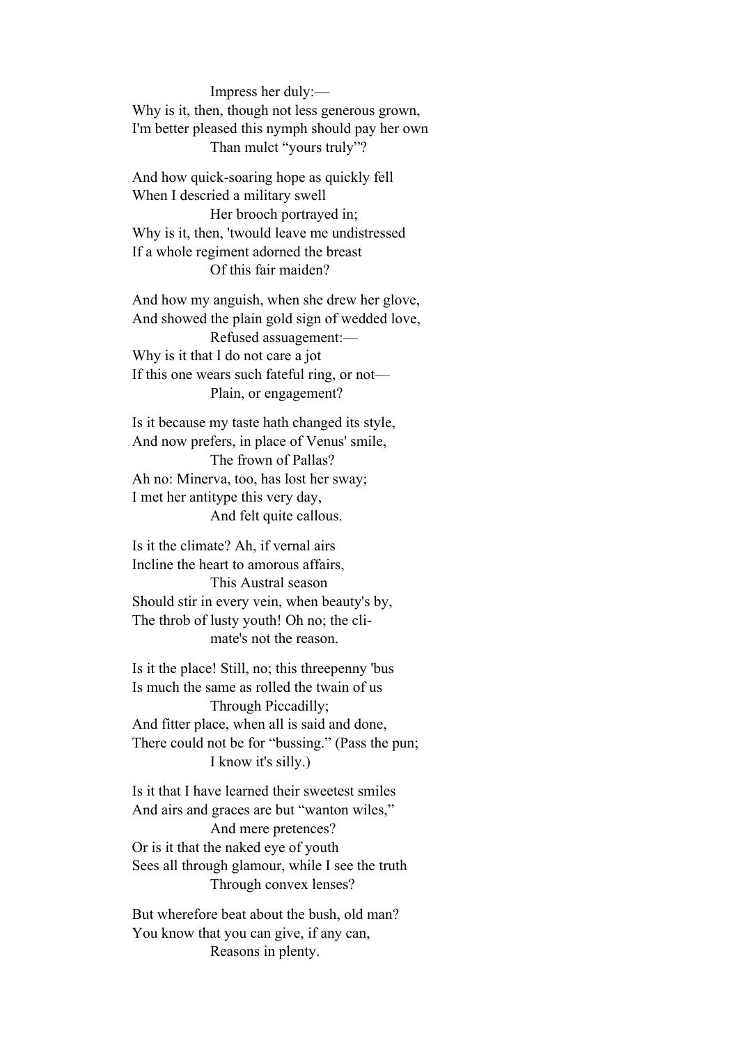Impress her duly:—  
Why is it, then, though not less generous grown,  
I'm better pleased this nymph should pay her own  
Than mulct "yours truly"?

And how quick-soaring hope as quickly fell  
When I descried a military swell  
Her brooch portrayed in;  
Why is it, then, 'twould leave me undistressed  
If a whole regiment adorned the breast  
Of this fair maiden?

And how my anguish, when she drew her glove,  
And showed the plain gold sign of wedded love,  
Refused assuagement:—  
Why is it that I do not care a jot  
If this one wears such fateful ring, or not—  
Plain, or engagement?

Is it because my taste hath changed its style,  
And now prefers, in place of Venus' smile,  
The frown of Pallas?  
Ah no: Minerva, too, has lost her sway;  
I met her antitype this very day,  
And felt quite callous.

Is it the climate? Ah, if vernal airs  
Incline the heart to amorous affairs,  
This Austral season  
Should stir in every vein, when beauty's by,  
The throb of lusty youth! Oh no; the cli-  
mate's not the reason.

Is it the place! Still, no; this threepenny 'bus  
Is much the same as rolled the twain of us  
Through Piccadilly;  
And fitter place, when all is said and done,  
There could not be for "bussing." (Pass the pun;  
I know it's silly.)

Is it that I have learned their sweetest smiles  
And airs and graces are but "wanton wiles,"  
And mere pretences?  
Or is it that the naked eye of youth  
Sees all through glamour, while I see the truth  
Through convex lenses?

But wherefore beat about the bush, old man?  
You know that you can give, if any can,  
Reasons in plenty.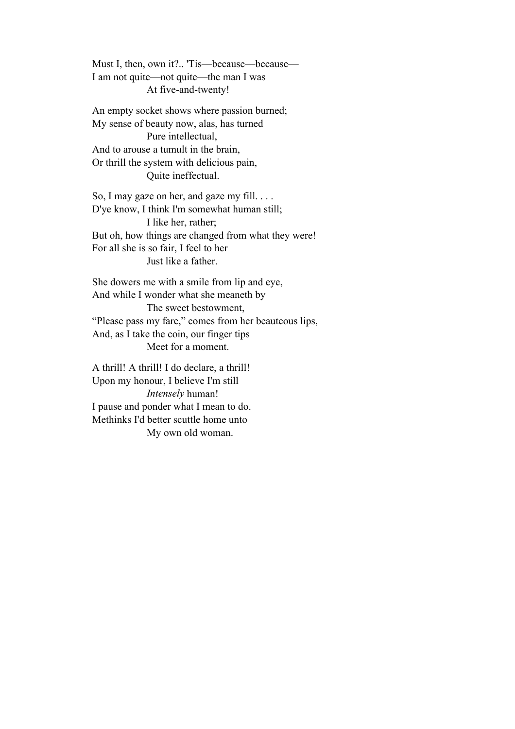Must I, then, own it?.. 'Tis—because—because—  
I am not quite—not quite—the man I was  
                    At five-and-twenty!

An empty socket shows where passion burned;  
My sense of beauty now, alas, has turned  
                    Pure intellectual,  
And to arouse a tumult in the brain,  
Or thrill the system with delicious pain,  
                    Quite ineffectual.

So, I may gaze on her, and gaze my fill. . . .  
D'ye know, I think I'm somewhat human still;  
                    I like her, rather;  
But oh, how things are changed from what they were!  
For all she is so fair, I feel to her  
                    Just like a father.

She dowers me with a smile from lip and eye,  
And while I wonder what she meaneth by  
                    The sweet bestowment,  
"Please pass my fare," comes from her beauteous lips,  
And, as I take the coin, our finger tips  
                    Meet for a moment.

A thrill! A thrill! I do declare, a thrill!  
Upon my honour, I believe I'm still  
                    *Intensely* human!  
I pause and ponder what I mean to do.  
Methinks I'd better scuttle home unto  
                    My own old woman.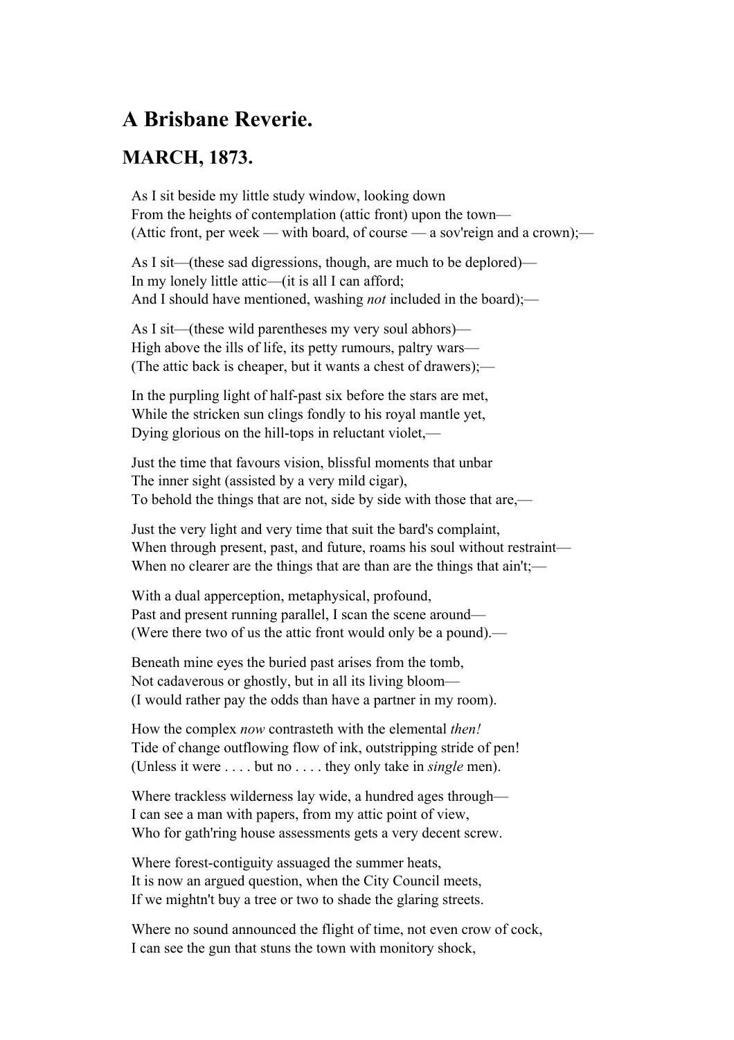## A Brisbane Reverie.

### MARCH, 1873.

As I sit beside my little study window, looking down
From the heights of contemplation (attic front) upon the town—
(Attic front, per week — with board, of course — a sov'reign and a crown);—

As I sit—(these sad digressions, though, are much to be deplored)—
In my lonely little attic—(it is all I can afford;
And I should have mentioned, washing *not* included in the board);—

As I sit—(these wild parentheses my very soul abhors)—
High above the ills of life, its petty rumours, paltry wars—
(The attic back is cheaper, but it wants a chest of drawers);—

In the purpling light of half-past six before the stars are met,
While the stricken sun clings fondly to his royal mantle yet,
Dying glorious on the hill-tops in reluctant violet,—

Just the time that favours vision, blissful moments that unbar
The inner sight (assisted by a very mild cigar),
To behold the things that are not, side by side with those that are,—

Just the very light and very time that suit the bard's complaint,
When through present, past, and future, roams his soul without restraint—
When no clearer are the things that are than are the things that ain't;—

With a dual apperception, metaphysical, profound,
Past and present running parallel, I scan the scene around—
(Were there two of us the attic front would only be a pound).—

Beneath mine eyes the buried past arises from the tomb,
Not cadaverous or ghostly, but in all its living bloom—
(I would rather pay the odds than have a partner in my room).

How the complex *now* contrasteth with the elemental *then!*
Tide of change outflowing flow of ink, outstripping stride of pen!
(Unless it were . . . . but no . . . . they only take in *single* men).

Where trackless wilderness lay wide, a hundred ages through—
I can see a man with papers, from my attic point of view,
Who for gath'ring house assessments gets a very decent screw.

Where forest-contiguity assuaged the summer heats,
It is now an argued question, when the City Council meets,
If we mightn't buy a tree or two to shade the glaring streets.

Where no sound announced the flight of time, not even crow of cock,
I can see the gun that stuns the town with monitory shock,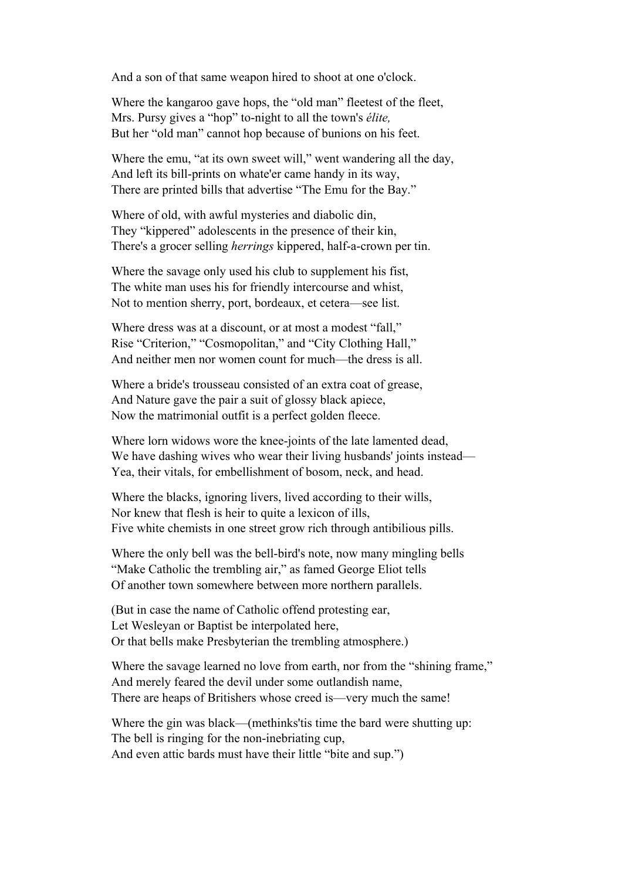And a son of that same weapon hired to shoot at one o'clock.

Where the kangaroo gave hops, the “old man” fleetest of the fleet,
Mrs. Pursy gives a “hop” to-night to all the town's *élite,*
But her “old man” cannot hop because of bunions on his feet.

Where the emu, “at its own sweet will,” went wandering all the day,
And left its bill-prints on whate'er came handy in its way,
There are printed bills that advertise “The Emu for the Bay.”

Where of old, with awful mysteries and diabolic din,
They “kippered” adolescents in the presence of their kin,
There's a grocer selling *herrings* kippered, half-a-crown per tin.

Where the savage only used his club to supplement his fist,
The white man uses his for friendly intercourse and whist,
Not to mention sherry, port, bordeaux, et cetera—see list.

Where dress was at a discount, or at most a modest “fall,”
Rise “Criterion,” “Cosmopolitan,” and “City Clothing Hall,”
And neither men nor women count for much—the dress is all.

Where a bride's trousseau consisted of an extra coat of grease,
And Nature gave the pair a suit of glossy black apiece,
Now the matrimonial outfit is a perfect golden fleece.

Where lorn widows wore the knee-joints of the late lamented dead,
We have dashing wives who wear their living husbands' joints instead—
Yea, their vitals, for embellishment of bosom, neck, and head.

Where the blacks, ignoring livers, lived according to their wills,
Nor knew that flesh is heir to quite a lexicon of ills,
Five white chemists in one street grow rich through antibilious pills.

Where the only bell was the bell-bird's note, now many mingling bells
“Make Catholic the trembling air,” as famed George Eliot tells
Of another town somewhere between more northern parallels.

(But in case the name of Catholic offend protesting ear,
Let Wesleyan or Baptist be interpolated here,
Or that bells make Presbyterian the trembling atmosphere.)

Where the savage learned no love from earth, nor from the “shining frame,”
And merely feared the devil under some outlandish name,
There are heaps of Britishers whose creed is—very much the same!

Where the gin was black—(methinks'tis time the bard were shutting up:
The bell is ringing for the non-inebriating cup,
And even attic bards must have their little “bite and sup.”)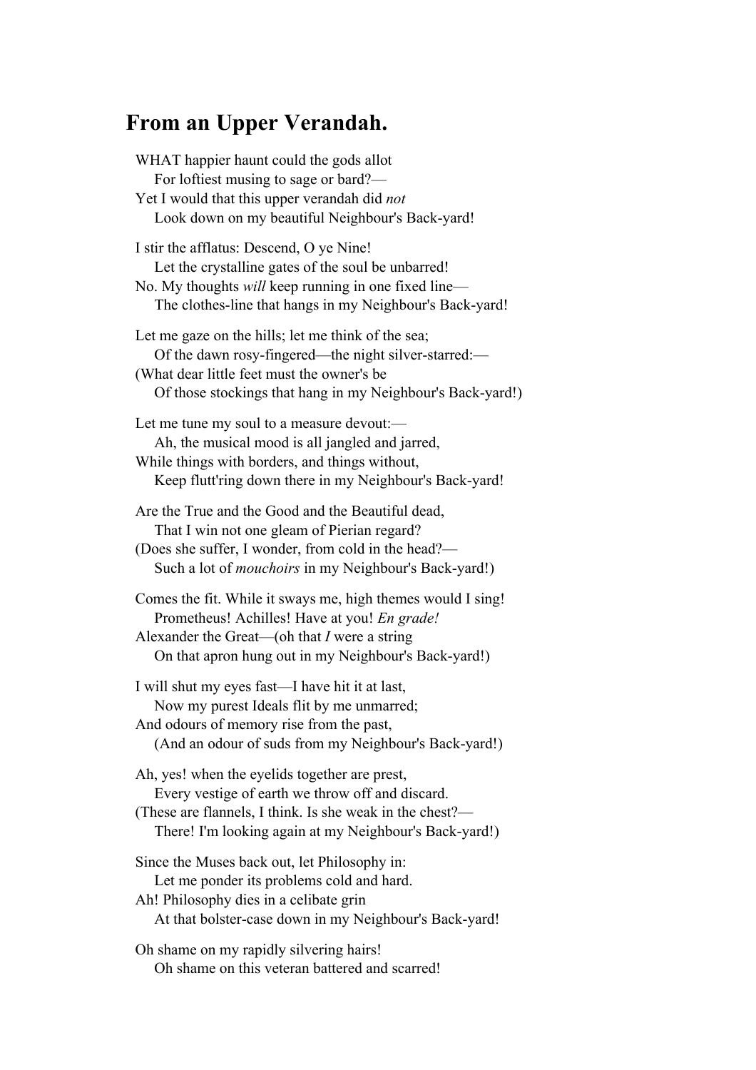## From an Upper Verandah.

WHAT happier haunt could the gods allot  
  For loftiest musing to sage or bard?—  
Yet I would that this upper verandah did *not*  
  Look down on my beautiful Neighbour's Back-yard!

I stir the afflatus: Descend, O ye Nine!  
  Let the crystalline gates of the soul be unbarred!  
No. My thoughts *will* keep running in one fixed line—  
  The clothes-line that hangs in my Neighbour's Back-yard!

Let me gaze on the hills; let me think of the sea;  
  Of the dawn rosy-fingered—the night silver-starred:—  
(What dear little feet must the owner's be  
  Of those stockings that hang in my Neighbour's Back-yard!)

Let me tune my soul to a measure devout:—  
  Ah, the musical mood is all jangled and jarred,  
While things with borders, and things without,  
  Keep flutt'ring down there in my Neighbour's Back-yard!

Are the True and the Good and the Beautiful dead,  
  That I win not one gleam of Pierian regard?  
(Does she suffer, I wonder, from cold in the head?—  
  Such a lot of *mouchoirs* in my Neighbour's Back-yard!)

Comes the fit. While it sways me, high themes would I sing!  
  Prometheus! Achilles! Have at you! *En grade!*  
Alexander the Great—(oh that *I* were a string  
  On that apron hung out in my Neighbour's Back-yard!)

I will shut my eyes fast—I have hit it at last,  
  Now my purest Ideals flit by me unmarred;  
And odours of memory rise from the past,  
  (And an odour of suds from my Neighbour's Back-yard!)

Ah, yes! when the eyelids together are prest,  
  Every vestige of earth we throw off and discard.  
(These are flannels, I think. Is she weak in the chest?—  
  There! I'm looking again at my Neighbour's Back-yard!)

Since the Muses back out, let Philosophy in:  
  Let me ponder its problems cold and hard.  
Ah! Philosophy dies in a celibate grin  
  At that bolster-case down in my Neighbour's Back-yard!

Oh shame on my rapidly silvering hairs!  
  Oh shame on this veteran battered and scarred!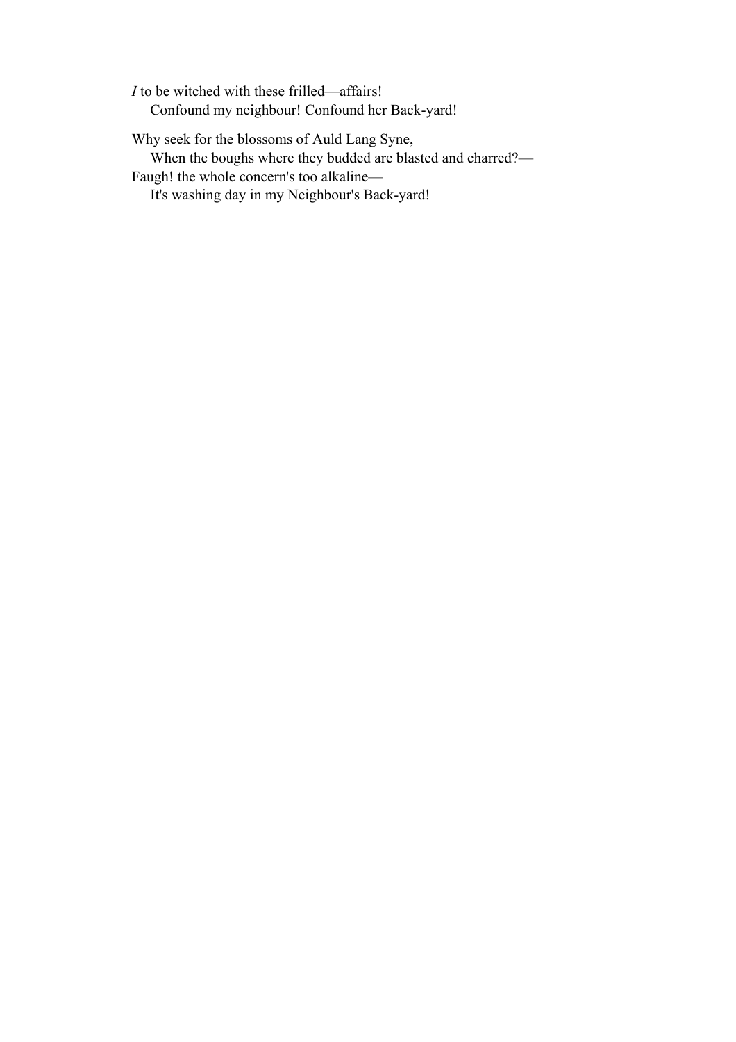*I* to be witched with these frilled—affairs!
    Confound my neighbour! Confound her Back-yard!

Why seek for the blossoms of Auld Lang Syne,
    When the boughs where they budded are blasted and charred?—
Faugh! the whole concern's too alkaline—
    It's washing day in my Neighbour's Back-yard!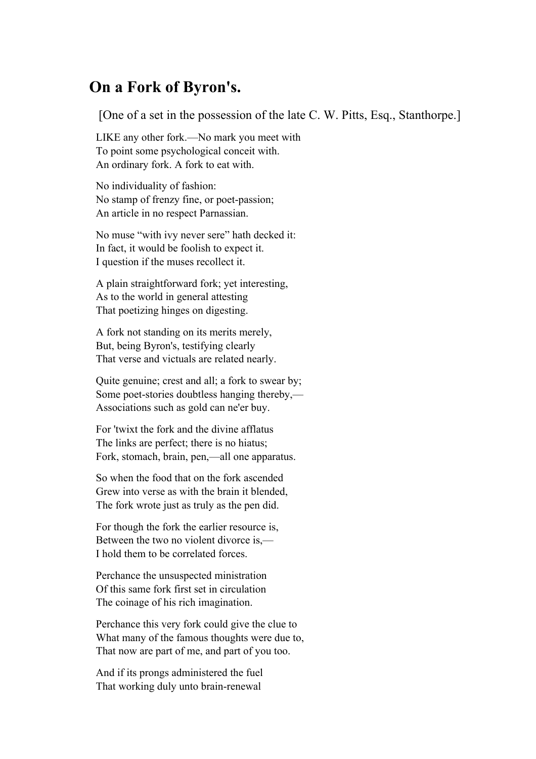## On a Fork of Byron's.

[One of a set in the possession of the late C. W. Pitts, Esq., Stanthorpe.]

LIKE any other fork.—No mark you meet with
To point some psychological conceit with.
An ordinary fork. A fork to eat with.

No individuality of fashion:
No stamp of frenzy fine, or poet-passion;
An article in no respect Parnassian.

No muse "with ivy never sere" hath decked it:
In fact, it would be foolish to expect it.
I question if the muses recollect it.

A plain straightforward fork; yet interesting,
As to the world in general attesting
That poetizing hinges on digesting.

A fork not standing on its merits merely,
But, being Byron's, testifying clearly
That verse and victuals are related nearly.

Quite genuine; crest and all; a fork to swear by;
Some poet-stories doubtless hanging thereby,—
Associations such as gold can ne'er buy.

For 'twixt the fork and the divine afflatus
The links are perfect; there is no hiatus;
Fork, stomach, brain, pen,—all one apparatus.

So when the food that on the fork ascended
Grew into verse as with the brain it blended,
The fork wrote just as truly as the pen did.

For though the fork the earlier resource is,
Between the two no violent divorce is,—
I hold them to be correlated forces.

Perchance the unsuspected ministration
Of this same fork first set in circulation
The coinage of his rich imagination.

Perchance this very fork could give the clue to
What many of the famous thoughts were due to,
That now are part of me, and part of you too.

And if its prongs administered the fuel
That working duly unto brain-renewal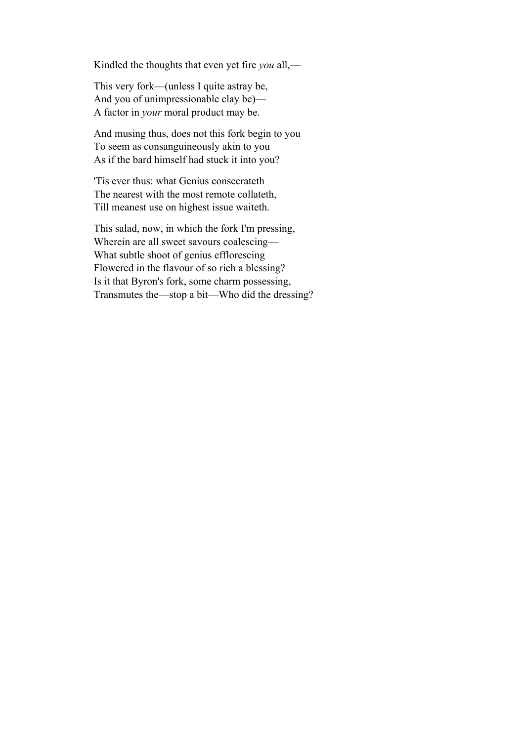Kindled the thoughts that even yet fire *you* all,—

This very fork—(unless I quite astray be,  
And you of unimpressionable clay be)—  
A factor in *your* moral product may be.

And musing thus, does not this fork begin to you  
To seem as consanguineously akin to you  
As if the bard himself had stuck it into you?

'Tis ever thus: what Genius consecrateth  
The nearest with the most remote collateth,  
Till meanest use on highest issue waiteth.

This salad, now, in which the fork I'm pressing,  
Wherein are all sweet savours coalescing—  
What subtle shoot of genius efflorescing  
Flowered in the flavour of so rich a blessing?  
Is it that Byron's fork, some charm possessing,  
Transmutes the—stop a bit—Who did the dressing?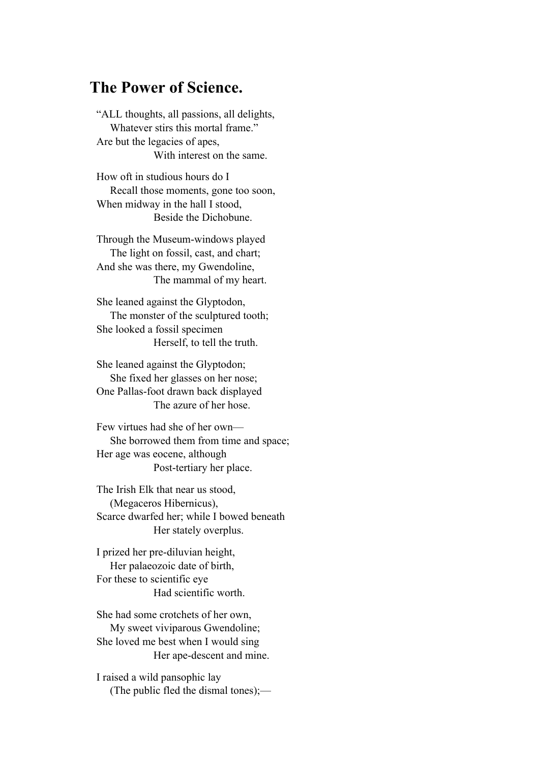## The Power of Science.

“ALL thoughts, all passions, all delights,  
  Whatever stirs this mortal frame.”  
Are but the legacies of apes,  
    With interest on the same.

How oft in studious hours do I  
  Recall those moments, gone too soon,  
When midway in the hall I stood,  
    Beside the Dichobune.

Through the Museum-windows played  
  The light on fossil, cast, and chart;  
And she was there, my Gwendoline,  
    The mammal of my heart.

She leaned against the Glyptodon,  
  The monster of the sculptured tooth;  
She looked a fossil specimen  
    Herself, to tell the truth.

She leaned against the Glyptodon;  
  She fixed her glasses on her nose;  
One Pallas-foot drawn back displayed  
    The azure of her hose.

Few virtues had she of her own—  
  She borrowed them from time and space;  
Her age was eocene, although  
    Post-tertiary her place.

The Irish Elk that near us stood,  
  (Megaceros Hibernicus),  
Scarce dwarfed her; while I bowed beneath  
    Her stately overplus.

I prized her pre-diluvian height,  
  Her palaeozoic date of birth,  
For these to scientific eye  
    Had scientific worth.

She had some crotchets of her own,  
  My sweet viviparous Gwendoline;  
She loved me best when I would sing  
    Her ape-descent and mine.

I raised a wild pansophic lay  
  (The public fled the dismal tones);—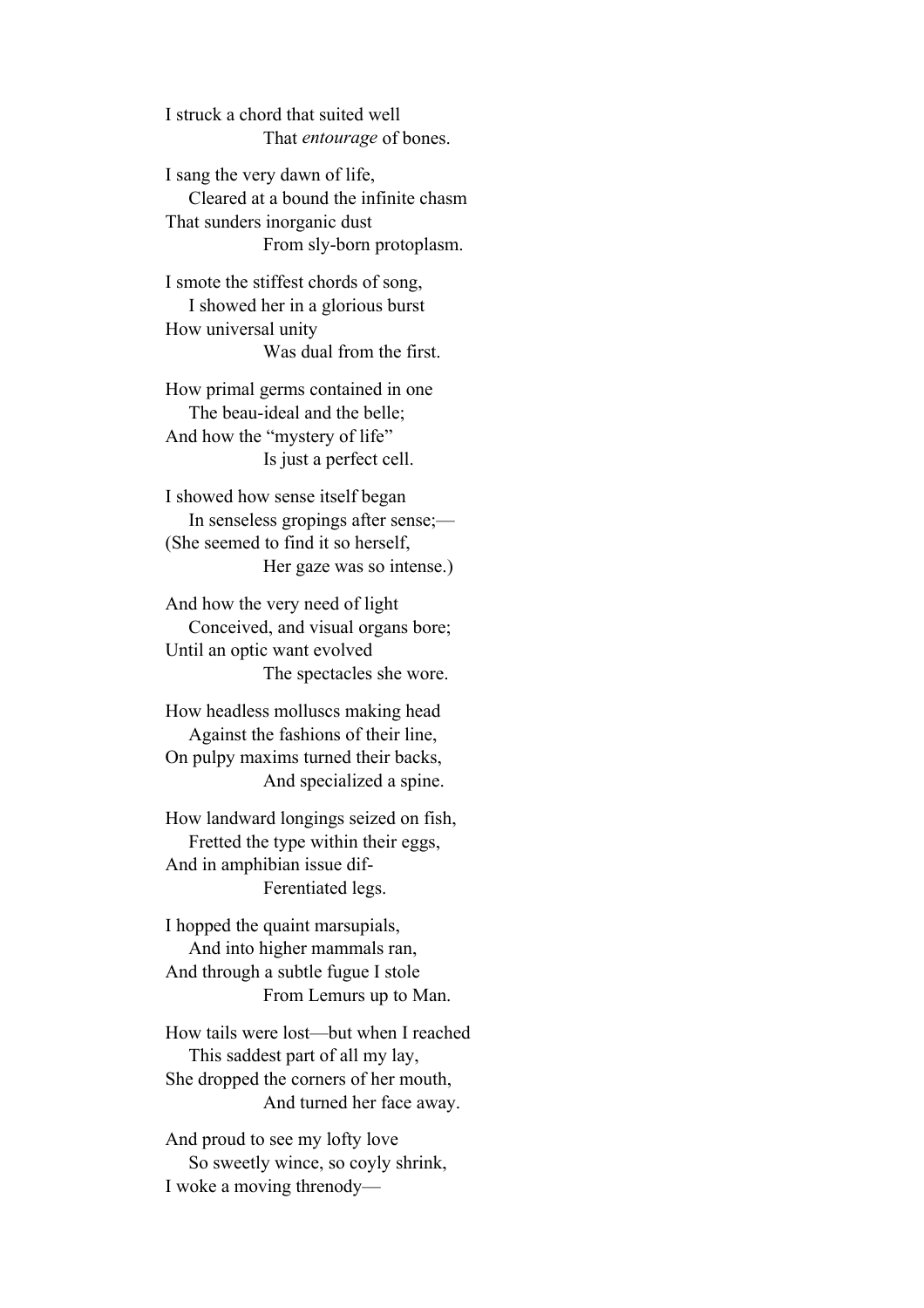I struck a chord that suited well
That *entourage* of bones.

I sang the very dawn of life,
Cleared at a bound the infinite chasm
That sunders inorganic dust
From sly-born protoplasm.

I smote the stiffest chords of song,
I showed her in a glorious burst
How universal unity
Was dual from the first.

How primal germs contained in one
The beau-ideal and the belle;
And how the “mystery of life”
Is just a perfect cell.

I showed how sense itself began
In senseless gropings after sense;—
(She seemed to find it so herself,
Her gaze was so intense.)

And how the very need of light
Conceived, and visual organs bore;
Until an optic want evolved
The spectacles she wore.

How headless molluscs making head
Against the fashions of their line,
On pulpy maxims turned their backs,
And specialized a spine.

How landward longings seized on fish,
Fretted the type within their eggs,
And in amphibian issue dif-
Ferentiated legs.

I hopped the quaint marsupials,
And into higher mammals ran,
And through a subtle fugue I stole
From Lemurs up to Man.

How tails were lost—but when I reached
This saddest part of all my lay,
She dropped the corners of her mouth,
And turned her face away.

And proud to see my lofty love
So sweetly wince, so coyly shrink,
I woke a moving threnody—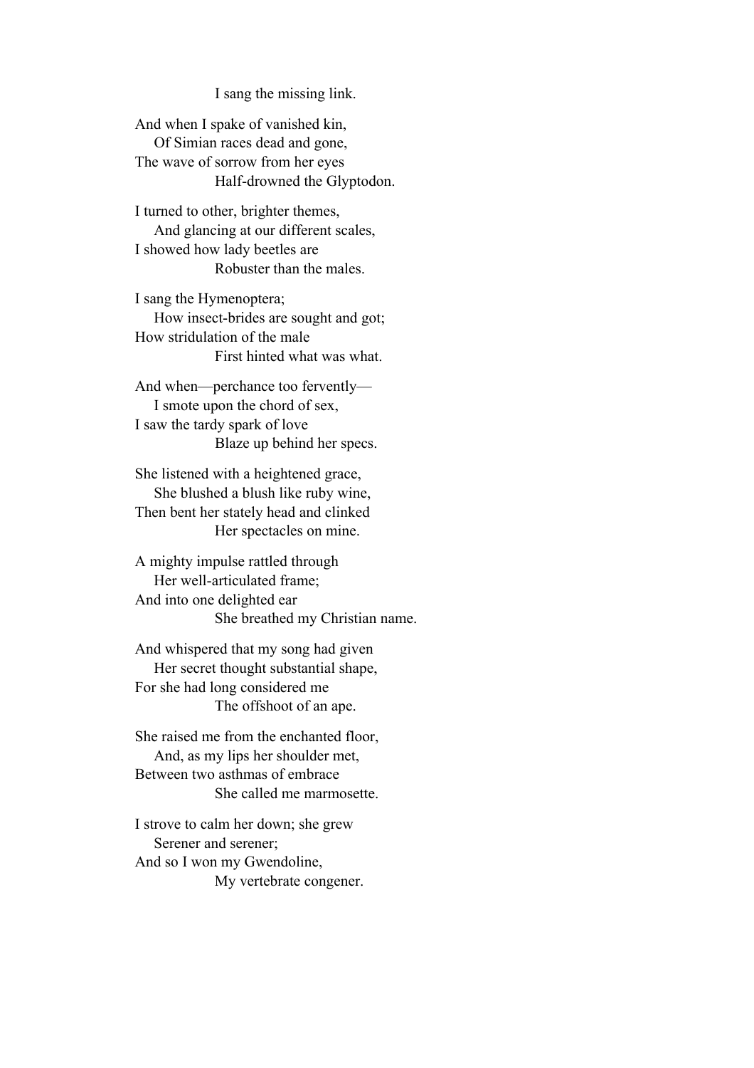I sang the missing link.

And when I spake of vanished kin,
Of Simian races dead and gone,
The wave of sorrow from her eyes
Half-drowned the Glyptodon.

I turned to other, brighter themes,
And glancing at our different scales,
I showed how lady beetles are
Robuster than the males.

I sang the Hymenoptera;
How insect-brides are sought and got;
How stridulation of the male
First hinted what was what.

And when—perchance too fervently—
I smote upon the chord of sex,
I saw the tardy spark of love
Blaze up behind her specs.

She listened with a heightened grace,
She blushed a blush like ruby wine,
Then bent her stately head and clinked
Her spectacles on mine.

A mighty impulse rattled through
Her well-articulated frame;
And into one delighted ear
She breathed my Christian name.

And whispered that my song had given
Her secret thought substantial shape,
For she had long considered me
The offshoot of an ape.

She raised me from the enchanted floor,
And, as my lips her shoulder met,
Between two asthmas of embrace
She called me marmosette.

I strove to calm her down; she grew
Serener and serener;
And so I won my Gwendoline,
My vertebrate congener.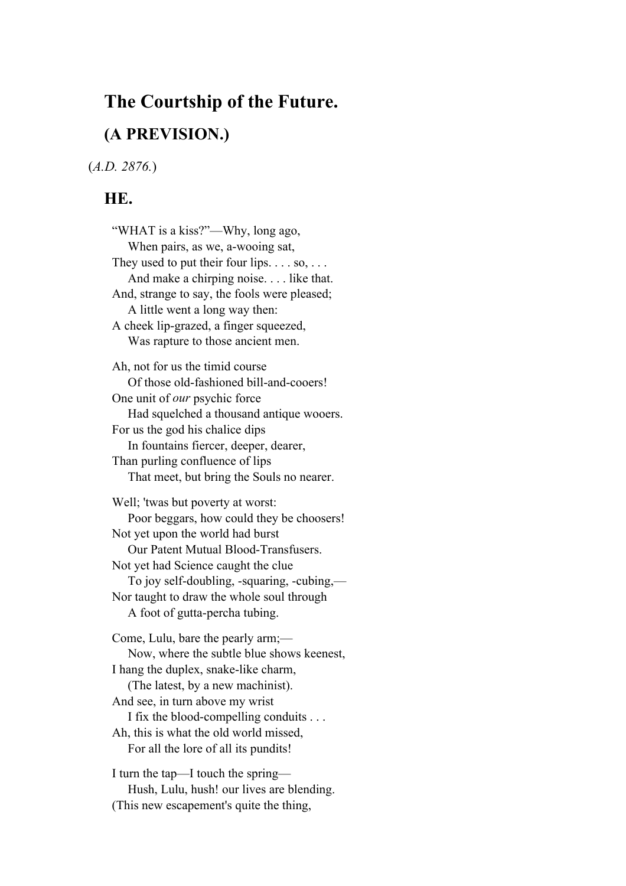## The Courtship of the Future.

## (A PREVISION.)

(*A.D. 2876.*)

### HE.

"WHAT is a kiss?"—Why, long ago,
    When pairs, as we, a-wooing sat,
They used to put their four lips. . . . so, . . .
    And make a chirping noise. . . . like that.
And, strange to say, the fools were pleased;
    A little went a long way then:
A cheek lip-grazed, a finger squeezed,
    Was rapture to those ancient men.

Ah, not for us the timid course
    Of those old-fashioned bill-and-cooers!
One unit of *our* psychic force
    Had squelched a thousand antique wooers.
For us the god his chalice dips
    In fountains fiercer, deeper, dearer,
Than purling confluence of lips
    That meet, but bring the Souls no nearer.

Well; 'twas but poverty at worst:
    Poor beggars, how could they be choosers!
Not yet upon the world had burst
    Our Patent Mutual Blood-Transfusers.
Not yet had Science caught the clue
    To joy self-doubling, -squaring, -cubing,—
Nor taught to draw the whole soul through
    A foot of gutta-percha tubing.

Come, Lulu, bare the pearly arm;—
    Now, where the subtle blue shows keenest,
I hang the duplex, snake-like charm,
    (The latest, by a new machinist).
And see, in turn above my wrist
    I fix the blood-compelling conduits . . .
Ah, this is what the old world missed,
    For all the lore of all its pundits!

I turn the tap—I touch the spring—
    Hush, Lulu, hush! our lives are blending.
(This new escapement's quite the thing,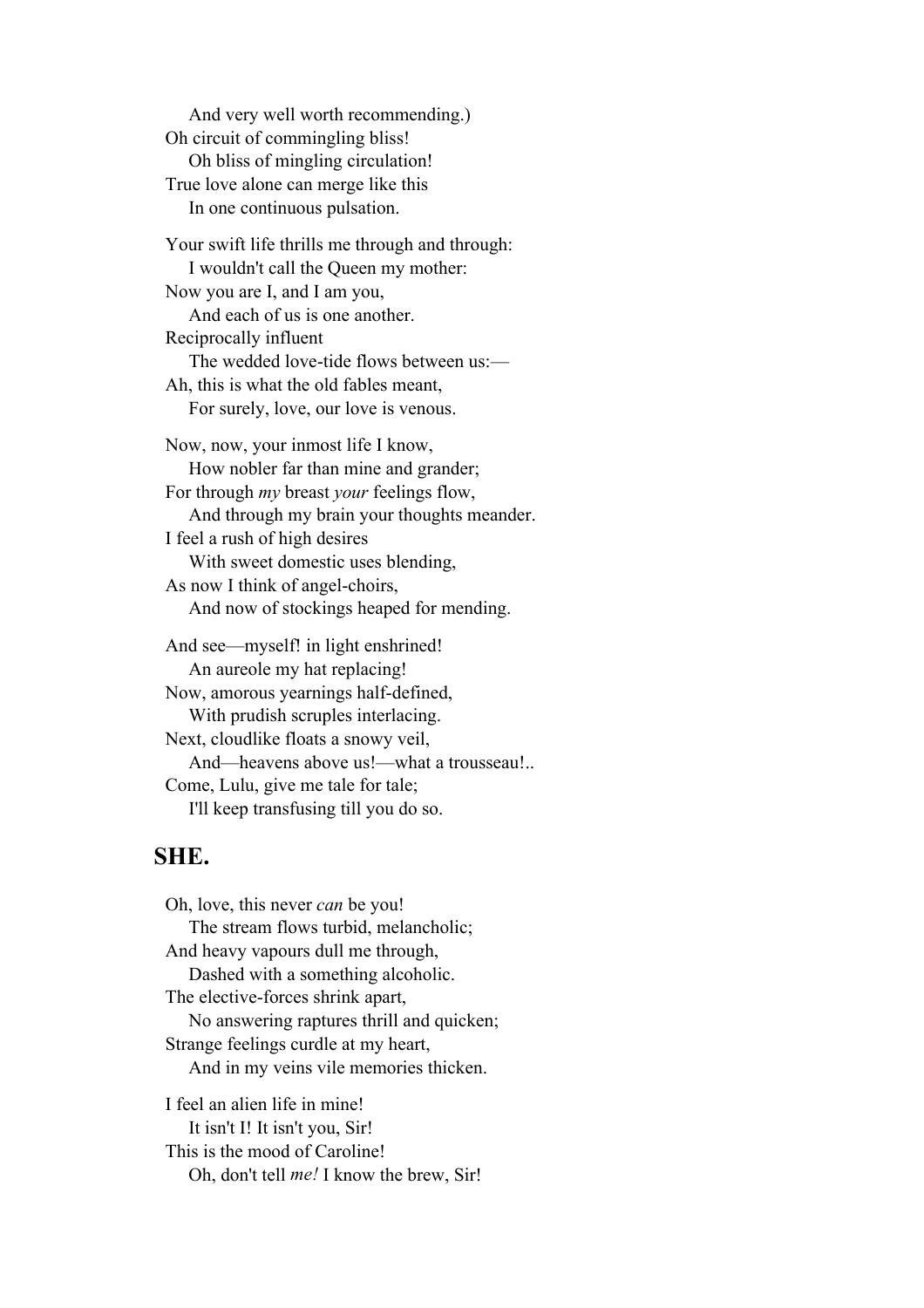And very well worth recommending.)
Oh circuit of commingling bliss!
Oh bliss of mingling circulation!
True love alone can merge like this
In one continuous pulsation.

Your swift life thrills me through and through:
I wouldn't call the Queen my mother:
Now you are I, and I am you,
And each of us is one another.
Reciprocally influent
The wedded love-tide flows between us:—
Ah, this is what the old fables meant,
For surely, love, our love is venous.

Now, now, your inmost life I know,
How nobler far than mine and grander;
For through *my* breast *your* feelings flow,
And through my brain your thoughts meander.
I feel a rush of high desires
With sweet domestic uses blending,
As now I think of angel-choirs,
And now of stockings heaped for mending.

And see—myself! in light enshrined!
An aureole my hat replacing!
Now, amorous yearnings half-defined,
With prudish scruples interlacing.
Next, cloudlike floats a snowy veil,
And—heavens above us!—what a trousseau!..
Come, Lulu, give me tale for tale;
I'll keep transfusing till you do so.

## SHE.

Oh, love, this never *can* be you!
The stream flows turbid, melancholic;
And heavy vapours dull me through,
Dashed with a something alcoholic.
The elective-forces shrink apart,
No answering raptures thrill and quicken;
Strange feelings curdle at my heart,
And in my veins vile memories thicken.

I feel an alien life in mine!
It isn't I! It isn't you, Sir!
This is the mood of Caroline!
Oh, don't tell *me!* I know the brew, Sir!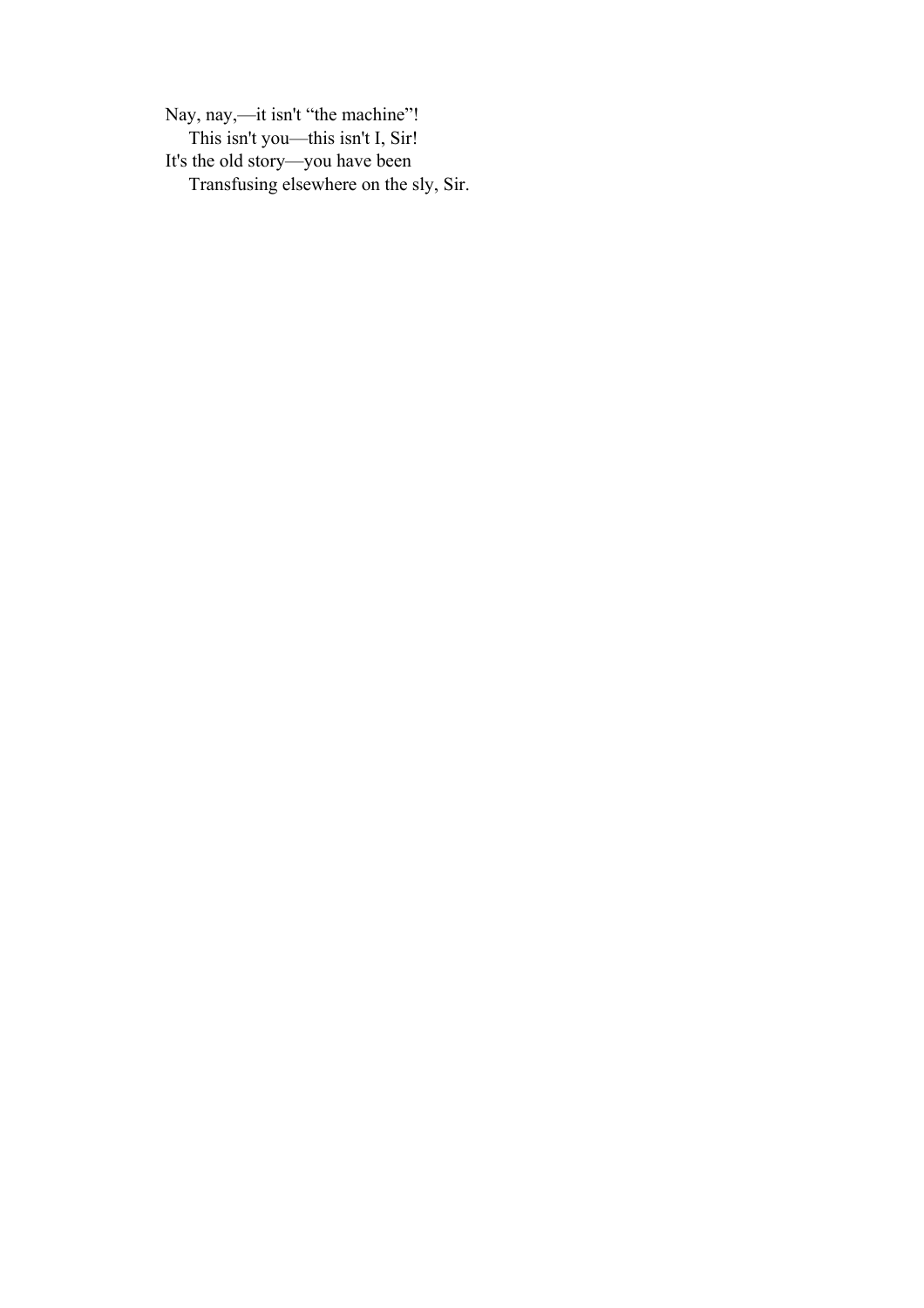Nay, nay,—it isn't “the machine”!  
    This isn't you—this isn't I, Sir!  
It's the old story—you have been  
    Transfusing elsewhere on the sly, Sir.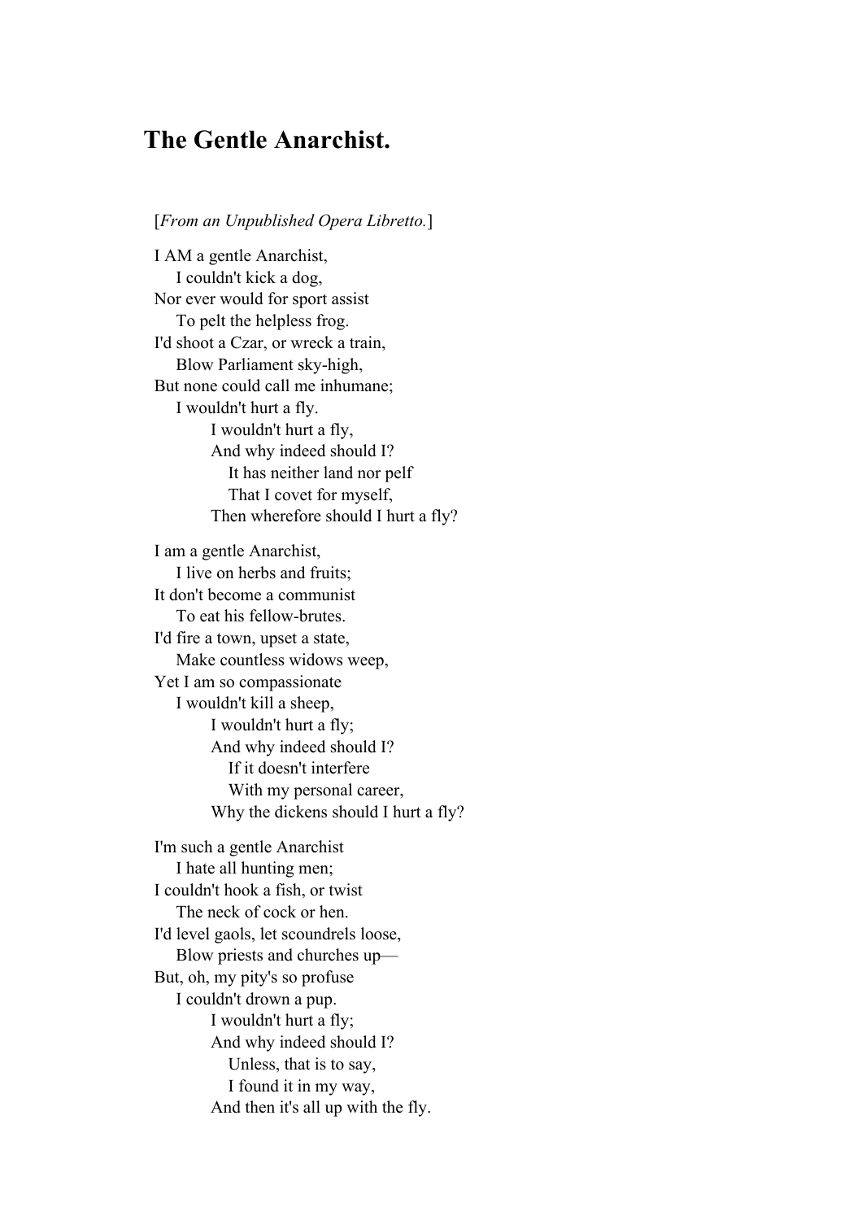## The Gentle Anarchist.

[*From an Unpublished Opera Libretto.*]

I AM a gentle Anarchist,  
  I couldn't kick a dog,  
Nor ever would for sport assist  
  To pelt the helpless frog.  
I'd shoot a Czar, or wreck a train,  
  Blow Parliament sky-high,  
But none could call me inhumane;  
  I wouldn't hurt a fly.  
    I wouldn't hurt a fly,  
    And why indeed should I?  
      It has neither land nor pelf  
      That I covet for myself,  
    Then wherefore should I hurt a fly?

I am a gentle Anarchist,  
  I live on herbs and fruits;  
It don't become a communist  
  To eat his fellow-brutes.  
I'd fire a town, upset a state,  
  Make countless widows weep,  
Yet I am so compassionate  
  I wouldn't kill a sheep,  
    I wouldn't hurt a fly;  
    And why indeed should I?  
      If it doesn't interfere  
      With my personal career,  
    Why the dickens should I hurt a fly?

I'm such a gentle Anarchist  
  I hate all hunting men;  
I couldn't hook a fish, or twist  
  The neck of cock or hen.  
I'd level gaols, let scoundrels loose,  
  Blow priests and churches up—  
But, oh, my pity's so profuse  
  I couldn't drown a pup.  
    I wouldn't hurt a fly;  
    And why indeed should I?  
      Unless, that is to say,  
      I found it in my way,  
    And then it's all up with the fly.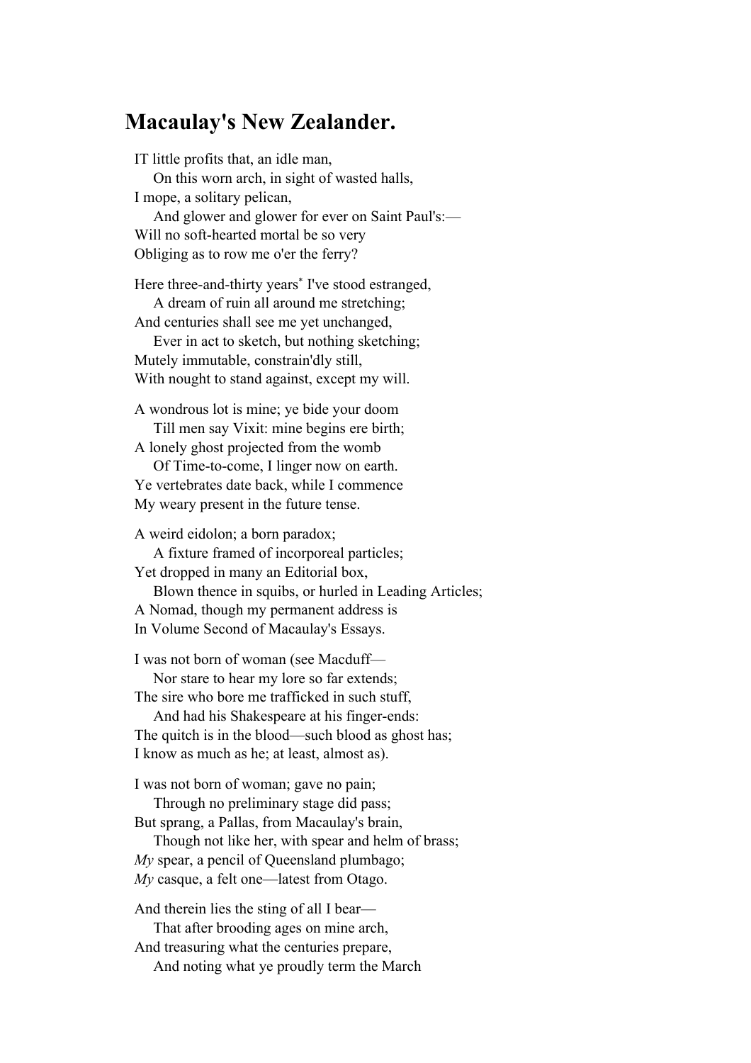## Macaulay's New Zealander.

IT little profits that, an idle man,
    On this worn arch, in sight of wasted halls,
I mope, a solitary pelican,
    And glower and glower for ever on Saint Paul's:—
Will no soft-hearted mortal be so very
Obliging as to row me o'er the ferry?

Here three-and-thirty years* I've stood estranged,
    A dream of ruin all around me stretching;
And centuries shall see me yet unchanged,
    Ever in act to sketch, but nothing sketching;
Mutely immutable, constrain'dly still,
With nought to stand against, except my will.

A wondrous lot is mine; ye bide your doom
    Till men say Vixit: mine begins ere birth;
A lonely ghost projected from the womb
    Of Time-to-come, I linger now on earth.
Ye vertebrates date back, while I commence
My weary present in the future tense.

A weird eidolon; a born paradox;
    A fixture framed of incorporeal particles;
Yet dropped in many an Editorial box,
    Blown thence in squibs, or hurled in Leading Articles;
A Nomad, though my permanent address is
In Volume Second of Macaulay's Essays.

I was not born of woman (see Macduff—
    Nor stare to hear my lore so far extends;
The sire who bore me trafficked in such stuff,
    And had his Shakespeare at his finger-ends:
The quitch is in the blood—such blood as ghost has;
I know as much as he; at least, almost as).

I was not born of woman; gave no pain;
    Through no preliminary stage did pass;
But sprang, a Pallas, from Macaulay's brain,
    Though not like her, with spear and helm of brass;
*My* spear, a pencil of Queensland plumbago;
*My* casque, a felt one—latest from Otago.

And therein lies the sting of all I bear—
    That after brooding ages on mine arch,
And treasuring what the centuries prepare,
    And noting what ye proudly term the March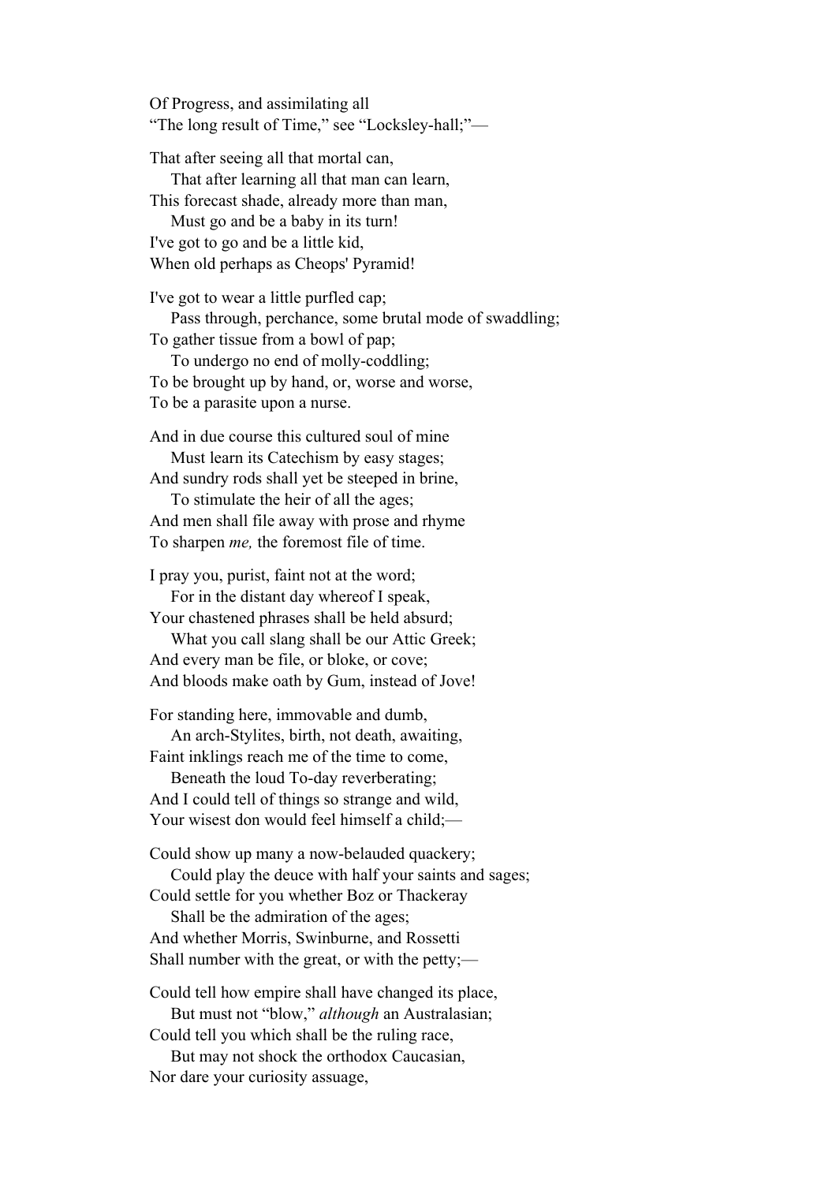Of Progress, and assimilating all
"The long result of Time," see "Locksley-hall;"—

That after seeing all that mortal can,
  That after learning all that man can learn,
This forecast shade, already more than man,
  Must go and be a baby in its turn!
I've got to go and be a little kid,
When old perhaps as Cheops' Pyramid!

I've got to wear a little purfled cap;
  Pass through, perchance, some brutal mode of swaddling;
To gather tissue from a bowl of pap;
  To undergo no end of molly-coddling;
To be brought up by hand, or, worse and worse,
To be a parasite upon a nurse.

And in due course this cultured soul of mine
  Must learn its Catechism by easy stages;
And sundry rods shall yet be steeped in brine,
  To stimulate the heir of all the ages;
And men shall file away with prose and rhyme
To sharpen *me,* the foremost file of time.

I pray you, purist, faint not at the word;
  For in the distant day whereof I speak,
Your chastened phrases shall be held absurd;
  What you call slang shall be our Attic Greek;
And every man be file, or bloke, or cove;
And bloods make oath by Gum, instead of Jove!

For standing here, immovable and dumb,
  An arch-Stylites, birth, not death, awaiting,
Faint inklings reach me of the time to come,
  Beneath the loud To-day reverberating;
And I could tell of things so strange and wild,
Your wisest don would feel himself a child;—

Could show up many a now-belauded quackery;
  Could play the deuce with half your saints and sages;
Could settle for you whether Boz or Thackeray
  Shall be the admiration of the ages;
And whether Morris, Swinburne, and Rossetti
Shall number with the great, or with the petty;—

Could tell how empire shall have changed its place,
  But must not "blow," *although* an Australasian;
Could tell you which shall be the ruling race,
  But may not shock the orthodox Caucasian,
Nor dare your curiosity assuage,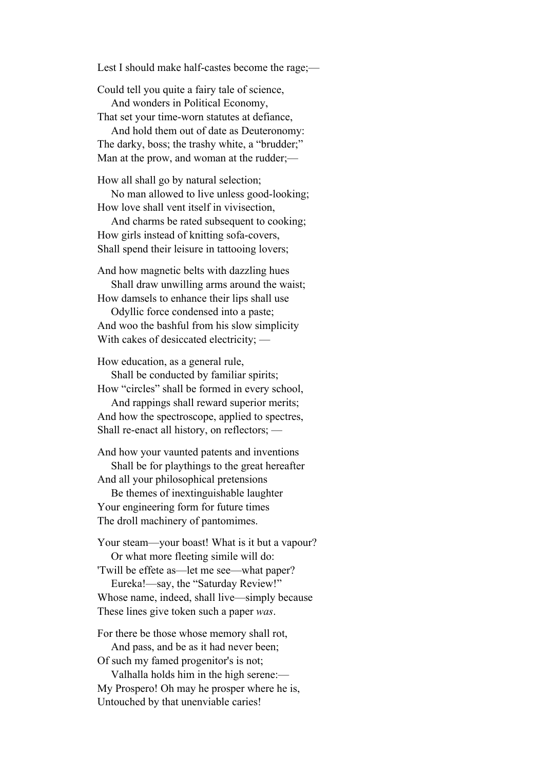Lest I should make half-castes become the rage;—

Could tell you quite a fairy tale of science,
    And wonders in Political Economy,
That set your time-worn statutes at defiance,
    And hold them out of date as Deuteronomy:
The darky, boss; the trashy white, a “brudder;”
Man at the prow, and woman at the rudder;—

How all shall go by natural selection;
    No man allowed to live unless good-looking;
How love shall vent itself in vivisection,
    And charms be rated subsequent to cooking;
How girls instead of knitting sofa-covers,
Shall spend their leisure in tattooing lovers;

And how magnetic belts with dazzling hues
    Shall draw unwilling arms around the waist;
How damsels to enhance their lips shall use
    Odyllic force condensed into a paste;
And woo the bashful from his slow simplicity
With cakes of desiccated electricity; —

How education, as a general rule,
    Shall be conducted by familiar spirits;
How “circles” shall be formed in every school,
    And rappings shall reward superior merits;
And how the spectroscope, applied to spectres,
Shall re-enact all history, on reflectors; —

And how your vaunted patents and inventions
    Shall be for playthings to the great hereafter
And all your philosophical pretensions
    Be themes of inextinguishable laughter
Your engineering form for future times
The droll machinery of pantomimes.

Your steam—your boast! What is it but a vapour?
    Or what more fleeting simile will do:
'Twill be effete as—let me see—what paper?
    Eureka!—say, the “Saturday Review!”
Whose name, indeed, shall live—simply because
These lines give token such a paper *was*.

For there be those whose memory shall rot,
    And pass, and be as it had never been;
Of such my famed progenitor's is not;
    Valhalla holds him in the high serene:—
My Prospero! Oh may he prosper where he is,
Untouched by that unenviable caries!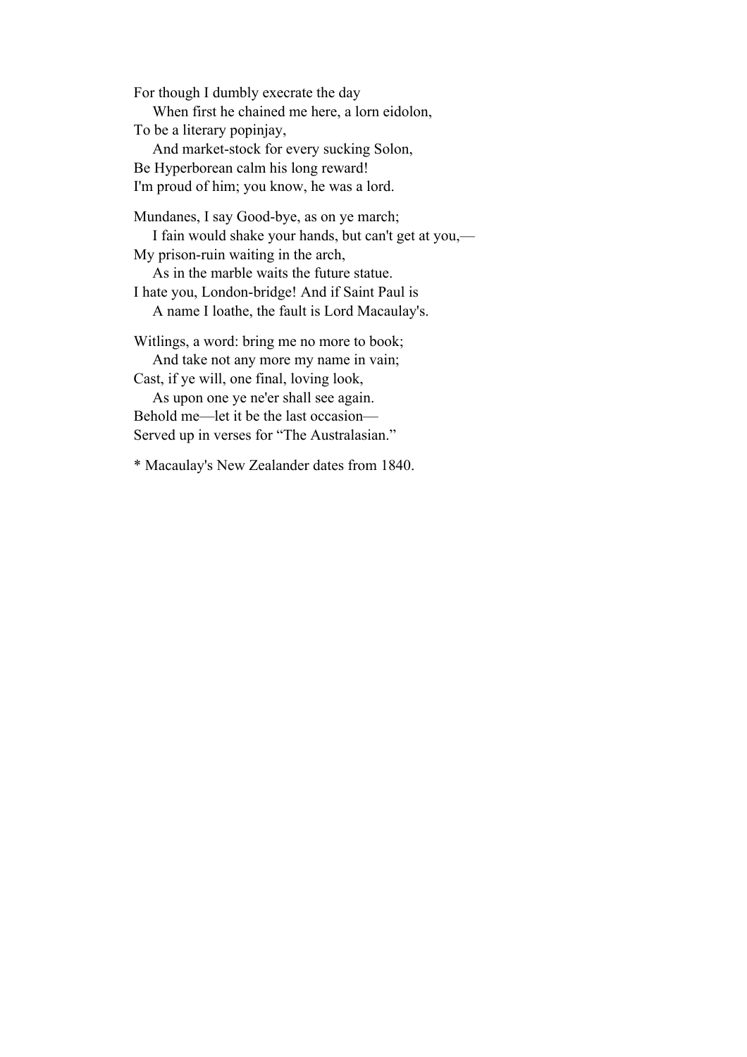For though I dumbly execrate the day  
    When first he chained me here, a lorn eidolon,  
To be a literary popinjay,  
    And market-stock for every sucking Solon,  
Be Hyperborean calm his long reward!  
I'm proud of him; you know, he was a lord.

Mundanes, I say Good-bye, as on ye march;  
    I fain would shake your hands, but can't get at you,—  
My prison-ruin waiting in the arch,  
    As in the marble waits the future statue.  
I hate you, London-bridge! And if Saint Paul is  
    A name I loathe, the fault is Lord Macaulay's.

Witlings, a word: bring me no more to book;  
    And take not any more my name in vain;  
Cast, if ye will, one final, loving look,  
    As upon one ye ne'er shall see again.  
Behold me—let it be the last occasion—  
Served up in verses for "The Australasian."

* Macaulay's New Zealander dates from 1840.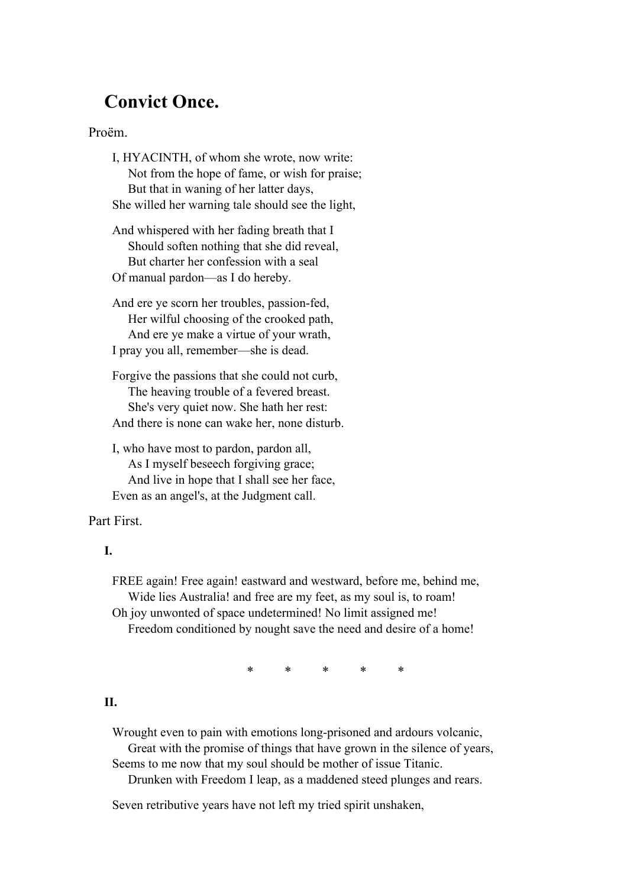# Convict Once.

Proëm.

I, HYACINTH, of whom she wrote, now write:
  Not from the hope of fame, or wish for praise;
  But that in waning of her latter days,
She willed her warning tale should see the light,

And whispered with her fading breath that I
  Should soften nothing that she did reveal,
  But charter her confession with a seal
Of manual pardon—as I do hereby.

And ere ye scorn her troubles, passion-fed,
  Her wilful choosing of the crooked path,
  And ere ye make a virtue of your wrath,
I pray you all, remember—she is dead.

Forgive the passions that she could not curb,
  The heaving trouble of a fevered breast.
  She's very quiet now. She hath her rest:
And there is none can wake her, none disturb.

I, who have most to pardon, pardon all,
  As I myself beseech forgiving grace;
  And live in hope that I shall see her face,
Even as an angel's, at the Judgment call.

Part First.

**I.**

FREE again! Free again! eastward and westward, before me, behind me,
  Wide lies Australia! and free are my feet, as my soul is, to roam!
Oh joy unwonted of space undetermined! No limit assigned me!
  Freedom conditioned by nought save the need and desire of a home!

\* \* \* \* \*

**II.**

Wrought even to pain with emotions long-prisoned and ardours volcanic,
  Great with the promise of things that have grown in the silence of years,
Seems to me now that my soul should be mother of issue Titanic.
  Drunken with Freedom I leap, as a maddened steed plunges and rears.

Seven retributive years have not left my tried spirit unshaken,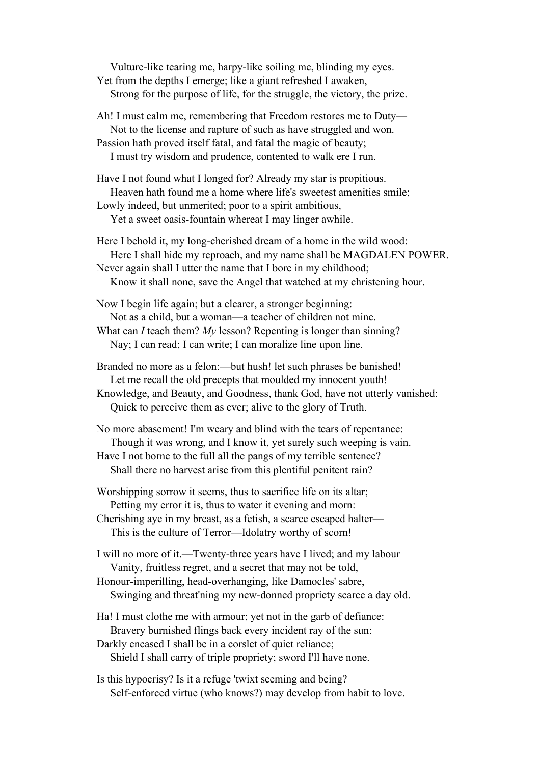Vulture-like tearing me, harpy-like soiling me, blinding my eyes.
Yet from the depths I emerge; like a giant refreshed I awaken,
    Strong for the purpose of life, for the struggle, the victory, the prize.

Ah! I must calm me, remembering that Freedom restores me to Duty—
    Not to the license and rapture of such as have struggled and won.
Passion hath proved itself fatal, and fatal the magic of beauty;
    I must try wisdom and prudence, contented to walk ere I run.

Have I not found what I longed for? Already my star is propitious.
    Heaven hath found me a home where life's sweetest amenities smile;
Lowly indeed, but unmerited; poor to a spirit ambitious,
    Yet a sweet oasis-fountain whereat I may linger awhile.

Here I behold it, my long-cherished dream of a home in the wild wood:
    Here I shall hide my reproach, and my name shall be MAGDALEN POWER.
Never again shall I utter the name that I bore in my childhood;
    Know it shall none, save the Angel that watched at my christening hour.

Now I begin life again; but a clearer, a stronger beginning:
    Not as a child, but a woman—a teacher of children not mine.
What can *I* teach them? *My* lesson? Repenting is longer than sinning?
    Nay; I can read; I can write; I can moralize line upon line.

Branded no more as a felon:—but hush! let such phrases be banished!
    Let me recall the old precepts that moulded my innocent youth!
Knowledge, and Beauty, and Goodness, thank God, have not utterly vanished:
    Quick to perceive them as ever; alive to the glory of Truth.

No more abasement! I'm weary and blind with the tears of repentance:
    Though it was wrong, and I know it, yet surely such weeping is vain.
Have I not borne to the full all the pangs of my terrible sentence?
    Shall there no harvest arise from this plentiful penitent rain?

Worshipping sorrow it seems, thus to sacrifice life on its altar;
    Petting my error it is, thus to water it evening and morn:
Cherishing aye in my breast, as a fetish, a scarce escaped halter—
    This is the culture of Terror—Idolatry worthy of scorn!

I will no more of it.—Twenty-three years have I lived; and my labour
    Vanity, fruitless regret, and a secret that may not be told,
Honour-imperilling, head-overhanging, like Damocles' sabre,
    Swinging and threat'ning my new-donned propriety scarce a day old.

Ha! I must clothe me with armour; yet not in the garb of defiance:
    Bravery burnished flings back every incident ray of the sun:
Darkly encased I shall be in a corslet of quiet reliance;
    Shield I shall carry of triple propriety; sword I'll have none.

Is this hypocrisy? Is it a refuge 'twixt seeming and being?
    Self-enforced virtue (who knows?) may develop from habit to love.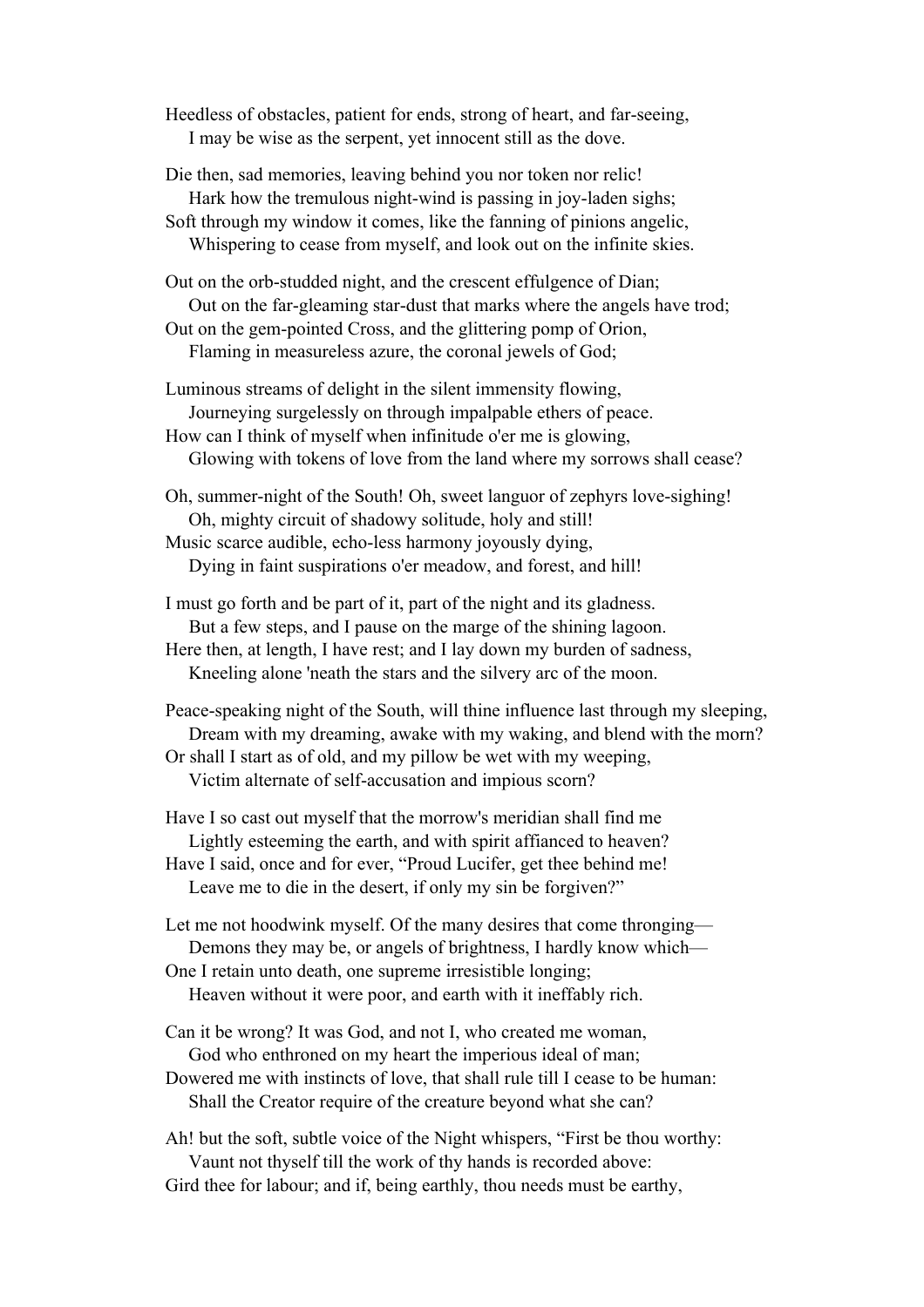Heedless of obstacles, patient for ends, strong of heart, and far-seeing,
  I may be wise as the serpent, yet innocent still as the dove.

Die then, sad memories, leaving behind you nor token nor relic!
  Hark how the tremulous night-wind is passing in joy-laden sighs;
Soft through my window it comes, like the fanning of pinions angelic,
  Whispering to cease from myself, and look out on the infinite skies.

Out on the orb-studded night, and the crescent effulgence of Dian;
  Out on the far-gleaming star-dust that marks where the angels have trod;
Out on the gem-pointed Cross, and the glittering pomp of Orion,
  Flaming in measureless azure, the coronal jewels of God;

Luminous streams of delight in the silent immensity flowing,
  Journeying surgelessly on through impalpable ethers of peace.
How can I think of myself when infinitude o'er me is glowing,
  Glowing with tokens of love from the land where my sorrows shall cease?

Oh, summer-night of the South! Oh, sweet languor of zephyrs love-sighing!
  Oh, mighty circuit of shadowy solitude, holy and still!
Music scarce audible, echo-less harmony joyously dying,
  Dying in faint suspirations o'er meadow, and forest, and hill!

I must go forth and be part of it, part of the night and its gladness.
  But a few steps, and I pause on the marge of the shining lagoon.
Here then, at length, I have rest; and I lay down my burden of sadness,
  Kneeling alone 'neath the stars and the silvery arc of the moon.

Peace-speaking night of the South, will thine influence last through my sleeping,
  Dream with my dreaming, awake with my waking, and blend with the morn?
Or shall I start as of old, and my pillow be wet with my weeping,
  Victim alternate of self-accusation and impious scorn?

Have I so cast out myself that the morrow's meridian shall find me
  Lightly esteeming the earth, and with spirit affianced to heaven?
Have I said, once and for ever, "Proud Lucifer, get thee behind me!
  Leave me to die in the desert, if only my sin be forgiven?"

Let me not hoodwink myself. Of the many desires that come thronging—
  Demons they may be, or angels of brightness, I hardly know which—
One I retain unto death, one supreme irresistible longing;
  Heaven without it were poor, and earth with it ineffably rich.

Can it be wrong? It was God, and not I, who created me woman,
  God who enthroned on my heart the imperious ideal of man;
Dowered me with instincts of love, that shall rule till I cease to be human:
  Shall the Creator require of the creature beyond what she can?

Ah! but the soft, subtle voice of the Night whispers, "First be thou worthy:
  Vaunt not thyself till the work of thy hands is recorded above:
Gird thee for labour; and if, being earthly, thou needs must be earthy,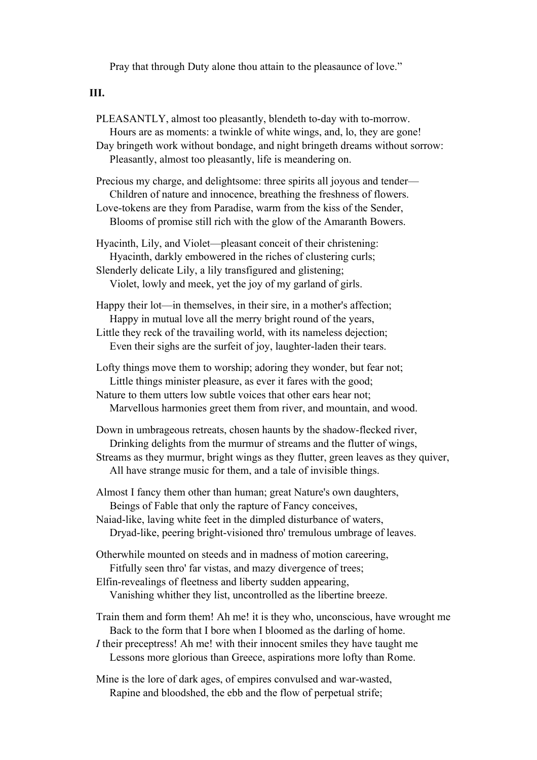Pray that through Duty alone thou attain to the pleasaunce of love."

### III.

PLEASANTLY, almost too pleasantly, blendeth to-day with to-morrow.
Hours are as moments: a twinkle of white wings, and, lo, they are gone!
Day bringeth work without bondage, and night bringeth dreams without sorrow:
Pleasantly, almost too pleasantly, life is meandering on.

Precious my charge, and delightsome: three spirits all joyous and tender—
Children of nature and innocence, breathing the freshness of flowers.
Love-tokens are they from Paradise, warm from the kiss of the Sender,
Blooms of promise still rich with the glow of the Amaranth Bowers.

Hyacinth, Lily, and Violet—pleasant conceit of their christening:
Hyacinth, darkly embowered in the riches of clustering curls;
Slenderly delicate Lily, a lily transfigured and glistening;
Violet, lowly and meek, yet the joy of my garland of girls.

Happy their lot—in themselves, in their sire, in a mother's affection;
Happy in mutual love all the merry bright round of the years,
Little they reck of the travailing world, with its nameless dejection;
Even their sighs are the surfeit of joy, laughter-laden their tears.

Lofty things move them to worship; adoring they wonder, but fear not;
Little things minister pleasure, as ever it fares with the good;
Nature to them utters low subtle voices that other ears hear not;
Marvellous harmonies greet them from river, and mountain, and wood.

Down in umbrageous retreats, chosen haunts by the shadow-flecked river,
Drinking delights from the murmur of streams and the flutter of wings,
Streams as they murmur, bright wings as they flutter, green leaves as they quiver,
All have strange music for them, and a tale of invisible things.

Almost I fancy them other than human; great Nature's own daughters,
Beings of Fable that only the rapture of Fancy conceives,
Naiad-like, laving white feet in the dimpled disturbance of waters,
Dryad-like, peering bright-visioned thro' tremulous umbrage of leaves.

Otherwhile mounted on steeds and in madness of motion careering,
Fitfully seen thro' far vistas, and mazy divergence of trees;
Elfin-revealings of fleetness and liberty sudden appearing,
Vanishing whither they list, uncontrolled as the libertine breeze.

Train them and form them! Ah me! it is they who, unconscious, have wrought me
Back to the form that I bore when I bloomed as the darling of home.
*I* their preceptress! Ah me! with their innocent smiles they have taught me
Lessons more glorious than Greece, aspirations more lofty than Rome.

Mine is the lore of dark ages, of empires convulsed and war-wasted,
Rapine and bloodshed, the ebb and the flow of perpetual strife;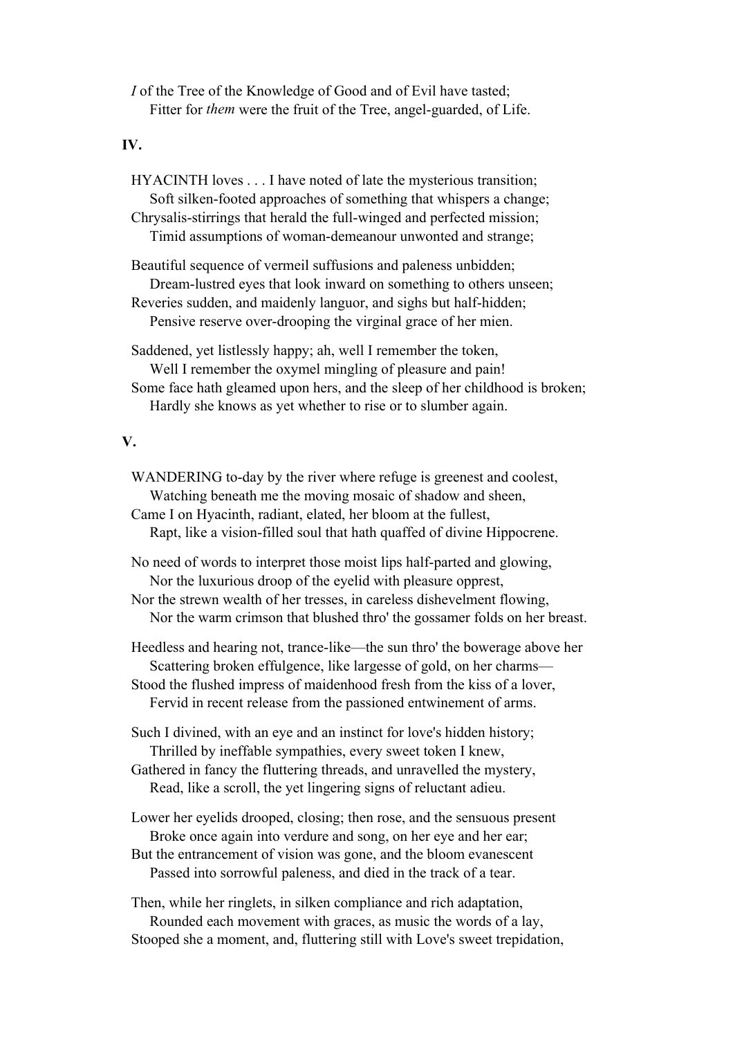*I* of the Tree of the Knowledge of Good and of Evil have tasted;
    Fitter for *them* were the fruit of the Tree, angel-guarded, of Life.

**IV.**

HYACINTH loves . . . I have noted of late the mysterious transition;
    Soft silken-footed approaches of something that whispers a change;
Chrysalis-stirrings that herald the full-winged and perfected mission;
    Timid assumptions of woman-demeanour unwonted and strange;

Beautiful sequence of vermeil suffusions and paleness unbidden;
    Dream-lustred eyes that look inward on something to others unseen;
Reveries sudden, and maidenly languor, and sighs but half-hidden;
    Pensive reserve over-drooping the virginal grace of her mien.

Saddened, yet listlessly happy; ah, well I remember the token,
    Well I remember the oxymel mingling of pleasure and pain!
Some face hath gleamed upon hers, and the sleep of her childhood is broken;
    Hardly she knows as yet whether to rise or to slumber again.

**V.**

WANDERING to-day by the river where refuge is greenest and coolest,
    Watching beneath me the moving mosaic of shadow and sheen,
Came I on Hyacinth, radiant, elated, her bloom at the fullest,
    Rapt, like a vision-filled soul that hath quaffed of divine Hippocrene.

No need of words to interpret those moist lips half-parted and glowing,
    Nor the luxurious droop of the eyelid with pleasure opprest,
Nor the strewn wealth of her tresses, in careless dishevelment flowing,
    Nor the warm crimson that blushed thro' the gossamer folds on her breast.

Heedless and hearing not, trance-like—the sun thro' the bowerage above her
    Scattering broken effulgence, like largesse of gold, on her charms—
Stood the flushed impress of maidenhood fresh from the kiss of a lover,
    Fervid in recent release from the passioned entwinement of arms.

Such I divined, with an eye and an instinct for love's hidden history;
    Thrilled by ineffable sympathies, every sweet token I knew,
Gathered in fancy the fluttering threads, and unravelled the mystery,
    Read, like a scroll, the yet lingering signs of reluctant adieu.

Lower her eyelids drooped, closing; then rose, and the sensuous present
    Broke once again into verdure and song, on her eye and her ear;
But the entrancement of vision was gone, and the bloom evanescent
    Passed into sorrowful paleness, and died in the track of a tear.

Then, while her ringlets, in silken compliance and rich adaptation,
    Rounded each movement with graces, as music the words of a lay,
Stooped she a moment, and, fluttering still with Love's sweet trepidation,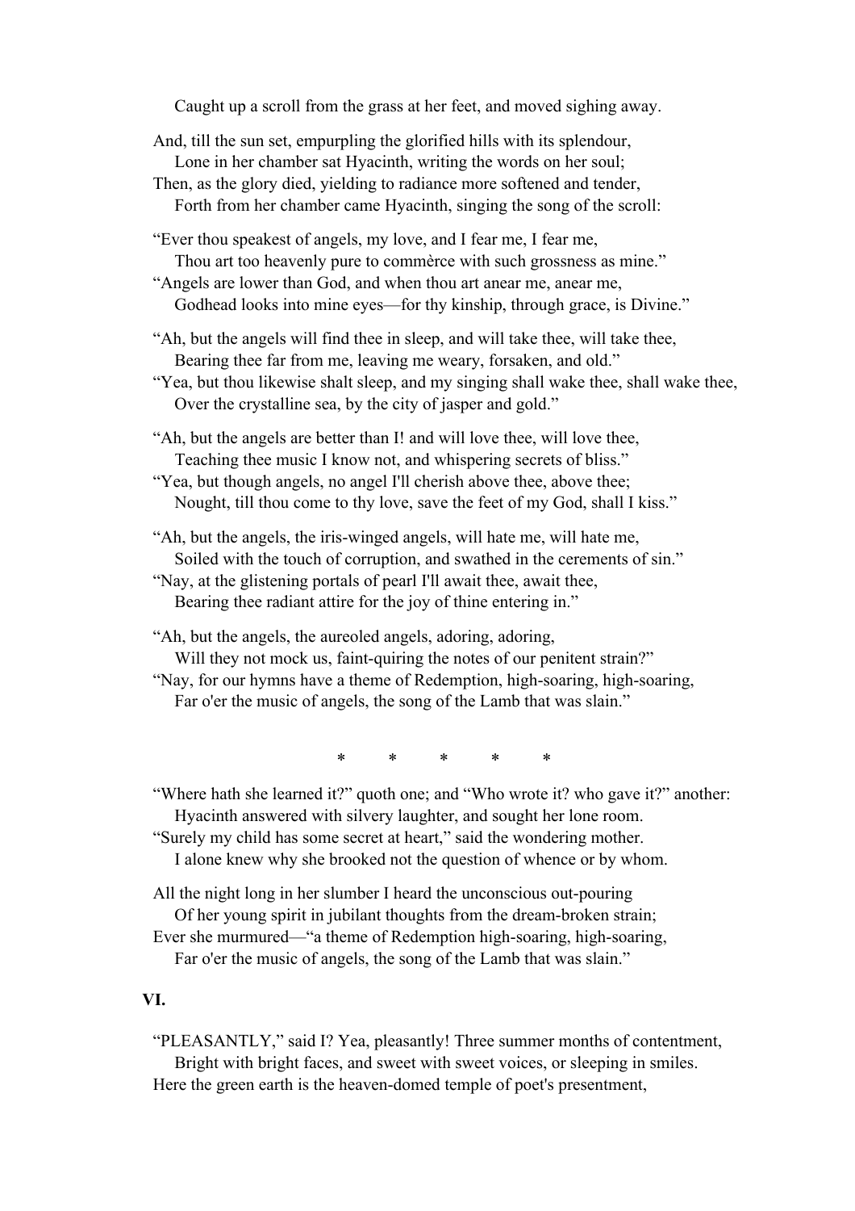Caught up a scroll from the grass at her feet, and moved sighing away.

And, till the sun set, empurpling the glorified hills with its splendour,
Lone in her chamber sat Hyacinth, writing the words on her soul;
Then, as the glory died, yielding to radiance more softened and tender,
Forth from her chamber came Hyacinth, singing the song of the scroll:

"Ever thou speakest of angels, my love, and I fear me, I fear me,
Thou art too heavenly pure to commèrce with such grossness as mine."
"Angels are lower than God, and when thou art anear me, anear me,
Godhead looks into mine eyes—for thy kinship, through grace, is Divine."

"Ah, but the angels will find thee in sleep, and will take thee, will take thee,
Bearing thee far from me, leaving me weary, forsaken, and old."
"Yea, but thou likewise shalt sleep, and my singing shall wake thee, shall wake thee,
Over the crystalline sea, by the city of jasper and gold."

"Ah, but the angels are better than I! and will love thee, will love thee,
Teaching thee music I know not, and whispering secrets of bliss."
"Yea, but though angels, no angel I'll cherish above thee, above thee;
Nought, till thou come to thy love, save the feet of my God, shall I kiss."

"Ah, but the angels, the iris-winged angels, will hate me, will hate me,
Soiled with the touch of corruption, and swathed in the cerements of sin."
"Nay, at the glistening portals of pearl I'll await thee, await thee,
Bearing thee radiant attire for the joy of thine entering in."

"Ah, but the angels, the aureoled angels, adoring, adoring,
Will they not mock us, faint-quiring the notes of our penitent strain?"
"Nay, for our hymns have a theme of Redemption, high-soaring, high-soaring,
Far o'er the music of angels, the song of the Lamb that was slain."

\* \* \* \* \*

"Where hath she learned it?" quoth one; and "Who wrote it? who gave it?" another:
Hyacinth answered with silvery laughter, and sought her lone room.
"Surely my child has some secret at heart," said the wondering mother.
I alone knew why she brooked not the question of whence or by whom.

All the night long in her slumber I heard the unconscious out-pouring
Of her young spirit in jubilant thoughts from the dream-broken strain;
Ever she murmured—"a theme of Redemption high-soaring, high-soaring,
Far o'er the music of angels, the song of the Lamb that was slain."

## VI.

"PLEASANTLY," said I? Yea, pleasantly! Three summer months of contentment,
Bright with bright faces, and sweet with sweet voices, or sleeping in smiles.
Here the green earth is the heaven-domed temple of poet's presentment,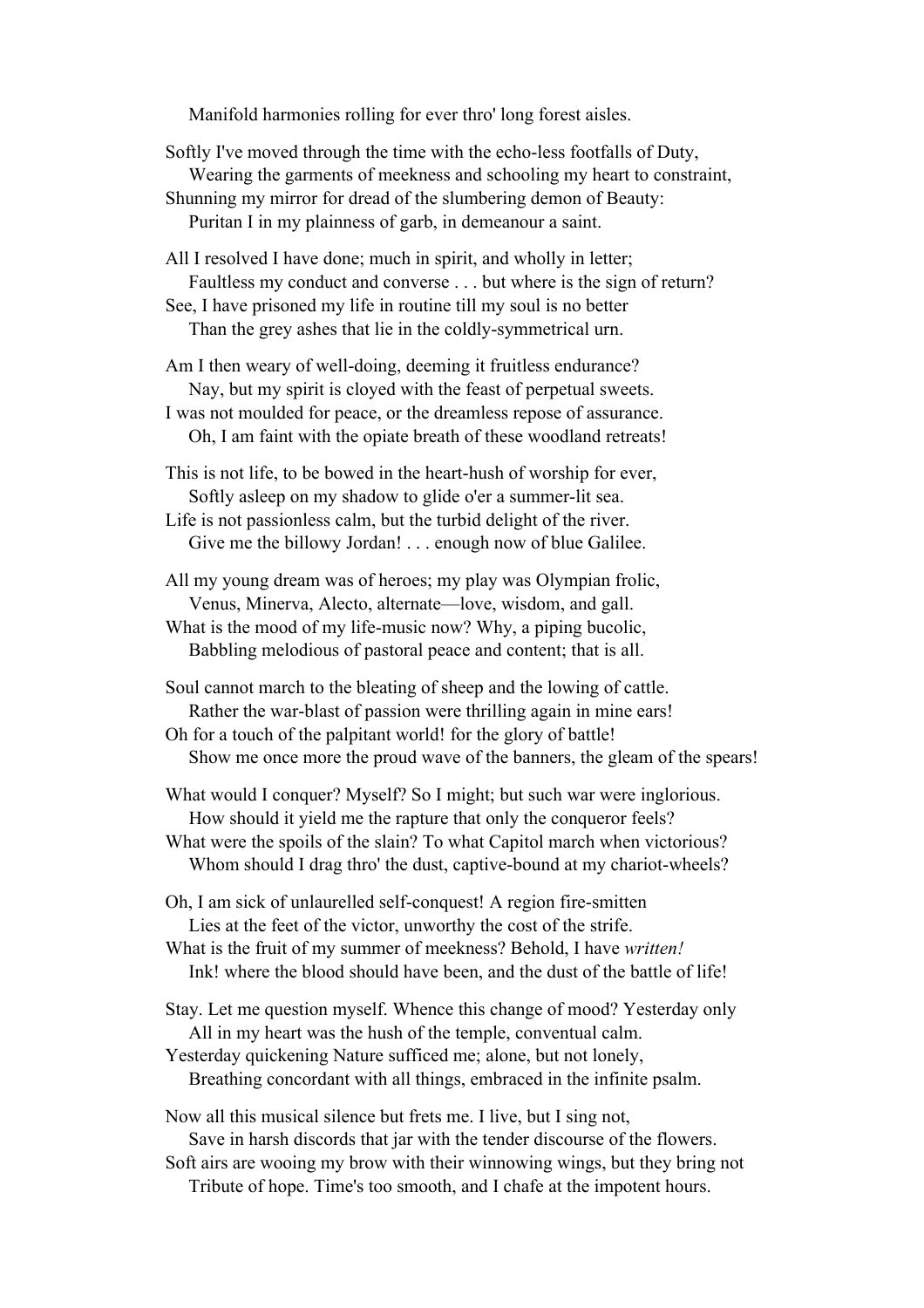Manifold harmonies rolling for ever thro' long forest aisles.

Softly I've moved through the time with the echo-less footfalls of Duty,
    Wearing the garments of meekness and schooling my heart to constraint,
Shunning my mirror for dread of the slumbering demon of Beauty:
    Puritan I in my plainness of garb, in demeanour a saint.

All I resolved I have done; much in spirit, and wholly in letter;
    Faultless my conduct and converse . . . but where is the sign of return?
See, I have prisoned my life in routine till my soul is no better
    Than the grey ashes that lie in the coldly-symmetrical urn.

Am I then weary of well-doing, deeming it fruitless endurance?
    Nay, but my spirit is cloyed with the feast of perpetual sweets.
I was not moulded for peace, or the dreamless repose of assurance.
    Oh, I am faint with the opiate breath of these woodland retreats!

This is not life, to be bowed in the heart-hush of worship for ever,
    Softly asleep on my shadow to glide o'er a summer-lit sea.
Life is not passionless calm, but the turbid delight of the river.
    Give me the billowy Jordan! . . . enough now of blue Galilee.

All my young dream was of heroes; my play was Olympian frolic,
    Venus, Minerva, Alecto, alternate—love, wisdom, and gall.
What is the mood of my life-music now? Why, a piping bucolic,
    Babbling melodious of pastoral peace and content; that is all.

Soul cannot march to the bleating of sheep and the lowing of cattle.
    Rather the war-blast of passion were thrilling again in mine ears!
Oh for a touch of the palpitant world! for the glory of battle!
    Show me once more the proud wave of the banners, the gleam of the spears!

What would I conquer? Myself? So I might; but such war were inglorious.
    How should it yield me the rapture that only the conqueror feels?
What were the spoils of the slain? To what Capitol march when victorious?
    Whom should I drag thro' the dust, captive-bound at my chariot-wheels?

Oh, I am sick of unlaurelled self-conquest! A region fire-smitten
    Lies at the feet of the victor, unworthy the cost of the strife.
What is the fruit of my summer of meekness? Behold, I have *written!*
    Ink! where the blood should have been, and the dust of the battle of life!

Stay. Let me question myself. Whence this change of mood? Yesterday only
    All in my heart was the hush of the temple, conventual calm.
Yesterday quickening Nature sufficed me; alone, but not lonely,
    Breathing concordant with all things, embraced in the infinite psalm.

Now all this musical silence but frets me. I live, but I sing not,
    Save in harsh discords that jar with the tender discourse of the flowers.
Soft airs are wooing my brow with their winnowing wings, but they bring not
    Tribute of hope. Time's too smooth, and I chafe at the impotent hours.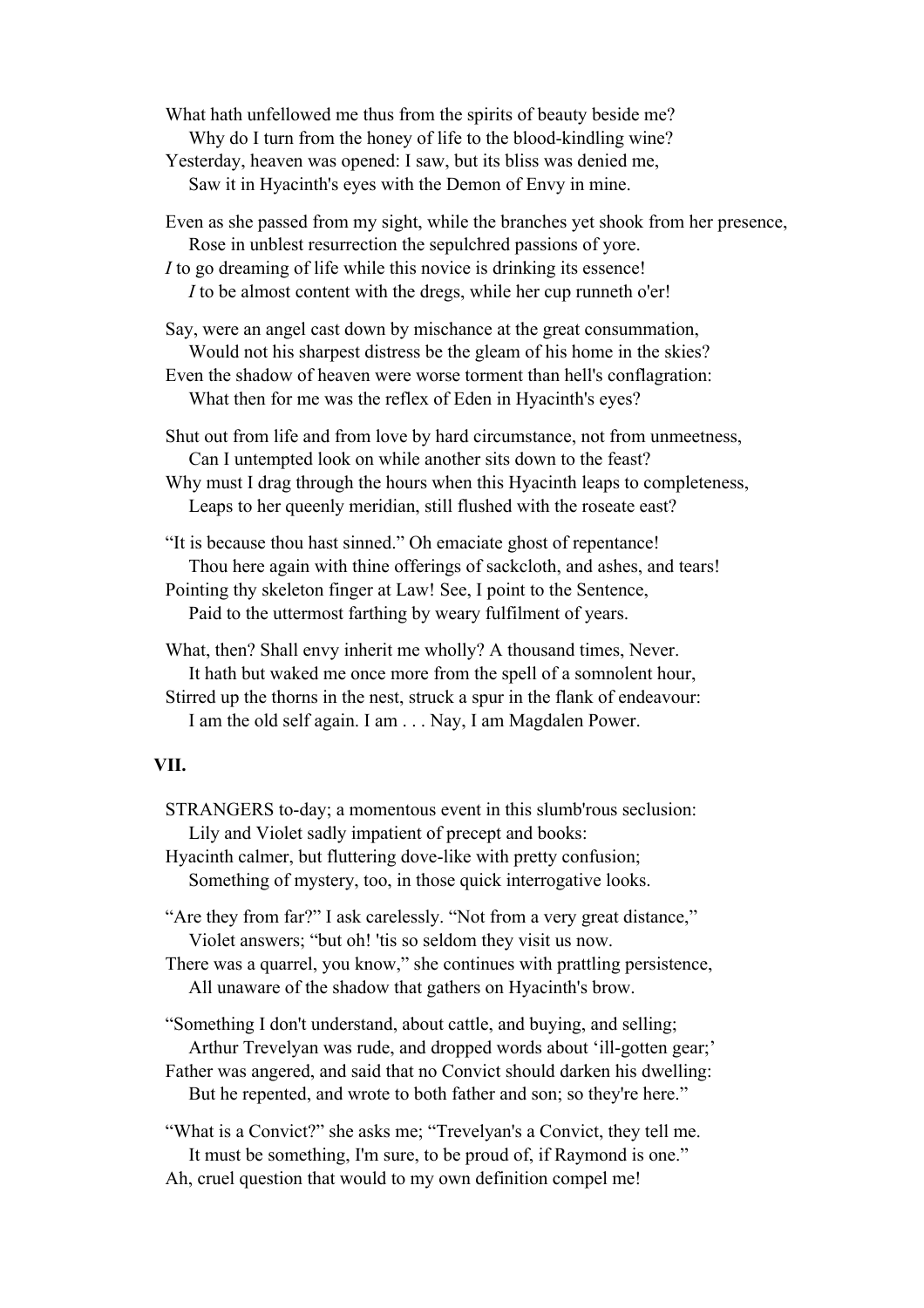What hath unfellowed me thus from the spirits of beauty beside me?
    Why do I turn from the honey of life to the blood-kindling wine?
Yesterday, heaven was opened: I saw, but its bliss was denied me,
    Saw it in Hyacinth's eyes with the Demon of Envy in mine.

Even as she passed from my sight, while the branches yet shook from her presence,
    Rose in unblest resurrection the sepulchred passions of yore.
*I* to go dreaming of life while this novice is drinking its essence!
    *I* to be almost content with the dregs, while her cup runneth o'er!

Say, were an angel cast down by mischance at the great consummation,
    Would not his sharpest distress be the gleam of his home in the skies?
Even the shadow of heaven were worse torment than hell's conflagration:
    What then for me was the reflex of Eden in Hyacinth's eyes?

Shut out from life and from love by hard circumstance, not from unmeetness,
    Can I untempted look on while another sits down to the feast?
Why must I drag through the hours when this Hyacinth leaps to completeness,
    Leaps to her queenly meridian, still flushed with the roseate east?

"It is because thou hast sinned." Oh emaciate ghost of repentance!
    Thou here again with thine offerings of sackcloth, and ashes, and tears!
Pointing thy skeleton finger at Law! See, I point to the Sentence,
    Paid to the uttermost farthing by weary fulfilment of years.

What, then? Shall envy inherit me wholly? A thousand times, Never.
    It hath but waked me once more from the spell of a somnolent hour,
Stirred up the thorns in the nest, struck a spur in the flank of endeavour:
    I am the old self again. I am . . . Nay, I am Magdalen Power.

### VII.

STRANGERS to-day; a momentous event in this slumb'rous seclusion:
    Lily and Violet sadly impatient of precept and books:
Hyacinth calmer, but fluttering dove-like with pretty confusion;
    Something of mystery, too, in those quick interrogative looks.

"Are they from far?" I ask carelessly. "Not from a very great distance,"
    Violet answers; "but oh! 'tis so seldom they visit us now.
There was a quarrel, you know," she continues with prattling persistence,
    All unaware of the shadow that gathers on Hyacinth's brow.

"Something I don't understand, about cattle, and buying, and selling;
    Arthur Trevelyan was rude, and dropped words about 'ill-gotten gear;'
Father was angered, and said that no Convict should darken his dwelling:
    But he repented, and wrote to both father and son; so they're here."

"What is a Convict?" she asks me; "Trevelyan's a Convict, they tell me.
    It must be something, I'm sure, to be proud of, if Raymond is one."
Ah, cruel question that would to my own definition compel me!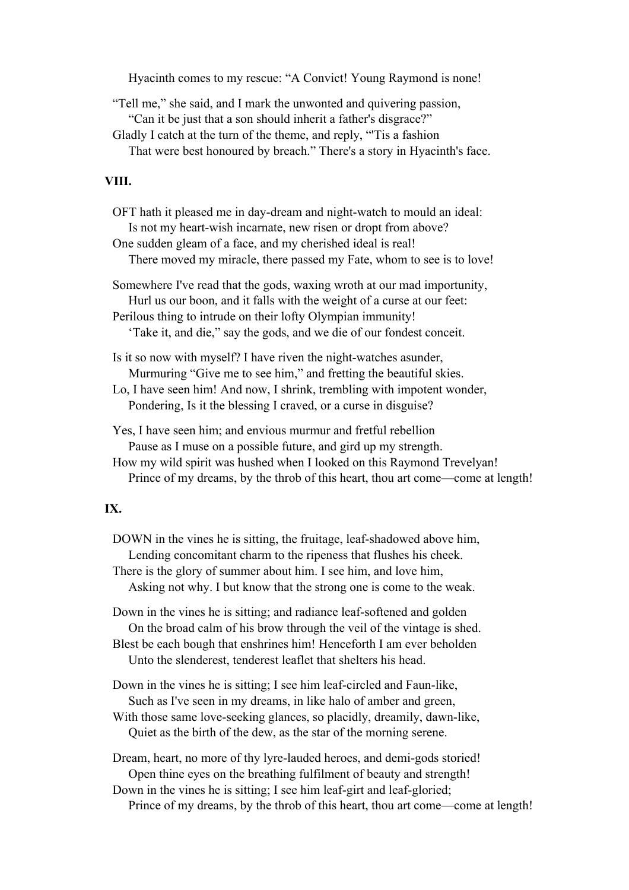Hyacinth comes to my rescue: "A Convict! Young Raymond is none!

"Tell me," she said, and I mark the unwonted and quivering passion,
"Can it be just that a son should inherit a father's disgrace?"
Gladly I catch at the turn of the theme, and reply, "'Tis a fashion
That were best honoured by breach." There's a story in Hyacinth's face.

### VIII.

OFT hath it pleased me in day-dream and night-watch to mould an ideal:
Is not my heart-wish incarnate, new risen or dropt from above?
One sudden gleam of a face, and my cherished ideal is real!
There moved my miracle, there passed my Fate, whom to see is to love!

Somewhere I've read that the gods, waxing wroth at our mad importunity,
Hurl us our boon, and it falls with the weight of a curse at our feet:
Perilous thing to intrude on their lofty Olympian immunity!
'Take it, and die," say the gods, and we die of our fondest conceit.

Is it so now with myself? I have riven the night-watches asunder,
Murmuring "Give me to see him," and fretting the beautiful skies.
Lo, I have seen him! And now, I shrink, trembling with impotent wonder,
Pondering, Is it the blessing I craved, or a curse in disguise?

Yes, I have seen him; and envious murmur and fretful rebellion
Pause as I muse on a possible future, and gird up my strength.
How my wild spirit was hushed when I looked on this Raymond Trevelyan!
Prince of my dreams, by the throb of this heart, thou art come—come at length!

### IX.

DOWN in the vines he is sitting, the fruitage, leaf-shadowed above him,
Lending concomitant charm to the ripeness that flushes his cheek.
There is the glory of summer about him. I see him, and love him,
Asking not why. I but know that the strong one is come to the weak.

Down in the vines he is sitting; and radiance leaf-softened and golden
On the broad calm of his brow through the veil of the vintage is shed.
Blest be each bough that enshrines him! Henceforth I am ever beholden
Unto the slenderest, tenderest leaflet that shelters his head.

Down in the vines he is sitting; I see him leaf-circled and Faun-like,
Such as I've seen in my dreams, in like halo of amber and green,
With those same love-seeking glances, so placidly, dreamily, dawn-like,
Quiet as the birth of the dew, as the star of the morning serene.

Dream, heart, no more of thy lyre-lauded heroes, and demi-gods storied!
Open thine eyes on the breathing fulfilment of beauty and strength!
Down in the vines he is sitting; I see him leaf-girt and leaf-gloried;
Prince of my dreams, by the throb of this heart, thou art come—come at length!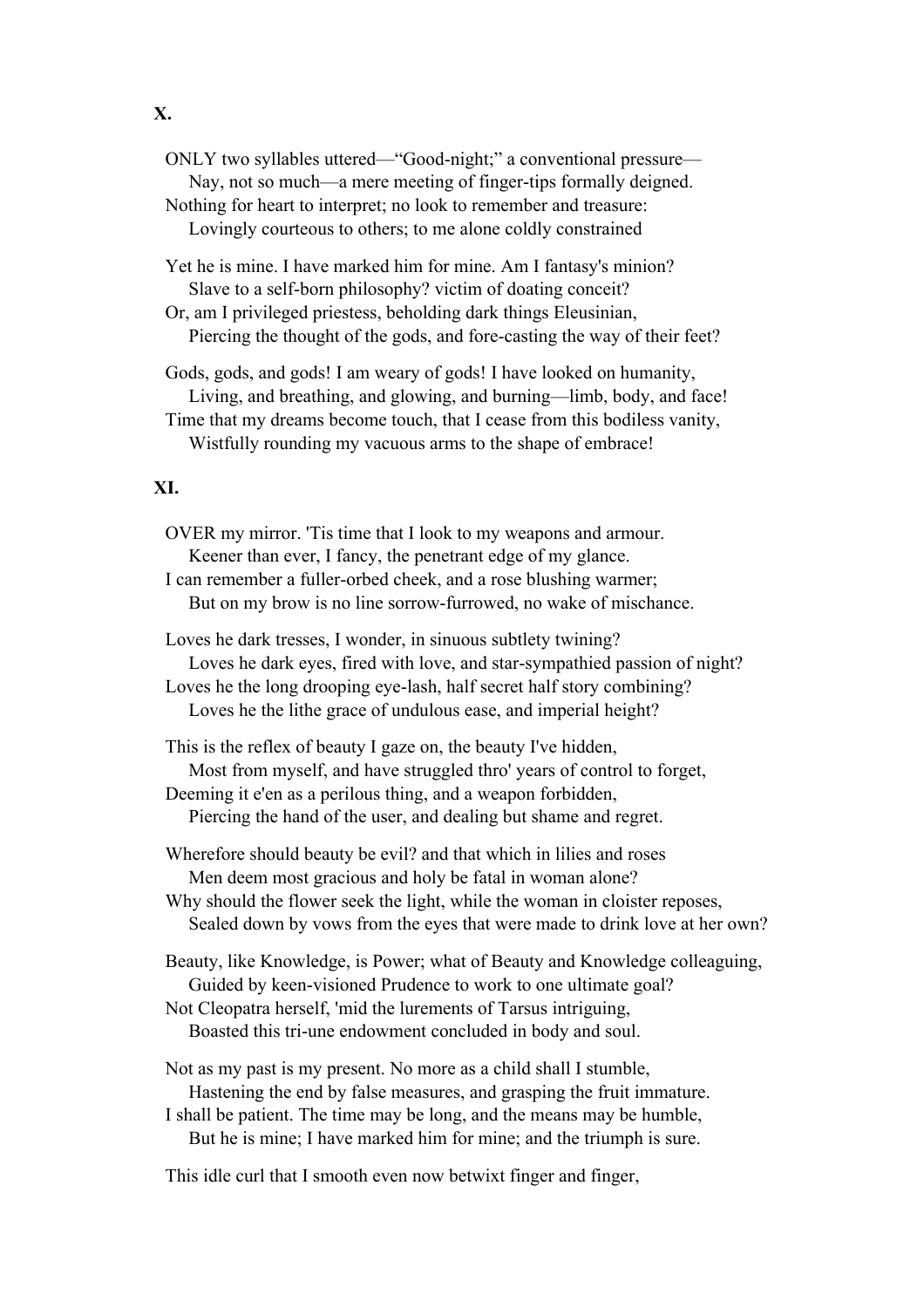**X.**

ONLY two syllables uttered—“Good-night;” a conventional pressure—
Nay, not so much—a mere meeting of finger-tips formally deigned.
Nothing for heart to interpret; no look to remember and treasure:
Lovingly courteous to others; to me alone coldly constrained

Yet he is mine. I have marked him for mine. Am I fantasy's minion?
Slave to a self-born philosophy? victim of doating conceit?
Or, am I privileged priestess, beholding dark things Eleusinian,
Piercing the thought of the gods, and fore-casting the way of their feet?

Gods, gods, and gods! I am weary of gods! I have looked on humanity,
Living, and breathing, and glowing, and burning—limb, body, and face!
Time that my dreams become touch, that I cease from this bodiless vanity,
Wistfully rounding my vacuous arms to the shape of embrace!

**XI.**

OVER my mirror. 'Tis time that I look to my weapons and armour.
Keener than ever, I fancy, the penetrant edge of my glance.
I can remember a fuller-orbed cheek, and a rose blushing warmer;
But on my brow is no line sorrow-furrowed, no wake of mischance.

Loves he dark tresses, I wonder, in sinuous subtlety twining?
Loves he dark eyes, fired with love, and star-sympathied passion of night?
Loves he the long drooping eye-lash, half secret half story combining?
Loves he the lithe grace of undulous ease, and imperial height?

This is the reflex of beauty I gaze on, the beauty I've hidden,
Most from myself, and have struggled thro' years of control to forget,
Deeming it e'en as a perilous thing, and a weapon forbidden,
Piercing the hand of the user, and dealing but shame and regret.

Wherefore should beauty be evil? and that which in lilies and roses
Men deem most gracious and holy be fatal in woman alone?
Why should the flower seek the light, while the woman in cloister reposes,
Sealed down by vows from the eyes that were made to drink love at her own?

Beauty, like Knowledge, is Power; what of Beauty and Knowledge colleaguing,
Guided by keen-visioned Prudence to work to one ultimate goal?
Not Cleopatra herself, 'mid the lurements of Tarsus intriguing,
Boasted this tri-une endowment concluded in body and soul.

Not as my past is my present. No more as a child shall I stumble,
Hastening the end by false measures, and grasping the fruit immature.
I shall be patient. The time may be long, and the means may be humble,
But he is mine; I have marked him for mine; and the triumph is sure.

This idle curl that I smooth even now betwixt finger and finger,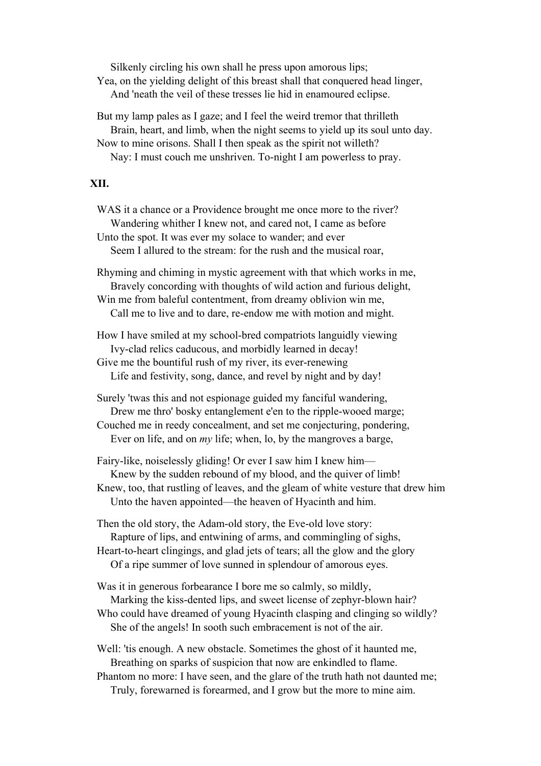Silkenly circling his own shall he press upon amorous lips;  
Yea, on the yielding delight of this breast shall that conquered head linger,  
And 'neath the veil of these tresses lie hid in enamoured eclipse.

But my lamp pales as I gaze; and I feel the weird tremor that thrilleth  
Brain, heart, and limb, when the night seems to yield up its soul unto day.  
Now to mine orisons. Shall I then speak as the spirit not willeth?  
Nay: I must couch me unshriven. To-night I am powerless to pray.

**XII.**

WAS it a chance or a Providence brought me once more to the river?  
Wandering whither I knew not, and cared not, I came as before  
Unto the spot. It was ever my solace to wander; and ever  
Seem I allured to the stream: for the rush and the musical roar,

Rhyming and chiming in mystic agreement with that which works in me,  
Bravely concording with thoughts of wild action and furious delight,  
Win me from baleful contentment, from dreamy oblivion win me,  
Call me to live and to dare, re-endow me with motion and might.

How I have smiled at my school-bred compatriots languidly viewing  
Ivy-clad relics caducous, and morbidly learned in decay!  
Give me the bountiful rush of my river, its ever-renewing  
Life and festivity, song, dance, and revel by night and by day!

Surely 'twas this and not espionage guided my fanciful wandering,  
Drew me thro' bosky entanglement e'en to the ripple-wooed marge;  
Couched me in reedy concealment, and set me conjecturing, pondering,  
Ever on life, and on *my* life; when, lo, by the mangroves a barge,

Fairy-like, noiselessly gliding! Or ever I saw him I knew him—  
Knew by the sudden rebound of my blood, and the quiver of limb!  
Knew, too, that rustling of leaves, and the gleam of white vesture that drew him  
Unto the haven appointed—the heaven of Hyacinth and him.

Then the old story, the Adam-old story, the Eve-old love story:  
Rapture of lips, and entwining of arms, and commingling of sighs,  
Heart-to-heart clingings, and glad jets of tears; all the glow and the glory  
Of a ripe summer of love sunned in splendour of amorous eyes.

Was it in generous forbearance I bore me so calmly, so mildly,  
Marking the kiss-dented lips, and sweet license of zephyr-blown hair?  
Who could have dreamed of young Hyacinth clasping and clinging so wildly?  
She of the angels! In sooth such embracement is not of the air.

Well: 'tis enough. A new obstacle. Sometimes the ghost of it haunted me,  
Breathing on sparks of suspicion that now are enkindled to flame.  
Phantom no more: I have seen, and the glare of the truth hath not daunted me;  
Truly, forewarned is forearmed, and I grow but the more to mine aim.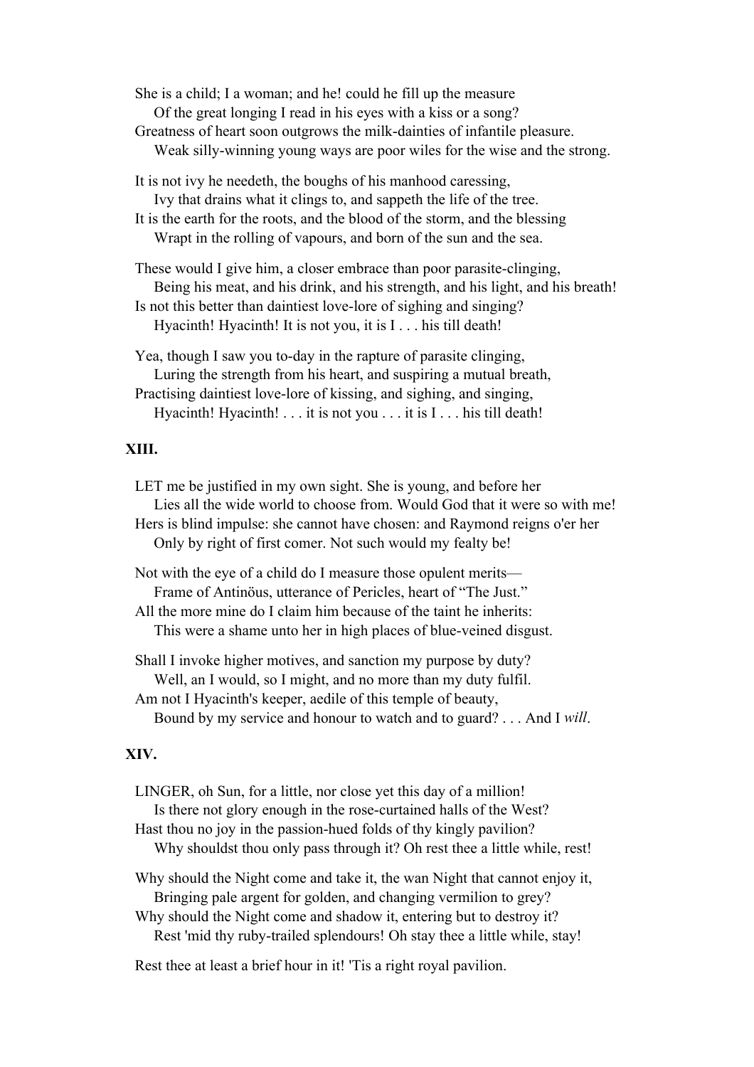She is a child; I a woman; and he! could he fill up the measure
    Of the great longing I read in his eyes with a kiss or a song?
Greatness of heart soon outgrows the milk-dainties of infantile pleasure.
    Weak silly-winning young ways are poor wiles for the wise and the strong.

It is not ivy he needeth, the boughs of his manhood caressing,
    Ivy that drains what it clings to, and sappeth the life of the tree.
It is the earth for the roots, and the blood of the storm, and the blessing
    Wrapt in the rolling of vapours, and born of the sun and the sea.

These would I give him, a closer embrace than poor parasite-clinging,
    Being his meat, and his drink, and his strength, and his light, and his breath!
Is not this better than daintiest love-lore of sighing and singing?
    Hyacinth! Hyacinth! It is not you, it is I . . . his till death!

Yea, though I saw you to-day in the rapture of parasite clinging,
    Luring the strength from his heart, and suspiring a mutual breath,
Practising daintiest love-lore of kissing, and sighing, and singing,
    Hyacinth! Hyacinth! . . . it is not you . . . it is I . . . his till death!

### XIII.

LET me be justified in my own sight. She is young, and before her
    Lies all the wide world to choose from. Would God that it were so with me!
Hers is blind impulse: she cannot have chosen: and Raymond reigns o'er her
    Only by right of first comer. Not such would my fealty be!

Not with the eye of a child do I measure those opulent merits—
    Frame of Antinöus, utterance of Pericles, heart of "The Just."
All the more mine do I claim him because of the taint he inherits:
    This were a shame unto her in high places of blue-veined disgust.

Shall I invoke higher motives, and sanction my purpose by duty?
    Well, an I would, so I might, and no more than my duty fulfil.
Am not I Hyacinth's keeper, aedile of this temple of beauty,
    Bound by my service and honour to watch and to guard? . . . And I *will*.

### XIV.

LINGER, oh Sun, for a little, nor close yet this day of a million!
    Is there not glory enough in the rose-curtained halls of the West?
Hast thou no joy in the passion-hued folds of thy kingly pavilion?
    Why shouldst thou only pass through it? Oh rest thee a little while, rest!

Why should the Night come and take it, the wan Night that cannot enjoy it,
    Bringing pale argent for golden, and changing vermilion to grey?
Why should the Night come and shadow it, entering but to destroy it?
    Rest 'mid thy ruby-trailed splendours! Oh stay thee a little while, stay!

Rest thee at least a brief hour in it! 'Tis a right royal pavilion.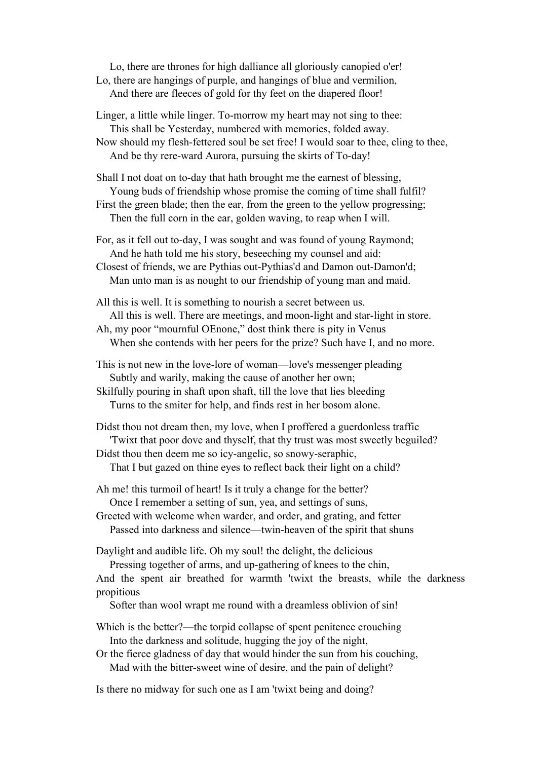Lo, there are thrones for high dalliance all gloriously canopied o'er!  
Lo, there are hangings of purple, and hangings of blue and vermilion,  
And there are fleeces of gold for thy feet on the diapered floor!

Linger, a little while linger. To-morrow my heart may not sing to thee:  
This shall be Yesterday, numbered with memories, folded away.  
Now should my flesh-fettered soul be set free! I would soar to thee, cling to thee,  
And be thy rere-ward Aurora, pursuing the skirts of To-day!

Shall I not doat on to-day that hath brought me the earnest of blessing,  
Young buds of friendship whose promise the coming of time shall fulfil?  
First the green blade; then the ear, from the green to the yellow progressing;  
Then the full corn in the ear, golden waving, to reap when I will.

For, as it fell out to-day, I was sought and was found of young Raymond;  
And he hath told me his story, beseeching my counsel and aid:  
Closest of friends, we are Pythias out-Pythias'd and Damon out-Damon'd;  
Man unto man is as nought to our friendship of young man and maid.

All this is well. It is something to nourish a secret between us.  
All this is well. There are meetings, and moon-light and star-light in store.  
Ah, my poor "mournful OEnone," dost think there is pity in Venus  
When she contends with her peers for the prize? Such have I, and no more.

This is not new in the love-lore of woman—love's messenger pleading  
Subtly and warily, making the cause of another her own;  
Skilfully pouring in shaft upon shaft, till the love that lies bleeding  
Turns to the smiter for help, and finds rest in her bosom alone.

Didst thou not dream then, my love, when I proffered a guerdonless traffic  
'Twixt that poor dove and thyself, that thy trust was most sweetly beguiled?  
Didst thou then deem me so icy-angelic, so snowy-seraphic,  
That I but gazed on thine eyes to reflect back their light on a child?

Ah me! this turmoil of heart! Is it truly a change for the better?  
Once I remember a setting of sun, yea, and settings of suns,  
Greeted with welcome when warder, and order, and grating, and fetter  
Passed into darkness and silence—twin-heaven of the spirit that shuns

Daylight and audible life. Oh my soul! the delight, the delicious  
Pressing together of arms, and up-gathering of knees to the chin,  
And the spent air breathed for warmth 'twixt the breasts, while the darkness propitious  
Softer than wool wrapt me round with a dreamless oblivion of sin!

Which is the better?—the torpid collapse of spent penitence crouching  
Into the darkness and solitude, hugging the joy of the night,  
Or the fierce gladness of day that would hinder the sun from his couching,  
Mad with the bitter-sweet wine of desire, and the pain of delight?

Is there no midway for such one as I am 'twixt being and doing?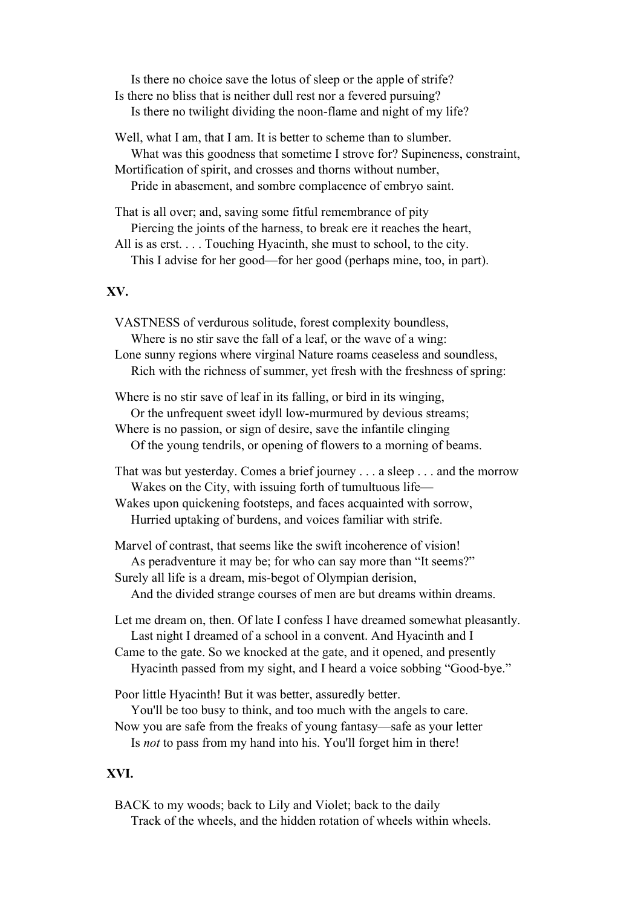Is there no choice save the lotus of sleep or the apple of strife?  
Is there no bliss that is neither dull rest nor a fevered pursuing?  
Is there no twilight dividing the noon-flame and night of my life?

Well, what I am, that I am. It is better to scheme than to slumber.  
What was this goodness that sometime I strove for? Supineness, constraint,  
Mortification of spirit, and crosses and thorns without number,  
Pride in abasement, and sombre complacence of embryo saint.

That is all over; and, saving some fitful remembrance of pity  
Piercing the joints of the harness, to break ere it reaches the heart,  
All is as erst. . . . Touching Hyacinth, she must to school, to the city.  
This I advise for her good—for her good (perhaps mine, too, in part).

**XV.**

VASTNESS of verdurous solitude, forest complexity boundless,  
Where is no stir save the fall of a leaf, or the wave of a wing:  
Lone sunny regions where virginal Nature roams ceaseless and soundless,  
Rich with the richness of summer, yet fresh with the freshness of spring:

Where is no stir save of leaf in its falling, or bird in its winging,  
Or the unfrequent sweet idyll low-murmured by devious streams;  
Where is no passion, or sign of desire, save the infantile clinging  
Of the young tendrils, or opening of flowers to a morning of beams.

That was but yesterday. Comes a brief journey . . . a sleep . . . and the morrow  
Wakes on the City, with issuing forth of tumultuous life—  
Wakes upon quickening footsteps, and faces acquainted with sorrow,  
Hurried uptaking of burdens, and voices familiar with strife.

Marvel of contrast, that seems like the swift incoherence of vision!  
As peradventure it may be; for who can say more than "It seems?"  
Surely all life is a dream, mis-begot of Olympian derision,  
And the divided strange courses of men are but dreams within dreams.

Let me dream on, then. Of late I confess I have dreamed somewhat pleasantly.  
Last night I dreamed of a school in a convent. And Hyacinth and I  
Came to the gate. So we knocked at the gate, and it opened, and presently  
Hyacinth passed from my sight, and I heard a voice sobbing "Good-bye."

Poor little Hyacinth! But it was better, assuredly better.  
You'll be too busy to think, and too much with the angels to care.  
Now you are safe from the freaks of young fantasy—safe as your letter  
Is *not* to pass from my hand into his. You'll forget him in there!

**XVI.**

BACK to my woods; back to Lily and Violet; back to the daily  
Track of the wheels, and the hidden rotation of wheels within wheels.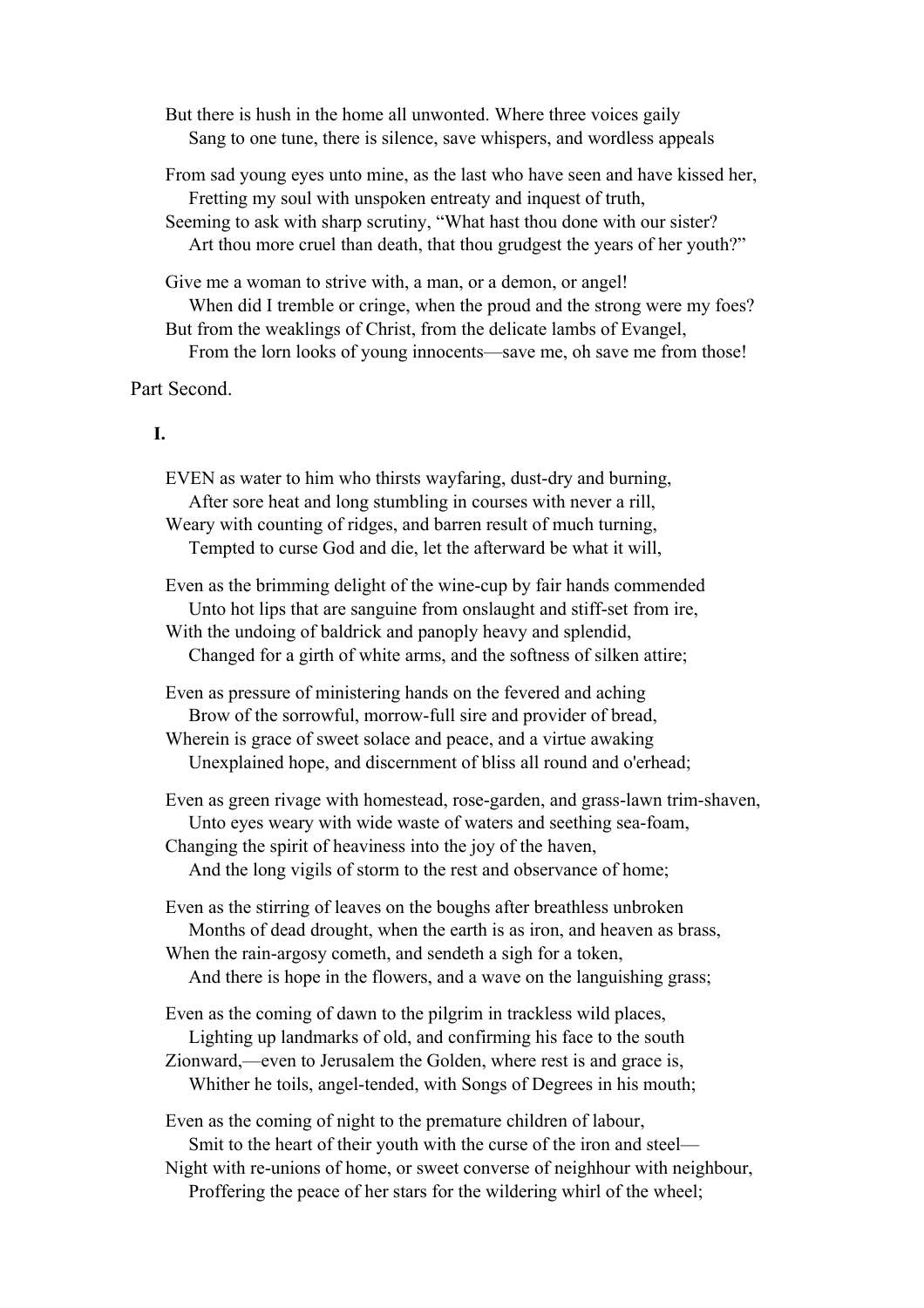But there is hush in the home all unwonted. Where three voices gaily
    Sang to one tune, there is silence, save whispers, and wordless appeals

From sad young eyes unto mine, as the last who have seen and have kissed her,
    Fretting my soul with unspoken entreaty and inquest of truth,
Seeming to ask with sharp scrutiny, "What hast thou done with our sister?
    Art thou more cruel than death, that thou grudgest the years of her youth?"

Give me a woman to strive with, a man, or a demon, or angel!
    When did I tremble or cringe, when the proud and the strong were my foes?
But from the weaklings of Christ, from the delicate lambs of Evangel,
    From the lorn looks of young innocents—save me, oh save me from those!

## Part Second.

### I.

EVEN as water to him who thirsts wayfaring, dust-dry and burning,
    After sore heat and long stumbling in courses with never a rill,
Weary with counting of ridges, and barren result of much turning,
    Tempted to curse God and die, let the afterward be what it will,

Even as the brimming delight of the wine-cup by fair hands commended
    Unto hot lips that are sanguine from onslaught and stiff-set from ire,
With the undoing of baldrick and panoply heavy and splendid,
    Changed for a girth of white arms, and the softness of silken attire;

Even as pressure of ministering hands on the fevered and aching
    Brow of the sorrowful, morrow-full sire and provider of bread,
Wherein is grace of sweet solace and peace, and a virtue awaking
    Unexplained hope, and discernment of bliss all round and o'erhead;

Even as green rivage with homestead, rose-garden, and grass-lawn trim-shaven,
    Unto eyes weary with wide waste of waters and seething sea-foam,
Changing the spirit of heaviness into the joy of the haven,
    And the long vigils of storm to the rest and observance of home;

Even as the stirring of leaves on the boughs after breathless unbroken
    Months of dead drought, when the earth is as iron, and heaven as brass,
When the rain-argosy cometh, and sendeth a sigh for a token,
    And there is hope in the flowers, and a wave on the languishing grass;

Even as the coming of dawn to the pilgrim in trackless wild places,
    Lighting up landmarks of old, and confirming his face to the south
Zionward,—even to Jerusalem the Golden, where rest is and grace is,
    Whither he toils, angel-tended, with Songs of Degrees in his mouth;

Even as the coming of night to the premature children of labour,
    Smit to the heart of their youth with the curse of the iron and steel—
Night with re-unions of home, or sweet converse of neighhour with neighbour,
    Proffering the peace of her stars for the wildering whirl of the wheel;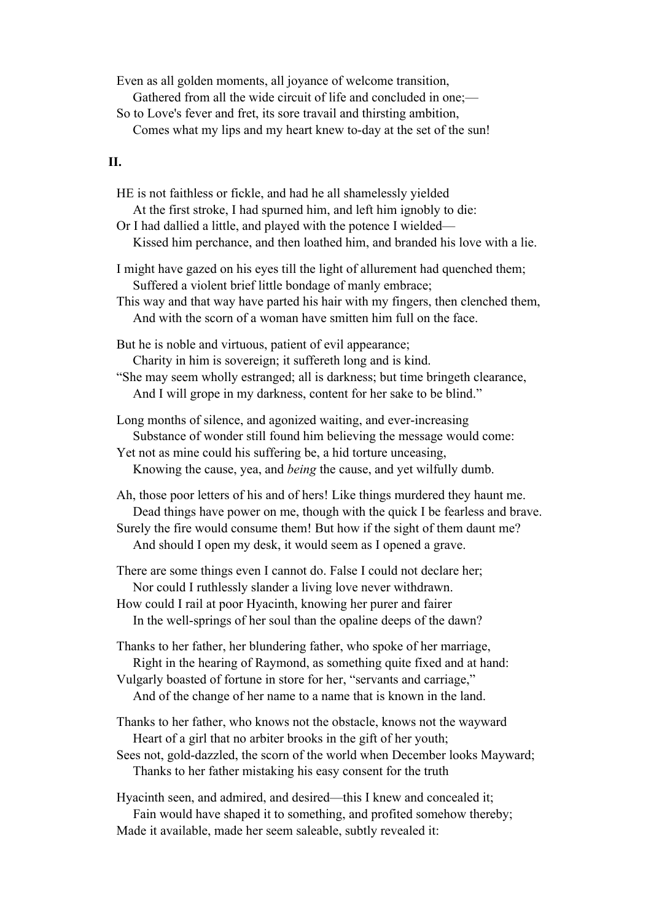Even as all golden moments, all joyance of welcome transition,
  Gathered from all the wide circuit of life and concluded in one;—
So to Love's fever and fret, its sore travail and thirsting ambition,
  Comes what my lips and my heart knew to-day at the set of the sun!

## II.

HE is not faithless or fickle, and had he all shamelessly yielded
  At the first stroke, I had spurned him, and left him ignobly to die:
Or I had dallied a little, and played with the potence I wielded—
  Kissed him perchance, and then loathed him, and branded his love with a lie.

I might have gazed on his eyes till the light of allurement had quenched them;
  Suffered a violent brief little bondage of manly embrace;
This way and that way have parted his hair with my fingers, then clenched them,
  And with the scorn of a woman have smitten him full on the face.

But he is noble and virtuous, patient of evil appearance;
  Charity in him is sovereign; it suffereth long and is kind.
"She may seem wholly estranged; all is darkness; but time bringeth clearance,
  And I will grope in my darkness, content for her sake to be blind."

Long months of silence, and agonized waiting, and ever-increasing
  Substance of wonder still found him believing the message would come:
Yet not as mine could his suffering be, a hid torture unceasing,
  Knowing the cause, yea, and *being* the cause, and yet wilfully dumb.

Ah, those poor letters of his and of hers! Like things murdered they haunt me.
  Dead things have power on me, though with the quick I be fearless and brave.
Surely the fire would consume them! But how if the sight of them daunt me?
  And should I open my desk, it would seem as I opened a grave.

There are some things even I cannot do. False I could not declare her;
  Nor could I ruthlessly slander a living love never withdrawn.
How could I rail at poor Hyacinth, knowing her purer and fairer
  In the well-springs of her soul than the opaline deeps of the dawn?

Thanks to her father, her blundering father, who spoke of her marriage,
  Right in the hearing of Raymond, as something quite fixed and at hand:
Vulgarly boasted of fortune in store for her, "servants and carriage,"
  And of the change of her name to a name that is known in the land.

Thanks to her father, who knows not the obstacle, knows not the wayward
  Heart of a girl that no arbiter brooks in the gift of her youth;
Sees not, gold-dazzled, the scorn of the world when December looks Mayward;
  Thanks to her father mistaking his easy consent for the truth

Hyacinth seen, and admired, and desired—this I knew and concealed it;
  Fain would have shaped it to something, and profited somehow thereby;
Made it available, made her seem saleable, subtly revealed it: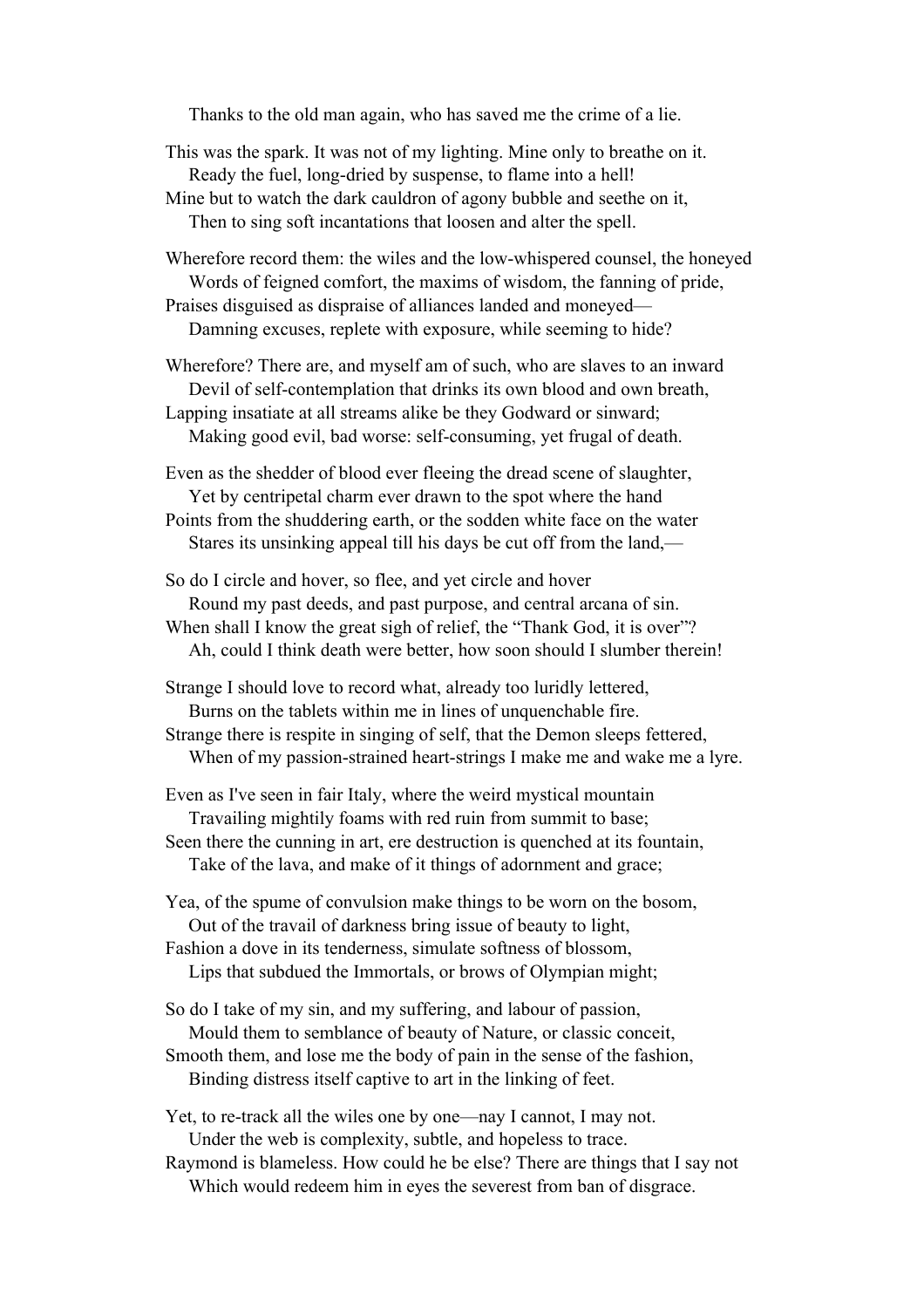Thanks to the old man again, who has saved me the crime of a lie.

This was the spark. It was not of my lighting. Mine only to breathe on it.
Ready the fuel, long-dried by suspense, to flame into a hell!
Mine but to watch the dark cauldron of agony bubble and seethe on it,
Then to sing soft incantations that loosen and alter the spell.

Wherefore record them: the wiles and the low-whispered counsel, the honeyed
Words of feigned comfort, the maxims of wisdom, the fanning of pride,
Praises disguised as dispraise of alliances landed and moneyed—
Damning excuses, replete with exposure, while seeming to hide?

Wherefore? There are, and myself am of such, who are slaves to an inward
Devil of self-contemplation that drinks its own blood and own breath,
Lapping insatiate at all streams alike be they Godward or sinward;
Making good evil, bad worse: self-consuming, yet frugal of death.

Even as the shedder of blood ever fleeing the dread scene of slaughter,
Yet by centripetal charm ever drawn to the spot where the hand
Points from the shuddering earth, or the sodden white face on the water
Stares its unsinking appeal till his days be cut off from the land,—

So do I circle and hover, so flee, and yet circle and hover
Round my past deeds, and past purpose, and central arcana of sin.
When shall I know the great sigh of relief, the "Thank God, it is over"?
Ah, could I think death were better, how soon should I slumber therein!

Strange I should love to record what, already too luridly lettered,
Burns on the tablets within me in lines of unquenchable fire.
Strange there is respite in singing of self, that the Demon sleeps fettered,
When of my passion-strained heart-strings I make me and wake me a lyre.

Even as I've seen in fair Italy, where the weird mystical mountain
Travailing mightily foams with red ruin from summit to base;
Seen there the cunning in art, ere destruction is quenched at its fountain,
Take of the lava, and make of it things of adornment and grace;

Yea, of the spume of convulsion make things to be worn on the bosom,
Out of the travail of darkness bring issue of beauty to light,
Fashion a dove in its tenderness, simulate softness of blossom,
Lips that subdued the Immortals, or brows of Olympian might;

So do I take of my sin, and my suffering, and labour of passion,
Mould them to semblance of beauty of Nature, or classic conceit,
Smooth them, and lose me the body of pain in the sense of the fashion,
Binding distress itself captive to art in the linking of feet.

Yet, to re-track all the wiles one by one—nay I cannot, I may not.
Under the web is complexity, subtle, and hopeless to trace.
Raymond is blameless. How could he be else? There are things that I say not
Which would redeem him in eyes the severest from ban of disgrace.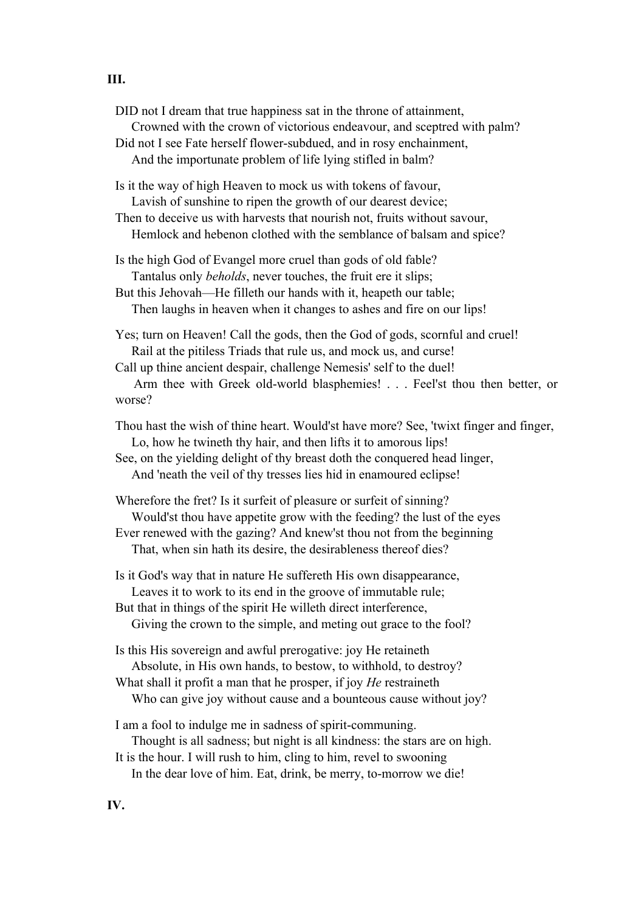**III.**

DID not I dream that true happiness sat in the throne of attainment,
    Crowned with the crown of victorious endeavour, and sceptred with palm?
Did not I see Fate herself flower-subdued, and in rosy enchainment,
    And the importunate problem of life lying stifled in balm?

Is it the way of high Heaven to mock us with tokens of favour,
    Lavish of sunshine to ripen the growth of our dearest device;
Then to deceive us with harvests that nourish not, fruits without savour,
    Hemlock and hebenon clothed with the semblance of balsam and spice?

Is the high God of Evangel more cruel than gods of old fable?
    Tantalus only *beholds*, never touches, the fruit ere it slips;
But this Jehovah—He filleth our hands with it, heapeth our table;
    Then laughs in heaven when it changes to ashes and fire on our lips!

Yes; turn on Heaven! Call the gods, then the God of gods, scornful and cruel!
    Rail at the pitiless Triads that rule us, and mock us, and curse!
Call up thine ancient despair, challenge Nemesis' self to the duel!
    Arm thee with Greek old-world blasphemies! . . . Feel'st thou then better, or worse?

Thou hast the wish of thine heart. Would'st have more? See, 'twixt finger and finger,
    Lo, how he twineth thy hair, and then lifts it to amorous lips!
See, on the yielding delight of thy breast doth the conquered head linger,
    And 'neath the veil of thy tresses lies hid in enamoured eclipse!

Wherefore the fret? Is it surfeit of pleasure or surfeit of sinning?
    Would'st thou have appetite grow with the feeding? the lust of the eyes
Ever renewed with the gazing? And knew'st thou not from the beginning
    That, when sin hath its desire, the desirableness thereof dies?

Is it God's way that in nature He suffereth His own disappearance,
    Leaves it to work to its end in the groove of immutable rule;
But that in things of the spirit He willeth direct interference,
    Giving the crown to the simple, and meting out grace to the fool?

Is this His sovereign and awful prerogative: joy He retaineth
    Absolute, in His own hands, to bestow, to withhold, to destroy?
What shall it profit a man that he prosper, if joy *He* restraineth
    Who can give joy without cause and a bounteous cause without joy?

I am a fool to indulge me in sadness of spirit-communing.
    Thought is all sadness; but night is all kindness: the stars are on high.
It is the hour. I will rush to him, cling to him, revel to swooning
    In the dear love of him. Eat, drink, be merry, to-morrow we die!

**IV.**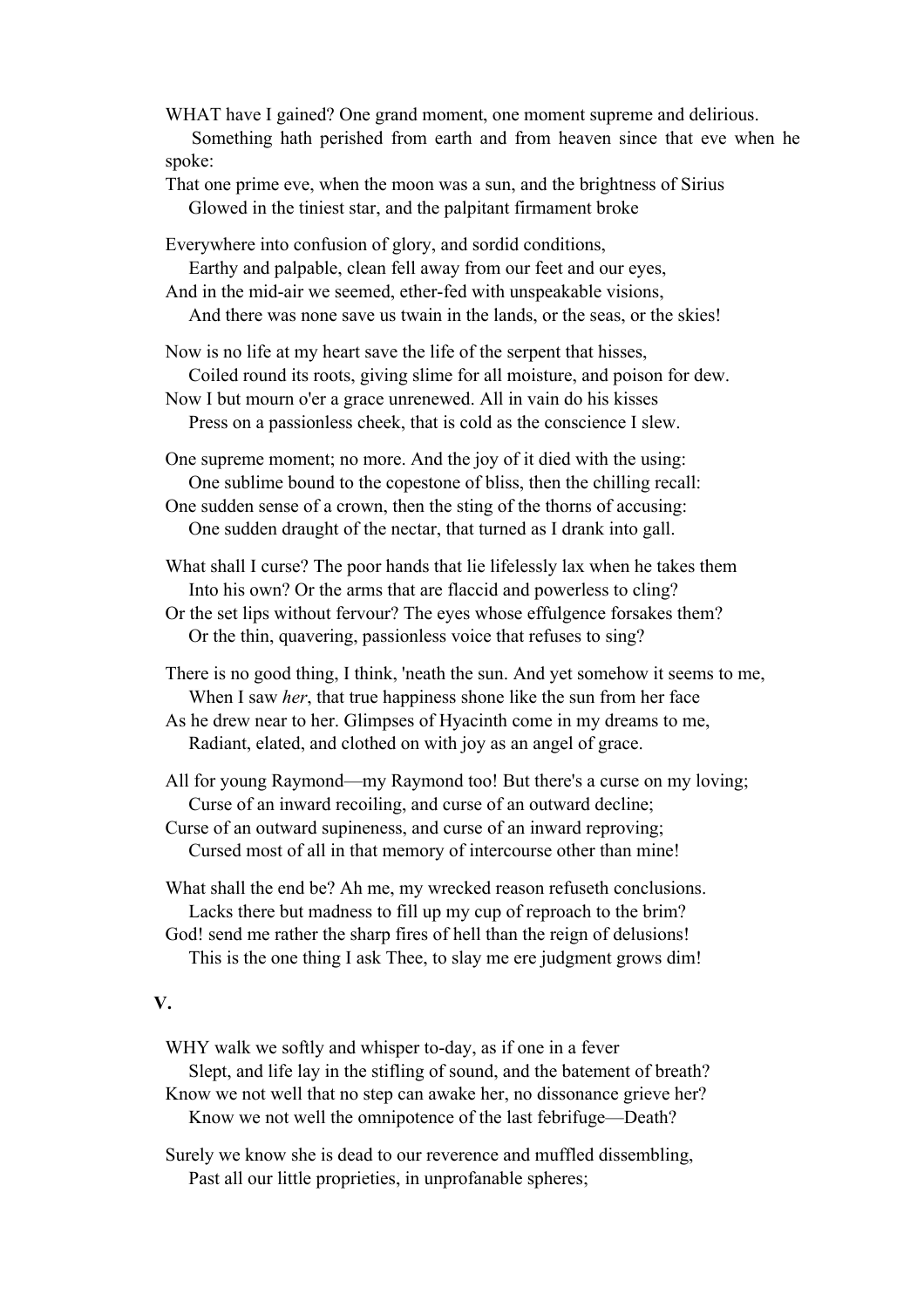WHAT have I gained? One grand moment, one moment supreme and delirious.  
Something hath perished from earth and from heaven since that eve when he spoke:  
That one prime eve, when the moon was a sun, and the brightness of Sirius  
Glowed in the tiniest star, and the palpitant firmament broke

Everywhere into confusion of glory, and sordid conditions,  
Earthy and palpable, clean fell away from our feet and our eyes,  
And in the mid-air we seemed, ether-fed with unspeakable visions,  
And there was none save us twain in the lands, or the seas, or the skies!

Now is no life at my heart save the life of the serpent that hisses,  
Coiled round its roots, giving slime for all moisture, and poison for dew.  
Now I but mourn o'er a grace unrenewed. All in vain do his kisses  
Press on a passionless cheek, that is cold as the conscience I slew.

One supreme moment; no more. And the joy of it died with the using:  
One sublime bound to the copestone of bliss, then the chilling recall:  
One sudden sense of a crown, then the sting of the thorns of accusing:  
One sudden draught of the nectar, that turned as I drank into gall.

What shall I curse? The poor hands that lie lifelessly lax when he takes them  
Into his own? Or the arms that are flaccid and powerless to cling?  
Or the set lips without fervour? The eyes whose effulgence forsakes them?  
Or the thin, quavering, passionless voice that refuses to sing?

There is no good thing, I think, 'neath the sun. And yet somehow it seems to me,  
When I saw *her*, that true happiness shone like the sun from her face  
As he drew near to her. Glimpses of Hyacinth come in my dreams to me,  
Radiant, elated, and clothed on with joy as an angel of grace.

All for young Raymond—my Raymond too! But there's a curse on my loving;  
Curse of an inward recoiling, and curse of an outward decline;  
Curse of an outward supineness, and curse of an inward reproving;  
Cursed most of all in that memory of intercourse other than mine!

What shall the end be? Ah me, my wrecked reason refuseth conclusions.  
Lacks there but madness to fill up my cup of reproach to the brim?  
God! send me rather the sharp fires of hell than the reign of delusions!  
This is the one thing I ask Thee, to slay me ere judgment grows dim!

## V.

WHY walk we softly and whisper to-day, as if one in a fever  
Slept, and life lay in the stifling of sound, and the batement of breath?  
Know we not well that no step can awake her, no dissonance grieve her?  
Know we not well the omnipotence of the last febrifuge—Death?

Surely we know she is dead to our reverence and muffled dissembling,  
Past all our little proprieties, in unprofanable spheres;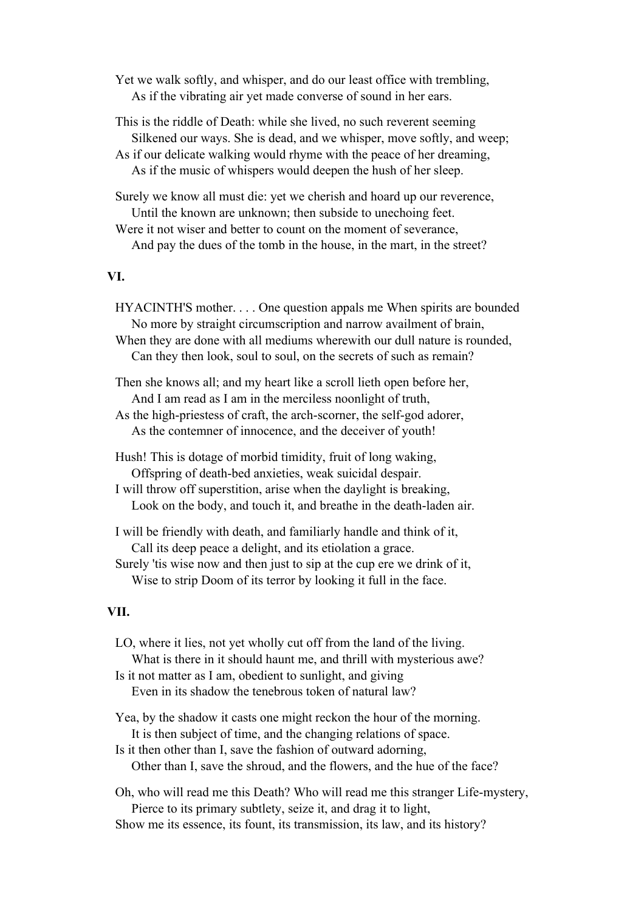Yet we walk softly, and whisper, and do our least office with trembling,
  As if the vibrating air yet made converse of sound in her ears.

This is the riddle of Death: while she lived, no such reverent seeming
  Silkened our ways. She is dead, and we whisper, move softly, and weep;
As if our delicate walking would rhyme with the peace of her dreaming,
  As if the music of whispers would deepen the hush of her sleep.

Surely we know all must die: yet we cherish and hoard up our reverence,
  Until the known are unknown; then subside to unechoing feet.
Were it not wiser and better to count on the moment of severance,
  And pay the dues of the tomb in the house, in the mart, in the street?

### VI.

HYACINTH'S mother. . . . One question appals me When spirits are bounded
  No more by straight circumscription and narrow availment of brain,
When they are done with all mediums wherewith our dull nature is rounded,
  Can they then look, soul to soul, on the secrets of such as remain?

Then she knows all; and my heart like a scroll lieth open before her,
  And I am read as I am in the merciless noonlight of truth,
As the high-priestess of craft, the arch-scorner, the self-god adorer,
  As the contemner of innocence, and the deceiver of youth!

Hush! This is dotage of morbid timidity, fruit of long waking,
  Offspring of death-bed anxieties, weak suicidal despair.
I will throw off superstition, arise when the daylight is breaking,
  Look on the body, and touch it, and breathe in the death-laden air.

I will be friendly with death, and familiarly handle and think of it,
  Call its deep peace a delight, and its etiolation a grace.
Surely 'tis wise now and then just to sip at the cup ere we drink of it,
  Wise to strip Doom of its terror by looking it full in the face.

### VII.

LO, where it lies, not yet wholly cut off from the land of the living.
  What is there in it should haunt me, and thrill with mysterious awe?
Is it not matter as I am, obedient to sunlight, and giving
  Even in its shadow the tenebrous token of natural law?

Yea, by the shadow it casts one might reckon the hour of the morning.
  It is then subject of time, and the changing relations of space.
Is it then other than I, save the fashion of outward adorning,
  Other than I, save the shroud, and the flowers, and the hue of the face?

Oh, who will read me this Death? Who will read me this stranger Life-mystery,
  Pierce to its primary subtlety, seize it, and drag it to light,
Show me its essence, its fount, its transmission, its law, and its history?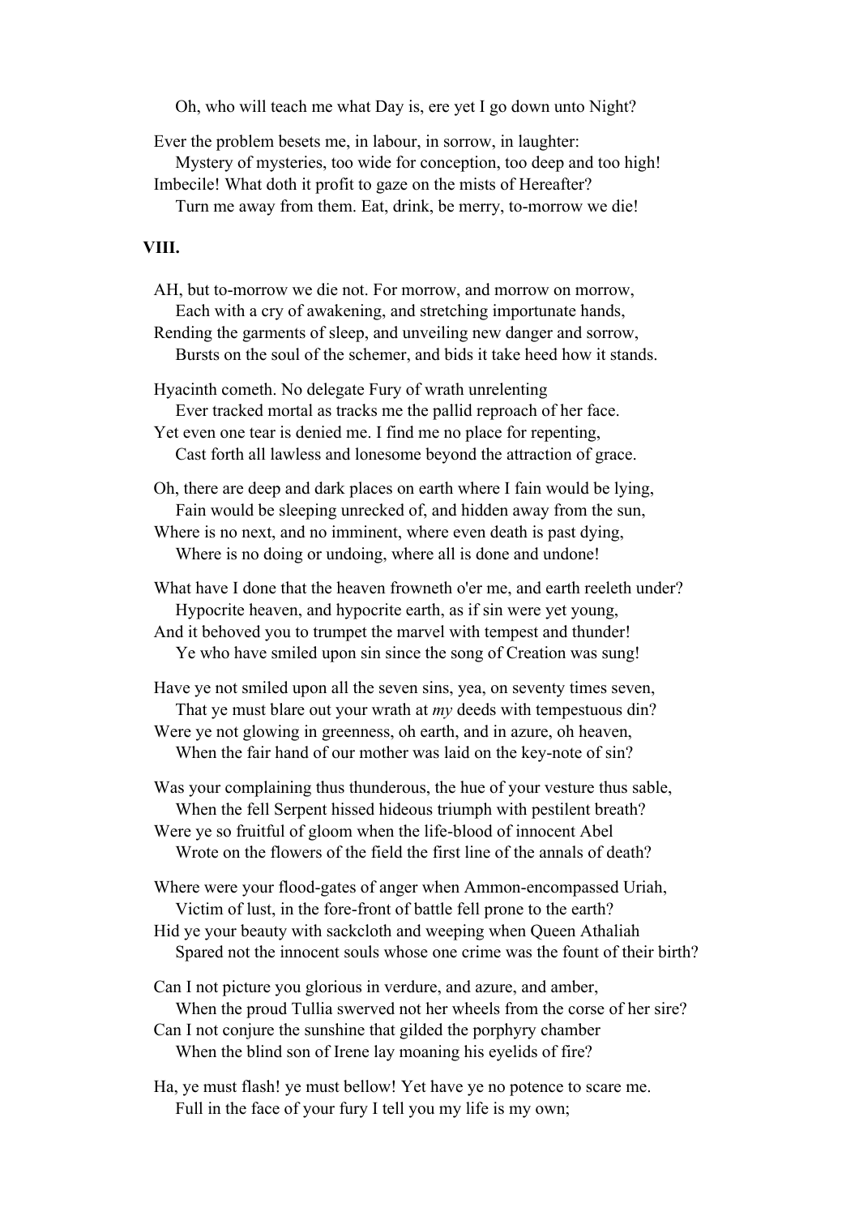Oh, who will teach me what Day is, ere yet I go down unto Night?

Ever the problem besets me, in labour, in sorrow, in laughter:
Mystery of mysteries, too wide for conception, too deep and too high!
Imbecile! What doth it profit to gaze on the mists of Hereafter?
Turn me away from them. Eat, drink, be merry, to-morrow we die!

### VIII.

AH, but to-morrow we die not. For morrow, and morrow on morrow,
Each with a cry of awakening, and stretching importunate hands,
Rending the garments of sleep, and unveiling new danger and sorrow,
Bursts on the soul of the schemer, and bids it take heed how it stands.

Hyacinth cometh. No delegate Fury of wrath unrelenting
Ever tracked mortal as tracks me the pallid reproach of her face.
Yet even one tear is denied me. I find me no place for repenting,
Cast forth all lawless and lonesome beyond the attraction of grace.

Oh, there are deep and dark places on earth where I fain would be lying,
Fain would be sleeping unrecked of, and hidden away from the sun,
Where is no next, and no imminent, where even death is past dying,
Where is no doing or undoing, where all is done and undone!

What have I done that the heaven frowneth o'er me, and earth reeleth under?
Hypocrite heaven, and hypocrite earth, as if sin were yet young,
And it behoved you to trumpet the marvel with tempest and thunder!
Ye who have smiled upon sin since the song of Creation was sung!

Have ye not smiled upon all the seven sins, yea, on seventy times seven,
That ye must blare out your wrath at *my* deeds with tempestuous din?
Were ye not glowing in greenness, oh earth, and in azure, oh heaven,
When the fair hand of our mother was laid on the key-note of sin?

Was your complaining thus thunderous, the hue of your vesture thus sable,
When the fell Serpent hissed hideous triumph with pestilent breath?
Were ye so fruitful of gloom when the life-blood of innocent Abel
Wrote on the flowers of the field the first line of the annals of death?

Where were your flood-gates of anger when Ammon-encompassed Uriah,
Victim of lust, in the fore-front of battle fell prone to the earth?
Hid ye your beauty with sackcloth and weeping when Queen Athaliah
Spared not the innocent souls whose one crime was the fount of their birth?

Can I not picture you glorious in verdure, and azure, and amber,
When the proud Tullia swerved not her wheels from the corse of her sire?
Can I not conjure the sunshine that gilded the porphyry chamber
When the blind son of Irene lay moaning his eyelids of fire?

Ha, ye must flash! ye must bellow! Yet have ye no potence to scare me.
Full in the face of your fury I tell you my life is my own;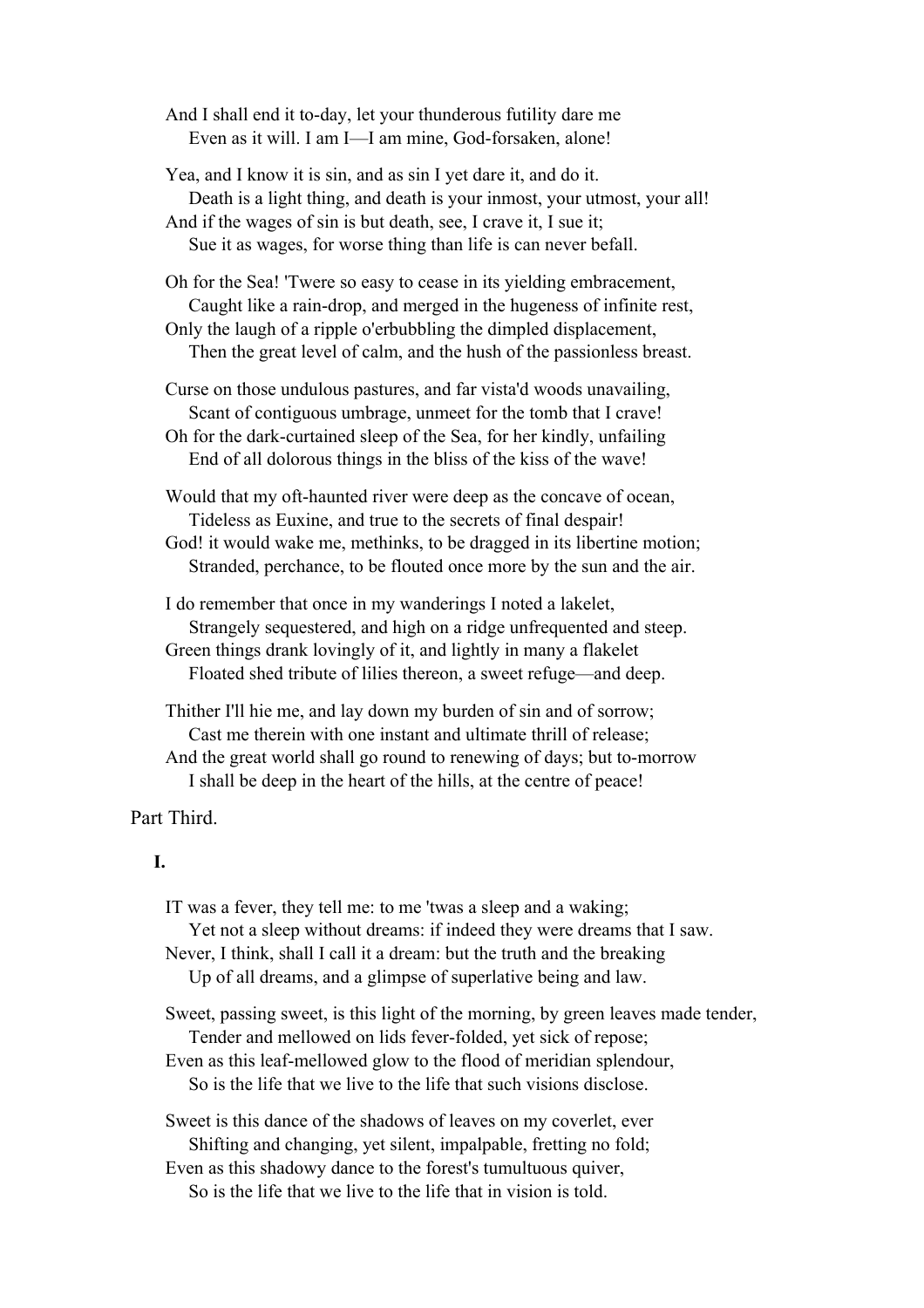And I shall end it to-day, let your thunderous futility dare me
    Even as it will. I am I—I am mine, God-forsaken, alone!

Yea, and I know it is sin, and as sin I yet dare it, and do it.
    Death is a light thing, and death is your inmost, your utmost, your all!
And if the wages of sin is but death, see, I crave it, I sue it;
    Sue it as wages, for worse thing than life is can never befall.

Oh for the Sea! 'Twere so easy to cease in its yielding embracement,
    Caught like a rain-drop, and merged in the hugeness of infinite rest,
Only the laugh of a ripple o'erbubbling the dimpled displacement,
    Then the great level of calm, and the hush of the passionless breast.

Curse on those undulous pastures, and far vista'd woods unavailing,
    Scant of contiguous umbrage, unmeet for the tomb that I crave!
Oh for the dark-curtained sleep of the Sea, for her kindly, unfailing
    End of all dolorous things in the bliss of the kiss of the wave!

Would that my oft-haunted river were deep as the concave of ocean,
    Tideless as Euxine, and true to the secrets of final despair!
God! it would wake me, methinks, to be dragged in its libertine motion;
    Stranded, perchance, to be flouted once more by the sun and the air.

I do remember that once in my wanderings I noted a lakelet,
    Strangely sequestered, and high on a ridge unfrequented and steep.
Green things drank lovingly of it, and lightly in many a flakelet
    Floated shed tribute of lilies thereon, a sweet refuge—and deep.

Thither I'll hie me, and lay down my burden of sin and of sorrow;
    Cast me therein with one instant and ultimate thrill of release;
And the great world shall go round to renewing of days; but to-morrow
    I shall be deep in the heart of the hills, at the centre of peace!

## Part Third.

### I.

IT was a fever, they tell me: to me 'twas a sleep and a waking;
    Yet not a sleep without dreams: if indeed they were dreams that I saw.
Never, I think, shall I call it a dream: but the truth and the breaking
    Up of all dreams, and a glimpse of superlative being and law.

Sweet, passing sweet, is this light of the morning, by green leaves made tender,
    Tender and mellowed on lids fever-folded, yet sick of repose;
Even as this leaf-mellowed glow to the flood of meridian splendour,
    So is the life that we live to the life that such visions disclose.

Sweet is this dance of the shadows of leaves on my coverlet, ever
    Shifting and changing, yet silent, impalpable, fretting no fold;
Even as this shadowy dance to the forest's tumultuous quiver,
    So is the life that we live to the life that in vision is told.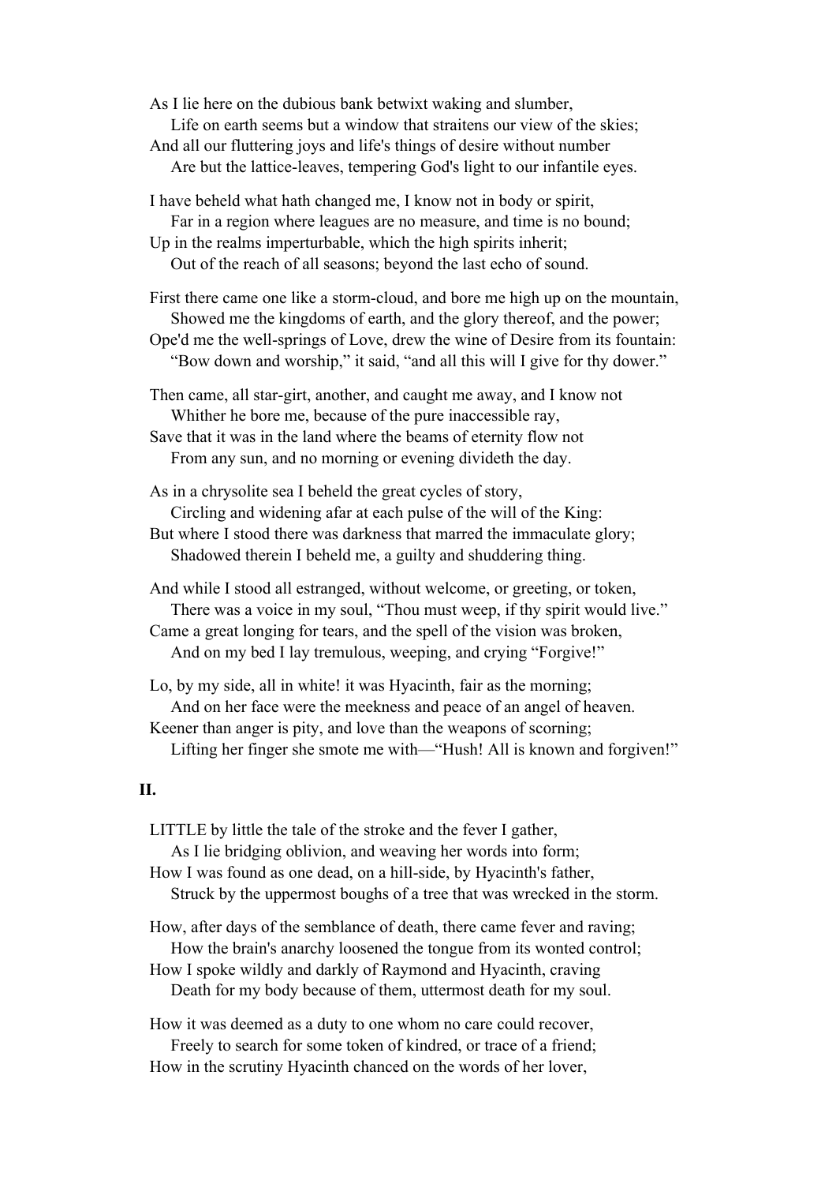As I lie here on the dubious bank betwixt waking and slumber,
  Life on earth seems but a window that straitens our view of the skies;
And all our fluttering joys and life's things of desire without number
  Are but the lattice-leaves, tempering God's light to our infantile eyes.

I have beheld what hath changed me, I know not in body or spirit,
  Far in a region where leagues are no measure, and time is no bound;
Up in the realms imperturbable, which the high spirits inherit;
  Out of the reach of all seasons; beyond the last echo of sound.

First there came one like a storm-cloud, and bore me high up on the mountain,
  Showed me the kingdoms of earth, and the glory thereof, and the power;
Ope'd me the well-springs of Love, drew the wine of Desire from its fountain:
  "Bow down and worship," it said, "and all this will I give for thy dower."

Then came, all star-girt, another, and caught me away, and I know not
  Whither he bore me, because of the pure inaccessible ray,
Save that it was in the land where the beams of eternity flow not
  From any sun, and no morning or evening divideth the day.

As in a chrysolite sea I beheld the great cycles of story,
  Circling and widening afar at each pulse of the will of the King:
But where I stood there was darkness that marred the immaculate glory;
  Shadowed therein I beheld me, a guilty and shuddering thing.

And while I stood all estranged, without welcome, or greeting, or token,
  There was a voice in my soul, "Thou must weep, if thy spirit would live."
Came a great longing for tears, and the spell of the vision was broken,
  And on my bed I lay tremulous, weeping, and crying "Forgive!"

Lo, by my side, all in white! it was Hyacinth, fair as the morning;
  And on her face were the meekness and peace of an angel of heaven.
Keener than anger is pity, and love than the weapons of scorning;
  Lifting her finger she smote me with—"Hush! All is known and forgiven!"

**II.**

LITTLE by little the tale of the stroke and the fever I gather,
  As I lie bridging oblivion, and weaving her words into form;
How I was found as one dead, on a hill-side, by Hyacinth's father,
  Struck by the uppermost boughs of a tree that was wrecked in the storm.

How, after days of the semblance of death, there came fever and raving;
  How the brain's anarchy loosened the tongue from its wonted control;
How I spoke wildly and darkly of Raymond and Hyacinth, craving
  Death for my body because of them, uttermost death for my soul.

How it was deemed as a duty to one whom no care could recover,
  Freely to search for some token of kindred, or trace of a friend;
How in the scrutiny Hyacinth chanced on the words of her lover,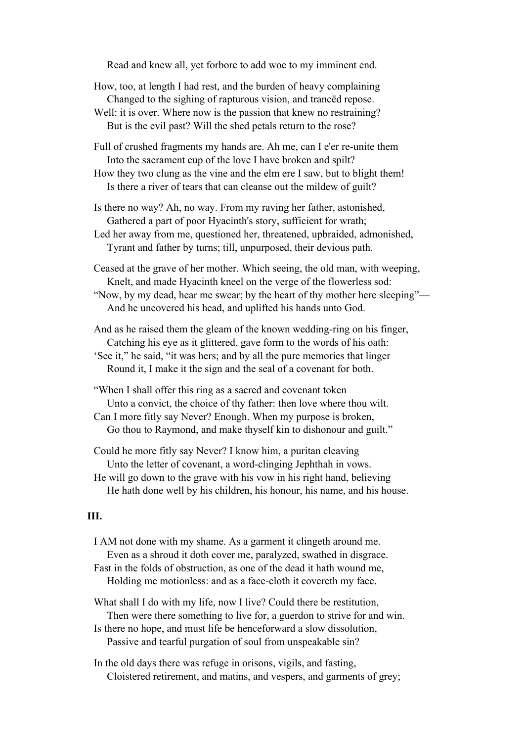Read and knew all, yet forbore to add woe to my imminent end.

How, too, at length I had rest, and the burden of heavy complaining
Changed to the sighing of rapturous vision, and trancëd repose.
Well: it is over. Where now is the passion that knew no restraining?
But is the evil past? Will the shed petals return to the rose?

Full of crushed fragments my hands are. Ah me, can I e'er re-unite them
Into the sacrament cup of the love I have broken and spilt?
How they two clung as the vine and the elm ere I saw, but to blight them!
Is there a river of tears that can cleanse out the mildew of guilt?

Is there no way? Ah, no way. From my raving her father, astonished,
Gathered a part of poor Hyacinth's story, sufficient for wrath;
Led her away from me, questioned her, threatened, upbraided, admonished,
Tyrant and father by turns; till, unpurposed, their devious path.

Ceased at the grave of her mother. Which seeing, the old man, with weeping,
Knelt, and made Hyacinth kneel on the verge of the flowerless sod:
"Now, by my dead, hear me swear; by the heart of thy mother here sleeping"—
And he uncovered his head, and uplifted his hands unto God.

And as he raised them the gleam of the known wedding-ring on his finger,
Catching his eye as it glittered, gave form to the words of his oath:
'See it," he said, "it was hers; and by all the pure memories that linger
Round it, I make it the sign and the seal of a covenant for both.

"When I shall offer this ring as a sacred and covenant token
Unto a convict, the choice of thy father: then love where thou wilt.
Can I more fitly say Never? Enough. When my purpose is broken,
Go thou to Raymond, and make thyself kin to dishonour and guilt."

Could he more fitly say Never? I know him, a puritan cleaving
Unto the letter of covenant, a word-clinging Jephthah in vows.
He will go down to the grave with his vow in his right hand, believing
He hath done well by his children, his honour, his name, and his house.

### III.

I AM not done with my shame. As a garment it clingeth around me.
Even as a shroud it doth cover me, paralyzed, swathed in disgrace.
Fast in the folds of obstruction, as one of the dead it hath wound me,
Holding me motionless: and as a face-cloth it covereth my face.

What shall I do with my life, now I live? Could there be restitution,
Then were there something to live for, a guerdon to strive for and win.
Is there no hope, and must life be henceforward a slow dissolution,
Passive and tearful purgation of soul from unspeakable sin?

In the old days there was refuge in orisons, vigils, and fasting,
Cloistered retirement, and matins, and vespers, and garments of grey;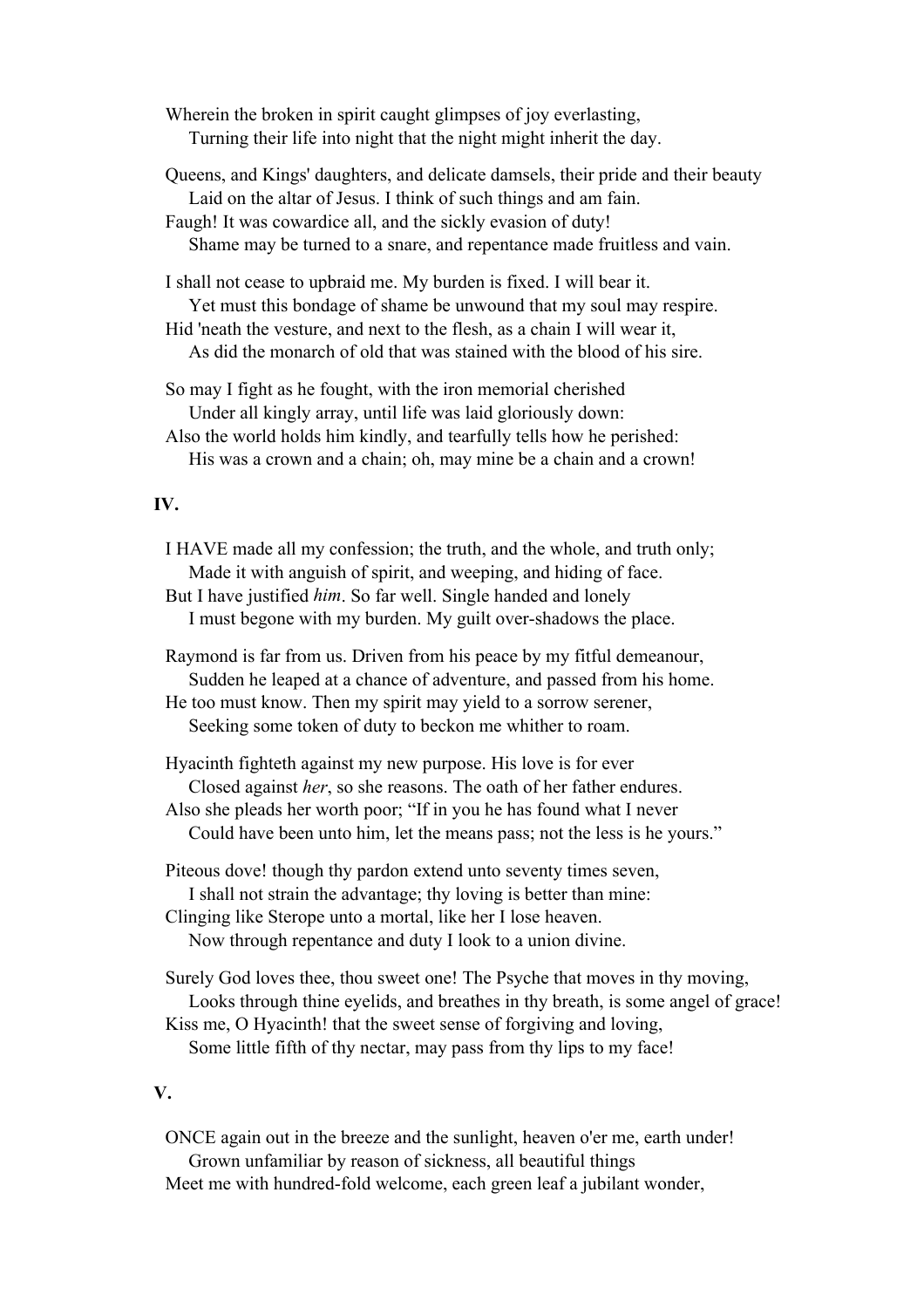Wherein the broken in spirit caught glimpses of joy everlasting,
  Turning their life into night that the night might inherit the day.

Queens, and Kings' daughters, and delicate damsels, their pride and their beauty
  Laid on the altar of Jesus. I think of such things and am fain.
Faugh! It was cowardice all, and the sickly evasion of duty!
  Shame may be turned to a snare, and repentance made fruitless and vain.

I shall not cease to upbraid me. My burden is fixed. I will bear it.
  Yet must this bondage of shame be unwound that my soul may respire.
Hid 'neath the vesture, and next to the flesh, as a chain I will wear it,
  As did the monarch of old that was stained with the blood of his sire.

So may I fight as he fought, with the iron memorial cherished
  Under all kingly array, until life was laid gloriously down:
Also the world holds him kindly, and tearfully tells how he perished:
  His was a crown and a chain; oh, may mine be a chain and a crown!

**IV.**

I HAVE made all my confession; the truth, and the whole, and truth only;
  Made it with anguish of spirit, and weeping, and hiding of face.
But I have justified *him*. So far well. Single handed and lonely
  I must begone with my burden. My guilt over-shadows the place.

Raymond is far from us. Driven from his peace by my fitful demeanour,
  Sudden he leaped at a chance of adventure, and passed from his home.
He too must know. Then my spirit may yield to a sorrow serener,
  Seeking some token of duty to beckon me whither to roam.

Hyacinth fighteth against my new purpose. His love is for ever
  Closed against *her*, so she reasons. The oath of her father endures.
Also she pleads her worth poor; "If in you he has found what I never
  Could have been unto him, let the means pass; not the less is he yours."

Piteous dove! though thy pardon extend unto seventy times seven,
  I shall not strain the advantage; thy loving is better than mine:
Clinging like Sterope unto a mortal, like her I lose heaven.
  Now through repentance and duty I look to a union divine.

Surely God loves thee, thou sweet one! The Psyche that moves in thy moving,
  Looks through thine eyelids, and breathes in thy breath, is some angel of grace!
Kiss me, O Hyacinth! that the sweet sense of forgiving and loving,
  Some little fifth of thy nectar, may pass from thy lips to my face!

**V.**

ONCE again out in the breeze and the sunlight, heaven o'er me, earth under!
  Grown unfamiliar by reason of sickness, all beautiful things
Meet me with hundred-fold welcome, each green leaf a jubilant wonder,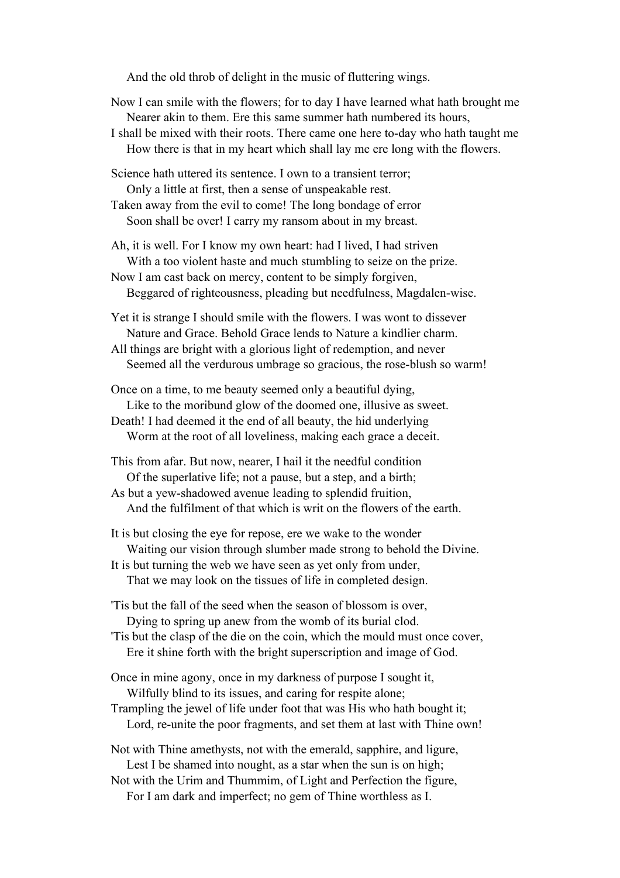And the old throb of delight in the music of fluttering wings.

Now I can smile with the flowers; for to day I have learned what hath brought me
Nearer akin to them. Ere this same summer hath numbered its hours,
I shall be mixed with their roots. There came one here to-day who hath taught me
How there is that in my heart which shall lay me ere long with the flowers.

Science hath uttered its sentence. I own to a transient terror;
Only a little at first, then a sense of unspeakable rest.
Taken away from the evil to come! The long bondage of error
Soon shall be over! I carry my ransom about in my breast.

Ah, it is well. For I know my own heart: had I lived, I had striven
With a too violent haste and much stumbling to seize on the prize.
Now I am cast back on mercy, content to be simply forgiven,
Beggared of righteousness, pleading but needfulness, Magdalen-wise.

Yet it is strange I should smile with the flowers. I was wont to dissever
Nature and Grace. Behold Grace lends to Nature a kindlier charm.
All things are bright with a glorious light of redemption, and never
Seemed all the verdurous umbrage so gracious, the rose-blush so warm!

Once on a time, to me beauty seemed only a beautiful dying,
Like to the moribund glow of the doomed one, illusive as sweet.
Death! I had deemed it the end of all beauty, the hid underlying
Worm at the root of all loveliness, making each grace a deceit.

This from afar. But now, nearer, I hail it the needful condition
Of the superlative life; not a pause, but a step, and a birth;
As but a yew-shadowed avenue leading to splendid fruition,
And the fulfilment of that which is writ on the flowers of the earth.

It is but closing the eye for repose, ere we wake to the wonder
Waiting our vision through slumber made strong to behold the Divine.
It is but turning the web we have seen as yet only from under,
That we may look on the tissues of life in completed design.

'Tis but the fall of the seed when the season of blossom is over,
Dying to spring up anew from the womb of its burial clod.
'Tis but the clasp of the die on the coin, which the mould must once cover,
Ere it shine forth with the bright superscription and image of God.

Once in mine agony, once in my darkness of purpose I sought it,
Wilfully blind to its issues, and caring for respite alone;
Trampling the jewel of life under foot that was His who hath bought it;
Lord, re-unite the poor fragments, and set them at last with Thine own!

Not with Thine amethysts, not with the emerald, sapphire, and ligure,
Lest I be shamed into nought, as a star when the sun is on high;
Not with the Urim and Thummim, of Light and Perfection the figure,
For I am dark and imperfect; no gem of Thine worthless as I.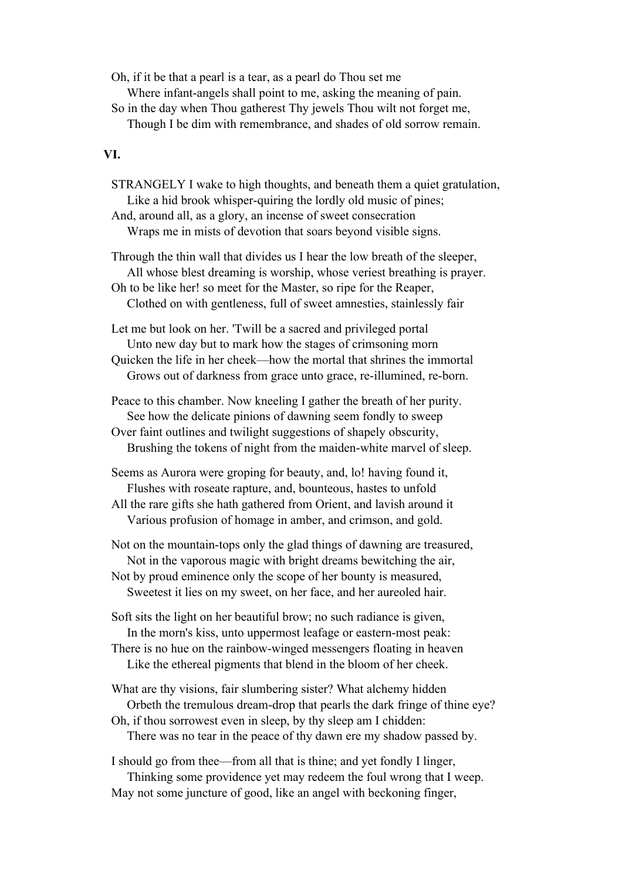Oh, if it be that a pearl is a tear, as a pearl do Thou set me
    Where infant-angels shall point to me, asking the meaning of pain.
So in the day when Thou gatherest Thy jewels Thou wilt not forget me,
    Though I be dim with remembrance, and shades of old sorrow remain.

### VI.

STRANGELY I wake to high thoughts, and beneath them a quiet gratulation,
    Like a hid brook whisper-quiring the lordly old music of pines;
And, around all, as a glory, an incense of sweet consecration
    Wraps me in mists of devotion that soars beyond visible signs.

Through the thin wall that divides us I hear the low breath of the sleeper,
    All whose blest dreaming is worship, whose veriest breathing is prayer.
Oh to be like her! so meet for the Master, so ripe for the Reaper,
    Clothed on with gentleness, full of sweet amnesties, stainlessly fair

Let me but look on her. 'Twill be a sacred and privileged portal
    Unto new day but to mark how the stages of crimsoning morn
Quicken the life in her cheek—how the mortal that shrines the immortal
    Grows out of darkness from grace unto grace, re-illumined, re-born.

Peace to this chamber. Now kneeling I gather the breath of her purity.
    See how the delicate pinions of dawning seem fondly to sweep
Over faint outlines and twilight suggestions of shapely obscurity,
    Brushing the tokens of night from the maiden-white marvel of sleep.

Seems as Aurora were groping for beauty, and, lo! having found it,
    Flushes with roseate rapture, and, bounteous, hastes to unfold
All the rare gifts she hath gathered from Orient, and lavish around it
    Various profusion of homage in amber, and crimson, and gold.

Not on the mountain-tops only the glad things of dawning are treasured,
    Not in the vaporous magic with bright dreams bewitching the air,
Not by proud eminence only the scope of her bounty is measured,
    Sweetest it lies on my sweet, on her face, and her aureoled hair.

Soft sits the light on her beautiful brow; no such radiance is given,
    In the morn's kiss, unto uppermost leafage or eastern-most peak:
There is no hue on the rainbow-winged messengers floating in heaven
    Like the ethereal pigments that blend in the bloom of her cheek.

What are thy visions, fair slumbering sister? What alchemy hidden
    Orbeth the tremulous dream-drop that pearls the dark fringe of thine eye?
Oh, if thou sorrowest even in sleep, by thy sleep am I chidden:
    There was no tear in the peace of thy dawn ere my shadow passed by.

I should go from thee—from all that is thine; and yet fondly I linger,
    Thinking some providence yet may redeem the foul wrong that I weep.
May not some juncture of good, like an angel with beckoning finger,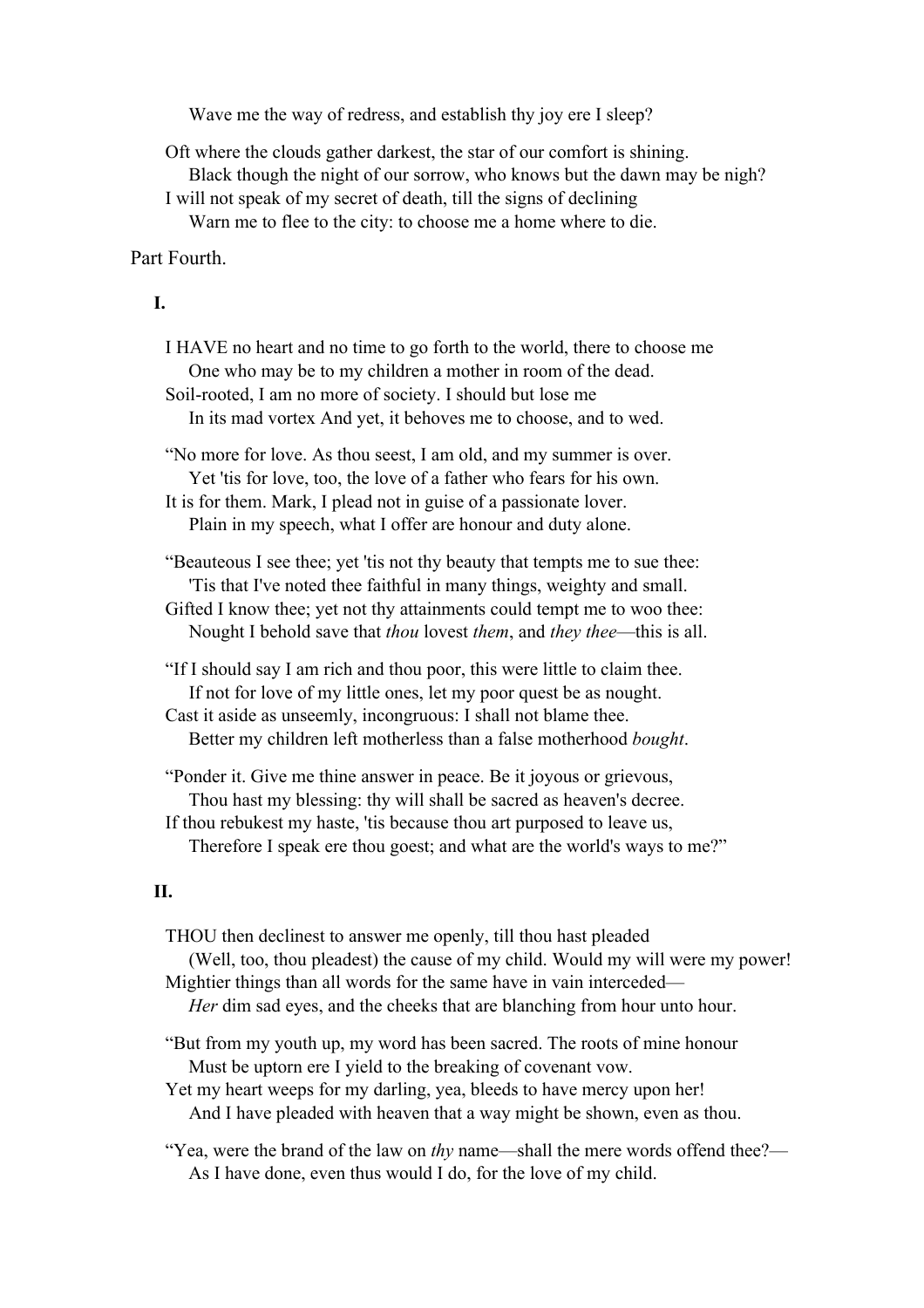Wave me the way of redress, and establish thy joy ere I sleep?

Oft where the clouds gather darkest, the star of our comfort is shining.
Black though the night of our sorrow, who knows but the dawn may be nigh?
I will not speak of my secret of death, till the signs of declining
Warn me to flee to the city: to choose me a home where to die.

## Part Fourth.

### I.

I HAVE no heart and no time to go forth to the world, there to choose me
One who may be to my children a mother in room of the dead.
Soil-rooted, I am no more of society. I should but lose me
In its mad vortex And yet, it behoves me to choose, and to wed.

"No more for love. As thou seest, I am old, and my summer is over.
Yet 'tis for love, too, the love of a father who fears for his own.
It is for them. Mark, I plead not in guise of a passionate lover.
Plain in my speech, what I offer are honour and duty alone.

"Beauteous I see thee; yet 'tis not thy beauty that tempts me to sue thee:
'Tis that I've noted thee faithful in many things, weighty and small.
Gifted I know thee; yet not thy attainments could tempt me to woo thee:
Nought I behold save that *thou* lovest *them*, and *they thee*—this is all.

"If I should say I am rich and thou poor, this were little to claim thee.
If not for love of my little ones, let my poor quest be as nought.
Cast it aside as unseemly, incongruous: I shall not blame thee.
Better my children left motherless than a false motherhood *bought*.

"Ponder it. Give me thine answer in peace. Be it joyous or grievous,
Thou hast my blessing: thy will shall be sacred as heaven's decree.
If thou rebukest my haste, 'tis because thou art purposed to leave us,
Therefore I speak ere thou goest; and what are the world's ways to me?"

### II.

THOU then declinest to answer me openly, till thou hast pleaded
(Well, too, thou pleadest) the cause of my child. Would my will were my power!
Mightier things than all words for the same have in vain interceded—
*Her* dim sad eyes, and the cheeks that are blanching from hour unto hour.

"But from my youth up, my word has been sacred. The roots of mine honour
Must be uptorn ere I yield to the breaking of covenant vow.
Yet my heart weeps for my darling, yea, bleeds to have mercy upon her!
And I have pleaded with heaven that a way might be shown, even as thou.

"Yea, were the brand of the law on *thy* name—shall the mere words offend thee?—
As I have done, even thus would I do, for the love of my child.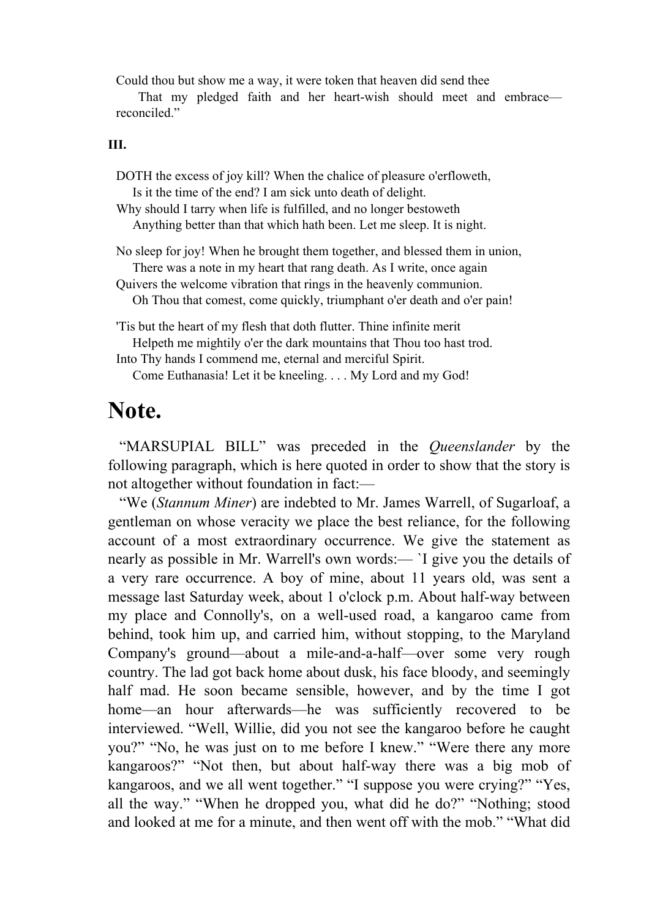Could thou but show me a way, it were token that heaven did send thee
   That my pledged faith and her heart-wish should meet and embrace—reconciled."

**III.**

DOTH the excess of joy kill? When the chalice of pleasure o'erfloweth,
   Is it the time of the end? I am sick unto death of delight.
Why should I tarry when life is fulfilled, and no longer bestoweth
   Anything better than that which hath been. Let me sleep. It is night.

No sleep for joy! When he brought them together, and blessed them in union,
   There was a note in my heart that rang death. As I write, once again
Quivers the welcome vibration that rings in the heavenly communion.
   Oh Thou that comest, come quickly, triumphant o'er death and o'er pain!

'Tis but the heart of my flesh that doth flutter. Thine infinite merit
   Helpeth me mightily o'er the dark mountains that Thou too hast trod.
Into Thy hands I commend me, eternal and merciful Spirit.
   Come Euthanasia! Let it be kneeling. . . . My Lord and my God!

# Note.

"MARSUPIAL BILL" was preceded in the *Queenslander* by the following paragraph, which is here quoted in order to show that the story is not altogether without foundation in fact:—

"We (*Stannum Miner*) are indebted to Mr. James Warrell, of Sugarloaf, a gentleman on whose veracity we place the best reliance, for the following account of a most extraordinary occurrence. We give the statement as nearly as possible in Mr. Warrell's own words:— `I give you the details of a very rare occurrence. A boy of mine, about 11 years old, was sent a message last Saturday week, about 1 o'clock p.m. About half-way between my place and Connolly's, on a well-used road, a kangaroo came from behind, took him up, and carried him, without stopping, to the Maryland Company's ground—about a mile-and-a-half—over some very rough country. The lad got back home about dusk, his face bloody, and seemingly half mad. He soon became sensible, however, and by the time I got home—an hour afterwards—he was sufficiently recovered to be interviewed. "Well, Willie, did you not see the kangaroo before he caught you?" "No, he was just on to me before I knew." "Were there any more kangaroos?" "Not then, but about half-way there was a big mob of kangaroos, and we all went together." "I suppose you were crying?" "Yes, all the way." "When he dropped you, what did he do?" "Nothing; stood and looked at me for a minute, and then went off with the mob." "What did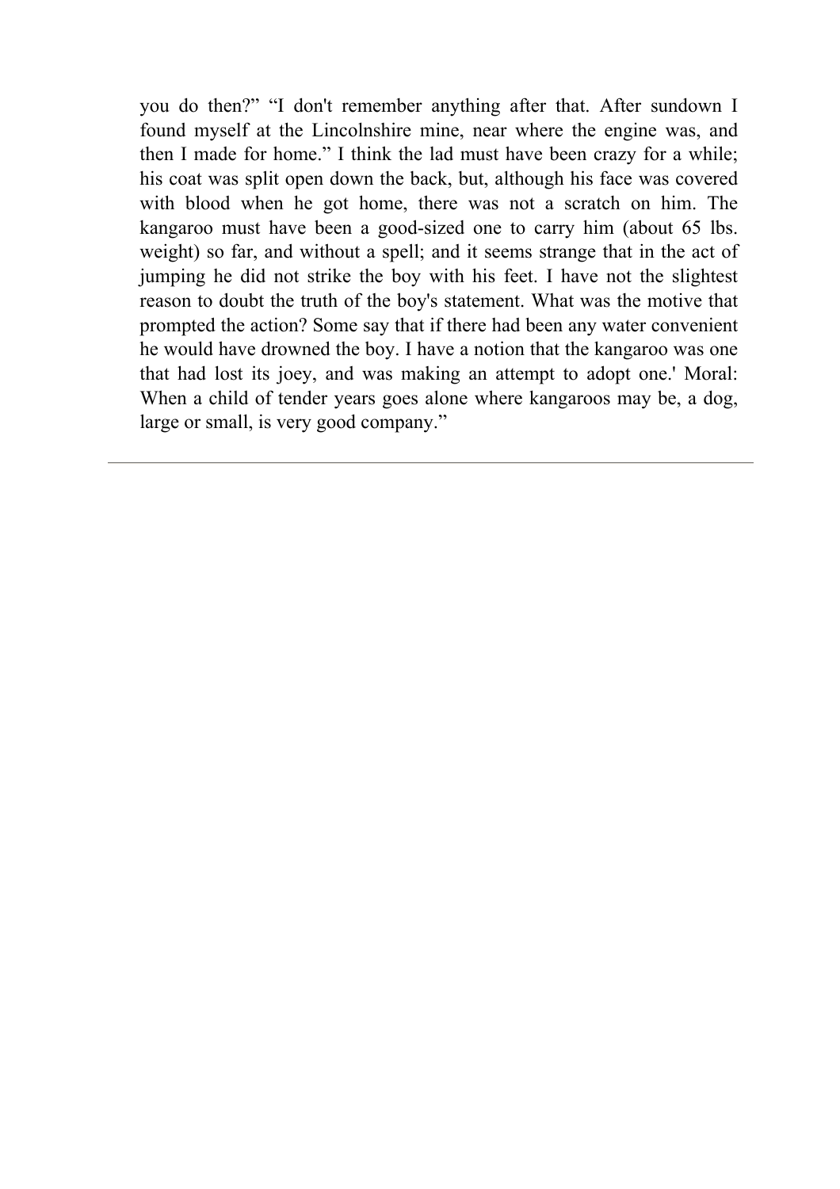you do then?” “I don't remember anything after that. After sundown I found myself at the Lincolnshire mine, near where the engine was, and then I made for home.” I think the lad must have been crazy for a while; his coat was split open down the back, but, although his face was covered with blood when he got home, there was not a scratch on him. The kangaroo must have been a good-sized one to carry him (about 65 lbs. weight) so far, and without a spell; and it seems strange that in the act of jumping he did not strike the boy with his feet. I have not the slightest reason to doubt the truth of the boy's statement. What was the motive that prompted the action? Some say that if there had been any water convenient he would have drowned the boy. I have a notion that the kangaroo was one that had lost its joey, and was making an attempt to adopt one.' Moral: When a child of tender years goes alone where kangaroos may be, a dog, large or small, is very good company.”

---